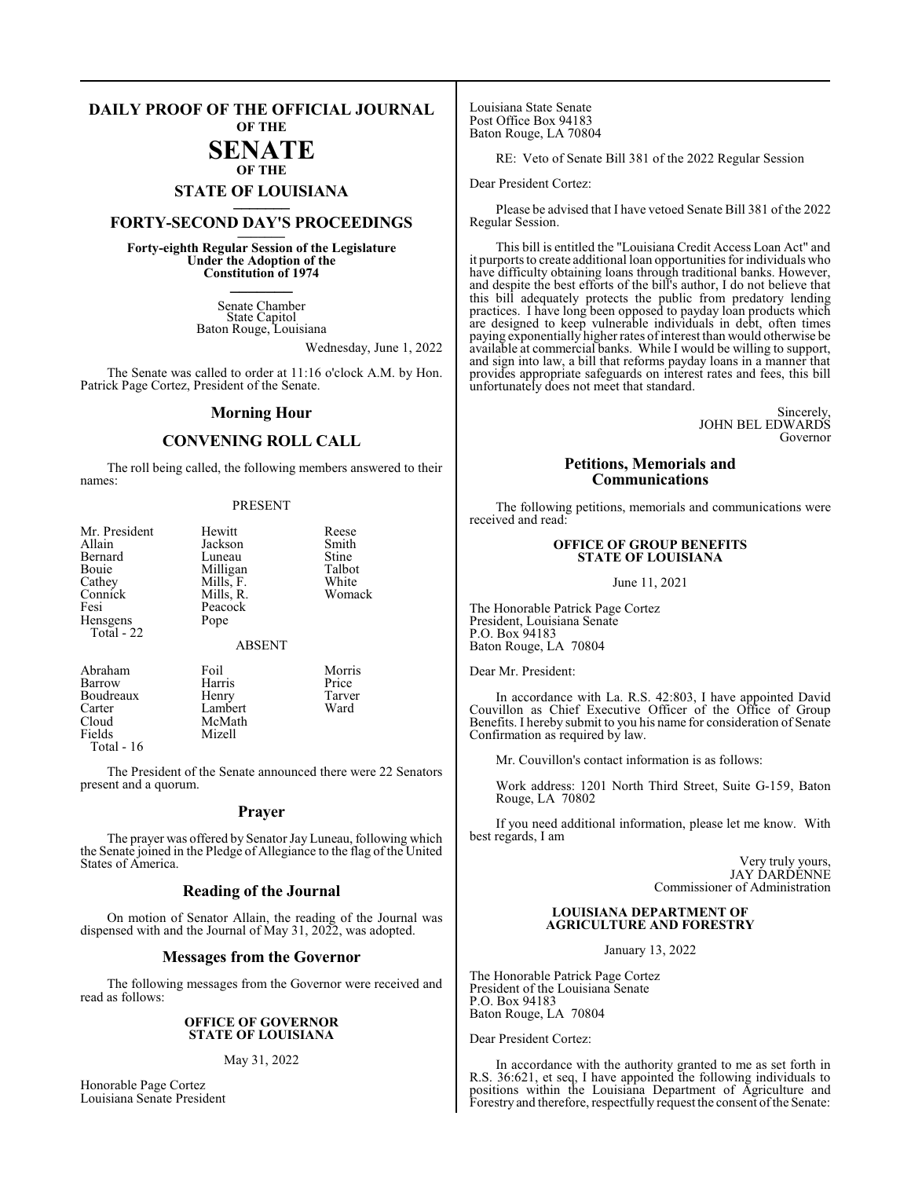# DAILY PROOF OF THE OFFICIAL JOURNAL OF THE SENATE OF THE STATE OF LOUISIANA

## FORTY-SECOND DAY'S PROCEEDINGS

**Forty-eighth Regular Session of the Legislature Under the Adoption of the Constitution of 1974**

Senate Chamber
State Capitol
Baton Rouge, Louisiana

Wednesday, June 1, 2022

The Senate was called to order at 11:16 o'clock A.M. by Hon. Patrick Page Cortez, President of the Senate.

## Morning Hour

## CONVENING ROLL CALL

The roll being called, the following members answered to their names:

PRESENT

| | | |
|---|---|---|
| Mr. President | Hewitt | Reese |
| Allain | Jackson | Smith |
| Bernard | Luneau | Stine |
| Bouie | Milligan | Talbot |
| Cathey | Mills, F. | White |
| Connick | Mills, R. | Womack |
| Fesi | Peacock | |
| Hensgens | Pope | |
| Total - 22 | | |

ABSENT

| | | |
|---|---|---|
| Abraham | Foil | Morris |
| Barrow | Harris | Price |
| Boudreaux | Henry | Tarver |
| Carter | Lambert | Ward |
| Cloud | McMath | |
| Fields | Mizell | |
| Total - 16 | | |

The President of the Senate announced there were 22 Senators present and a quorum.

## Prayer

The prayer was offered by Senator Jay Luneau, following which the Senate joined in the Pledge of Allegiance to the flag of the United States of America.

## Reading of the Journal

On motion of Senator Allain, the reading of the Journal was dispensed with and the Journal of May 31, 2022, was adopted.

## Messages from the Governor

The following messages from the Governor were received and read as follows:

**OFFICE OF GOVERNOR**
**STATE OF LOUISIANA**

May 31, 2022

Honorable Page Cortez
Louisiana Senate President
Louisiana State Senate
Post Office Box 94183
Baton Rouge, LA 70804

RE: Veto of Senate Bill 381 of the 2022 Regular Session

Dear President Cortez:

Please be advised that I have vetoed Senate Bill 381 of the 2022 Regular Session.

This bill is entitled the "Louisiana Credit Access Loan Act" and it purports to create additional loan opportunities for individuals who have difficulty obtaining loans through traditional banks. However, and despite the best efforts of the bill's author, I do not believe that this bill adequately protects the public from predatory lending practices. I have long been opposed to payday loan products which are designed to keep vulnerable individuals in debt, often times paying exponentially higher rates of interest than would otherwise be available at commercial banks. While I would be willing to support, and sign into law, a bill that reforms payday loans in a manner that provides appropriate safeguards on interest rates and fees, this bill unfortunately does not meet that standard.

Sincerely,
JOHN BEL EDWARDS
Governor

## Petitions, Memorials and Communications

The following petitions, memorials and communications were received and read:

**OFFICE OF GROUP BENEFITS**
**STATE OF LOUISIANA**

June 11, 2021

The Honorable Patrick Page Cortez
President, Louisiana Senate
P.O. Box 94183
Baton Rouge, LA 70804

Dear Mr. President:

In accordance with La. R.S. 42:803, I have appointed David Couvillon as Chief Executive Officer of the Office of Group Benefits. I hereby submit to you his name for consideration of Senate Confirmation as required by law.

Mr. Couvillon's contact information is as follows:

Work address: 1201 North Third Street, Suite G-159, Baton Rouge, LA 70802

If you need additional information, please let me know. With best regards, I am

Very truly yours,
JAY DARDENNE
Commissioner of Administration

**LOUISIANA DEPARTMENT OF**
**AGRICULTURE AND FORESTRY**

January 13, 2022

The Honorable Patrick Page Cortez
President of the Louisiana Senate
P.O. Box 94183
Baton Rouge, LA 70804

Dear President Cortez:

In accordance with the authority granted to me as set forth in R.S. 36:621, et seq, I have appointed the following individuals to positions within the Louisiana Department of Agriculture and Forestry and therefore, respectfully request the consent of the Senate: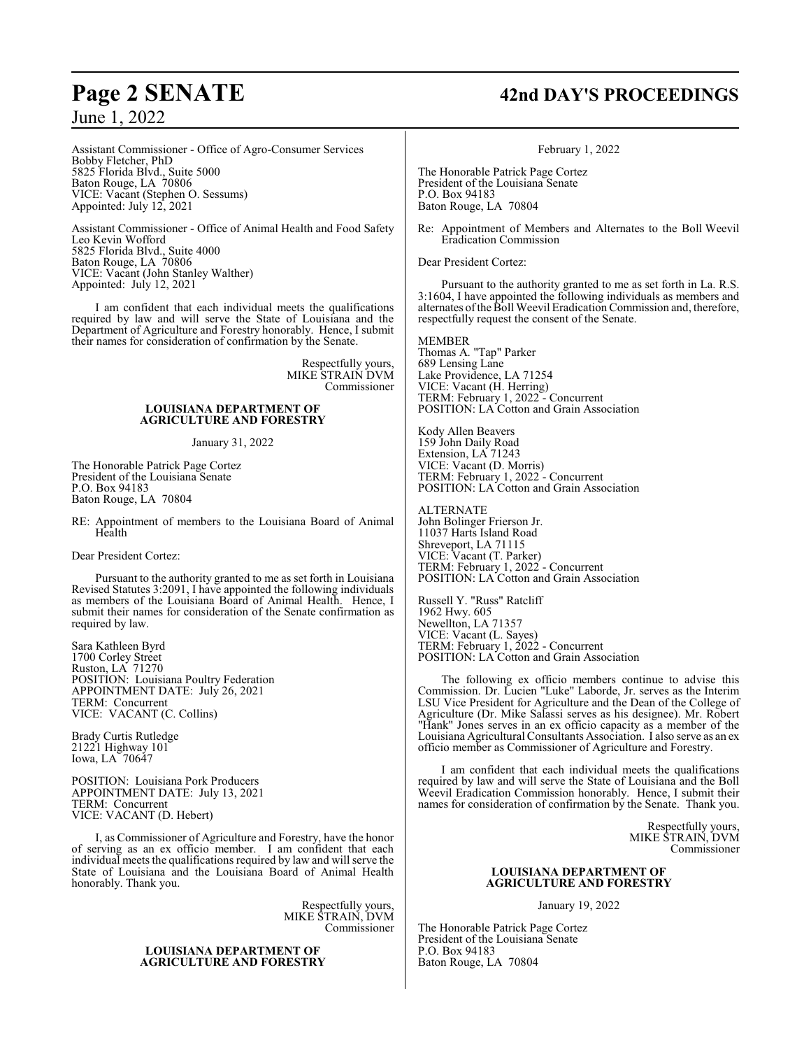Assistant Commissioner - Office of Agro-Consumer Services
Bobby Fletcher, PhD
5825 Florida Blvd., Suite 5000
Baton Rouge, LA 70806
VICE: Vacant (Stephen O. Sessums)
Appointed: July 12, 2021

Assistant Commissioner - Office of Animal Health and Food Safety
Leo Kevin Wofford
5825 Florida Blvd., Suite 4000
Baton Rouge, LA 70806
VICE: Vacant (John Stanley Walther)
Appointed: July 12, 2021

I am confident that each individual meets the qualifications required by law and will serve the State of Louisiana and the Department of Agriculture and Forestry honorably. Hence, I submit their names for consideration of confirmation by the Senate.

Respectfully yours,
MIKE STRAIN DVM
Commissioner

**LOUISIANA DEPARTMENT OF AGRICULTURE AND FORESTRY**

January 31, 2022

The Honorable Patrick Page Cortez
President of the Louisiana Senate
P.O. Box 94183
Baton Rouge, LA 70804

RE: Appointment of members to the Louisiana Board of Animal Health

Dear President Cortez:

Pursuant to the authority granted to me as set forth in Louisiana Revised Statutes 3:2091, I have appointed the following individuals as members of the Louisiana Board of Animal Health. Hence, I submit their names for consideration of the Senate confirmation as required by law.

Sara Kathleen Byrd
1700 Corley Street
Ruston, LA 71270
POSITION: Louisiana Poultry Federation
APPOINTMENT DATE: July 26, 2021
TERM: Concurrent
VICE: VACANT (C. Collins)

Brady Curtis Rutledge
21221 Highway 101
Iowa, LA 70647

POSITION: Louisiana Pork Producers
APPOINTMENT DATE: July 13, 2021
TERM: Concurrent
VICE: VACANT (D. Hebert)

I, as Commissioner of Agriculture and Forestry, have the honor of serving as an ex officio member. I am confident that each individual meets the qualifications required by law and will serve the State of Louisiana and the Louisiana Board of Animal Health honorably. Thank you.

Respectfully yours,
MIKE STRAIN, DVM
Commissioner

**LOUISIANA DEPARTMENT OF AGRICULTURE AND FORESTRY**

February 1, 2022

The Honorable Patrick Page Cortez
President of the Louisiana Senate
P.O. Box 94183
Baton Rouge, LA 70804

Re: Appointment of Members and Alternates to the Boll Weevil Eradication Commission

Dear President Cortez:

Pursuant to the authority granted to me as set forth in La. R.S. 3:1604, I have appointed the following individuals as members and alternates of the Boll Weevil Eradication Commission and, therefore, respectfully request the consent of the Senate.

MEMBER
Thomas A. "Tap" Parker
689 Lensing Lane
Lake Providence, LA 71254
VICE: Vacant (H. Herring)
TERM: February 1, 2022 - Concurrent
POSITION: LA Cotton and Grain Association

Kody Allen Beavers
159 John Daily Road
Extension, LA 71243
VICE: Vacant (D. Morris)
TERM: February 1, 2022 - Concurrent
POSITION: LA Cotton and Grain Association

ALTERNATE
John Bolinger Frierson Jr.
11037 Harts Island Road
Shreveport, LA 71115
VICE: Vacant (T. Parker)
TERM: February 1, 2022 - Concurrent
POSITION: LA Cotton and Grain Association

Russell Y. "Russ" Ratcliff
1962 Hwy. 605
Newellton, LA 71357
VICE: Vacant (L. Sayes)
TERM: February 1, 2022 - Concurrent
POSITION: LA Cotton and Grain Association

The following ex officio members continue to advise this Commission. Dr. Lucien "Luke" Laborde, Jr. serves as the Interim LSU Vice President for Agriculture and the Dean of the College of Agriculture (Dr. Mike Salassi serves as his designee). Mr. Robert "Hank" Jones serves in an ex officio capacity as a member of the Louisiana Agricultural Consultants Association. I also serve as an ex officio member as Commissioner of Agriculture and Forestry.

I am confident that each individual meets the qualifications required by law and will serve the State of Louisiana and the Boll Weevil Eradication Commission honorably. Hence, I submit their names for consideration of confirmation by the Senate. Thank you.

Respectfully yours,
MIKE STRAIN, DVM
Commissioner

**LOUISIANA DEPARTMENT OF AGRICULTURE AND FORESTRY**

January 19, 2022

The Honorable Patrick Page Cortez
President of the Louisiana Senate
P.O. Box 94183
Baton Rouge, LA 70804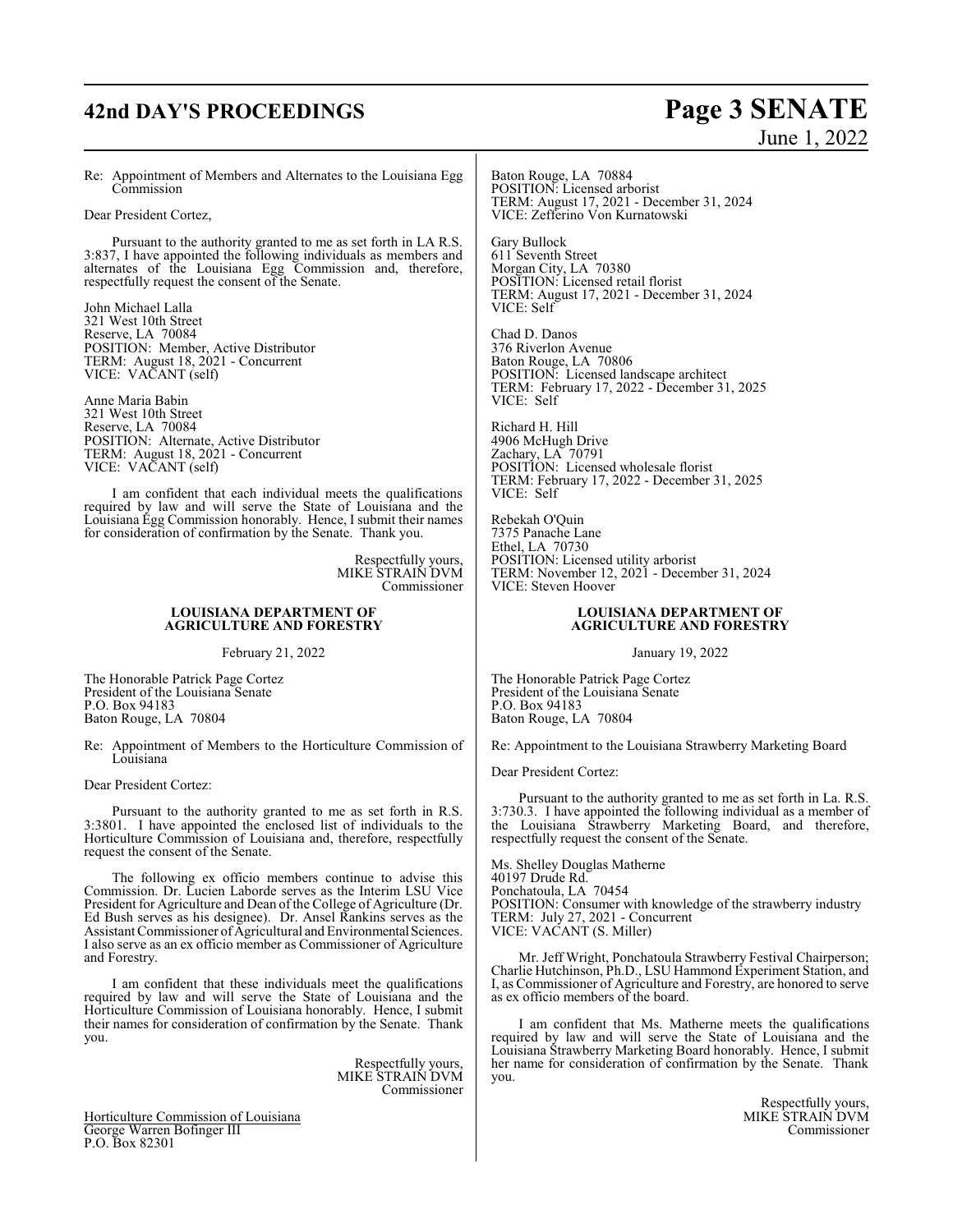Re: Appointment of Members and Alternates to the Louisiana Egg Commission

Dear President Cortez,

Pursuant to the authority granted to me as set forth in LA R.S. 3:837, I have appointed the following individuals as members and alternates of the Louisiana Egg Commission and, therefore, respectfully request the consent of the Senate.

John Michael Lalla
321 West 10th Street
Reserve, LA 70084
POSITION: Member, Active Distributor
TERM: August 18, 2021 - Concurrent
VICE: VACANT (self)

Anne Maria Babin
321 West 10th Street
Reserve, LA 70084
POSITION: Alternate, Active Distributor
TERM: August 18, 2021 - Concurrent
VICE: VACANT (self)

I am confident that each individual meets the qualifications required by law and will serve the State of Louisiana and the Louisiana Egg Commission honorably. Hence, I submit their names for consideration of confirmation by the Senate. Thank you.

Respectfully yours,
MIKE STRAIN DVM
Commissioner

**LOUISIANA DEPARTMENT OF AGRICULTURE AND FORESTRY**

February 21, 2022

The Honorable Patrick Page Cortez
President of the Louisiana Senate
P.O. Box 94183
Baton Rouge, LA 70804

Re: Appointment of Members to the Horticulture Commission of Louisiana

Dear President Cortez:

Pursuant to the authority granted to me as set forth in R.S. 3:3801. I have appointed the enclosed list of individuals to the Horticulture Commission of Louisiana and, therefore, respectfully request the consent of the Senate.

The following ex officio members continue to advise this Commission. Dr. Lucien Laborde serves as the Interim LSU Vice President for Agriculture and Dean of the College of Agriculture (Dr. Ed Bush serves as his designee). Dr. Ansel Rankins serves as the Assistant Commissioner of Agricultural and Environmental Sciences. I also serve as an ex officio member as Commissioner of Agriculture and Forestry.

I am confident that these individuals meet the qualifications required by law and will serve the State of Louisiana and the Horticulture Commission of Louisiana honorably. Hence, I submit their names for consideration of confirmation by the Senate. Thank you.

Respectfully yours,
MIKE STRAIN DVM
Commissioner

Horticulture Commission of Louisiana
George Warren Bofinger III
P.O. Box 82301
Baton Rouge, LA 70884
POSITION: Licensed arborist
TERM: August 17, 2021 - December 31, 2024
VICE: Zefferino Von Kurnatowski

Gary Bullock
611 Seventh Street
Morgan City, LA 70380
POSITION: Licensed retail florist
TERM: August 17, 2021 - December 31, 2024
VICE: Self

Chad D. Danos
376 Riverlon Avenue
Baton Rouge, LA 70806
POSITION: Licensed landscape architect
TERM: February 17, 2022 - December 31, 2025
VICE: Self

Richard H. Hill
4906 McHugh Drive
Zachary, LA 70791
POSITION: Licensed wholesale florist
TERM: February 17, 2022 - December 31, 2025
VICE: Self

Rebekah O'Quin
7375 Panache Lane
Ethel, LA 70730
POSITION: Licensed utility arborist
TERM: November 12, 2021 - December 31, 2024
VICE: Steven Hoover

**LOUISIANA DEPARTMENT OF AGRICULTURE AND FORESTRY**

January 19, 2022

The Honorable Patrick Page Cortez
President of the Louisiana Senate
P.O. Box 94183
Baton Rouge, LA 70804

Re: Appointment to the Louisiana Strawberry Marketing Board

Dear President Cortez:

Pursuant to the authority granted to me as set forth in La. R.S. 3:730.3. I have appointed the following individual as a member of the Louisiana Strawberry Marketing Board, and therefore, respectfully request the consent of the Senate.

Ms. Shelley Douglas Matherne
40197 Drude Rd.
Ponchatoula, LA 70454
POSITION: Consumer with knowledge of the strawberry industry
TERM: July 27, 2021 - Concurrent
VICE: VACANT (S. Miller)

Mr. Jeff Wright, Ponchatoula Strawberry Festival Chairperson; Charlie Hutchinson, Ph.D., LSU Hammond Experiment Station, and I, as Commissioner of Agriculture and Forestry, are honored to serve as ex officio members of the board.

I am confident that Ms. Matherne meets the qualifications required by law and will serve the State of Louisiana and the Louisiana Strawberry Marketing Board honorably. Hence, I submit her name for consideration of confirmation by the Senate. Thank you.

Respectfully yours,
MIKE STRAIN DVM
Commissioner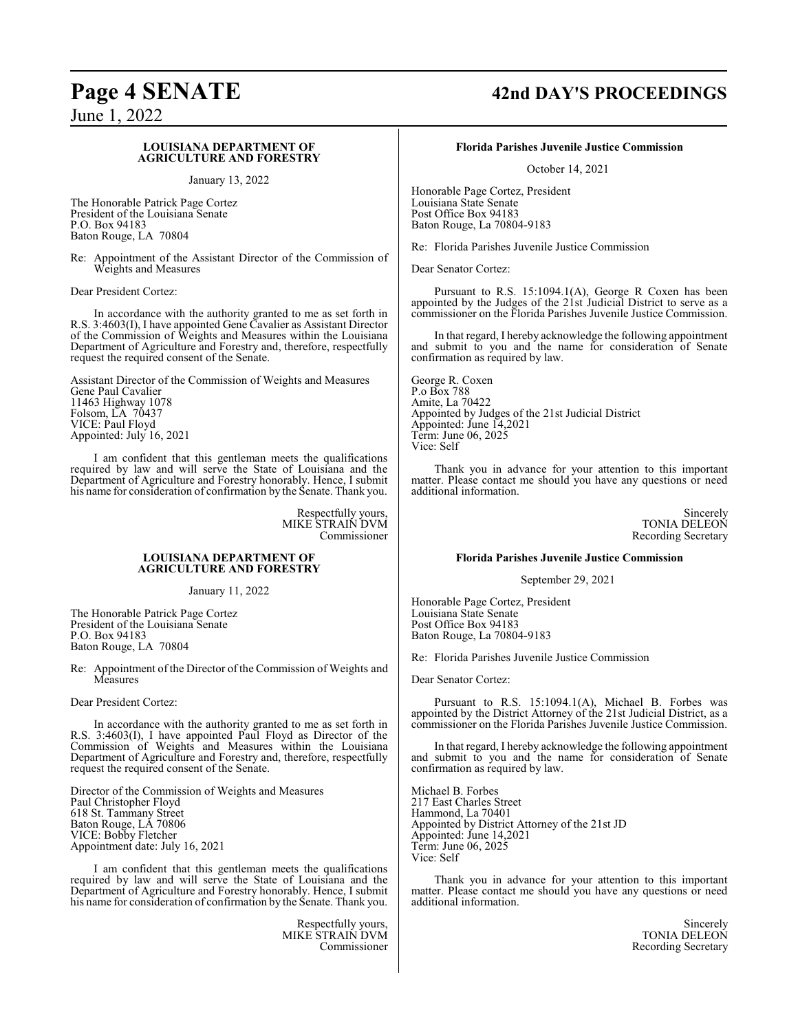### LOUISIANA DEPARTMENT OF AGRICULTURE AND FORESTRY

January 13, 2022

The Honorable Patrick Page Cortez
President of the Louisiana Senate
P.O. Box 94183
Baton Rouge, LA 70804

Re: Appointment of the Assistant Director of the Commission of Weights and Measures

Dear President Cortez:

In accordance with the authority granted to me as set forth in R.S. 3:4603(I), I have appointed Gene Cavalier as Assistant Director of the Commission of Weights and Measures within the Louisiana Department of Agriculture and Forestry and, therefore, respectfully request the required consent of the Senate.

Assistant Director of the Commission of Weights and Measures
Gene Paul Cavalier
11463 Highway 1078
Folsom, LA 70437
VICE: Paul Floyd
Appointed: July 16, 2021

I am confident that this gentleman meets the qualifications required by law and will serve the State of Louisiana and the Department of Agriculture and Forestry honorably. Hence, I submit his name for consideration of confirmation by the Senate. Thank you.

Respectfully yours,
MIKE STRAIN DVM
Commissioner

### LOUISIANA DEPARTMENT OF AGRICULTURE AND FORESTRY

January 11, 2022

The Honorable Patrick Page Cortez
President of the Louisiana Senate
P.O. Box 94183
Baton Rouge, LA 70804

Re: Appointment of the Director of the Commission of Weights and Measures

Dear President Cortez:

In accordance with the authority granted to me as set forth in R.S. 3:4603(I), I have appointed Paul Floyd as Director of the Commission of Weights and Measures within the Louisiana Department of Agriculture and Forestry and, therefore, respectfully request the required consent of the Senate.

Director of the Commission of Weights and Measures
Paul Christopher Floyd
618 St. Tammany Street
Baton Rouge, LA 70806
VICE: Bobby Fletcher
Appointment date: July 16, 2021

I am confident that this gentleman meets the qualifications required by law and will serve the State of Louisiana and the Department of Agriculture and Forestry honorably. Hence, I submit his name for consideration of confirmation by the Senate. Thank you.

Respectfully yours,
MIKE STRAIN DVM
Commissioner

### Florida Parishes Juvenile Justice Commission

October 14, 2021

Honorable Page Cortez, President
Louisiana State Senate
Post Office Box 94183
Baton Rouge, La 70804-9183

Re: Florida Parishes Juvenile Justice Commission

Dear Senator Cortez:

Pursuant to R.S. 15:1094.1(A), George R Coxen has been appointed by the Judges of the 21st Judicial District to serve as a commissioner on the Florida Parishes Juvenile Justice Commission.

In that regard, I hereby acknowledge the following appointment and submit to you and the name for consideration of Senate confirmation as required by law.

George R. Coxen
P.o Box 788
Amite, La 70422
Appointed by Judges of the 21st Judicial District
Appointed: June 14,2021
Term: June 06, 2025
Vice: Self

Thank you in advance for your attention to this important matter. Please contact me should you have any questions or need additional information.

Sincerely
TONIA DELEON
Recording Secretary

### Florida Parishes Juvenile Justice Commission

September 29, 2021

Honorable Page Cortez, President
Louisiana State Senate
Post Office Box 94183
Baton Rouge, La 70804-9183

Re: Florida Parishes Juvenile Justice Commission

Dear Senator Cortez:

Pursuant to R.S. 15:1094.1(A), Michael B. Forbes was appointed by the District Attorney of the 21st Judicial District, as a commissioner on the Florida Parishes Juvenile Justice Commission.

In that regard, I hereby acknowledge the following appointment and submit to you and the name for consideration of Senate confirmation as required by law.

Michael B. Forbes
217 East Charles Street
Hammond, La 70401
Appointed by District Attorney of the 21st JD
Appointed: June 14,2021
Term: June 06, 2025
Vice: Self

Thank you in advance for your attention to this important matter. Please contact me should you have any questions or need additional information.

Sincerely
TONIA DELEON
Recording Secretary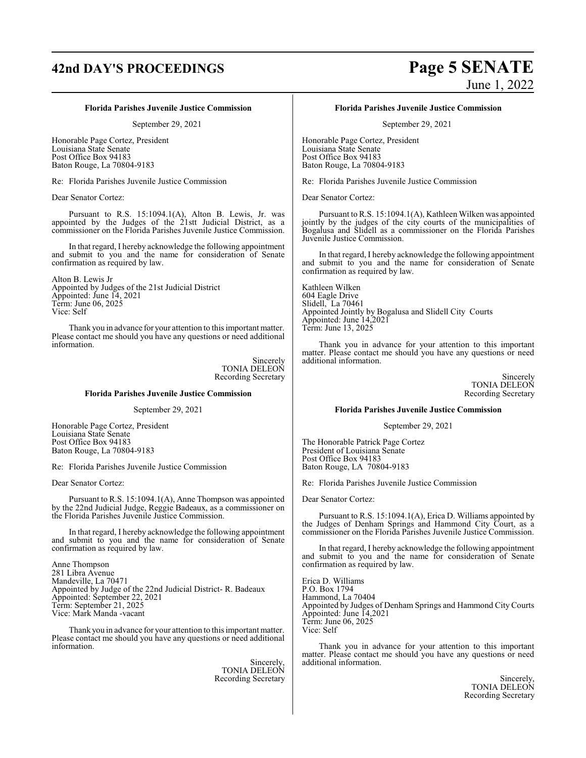**Florida Parishes Juvenile Justice Commission**

September 29, 2021

Honorable Page Cortez, President
Louisiana State Senate
Post Office Box 94183
Baton Rouge, La 70804-9183

Re: Florida Parishes Juvenile Justice Commission

Dear Senator Cortez:

Pursuant to R.S. 15:1094.1(A), Alton B. Lewis, Jr. was appointed by the Judges of the 21stt Judicial District, as a commissioner on the Florida Parishes Juvenile Justice Commission.

In that regard, I hereby acknowledge the following appointment and submit to you and the name for consideration of Senate confirmation as required by law.

Alton B. Lewis Jr
Appointed by Judges of the 21st Judicial District
Appointed: June 14, 2021
Term: June 06, 2025
Vice: Self

Thank you in advance for your attention to this important matter. Please contact me should you have any questions or need additional information.

Sincerely
TONIA DELEON
Recording Secretary

**Florida Parishes Juvenile Justice Commission**

September 29, 2021

Honorable Page Cortez, President
Louisiana State Senate
Post Office Box 94183
Baton Rouge, La 70804-9183

Re: Florida Parishes Juvenile Justice Commission

Dear Senator Cortez:

Pursuant to R.S. 15:1094.1(A), Anne Thompson was appointed by the 22nd Judicial Judge, Reggie Badeaux, as a commissioner on the Florida Parishes Juvenile Justice Commission.

In that regard, I hereby acknowledge the following appointment and submit to you and the name for consideration of Senate confirmation as required by law.

Anne Thompson
281 Libra Avenue
Mandeville, La 70471
Appointed by Judge of the 22nd Judicial District- R. Badeaux
Appointed: September 22, 2021
Term: September 21, 2025
Vice: Mark Manda -vacant

Thank you in advance for your attention to this important matter. Please contact me should you have any questions or need additional information.

Sincerely,
TONIA DELEON
Recording Secretary

**Florida Parishes Juvenile Justice Commission**

September 29, 2021

Honorable Page Cortez, President
Louisiana State Senate
Post Office Box 94183
Baton Rouge, La 70804-9183

Re: Florida Parishes Juvenile Justice Commission

Dear Senator Cortez:

Pursuant to R.S. 15:1094.1(A), Kathleen Wilken was appointed jointly by the judges of the city courts of the municipalities of Bogalusa and Slidell as a commissioner on the Florida Parishes Juvenile Justice Commission.

In that regard, I hereby acknowledge the following appointment and submit to you and the name for consideration of Senate confirmation as required by law.

Kathleen Wilken
604 Eagle Drive
Slidell, La 70461
Appointed Jointly by Bogalusa and Slidell City Courts
Appointed: June 14,2021
Term: June 13, 2025

Thank you in advance for your attention to this important matter. Please contact me should you have any questions or need additional information.

Sincerely
TONIA DELEON
Recording Secretary

**Florida Parishes Juvenile Justice Commission**

September 29, 2021

The Honorable Patrick Page Cortez
President of Louisiana Senate
Post Office Box 94183
Baton Rouge, LA 70804-9183

Re: Florida Parishes Juvenile Justice Commission

Dear Senator Cortez:

Pursuant to R.S. 15:1094.1(A), Erica D. Williams appointed by the Judges of Denham Springs and Hammond City Court, as a commissioner on the Florida Parishes Juvenile Justice Commission.

In that regard, I hereby acknowledge the following appointment and submit to you and the name for consideration of Senate confirmation as required by law.

Erica D. Williams
P.O. Box 1794
Hammond, La 70404
Appointed by Judges of Denham Springs and Hammond City Courts
Appointed: June 14,2021
Term: June 06, 2025
Vice: Self

Thank you in advance for your attention to this important matter. Please contact me should you have any questions or need additional information.

Sincerely,
TONIA DELEON
Recording Secretary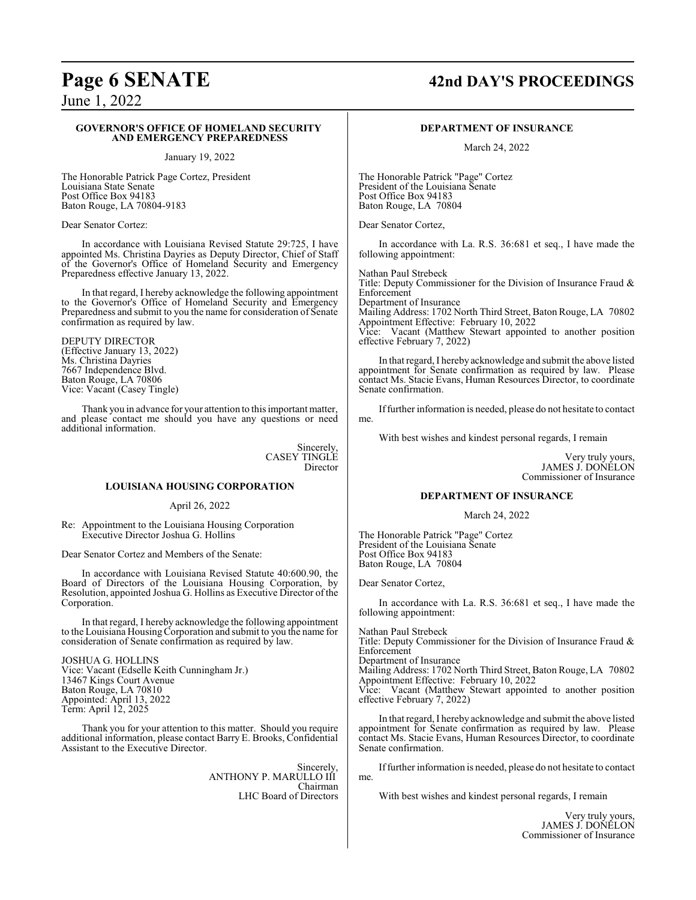### GOVERNOR'S OFFICE OF HOMELAND SECURITY AND EMERGENCY PREPAREDNESS

January 19, 2022

The Honorable Patrick Page Cortez, President
Louisiana State Senate
Post Office Box 94183
Baton Rouge, LA 70804-9183

Dear Senator Cortez:

In accordance with Louisiana Revised Statute 29:725, I have appointed Ms. Christina Dayries as Deputy Director, Chief of Staff of the Governor's Office of Homeland Security and Emergency Preparedness effective January 13, 2022.

In that regard, I hereby acknowledge the following appointment to the Governor's Office of Homeland Security and Emergency Preparedness and submit to you the name for consideration of Senate confirmation as required by law.

DEPUTY DIRECTOR
(Effective January 13, 2022)
Ms. Christina Dayries
7667 Independence Blvd.
Baton Rouge, LA 70806
Vice: Vacant (Casey Tingle)

Thank you in advance for your attention to this important matter, and please contact me should you have any questions or need additional information.

Sincerely,
CASEY TINGLE
Director

### LOUISIANA HOUSING CORPORATION

April 26, 2022

Re: Appointment to the Louisiana Housing Corporation Executive Director Joshua G. Hollins

Dear Senator Cortez and Members of the Senate:

In accordance with Louisiana Revised Statute 40:600.90, the Board of Directors of the Louisiana Housing Corporation, by Resolution, appointed Joshua G. Hollins as Executive Director of the Corporation.

In that regard, I hereby acknowledge the following appointment to the Louisiana Housing Corporation and submit to you the name for consideration of Senate confirmation as required by law.

JOSHUA G. HOLLINS
Vice: Vacant (Edselle Keith Cunningham Jr.)
13467 Kings Court Avenue
Baton Rouge, LA 70810
Appointed: April 13, 2022
Term: April 12, 2025

Thank you for your attention to this matter. Should you require additional information, please contact Barry E. Brooks, Confidential Assistant to the Executive Director.

Sincerely,
ANTHONY P. MARULLO III
Chairman
LHC Board of Directors

### DEPARTMENT OF INSURANCE

March 24, 2022

The Honorable Patrick "Page" Cortez
President of the Louisiana Senate
Post Office Box 94183
Baton Rouge, LA 70804

Dear Senator Cortez,

In accordance with La. R.S. 36:681 et seq., I have made the following appointment:

Nathan Paul Strebeck
Title: Deputy Commissioner for the Division of Insurance Fraud & Enforcement
Department of Insurance
Mailing Address: 1702 North Third Street, Baton Rouge, LA 70802
Appointment Effective: February 10, 2022
Vice: Vacant (Matthew Stewart appointed to another position effective February 7, 2022)

In that regard, I hereby acknowledge and submit the above listed appointment for Senate confirmation as required by law. Please contact Ms. Stacie Evans, Human Resources Director, to coordinate Senate confirmation.

If further information is needed, please do not hesitate to contact me.

With best wishes and kindest personal regards, I remain

Very truly yours,
JAMES J. DONELON
Commissioner of Insurance

### DEPARTMENT OF INSURANCE

March 24, 2022

The Honorable Patrick "Page" Cortez
President of the Louisiana Senate
Post Office Box 94183
Baton Rouge, LA 70804

Dear Senator Cortez,

In accordance with La. R.S. 36:681 et seq., I have made the following appointment:

Nathan Paul Strebeck
Title: Deputy Commissioner for the Division of Insurance Fraud & Enforcement
Department of Insurance
Mailing Address: 1702 North Third Street, Baton Rouge, LA 70802
Appointment Effective: February 10, 2022
Vice: Vacant (Matthew Stewart appointed to another position effective February 7, 2022)

In that regard, I hereby acknowledge and submit the above listed appointment for Senate confirmation as required by law. Please contact Ms. Stacie Evans, Human Resources Director, to coordinate Senate confirmation.

If further information is needed, please do not hesitate to contact me.

With best wishes and kindest personal regards, I remain

Very truly yours,
JAMES J. DONELON
Commissioner of Insurance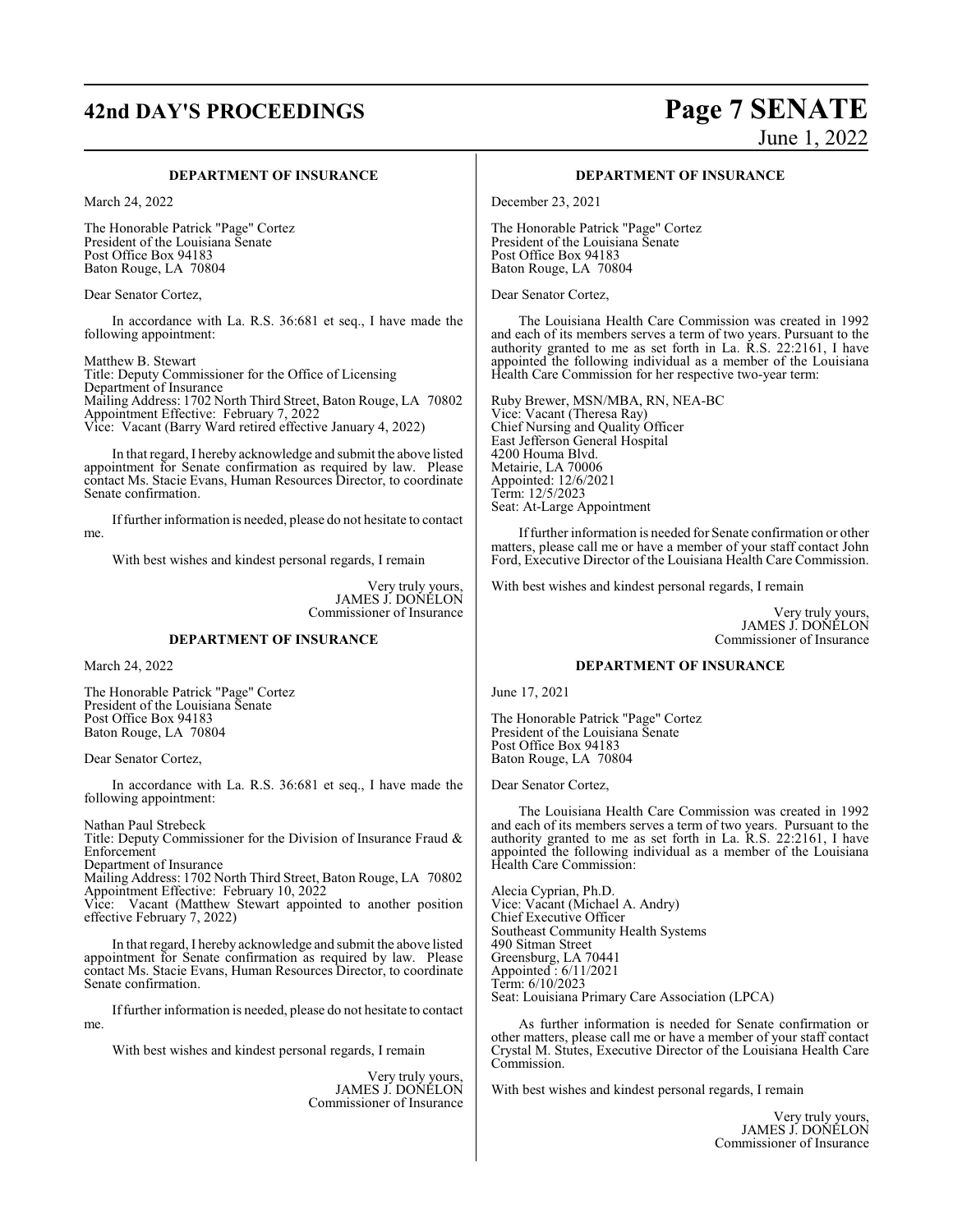### DEPARTMENT OF INSURANCE

March 24, 2022

The Honorable Patrick "Page" Cortez
President of the Louisiana Senate
Post Office Box 94183
Baton Rouge, LA 70804

Dear Senator Cortez,

In accordance with La. R.S. 36:681 et seq., I have made the following appointment:

Matthew B. Stewart
Title: Deputy Commissioner for the Office of Licensing
Department of Insurance
Mailing Address: 1702 North Third Street, Baton Rouge, LA 70802
Appointment Effective: February 7, 2022
Vice: Vacant (Barry Ward retired effective January 4, 2022)

In that regard, I hereby acknowledge and submit the above listed appointment for Senate confirmation as required by law. Please contact Ms. Stacie Evans, Human Resources Director, to coordinate Senate confirmation.

If further information is needed, please do not hesitate to contact me.

With best wishes and kindest personal regards, I remain

Very truly yours,
JAMES J. DONELON
Commissioner of Insurance

### DEPARTMENT OF INSURANCE

March 24, 2022

The Honorable Patrick "Page" Cortez
President of the Louisiana Senate
Post Office Box 94183
Baton Rouge, LA 70804

Dear Senator Cortez,

In accordance with La. R.S. 36:681 et seq., I have made the following appointment:

Nathan Paul Strebeck
Title: Deputy Commissioner for the Division of Insurance Fraud & Enforcement
Department of Insurance
Mailing Address: 1702 North Third Street, Baton Rouge, LA 70802
Appointment Effective: February 10, 2022
Vice: Vacant (Matthew Stewart appointed to another position effective February 7, 2022)

In that regard, I hereby acknowledge and submit the above listed appointment for Senate confirmation as required by law. Please contact Ms. Stacie Evans, Human Resources Director, to coordinate Senate confirmation.

If further information is needed, please do not hesitate to contact me.

With best wishes and kindest personal regards, I remain

Very truly yours,
JAMES J. DONELON
Commissioner of Insurance

### DEPARTMENT OF INSURANCE

December 23, 2021

The Honorable Patrick "Page" Cortez
President of the Louisiana Senate
Post Office Box 94183
Baton Rouge, LA 70804

Dear Senator Cortez,

The Louisiana Health Care Commission was created in 1992 and each of its members serves a term of two years. Pursuant to the authority granted to me as set forth in La. R.S. 22:2161, I have appointed the following individual as a member of the Louisiana Health Care Commission for her respective two-year term:

Ruby Brewer, MSN/MBA, RN, NEA-BC
Vice: Vacant (Theresa Ray)
Chief Nursing and Quality Officer
East Jefferson General Hospital
4200 Houma Blvd.
Metairie, LA 70006
Appointed: 12/6/2021
Term: 12/5/2023
Seat: At-Large Appointment

If further information is needed for Senate confirmation or other matters, please call me or have a member of your staff contact John Ford, Executive Director of the Louisiana Health Care Commission.

With best wishes and kindest personal regards, I remain

Very truly yours,
JAMES J. DONELON
Commissioner of Insurance

### DEPARTMENT OF INSURANCE

June 17, 2021

The Honorable Patrick "Page" Cortez
President of the Louisiana Senate
Post Office Box 94183
Baton Rouge, LA 70804

Dear Senator Cortez,

The Louisiana Health Care Commission was created in 1992 and each of its members serves a term of two years. Pursuant to the authority granted to me as set forth in La. R.S. 22:2161, I have appointed the following individual as a member of the Louisiana Health Care Commission:

Alecia Cyprian, Ph.D.
Vice: Vacant (Michael A. Andry)
Chief Executive Officer
Southeast Community Health Systems
490 Sitman Street
Greensburg, LA 70441
Appointed : 6/11/2021
Term: 6/10/2023
Seat: Louisiana Primary Care Association (LPCA)

As further information is needed for Senate confirmation or other matters, please call me or have a member of your staff contact Crystal M. Stutes, Executive Director of the Louisiana Health Care Commission.

With best wishes and kindest personal regards, I remain

Very truly yours,
JAMES J. DONELON
Commissioner of Insurance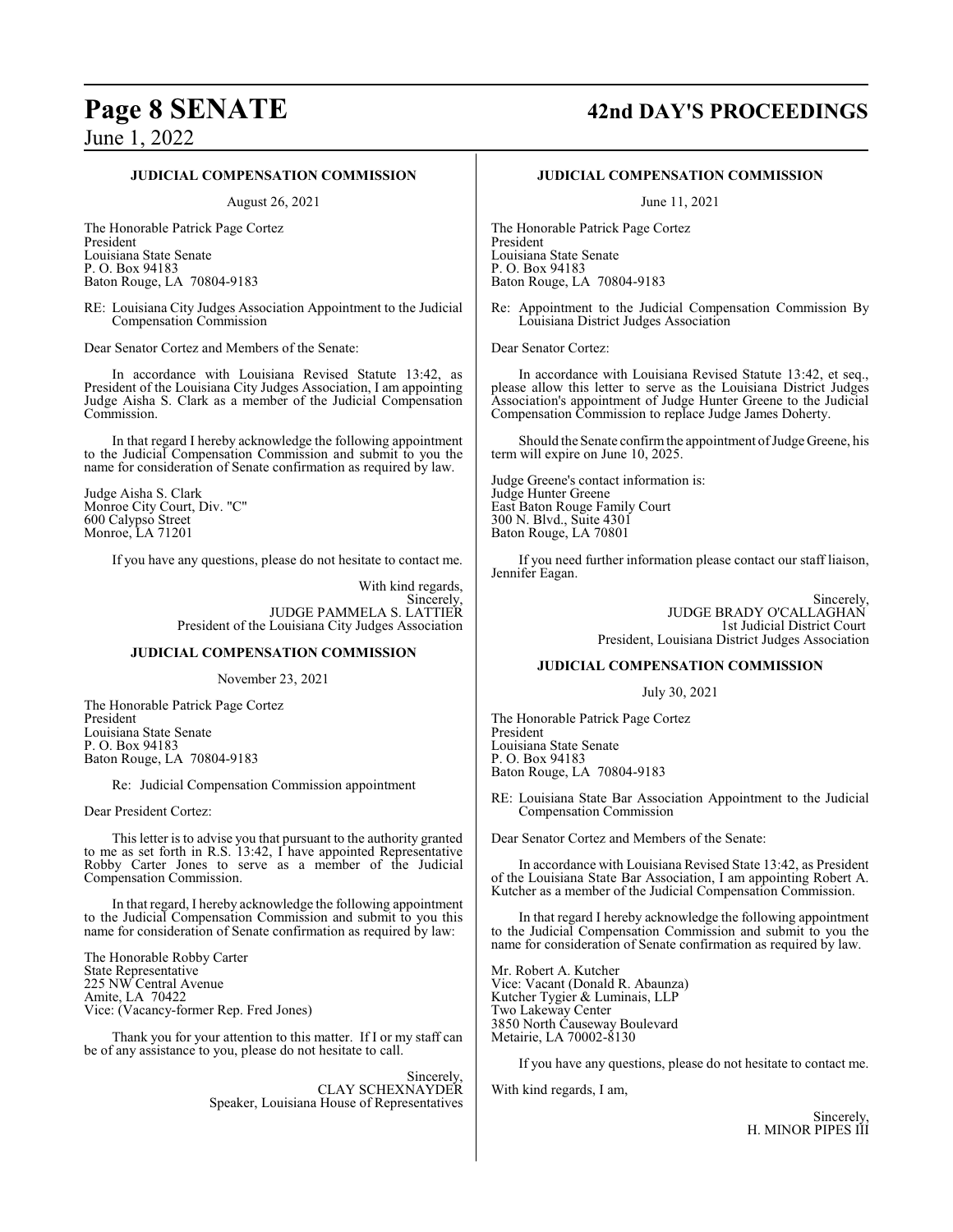### JUDICIAL COMPENSATION COMMISSION

August 26, 2021

The Honorable Patrick Page Cortez
President
Louisiana State Senate
P. O. Box 94183
Baton Rouge, LA 70804-9183

RE: Louisiana City Judges Association Appointment to the Judicial Compensation Commission

Dear Senator Cortez and Members of the Senate:

In accordance with Louisiana Revised Statute 13:42, as President of the Louisiana City Judges Association, I am appointing Judge Aisha S. Clark as a member of the Judicial Compensation Commission.

In that regard I hereby acknowledge the following appointment to the Judicial Compensation Commission and submit to you the name for consideration of Senate confirmation as required by law.

Judge Aisha S. Clark
Monroe City Court, Div. "C"
600 Calypso Street
Monroe, LA 71201

If you have any questions, please do not hesitate to contact me.

With kind regards,
Sincerely,
JUDGE PAMMELA S. LATTIER
President of the Louisiana City Judges Association

### JUDICIAL COMPENSATION COMMISSION

November 23, 2021

The Honorable Patrick Page Cortez
President
Louisiana State Senate
P. O. Box 94183
Baton Rouge, LA 70804-9183

Re: Judicial Compensation Commission appointment

Dear President Cortez:

This letter is to advise you that pursuant to the authority granted to me as set forth in R.S. 13:42, I have appointed Representative Robby Carter Jones to serve as a member of the Judicial Compensation Commission.

In that regard, I hereby acknowledge the following appointment to the Judicial Compensation Commission and submit to you this name for consideration of Senate confirmation as required by law:

The Honorable Robby Carter
State Representative
225 NW Central Avenue
Amite, LA 70422
Vice: (Vacancy-former Rep. Fred Jones)

Thank you for your attention to this matter. If I or my staff can be of any assistance to you, please do not hesitate to call.

Sincerely,
CLAY SCHEXNAYDER
Speaker, Louisiana House of Representatives

### JUDICIAL COMPENSATION COMMISSION

June 11, 2021

The Honorable Patrick Page Cortez
President
Louisiana State Senate
P. O. Box 94183
Baton Rouge, LA 70804-9183

Re: Appointment to the Judicial Compensation Commission By Louisiana District Judges Association

Dear Senator Cortez:

In accordance with Louisiana Revised Statute 13:42, et seq., please allow this letter to serve as the Louisiana District Judges Association's appointment of Judge Hunter Greene to the Judicial Compensation Commission to replace Judge James Doherty.

Should the Senate confirm the appointment of Judge Greene, his term will expire on June 10, 2025.

Judge Greene's contact information is:
Judge Hunter Greene
East Baton Rouge Family Court
300 N. Blvd., Suite 4301
Baton Rouge, LA 70801

If you need further information please contact our staff liaison, Jennifer Eagan.

Sincerely,
JUDGE BRADY O'CALLAGHAN
1st Judicial District Court
President, Louisiana District Judges Association

### JUDICIAL COMPENSATION COMMISSION

July 30, 2021

The Honorable Patrick Page Cortez
President
Louisiana State Senate
P. O. Box 94183
Baton Rouge, LA 70804-9183

RE: Louisiana State Bar Association Appointment to the Judicial Compensation Commission

Dear Senator Cortez and Members of the Senate:

In accordance with Louisiana Revised State 13:42, as President of the Louisiana State Bar Association, I am appointing Robert A. Kutcher as a member of the Judicial Compensation Commission.

In that regard I hereby acknowledge the following appointment to the Judicial Compensation Commission and submit to you the name for consideration of Senate confirmation as required by law.

Mr. Robert A. Kutcher
Vice: Vacant (Donald R. Abaunza)
Kutcher Tygier & Luminais, LLP
Two Lakeway Center
3850 North Causeway Boulevard
Metairie, LA 70002-8130

If you have any questions, please do not hesitate to contact me.

With kind regards, I am,

Sincerely,
H. MINOR PIPES III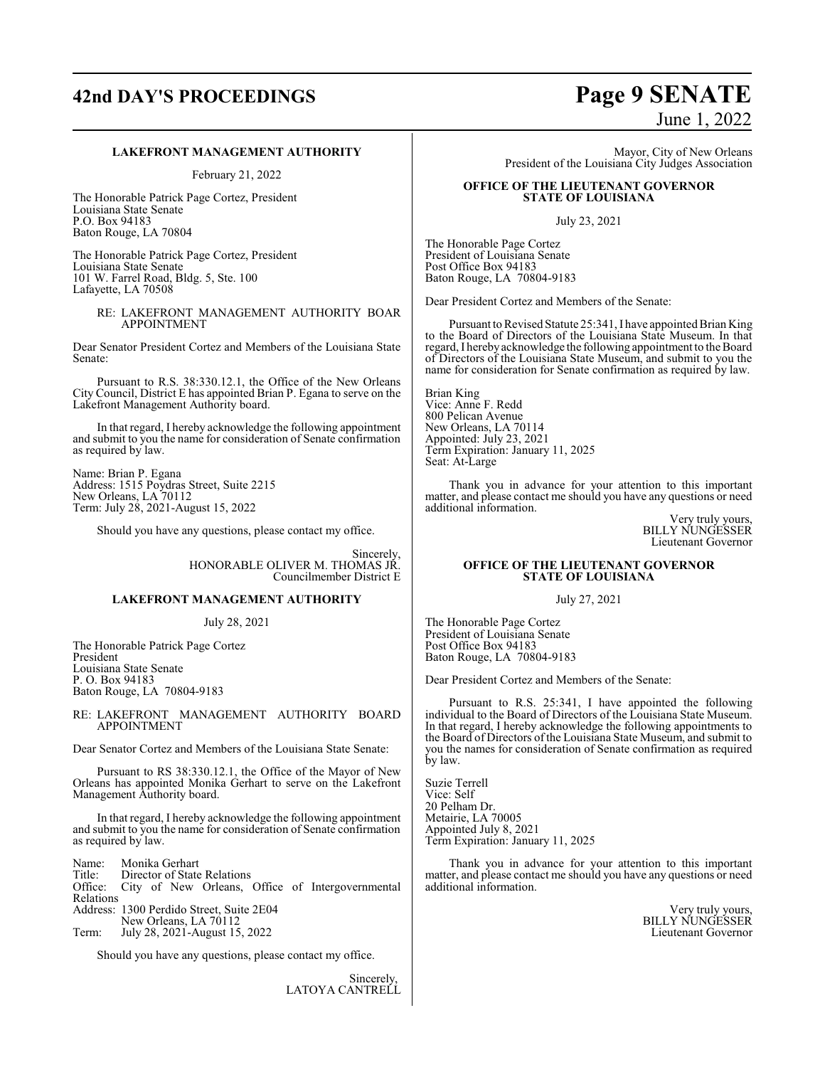### LAKEFRONT MANAGEMENT AUTHORITY

February 21, 2022

The Honorable Patrick Page Cortez, President
Louisiana State Senate
P.O. Box 94183
Baton Rouge, LA 70804

The Honorable Patrick Page Cortez, President
Louisiana State Senate
101 W. Farrel Road, Bldg. 5, Ste. 100
Lafayette, LA 70508

RE: LAKEFRONT MANAGEMENT AUTHORITY BOAR APPOINTMENT

Dear Senator President Cortez and Members of the Louisiana State Senate:

Pursuant to R.S. 38:330.12.1, the Office of the New Orleans City Council, District E has appointed Brian P. Egana to serve on the Lakefront Management Authority board.

In that regard, I hereby acknowledge the following appointment and submit to you the name for consideration of Senate confirmation as required by law.

Name: Brian P. Egana
Address: 1515 Poydras Street, Suite 2215
New Orleans, LA 70112
Term: July 28, 2021-August 15, 2022

Should you have any questions, please contact my office.

Sincerely,
HONORABLE OLIVER M. THOMAS JR.
Councilmember District E

### LAKEFRONT MANAGEMENT AUTHORITY

July 28, 2021

The Honorable Patrick Page Cortez
President
Louisiana State Senate
P. O. Box 94183
Baton Rouge, LA 70804-9183

RE: LAKEFRONT MANAGEMENT AUTHORITY BOARD APPOINTMENT

Dear Senator Cortez and Members of the Louisiana State Senate:

Pursuant to RS 38:330.12.1, the Office of the Mayor of New Orleans has appointed Monika Gerhart to serve on the Lakefront Management Authority board.

In that regard, I hereby acknowledge the following appointment and submit to you the name for consideration of Senate confirmation as required by law.

Name: Monika Gerhart
Title: Director of State Relations
Office: City of New Orleans, Office of Intergovernmental Relations
Address: 1300 Perdido Street, Suite 2E04
New Orleans, LA 70112
Term: July 28, 2021-August 15, 2022

Should you have any questions, please contact my office.

Sincerely,
LATOYA CANTRELL
Mayor, City of New Orleans
President of the Louisiana City Judges Association

### OFFICE OF THE LIEUTENANT GOVERNOR
### STATE OF LOUISIANA

July 23, 2021

The Honorable Page Cortez
President of Louisiana Senate
Post Office Box 94183
Baton Rouge, LA 70804-9183

Dear President Cortez and Members of the Senate:

Pursuant to Revised Statute 25:341, I have appointed Brian King to the Board of Directors of the Louisiana State Museum. In that regard, I hereby acknowledge the following appointment to the Board of Directors of the Louisiana State Museum, and submit to you the name for consideration for Senate confirmation as required by law.

Brian King
Vice: Anne F. Redd
800 Pelican Avenue
New Orleans, LA 70114
Appointed: July 23, 2021
Term Expiration: January 11, 2025
Seat: At-Large

Thank you in advance for your attention to this important matter, and please contact me should you have any questions or need additional information.

Very truly yours,
BILLY NUNGESSER
Lieutenant Governor

### OFFICE OF THE LIEUTENANT GOVERNOR
### STATE OF LOUISIANA

July 27, 2021

The Honorable Page Cortez
President of Louisiana Senate
Post Office Box 94183
Baton Rouge, LA 70804-9183

Dear President Cortez and Members of the Senate:

Pursuant to R.S. 25:341, I have appointed the following individual to the Board of Directors of the Louisiana State Museum. In that regard, I hereby acknowledge the following appointments to the Board of Directors of the Louisiana State Museum, and submit to you the names for consideration of Senate confirmation as required by law.

Suzie Terrell
Vice: Self
20 Pelham Dr.
Metairie, LA 70005
Appointed July 8, 2021
Term Expiration: January 11, 2025

Thank you in advance for your attention to this important matter, and please contact me should you have any questions or need additional information.

Very truly yours,
BILLY NUNGESSER
Lieutenant Governor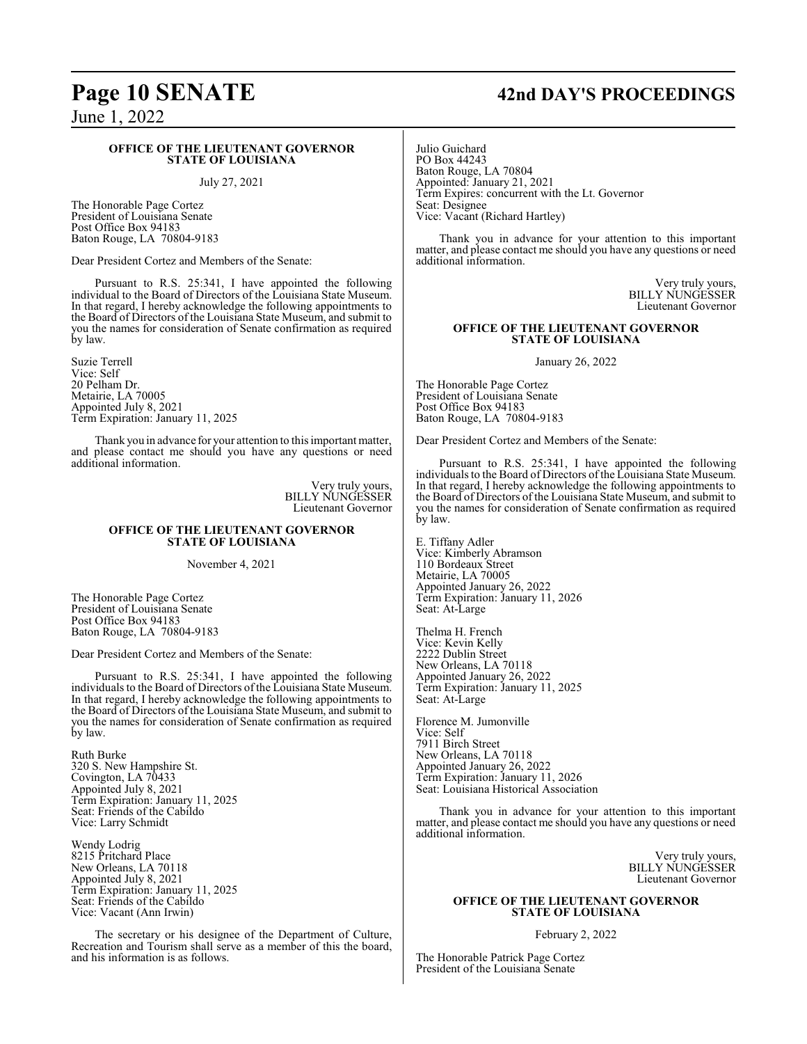**OFFICE OF THE LIEUTENANT GOVERNOR**
**STATE OF LOUISIANA**

July 27, 2021

The Honorable Page Cortez
President of Louisiana Senate
Post Office Box 94183
Baton Rouge, LA 70804-9183

Dear President Cortez and Members of the Senate:

Pursuant to R.S. 25:341, I have appointed the following individual to the Board of Directors of the Louisiana State Museum. In that regard, I hereby acknowledge the following appointments to the Board of Directors of the Louisiana State Museum, and submit to you the names for consideration of Senate confirmation as required by law.

Suzie Terrell
Vice: Self
20 Pelham Dr.
Metairie, LA 70005
Appointed July 8, 2021
Term Expiration: January 11, 2025

Thank you in advance for your attention to this important matter, and please contact me should you have any questions or need additional information.

Very truly yours,
BILLY NUNGESSER
Lieutenant Governor

**OFFICE OF THE LIEUTENANT GOVERNOR**
**STATE OF LOUISIANA**

November 4, 2021

The Honorable Page Cortez
President of Louisiana Senate
Post Office Box 94183
Baton Rouge, LA 70804-9183

Dear President Cortez and Members of the Senate:

Pursuant to R.S. 25:341, I have appointed the following individuals to the Board of Directors of the Louisiana State Museum. In that regard, I hereby acknowledge the following appointments to the Board of Directors of the Louisiana State Museum, and submit to you the names for consideration of Senate confirmation as required by law.

Ruth Burke
320 S. New Hampshire St.
Covington, LA 70433
Appointed July 8, 2021
Term Expiration: January 11, 2025
Seat: Friends of the Cabildo
Vice: Larry Schmidt

Wendy Lodrig
8215 Pritchard Place
New Orleans, LA 70118
Appointed July 8, 2021
Term Expiration: January 11, 2025
Seat: Friends of the Cabildo
Vice: Vacant (Ann Irwin)

The secretary or his designee of the Department of Culture, Recreation and Tourism shall serve as a member of this the board, and his information is as follows.

Julio Guichard
PO Box 44243
Baton Rouge, LA 70804
Appointed: January 21, 2021
Term Expires: concurrent with the Lt. Governor
Seat: Designee
Vice: Vacant (Richard Hartley)

Thank you in advance for your attention to this important matter, and please contact me should you have any questions or need additional information.

Very truly yours,
BILLY NUNGESSER
Lieutenant Governor

**OFFICE OF THE LIEUTENANT GOVERNOR**
**STATE OF LOUISIANA**

January 26, 2022

The Honorable Page Cortez
President of Louisiana Senate
Post Office Box 94183
Baton Rouge, LA 70804-9183

Dear President Cortez and Members of the Senate:

Pursuant to R.S. 25:341, I have appointed the following individuals to the Board of Directors of the Louisiana State Museum. In that regard, I hereby acknowledge the following appointments to the Board of Directors of the Louisiana State Museum, and submit to you the names for consideration of Senate confirmation as required by law.

E. Tiffany Adler
Vice: Kimberly Abramson
110 Bordeaux Street
Metairie, LA 70005
Appointed January 26, 2022
Term Expiration: January 11, 2026
Seat: At-Large

Thelma H. French
Vice: Kevin Kelly
2222 Dublin Street
New Orleans, LA 70118
Appointed January 26, 2022
Term Expiration: January 11, 2025
Seat: At-Large

Florence M. Jumonville
Vice: Self
7911 Birch Street
New Orleans, LA 70118
Appointed January 26, 2022
Term Expiration: January 11, 2026
Seat: Louisiana Historical Association

Thank you in advance for your attention to this important matter, and please contact me should you have any questions or need additional information.

Very truly yours,
BILLY NUNGESSER
Lieutenant Governor

**OFFICE OF THE LIEUTENANT GOVERNOR**
**STATE OF LOUISIANA**

February 2, 2022

The Honorable Patrick Page Cortez
President of the Louisiana Senate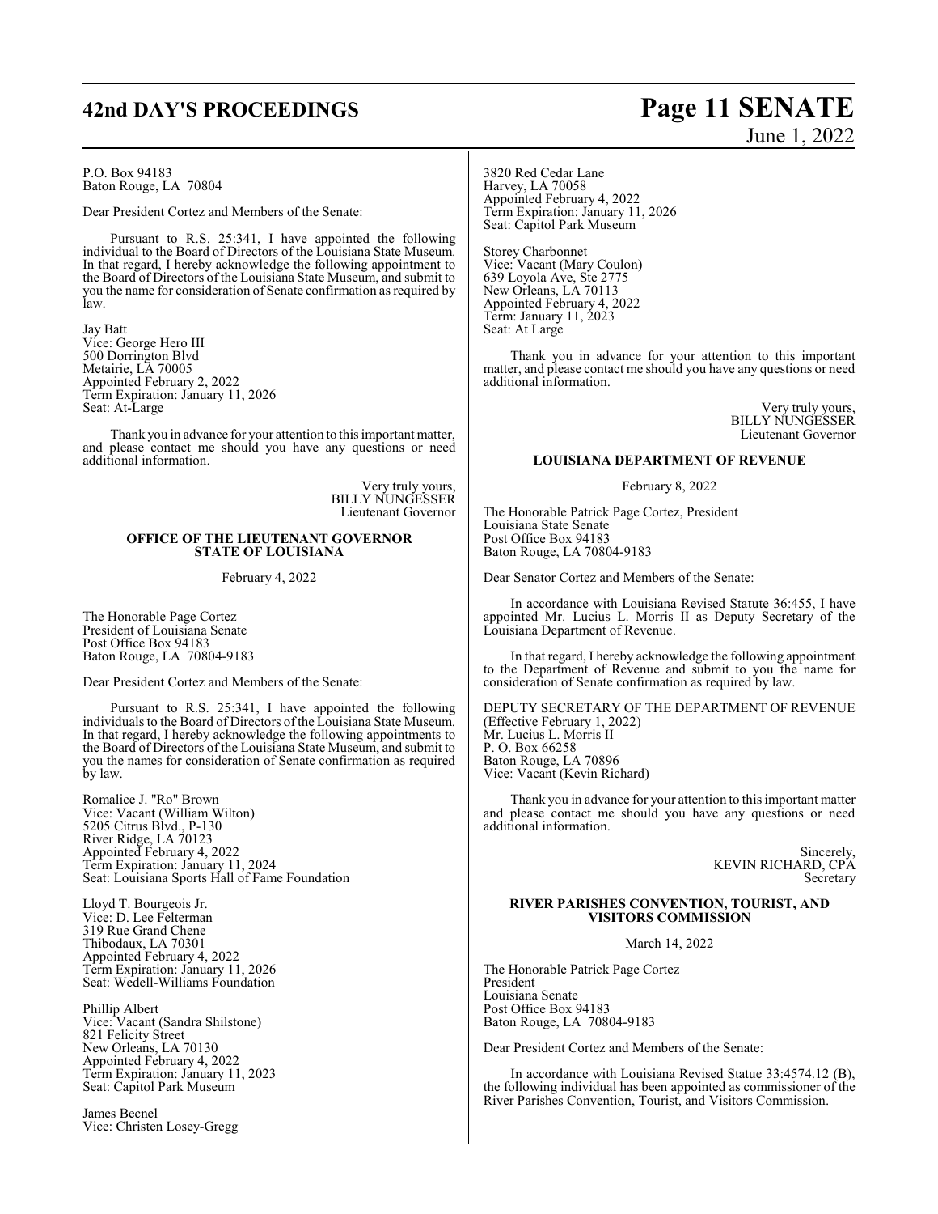P.O. Box 94183
Baton Rouge, LA 70804

Dear President Cortez and Members of the Senate:

Pursuant to R.S. 25:341, I have appointed the following individual to the Board of Directors of the Louisiana State Museum. In that regard, I hereby acknowledge the following appointment to the Board of Directors of the Louisiana State Museum, and submit to you the name for consideration of Senate confirmation as required by law.

Jay Batt
Vice: George Hero III
500 Dorrington Blvd
Metairie, LA 70005
Appointed February 2, 2022
Term Expiration: January 11, 2026
Seat: At-Large

Thank you in advance for your attention to this important matter, and please contact me should you have any questions or need additional information.

Very truly yours,
BILLY NUNGESSER
Lieutenant Governor

**OFFICE OF THE LIEUTENANT GOVERNOR**
**STATE OF LOUISIANA**

February 4, 2022

The Honorable Page Cortez
President of Louisiana Senate
Post Office Box 94183
Baton Rouge, LA 70804-9183

Dear President Cortez and Members of the Senate:

Pursuant to R.S. 25:341, I have appointed the following individuals to the Board of Directors of the Louisiana State Museum. In that regard, I hereby acknowledge the following appointments to the Board of Directors of the Louisiana State Museum, and submit to you the names for consideration of Senate confirmation as required by law.

Romalice J. "Ro" Brown
Vice: Vacant (William Wilton)
5205 Citrus Blvd., P-130
River Ridge, LA 70123
Appointed February 4, 2022
Term Expiration: January 11, 2024
Seat: Louisiana Sports Hall of Fame Foundation

Lloyd T. Bourgeois Jr.
Vice: D. Lee Felterman
319 Rue Grand Chene
Thibodaux, LA 70301
Appointed February 4, 2022
Term Expiration: January 11, 2026
Seat: Wedell-Williams Foundation

Phillip Albert
Vice: Vacant (Sandra Shilstone)
821 Felicity Street
New Orleans, LA 70130
Appointed February 4, 2022
Term Expiration: January 11, 2023
Seat: Capitol Park Museum

James Becnel
Vice: Christen Losey-Gregg
3820 Red Cedar Lane
Harvey, LA 70058
Appointed February 4, 2022
Term Expiration: January 11, 2026
Seat: Capitol Park Museum

Storey Charbonnet
Vice: Vacant (Mary Coulon)
639 Loyola Ave, Ste 2775
New Orleans, LA 70113
Appointed February 4, 2022
Term: January 11, 2023
Seat: At Large

Thank you in advance for your attention to this important matter, and please contact me should you have any questions or need additional information.

Very truly yours,
BILLY NUNGESSER
Lieutenant Governor

**LOUISIANA DEPARTMENT OF REVENUE**

February 8, 2022

The Honorable Patrick Page Cortez, President
Louisiana State Senate
Post Office Box 94183
Baton Rouge, LA 70804-9183

Dear Senator Cortez and Members of the Senate:

In accordance with Louisiana Revised Statute 36:455, I have appointed Mr. Lucius L. Morris II as Deputy Secretary of the Louisiana Department of Revenue.

In that regard, I hereby acknowledge the following appointment to the Department of Revenue and submit to you the name for consideration of Senate confirmation as required by law.

DEPUTY SECRETARY OF THE DEPARTMENT OF REVENUE
(Effective February 1, 2022)
Mr. Lucius L. Morris II
P. O. Box 66258
Baton Rouge, LA 70896
Vice: Vacant (Kevin Richard)

Thank you in advance for your attention to this important matter and please contact me should you have any questions or need additional information.

Sincerely,
KEVIN RICHARD, CPA
Secretary

**RIVER PARISHES CONVENTION, TOURIST, AND VISITORS COMMISSION**

March 14, 2022

The Honorable Patrick Page Cortez
President
Louisiana Senate
Post Office Box 94183
Baton Rouge, LA 70804-9183

Dear President Cortez and Members of the Senate:

In accordance with Louisiana Revised Statue 33:4574.12 (B), the following individual has been appointed as commissioner of the River Parishes Convention, Tourist, and Visitors Commission.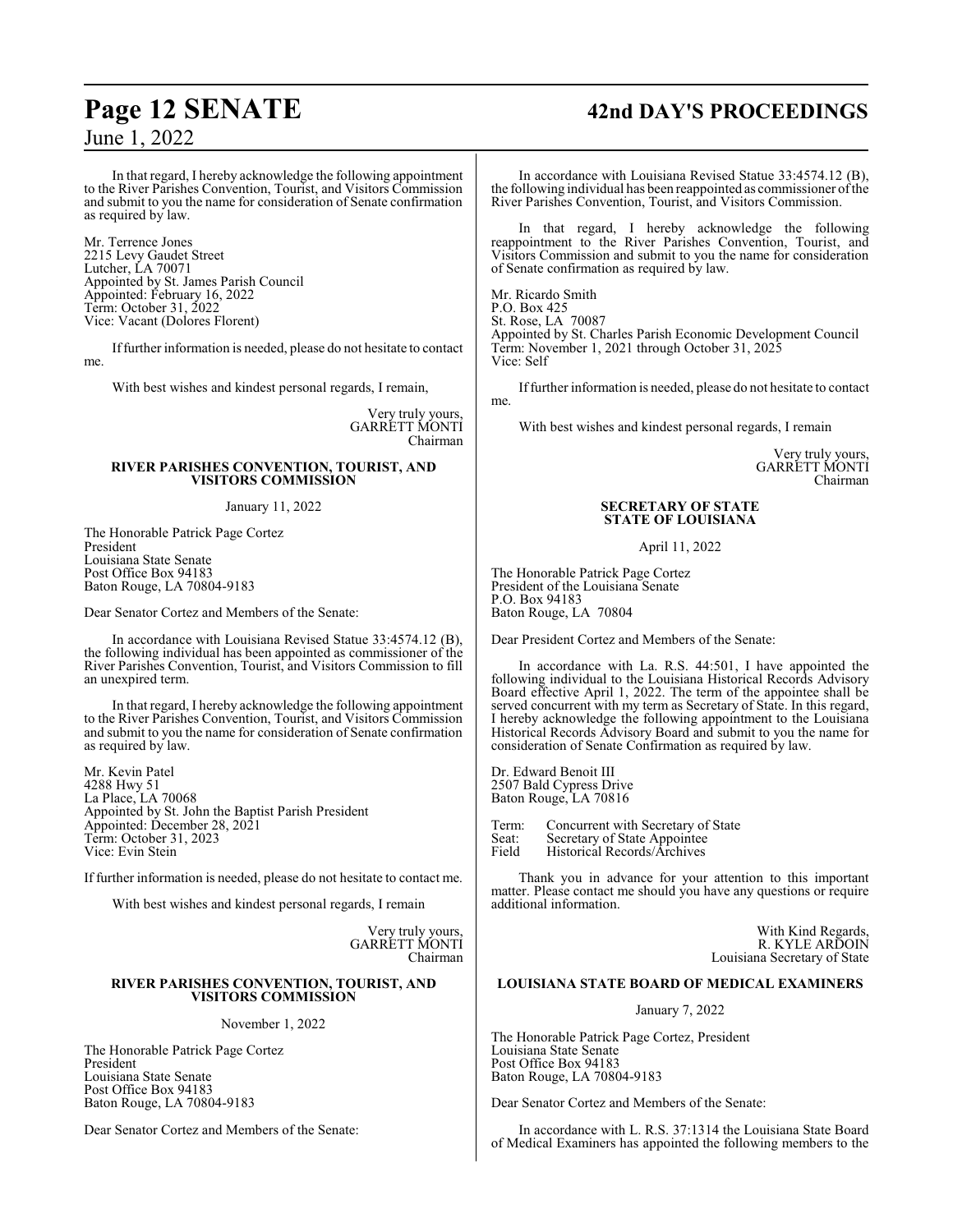In that regard, I hereby acknowledge the following appointment to the River Parishes Convention, Tourist, and Visitors Commission and submit to you the name for consideration of Senate confirmation as required by law.

Mr. Terrence Jones
2215 Levy Gaudet Street
Lutcher, LA 70071
Appointed by St. James Parish Council
Appointed: February 16, 2022
Term: October 31, 2022
Vice: Vacant (Dolores Florent)

If further information is needed, please do not hesitate to contact me.

With best wishes and kindest personal regards, I remain,

Very truly yours,
GARRETT MONTI
Chairman

**RIVER PARISHES CONVENTION, TOURIST, AND VISITORS COMMISSION**

January 11, 2022

The Honorable Patrick Page Cortez
President
Louisiana State Senate
Post Office Box 94183
Baton Rouge, LA 70804-9183

Dear Senator Cortez and Members of the Senate:

In accordance with Louisiana Revised Statue 33:4574.12 (B), the following individual has been appointed as commissioner of the River Parishes Convention, Tourist, and Visitors Commission to fill an unexpired term.

In that regard, I hereby acknowledge the following appointment to the River Parishes Convention, Tourist, and Visitors Commission and submit to you the name for consideration of Senate confirmation as required by law.

Mr. Kevin Patel
4288 Hwy 51
La Place, LA 70068
Appointed by St. John the Baptist Parish President
Appointed: December 28, 2021
Term: October 31, 2023
Vice: Evin Stein

If further information is needed, please do not hesitate to contact me.

With best wishes and kindest personal regards, I remain

Very truly yours,
GARRETT MONTI
Chairman

**RIVER PARISHES CONVENTION, TOURIST, AND VISITORS COMMISSION**

November 1, 2022

The Honorable Patrick Page Cortez
President
Louisiana State Senate
Post Office Box 94183
Baton Rouge, LA 70804-9183

Dear Senator Cortez and Members of the Senate:

In accordance with Louisiana Revised Statue 33:4574.12 (B), the following individual has been reappointed as commissioner of the River Parishes Convention, Tourist, and Visitors Commission.

In that regard, I hereby acknowledge the following reappointment to the River Parishes Convention, Tourist, and Visitors Commission and submit to you the name for consideration of Senate confirmation as required by law.

Mr. Ricardo Smith
P.O. Box 425
St. Rose, LA 70087
Appointed by St. Charles Parish Economic Development Council
Term: November 1, 2021 through October 31, 2025
Vice: Self

If further information is needed, please do not hesitate to contact me.

With best wishes and kindest personal regards, I remain

Very truly yours,
GARRETT MONTI
Chairman

**SECRETARY OF STATE**
**STATE OF LOUISIANA**

April 11, 2022

The Honorable Patrick Page Cortez
President of the Louisiana Senate
P.O. Box 94183
Baton Rouge, LA 70804

Dear President Cortez and Members of the Senate:

In accordance with La. R.S. 44:501, I have appointed the following individual to the Louisiana Historical Records Advisory Board effective April 1, 2022. The term of the appointee shall be served concurrent with my term as Secretary of State. In this regard, I hereby acknowledge the following appointment to the Louisiana Historical Records Advisory Board and submit to you the name for consideration of Senate Confirmation as required by law.

Dr. Edward Benoit III
2507 Bald Cypress Drive
Baton Rouge, LA 70816

Term: Concurrent with Secretary of State
Seat: Secretary of State Appointee
Field Historical Records/Archives

Thank you in advance for your attention to this important matter. Please contact me should you have any questions or require additional information.

With Kind Regards,
R. KYLE ARDOIN
Louisiana Secretary of State

**LOUISIANA STATE BOARD OF MEDICAL EXAMINERS**

January 7, 2022

The Honorable Patrick Page Cortez, President
Louisiana State Senate
Post Office Box 94183
Baton Rouge, LA 70804-9183

Dear Senator Cortez and Members of the Senate:

In accordance with L. R.S. 37:1314 the Louisiana State Board of Medical Examiners has appointed the following members to the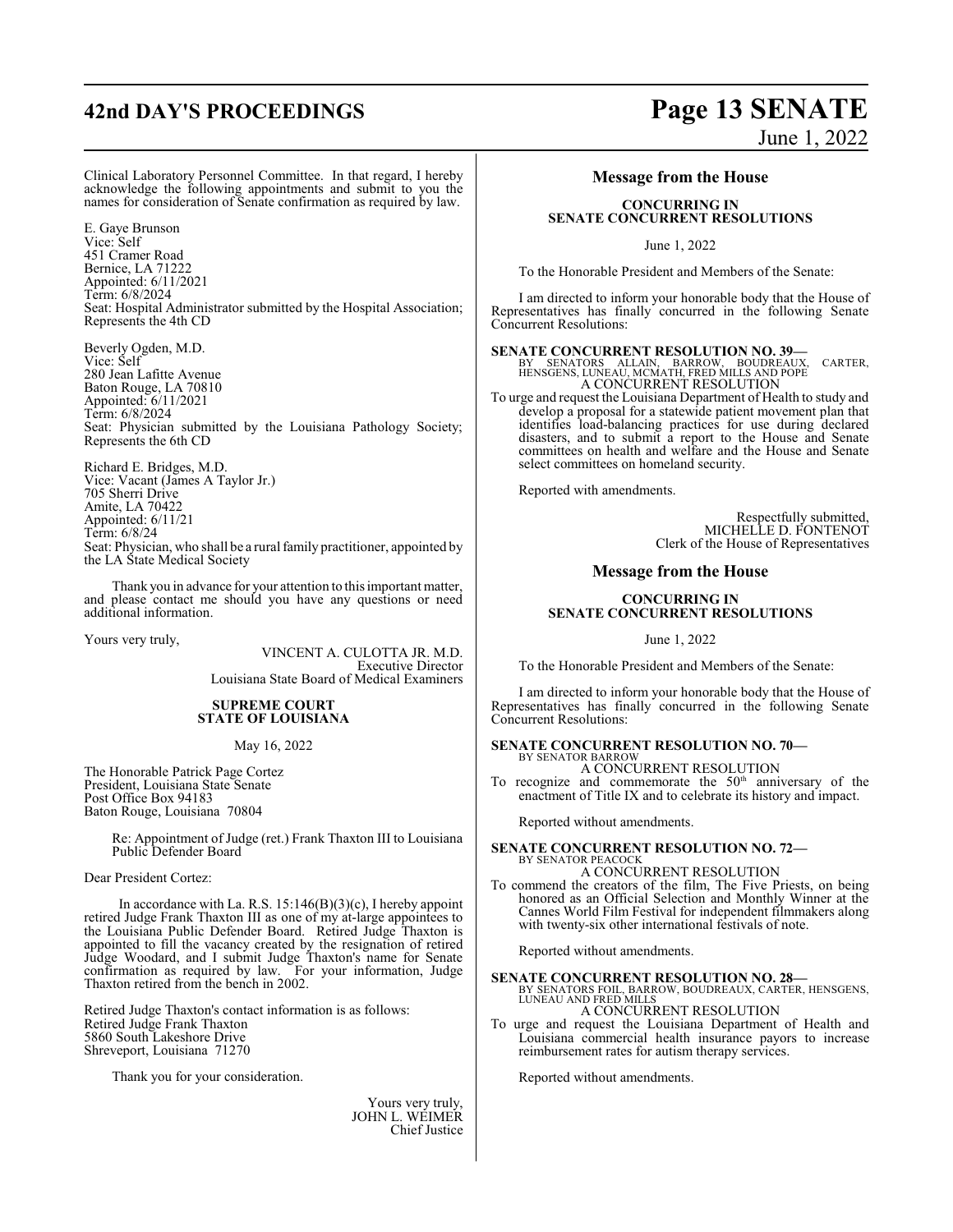Clinical Laboratory Personnel Committee. In that regard, I hereby acknowledge the following appointments and submit to you the names for consideration of Senate confirmation as required by law.

E. Gaye Brunson
Vice: Self
451 Cramer Road
Bernice, LA 71222
Appointed: 6/11/2021
Term: 6/8/2024
Seat: Hospital Administrator submitted by the Hospital Association; Represents the 4th CD

Beverly Ogden, M.D.
Vice: Self
280 Jean Lafitte Avenue
Baton Rouge, LA 70810
Appointed: 6/11/2021
Term: 6/8/2024
Seat: Physician submitted by the Louisiana Pathology Society; Represents the 6th CD

Richard E. Bridges, M.D.
Vice: Vacant (James A Taylor Jr.)
705 Sherri Drive
Amite, LA 70422
Appointed: 6/11/21
Term: 6/8/24
Seat: Physician, who shall be a rural family practitioner, appointed by the LA State Medical Society

Thank you in advance for your attention to this important matter, and please contact me should you have any questions or need additional information.

Yours very truly,

VINCENT A. CULOTTA JR. M.D.
Executive Director
Louisiana State Board of Medical Examiners

**SUPREME COURT**
**STATE OF LOUISIANA**

May 16, 2022

The Honorable Patrick Page Cortez
President, Louisiana State Senate
Post Office Box 94183
Baton Rouge, Louisiana 70804

Re: Appointment of Judge (ret.) Frank Thaxton III to Louisiana Public Defender Board

Dear President Cortez:

In accordance with La. R.S. 15:146(B)(3)(c), I hereby appoint retired Judge Frank Thaxton III as one of my at-large appointees to the Louisiana Public Defender Board. Retired Judge Thaxton is appointed to fill the vacancy created by the resignation of retired Judge Woodard, and I submit Judge Thaxton's name for Senate confirmation as required by law. For your information, Judge Thaxton retired from the bench in 2002.

Retired Judge Thaxton's contact information is as follows:
Retired Judge Frank Thaxton
5860 South Lakeshore Drive
Shreveport, Louisiana 71270

Thank you for your consideration.

Yours very truly,
JOHN L. WEIMER
Chief Justice

## Message from the House

**CONCURRING IN**
**SENATE CONCURRENT RESOLUTIONS**

June 1, 2022

To the Honorable President and Members of the Senate:

I am directed to inform your honorable body that the House of Representatives has finally concurred in the following Senate Concurrent Resolutions:

**SENATE CONCURRENT RESOLUTION NO. 39—**
BY SENATORS ALLAIN, BARROW, BOUDREAUX, CARTER, HENSGENS, LUNEAU, MCMATH, FRED MILLS AND POPE
A CONCURRENT RESOLUTION

To urge and request the Louisiana Department of Health to study and develop a proposal for a statewide patient movement plan that identifies load-balancing practices for use during declared disasters, and to submit a report to the House and Senate committees on health and welfare and the House and Senate select committees on homeland security.

Reported with amendments.

Respectfully submitted,
MICHELLE D. FONTENOT
Clerk of the House of Representatives

## Message from the House

**CONCURRING IN**
**SENATE CONCURRENT RESOLUTIONS**

June 1, 2022

To the Honorable President and Members of the Senate:

I am directed to inform your honorable body that the House of Representatives has finally concurred in the following Senate Concurrent Resolutions:

**SENATE CONCURRENT RESOLUTION NO. 70—**
BY SENATOR BARROW
A CONCURRENT RESOLUTION

To recognize and commemorate the 50th anniversary of the enactment of Title IX and to celebrate its history and impact.

Reported without amendments.

**SENATE CONCURRENT RESOLUTION NO. 72—**
BY SENATOR PEACOCK
A CONCURRENT RESOLUTION

To commend the creators of the film, The Five Priests, on being honored as an Official Selection and Monthly Winner at the Cannes World Film Festival for independent filmmakers along with twenty-six other international festivals of note.

Reported without amendments.

**SENATE CONCURRENT RESOLUTION NO. 28—**
BY SENATORS FOIL, BARROW, BOUDREAUX, CARTER, HENSGENS, LUNEAU AND FRED MILLS
A CONCURRENT RESOLUTION

To urge and request the Louisiana Department of Health and Louisiana commercial health insurance payors to increase reimbursement rates for autism therapy services.

Reported without amendments.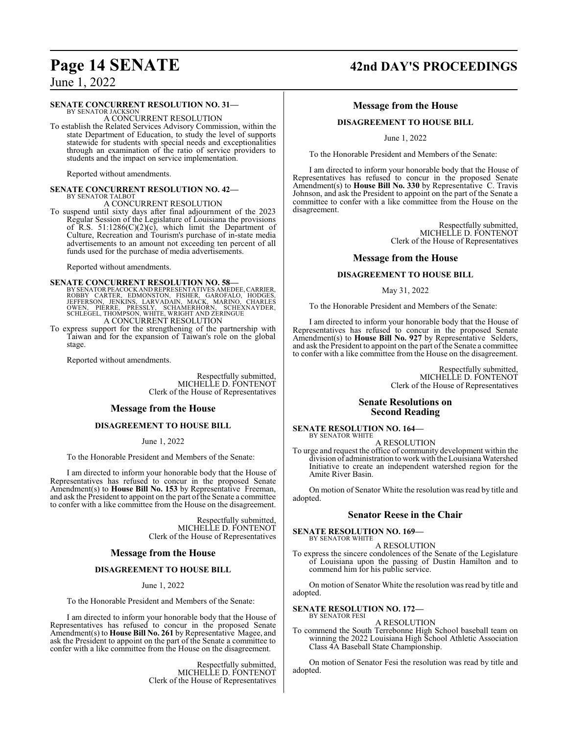**SENATE CONCURRENT RESOLUTION NO. 31—**
BY SENATOR JACKSON

A CONCURRENT RESOLUTION

To establish the Related Services Advisory Commission, within the state Department of Education, to study the level of supports statewide for students with special needs and exceptionalities through an examination of the ratio of service providers to students and the impact on service implementation.

Reported without amendments.

**SENATE CONCURRENT RESOLUTION NO. 42—**
BY SENATOR TALBOT

A CONCURRENT RESOLUTION

To suspend until sixty days after final adjournment of the 2023 Regular Session of the Legislature of Louisiana the provisions of R.S. 51:1286(C)(2)(c), which limit the Department of Culture, Recreation and Tourism's purchase of in-state media advertisements to an amount not exceeding ten percent of all funds used for the purchase of media advertisements.

Reported without amendments.

**SENATE CONCURRENT RESOLUTION NO. 58—**
BY SENATOR PEACOCK AND REPRESENTATIVES AMEDEE, CARRIER, ROBBY CARTER, EDMONSTON, FISHER, GAROFALO, HODGES, JEFFERSON, JENKINS, LARVADAIN, MACK, MARINO, CHARLES OWEN, PIERRE, PRESSLY, SCHAMERHORN, SCHEXNAYDER, SCHLEGEL, THOMPSON, WHITE, WRIGHT AND ZERINGUE

A CONCURRENT RESOLUTION

To express support for the strengthening of the partnership with Taiwan and for the expansion of Taiwan's role on the global stage.

Reported without amendments.

Respectfully submitted,
MICHELLE D. FONTENOT
Clerk of the House of Representatives

## Message from the House

### DISAGREEMENT TO HOUSE BILL

June 1, 2022

To the Honorable President and Members of the Senate:

I am directed to inform your honorable body that the House of Representatives has refused to concur in the proposed Senate Amendment(s) to **House Bill No. 153** by Representative Freeman, and ask the President to appoint on the part of the Senate a committee to confer with a like committee from the House on the disagreement.

Respectfully submitted,
MICHELLE D. FONTENOT
Clerk of the House of Representatives

## Message from the House

### DISAGREEMENT TO HOUSE BILL

June 1, 2022

To the Honorable President and Members of the Senate:

I am directed to inform your honorable body that the House of Representatives has refused to concur in the proposed Senate Amendment(s) to **House Bill No. 261** by Representative Magee, and ask the President to appoint on the part of the Senate a committee to confer with a like committee from the House on the disagreement.

Respectfully submitted,
MICHELLE D. FONTENOT
Clerk of the House of Representatives

## Message from the House

### DISAGREEMENT TO HOUSE BILL

June 1, 2022

To the Honorable President and Members of the Senate:

I am directed to inform your honorable body that the House of Representatives has refused to concur in the proposed Senate Amendment(s) to **House Bill No. 330** by Representative C. Travis Johnson, and ask the President to appoint on the part of the Senate a committee to confer with a like committee from the House on the disagreement.

Respectfully submitted,
MICHELLE D. FONTENOT
Clerk of the House of Representatives

## Message from the House

### DISAGREEMENT TO HOUSE BILL

May 31, 2022

To the Honorable President and Members of the Senate:

I am directed to inform your honorable body that the House of Representatives has refused to concur in the proposed Senate Amendment(s) to **House Bill No. 927** by Representative Selders, and ask the President to appoint on the part of the Senate a committee to confer with a like committee from the House on the disagreement.

Respectfully submitted,
MICHELLE D. FONTENOT
Clerk of the House of Representatives

## Senate Resolutions on Second Reading

**SENATE RESOLUTION NO. 164—**
BY SENATOR WHITE

A RESOLUTION

To urge and request the office of community development within the division of administration to work with the Louisiana Watershed Initiative to create an independent watershed region for the Amite River Basin.

On motion of Senator White the resolution was read by title and adopted.

## Senator Reese in the Chair

**SENATE RESOLUTION NO. 169—**
BY SENATOR WHITE

A RESOLUTION

To express the sincere condolences of the Senate of the Legislature of Louisiana upon the passing of Dustin Hamilton and to commend him for his public service.

On motion of Senator White the resolution was read by title and adopted.

**SENATE RESOLUTION NO. 172—**
BY SENATOR FESI

A RESOLUTION

To commend the South Terrebonne High School baseball team on winning the 2022 Louisiana High School Athletic Association Class 4A Baseball State Championship.

On motion of Senator Fesi the resolution was read by title and adopted.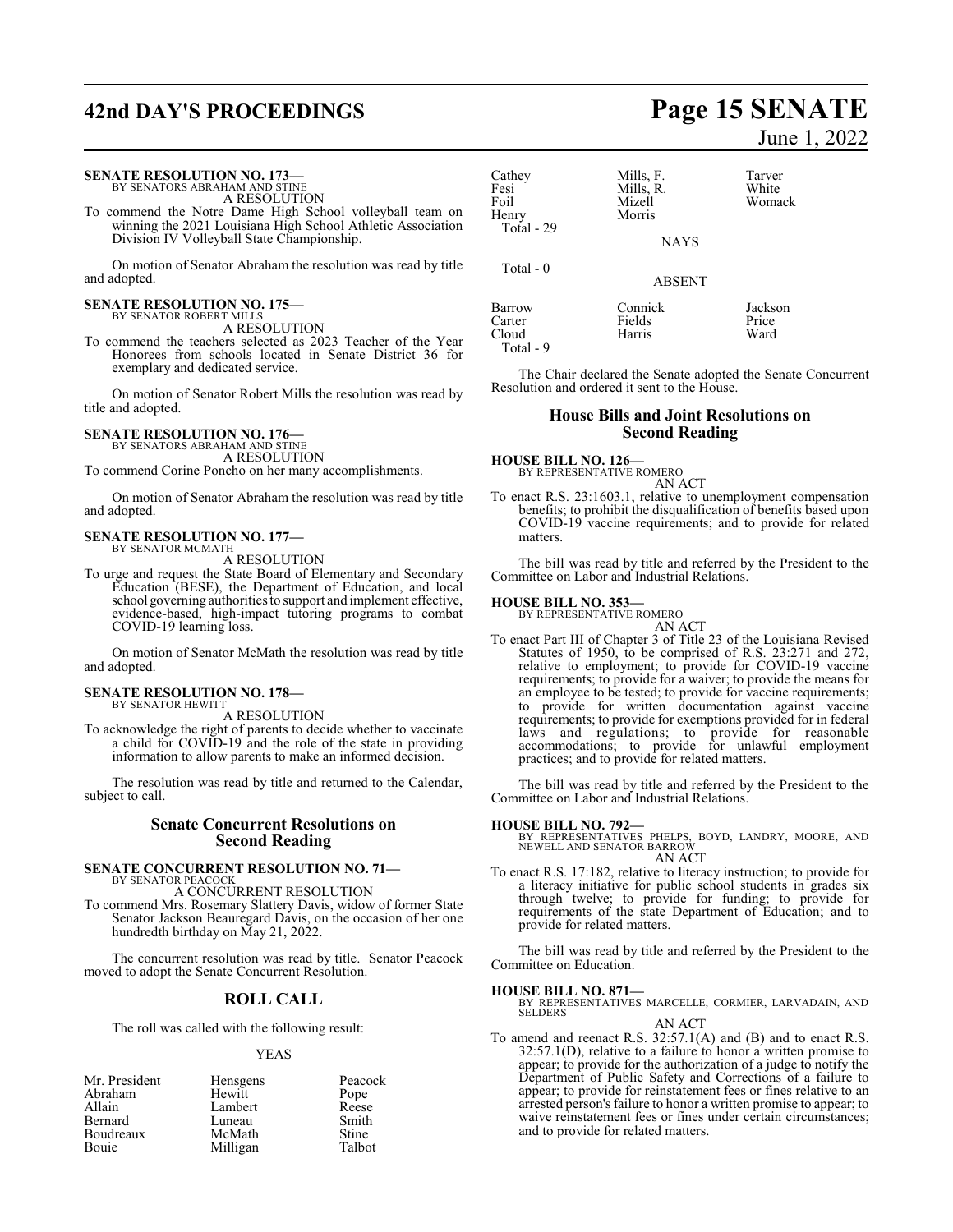**SENATE RESOLUTION NO. 173—**
BY SENATORS ABRAHAM AND STINE
A RESOLUTION

To commend the Notre Dame High School volleyball team on winning the 2021 Louisiana High School Athletic Association Division IV Volleyball State Championship.

On motion of Senator Abraham the resolution was read by title and adopted.

**SENATE RESOLUTION NO. 175—**
BY SENATOR ROBERT MILLS
A RESOLUTION

To commend the teachers selected as 2023 Teacher of the Year Honorees from schools located in Senate District 36 for exemplary and dedicated service.

On motion of Senator Robert Mills the resolution was read by title and adopted.

**SENATE RESOLUTION NO. 176—**
BY SENATORS ABRAHAM AND STINE
A RESOLUTION

To commend Corine Poncho on her many accomplishments.

On motion of Senator Abraham the resolution was read by title and adopted.

**SENATE RESOLUTION NO. 177—**
BY SENATOR MCMATH
A RESOLUTION

To urge and request the State Board of Elementary and Secondary Education (BESE), the Department of Education, and local school governing authorities to support and implement effective, evidence-based, high-impact tutoring programs to combat COVID-19 learning loss.

On motion of Senator McMath the resolution was read by title and adopted.

**SENATE RESOLUTION NO. 178—**
BY SENATOR HEWITT
A RESOLUTION

To acknowledge the right of parents to decide whether to vaccinate a child for COVID-19 and the role of the state in providing information to allow parents to make an informed decision.

The resolution was read by title and returned to the Calendar, subject to call.

## Senate Concurrent Resolutions on Second Reading

**SENATE CONCURRENT RESOLUTION NO. 71—**
BY SENATOR PEACOCK
A CONCURRENT RESOLUTION

To commend Mrs. Rosemary Slattery Davis, widow of former State Senator Jackson Beauregard Davis, on the occasion of her one hundredth birthday on May 21, 2022.

The concurrent resolution was read by title. Senator Peacock moved to adopt the Senate Concurrent Resolution.

## ROLL CALL

The roll was called with the following result:

YEAS

| | | |
|---|---|---|
| Mr. President | Hensgens | Peacock |
| Abraham | Hewitt | Pope |
| Allain | Lambert | Reese |
| Bernard | Luneau | Smith |
| Boudreaux | McMath | Stine |
| Bouie | Milligan | Talbot |
| Cathey | Mills, F. | Tarver |
| Fesi | Mills, R. | White |
| Foil | Mizell | Womack |
| Henry | Morris | |

Total - 29

NAYS

Total - 0

ABSENT

| | | |
|---|---|---|
| Barrow | Connick | Jackson |
| Carter | Fields | Price |
| Cloud | Harris | Ward |

Total - 9

The Chair declared the Senate adopted the Senate Concurrent Resolution and ordered it sent to the House.

## House Bills and Joint Resolutions on Second Reading

**HOUSE BILL NO. 126—**
BY REPRESENTATIVE ROMERO
AN ACT

To enact R.S. 23:1603.1, relative to unemployment compensation benefits; to prohibit the disqualification of benefits based upon COVID-19 vaccine requirements; and to provide for related matters.

The bill was read by title and referred by the President to the Committee on Labor and Industrial Relations.

**HOUSE BILL NO. 353—**
BY REPRESENTATIVE ROMERO
AN ACT

To enact Part III of Chapter 3 of Title 23 of the Louisiana Revised Statutes of 1950, to be comprised of R.S. 23:271 and 272, relative to employment; to provide for COVID-19 vaccine requirements; to provide for a waiver; to provide the means for an employee to be tested; to provide for vaccine requirements; to provide for written documentation against vaccine requirements; to provide for exemptions provided for in federal laws and regulations; to provide for reasonable accommodations; to provide for unlawful employment practices; and to provide for related matters.

The bill was read by title and referred by the President to the Committee on Labor and Industrial Relations.

**HOUSE BILL NO. 792—**
BY REPRESENTATIVES PHELPS, BOYD, LANDRY, MOORE, AND NEWELL AND SENATOR BARROW
AN ACT

To enact R.S. 17:182, relative to literacy instruction; to provide for a literacy initiative for public school students in grades six through twelve; to provide for funding; to provide for requirements of the state Department of Education; and to provide for related matters.

The bill was read by title and referred by the President to the Committee on Education.

**HOUSE BILL NO. 871—**
BY REPRESENTATIVES MARCELLE, CORMIER, LARVADAIN, AND SELDERS
AN ACT

To amend and reenact R.S. 32:57.1(A) and (B) and to enact R.S. 32:57.1(D), relative to a failure to honor a written promise to appear; to provide for the authorization of a judge to notify the Department of Public Safety and Corrections of a failure to appear; to provide for reinstatement fees or fines relative to an arrested person's failure to honor a written promise to appear; to waive reinstatement fees or fines under certain circumstances; and to provide for related matters.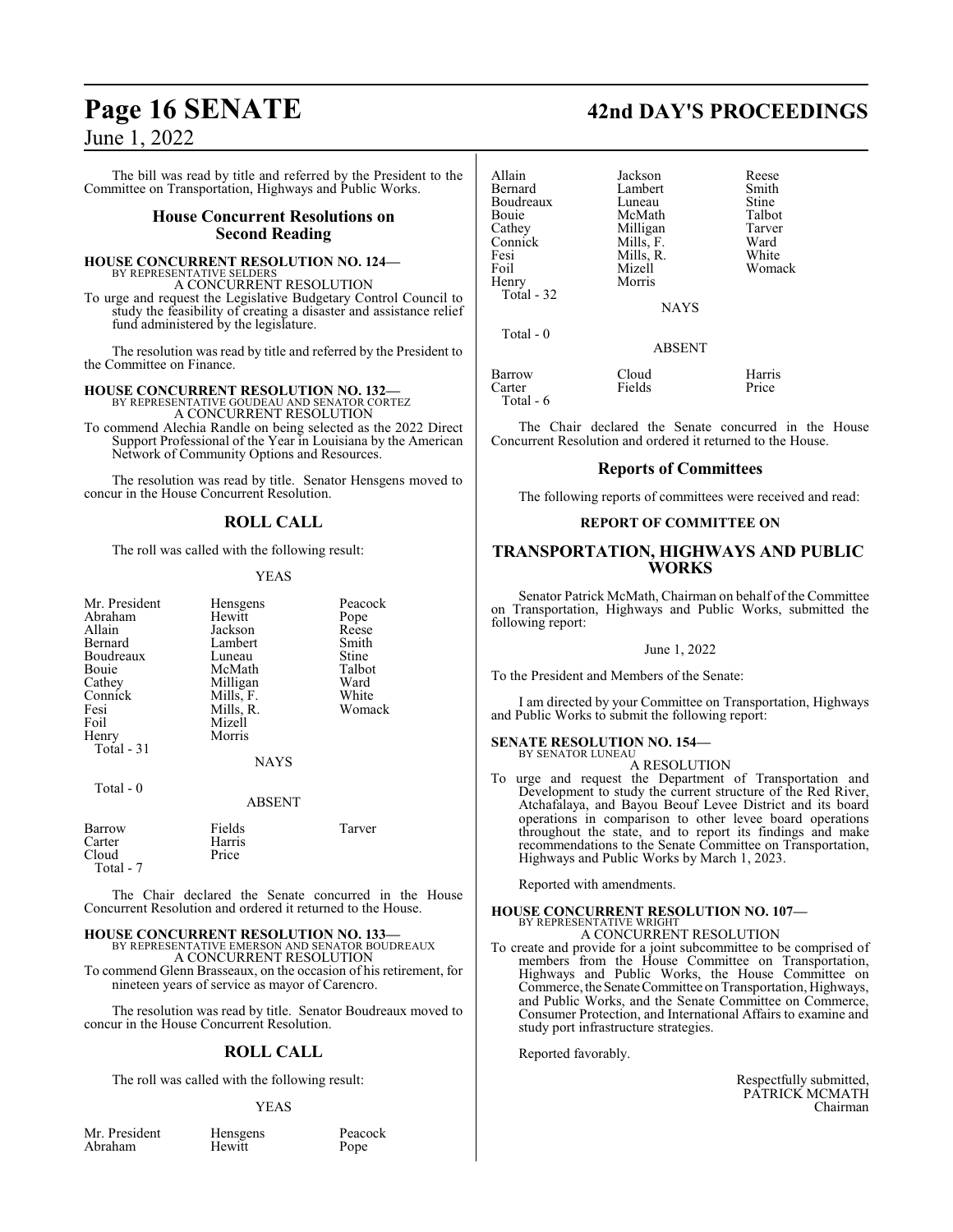The bill was read by title and referred by the President to the Committee on Transportation, Highways and Public Works.

## House Concurrent Resolutions on Second Reading

**HOUSE CONCURRENT RESOLUTION NO. 124—**
BY REPRESENTATIVE SELDERS
A CONCURRENT RESOLUTION
To urge and request the Legislative Budgetary Control Council to study the feasibility of creating a disaster and assistance relief fund administered by the legislature.

The resolution was read by title and referred by the President to the Committee on Finance.

**HOUSE CONCURRENT RESOLUTION NO. 132—**
BY REPRESENTATIVE GOUDEAU AND SENATOR CORTEZ
A CONCURRENT RESOLUTION
To commend Alechia Randle on being selected as the 2022 Direct Support Professional of the Year in Louisiana by the American Network of Community Options and Resources.

The resolution was read by title. Senator Hensgens moved to concur in the House Concurrent Resolution.

## ROLL CALL

The roll was called with the following result:

YEAS

| | | |
|---|---|---|
| Mr. President | Hensgens | Peacock |
| Abraham | Hewitt | Pope |
| Allain | Jackson | Reese |
| Bernard | Lambert | Smith |
| Boudreaux | Luneau | Stine |
| Bouie | McMath | Talbot |
| Cathey | Milligan | Ward |
| Connick | Mills, F. | White |
| Fesi | Mills, R. | Womack |
| Foil | Mizell | |
| Henry | Morris | |

Total - 31

NAYS

Total - 0

ABSENT

| | | |
|---|---|---|
| Barrow | Fields | Tarver |
| Carter | Harris | |
| Cloud | Price | |

Total - 7

The Chair declared the Senate concurred in the House Concurrent Resolution and ordered it returned to the House.

**HOUSE CONCURRENT RESOLUTION NO. 133—**
BY REPRESENTATIVE EMERSON AND SENATOR BOUDREAUX
A CONCURRENT RESOLUTION
To commend Glenn Brasseaux, on the occasion of his retirement, for nineteen years of service as mayor of Carencro.

The resolution was read by title. Senator Boudreaux moved to concur in the House Concurrent Resolution.

## ROLL CALL

The roll was called with the following result:

YEAS

| | | |
|---|---|---|
| Mr. President | Hensgens | Peacock |
| Abraham | Hewitt | Pope |
| Allain | Jackson | Reese |
| Bernard | Lambert | Smith |
| Boudreaux | Luneau | Stine |
| Bouie | McMath | Talbot |
| Cathey | Milligan | Tarver |
| Connick | Mills, F. | Ward |
| Fesi | Mills, R. | White |
| Foil | Mizell | Womack |
| Henry | Morris | |

Total - 32

NAYS

Total - 0

ABSENT

| | | |
|---|---|---|
| Barrow | Cloud | Harris |
| Carter | Fields | Price |

Total - 6

The Chair declared the Senate concurred in the House Concurrent Resolution and ordered it returned to the House.

## Reports of Committees

The following reports of committees were received and read:

### REPORT OF COMMITTEE ON

## TRANSPORTATION, HIGHWAYS AND PUBLIC WORKS

Senator Patrick McMath, Chairman on behalf of the Committee on Transportation, Highways and Public Works, submitted the following report:

June 1, 2022

To the President and Members of the Senate:

I am directed by your Committee on Transportation, Highways and Public Works to submit the following report:

**SENATE RESOLUTION NO. 154—**
BY SENATOR LUNEAU
A RESOLUTION
To urge and request the Department of Transportation and Development to study the current structure of the Red River, Atchafalaya, and Bayou Beouf Levee District and its board operations in comparison to other levee board operations throughout the state, and to report its findings and make recommendations to the Senate Committee on Transportation, Highways and Public Works by March 1, 2023.

Reported with amendments.

**HOUSE CONCURRENT RESOLUTION NO. 107—**
BY REPRESENTATIVE WRIGHT
A CONCURRENT RESOLUTION
To create and provide for a joint subcommittee to be comprised of members from the House Committee on Transportation, Highways and Public Works, the House Committee on Commerce, the Senate Committee on Transportation, Highways, and Public Works, and the Senate Committee on Commerce, Consumer Protection, and International Affairs to examine and study port infrastructure strategies.

Reported favorably.

Respectfully submitted,
PATRICK MCMATH
Chairman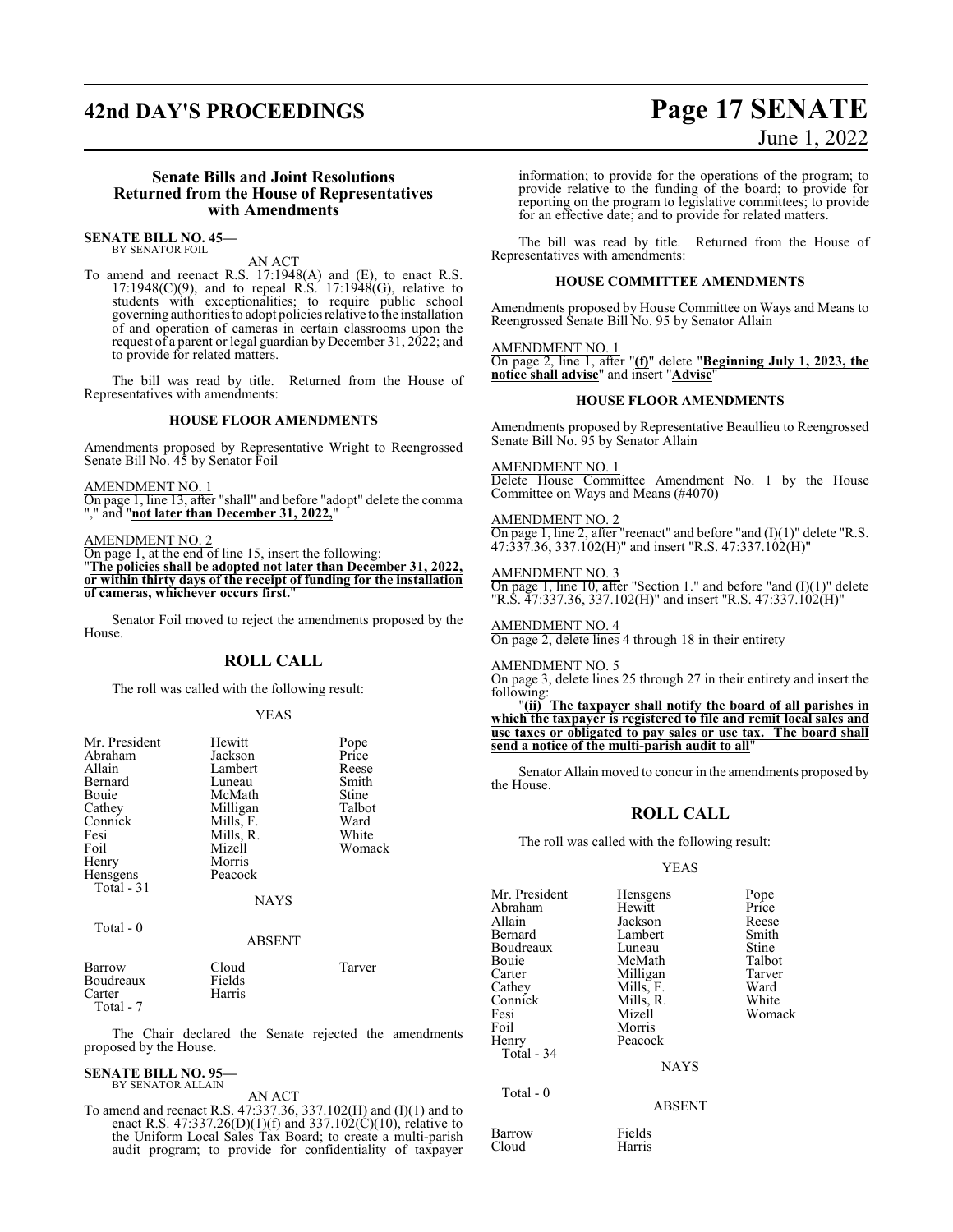### Senate Bills and Joint Resolutions Returned from the House of Representatives with Amendments

**SENATE BILL NO. 45—**
BY SENATOR FOIL

AN ACT

To amend and reenact R.S. 17:1948(A) and (E), to enact R.S. 17:1948(C)(9), and to repeal R.S. 17:1948(G), relative to students with exceptionalities; to require public school governing authorities to adopt policies relative to the installation of and operation of cameras in certain classrooms upon the request of a parent or legal guardian by December 31, 2022; and to provide for related matters.

The bill was read by title. Returned from the House of Representatives with amendments:

#### HOUSE FLOOR AMENDMENTS

Amendments proposed by Representative Wright to Reengrossed Senate Bill No. 45 by Senator Foil

AMENDMENT NO. 1
On page 1, line 13, after "shall" and before "adopt" delete the comma "," and "**not later than December 31, 2022,**"

AMENDMENT NO. 2
On page 1, at the end of line 15, insert the following:
"**The policies shall be adopted not later than December 31, 2022, or within thirty days of the receipt of funding for the installation of cameras, whichever occurs first.**"

Senator Foil moved to reject the amendments proposed by the House.

## ROLL CALL

The roll was called with the following result:

YEAS

| | | |
|---|---|---|
| Mr. President | Hewitt | Pope |
| Abraham | Jackson | Price |
| Allain | Lambert | Reese |
| Bernard | Luneau | Smith |
| Bouie | McMath | Stine |
| Cathey | Milligan | Talbot |
| Connick | Mills, F. | Ward |
| Fesi | Mills, R. | White |
| Foil | Mizell | Womack |
| Henry | Morris | |
| Hensgens | Peacock | |

Total - 31

NAYS

Total - 0

ABSENT

| | | |
|---|---|---|
| Barrow | Cloud | Tarver |
| Boudreaux | Fields | |
| Carter | Harris | |

Total - 7

The Chair declared the Senate rejected the amendments proposed by the House.

**SENATE BILL NO. 95—**
BY SENATOR ALLAIN

AN ACT

To amend and reenact R.S. 47:337.36, 337.102(H) and (I)(1) and to enact R.S. 47:337.26(D)(1)(f) and 337.102(C)(10), relative to the Uniform Local Sales Tax Board; to create a multi-parish audit program; to provide for confidentiality of taxpayer information; to provide for the operations of the program; to provide relative to the funding of the board; to provide for reporting on the program to legislative committees; to provide for an effective date; and to provide for related matters.

The bill was read by title. Returned from the House of Representatives with amendments:

#### HOUSE COMMITTEE AMENDMENTS

Amendments proposed by House Committee on Ways and Means to Reengrossed Senate Bill No. 95 by Senator Allain

AMENDMENT NO. 1
On page 2, line 1, after "**(f)**" delete "**Beginning July 1, 2023, the notice shall advise**" and insert "**Advise**"

#### HOUSE FLOOR AMENDMENTS

Amendments proposed by Representative Beaullieu to Reengrossed Senate Bill No. 95 by Senator Allain

AMENDMENT NO. 1
Delete House Committee Amendment No. 1 by the House Committee on Ways and Means (#4070)

AMENDMENT NO. 2
On page 1, line 2, after "reenact" and before "and (I)(1)" delete "R.S. 47:337.36, 337.102(H)" and insert "R.S. 47:337.102(H)"

AMENDMENT NO. 3
On page 1, line 10, after "Section 1." and before "and (I)(1)" delete "R.S. 47:337.36, 337.102(H)" and insert "R.S. 47:337.102(H)"

AMENDMENT NO. 4
On page 2, delete lines 4 through 18 in their entirety

AMENDMENT NO. 5
On page 3, delete lines 25 through 27 in their entirety and insert the following:

"**(ii) The taxpayer shall notify the board of all parishes in which the taxpayer is registered to file and remit local sales and use taxes or obligated to pay sales or use tax. The board shall send a notice of the multi-parish audit to all**"

Senator Allain moved to concur in the amendments proposed by the House.

## ROLL CALL

The roll was called with the following result:

YEAS

| | | |
|---|---|---|
| Mr. President | Hensgens | Pope |
| Abraham | Hewitt | Price |
| Allain | Jackson | Reese |
| Bernard | Lambert | Smith |
| Boudreaux | Luneau | Stine |
| Bouie | McMath | Talbot |
| Carter | Milligan | Tarver |
| Cathey | Mills, F. | Ward |
| Connick | Mills, R. | White |
| Fesi | Mizell | Womack |
| Foil | Morris | |
| Henry | Peacock | |

Total - 34

NAYS

Total - 0

ABSENT

| | |
|---|---|
| Barrow | Fields |
| Cloud | Harris |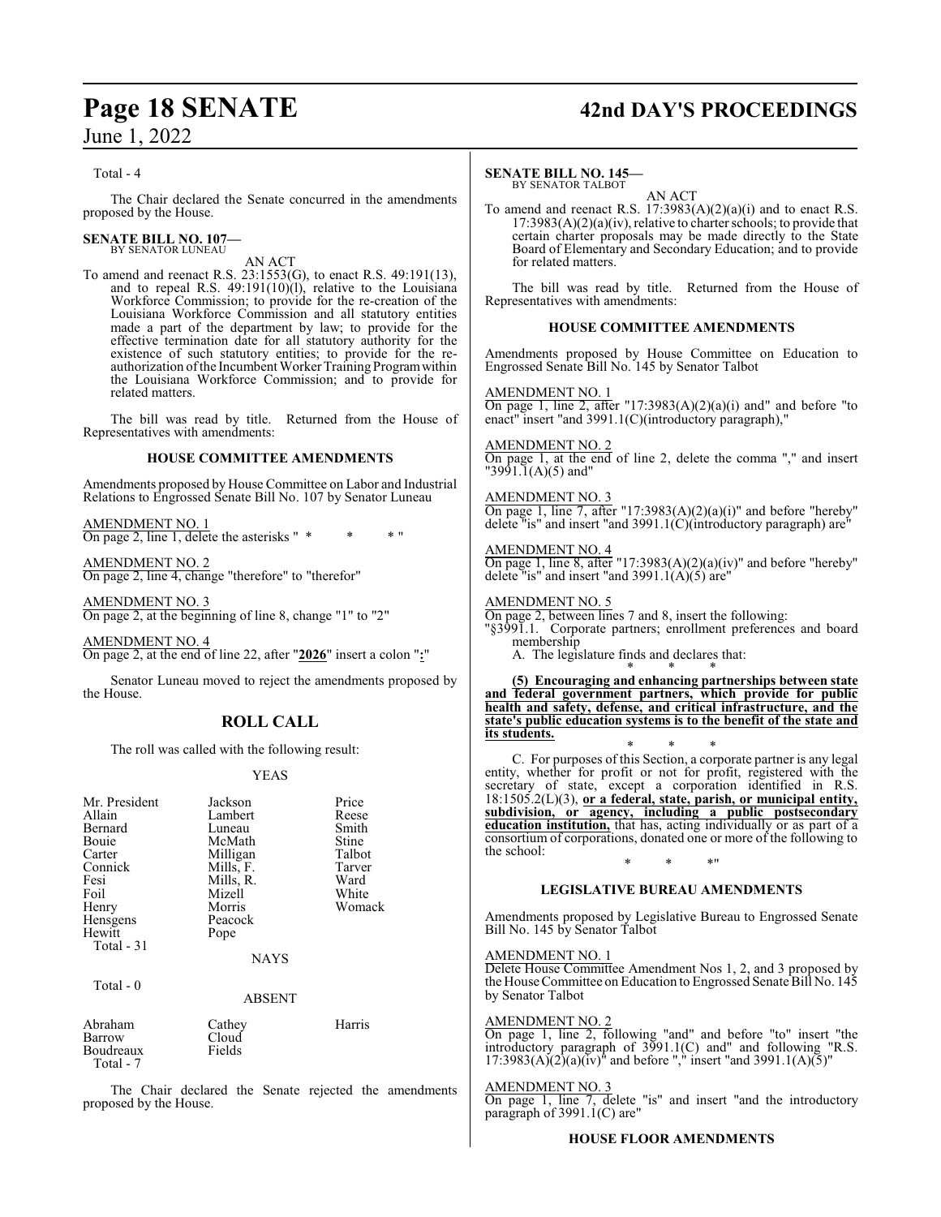Total - 4

The Chair declared the Senate concurred in the amendments proposed by the House.

**SENATE BILL NO. 107—**
BY SENATOR LUNEAU

AN ACT

To amend and reenact R.S. 23:1553(G), to enact R.S. 49:191(13), and to repeal R.S. 49:191(10)(l), relative to the Louisiana Workforce Commission; to provide for the re-creation of the Louisiana Workforce Commission and all statutory entities made a part of the department by law; to provide for the effective termination date for all statutory authority for the existence of such statutory entities; to provide for the re-authorization of the Incumbent Worker Training Program within the Louisiana Workforce Commission; and to provide for related matters.

The bill was read by title. Returned from the House of Representatives with amendments:

**HOUSE COMMITTEE AMENDMENTS**

Amendments proposed by House Committee on Labor and Industrial Relations to Engrossed Senate Bill No. 107 by Senator Luneau

AMENDMENT NO. 1
On page 2, line 1, delete the asterisks " * * * "

AMENDMENT NO. 2
On page 2, line 4, change "therefore" to "therefor"

AMENDMENT NO. 3
On page 2, at the beginning of line 8, change "1" to "2"

AMENDMENT NO. 4
On page 2, at the end of line 22, after "**2026**" insert a colon "**:**"

Senator Luneau moved to reject the amendments proposed by the House.

## ROLL CALL

The roll was called with the following result:

YEAS

| | | |
|---|---|---|
| Mr. President | Jackson | Price |
| Allain | Lambert | Reese |
| Bernard | Luneau | Smith |
| Bouie | McMath | Stine |
| Carter | Milligan | Talbot |
| Connick | Mills, F. | Tarver |
| Fesi | Mills, R. | Ward |
| Foil | Mizell | White |
| Henry | Morris | Womack |
| Hensgens | Peacock | |
| Hewitt | Pope | |

Total - 31

NAYS

Total - 0

ABSENT

| | | |
|---|---|---|
| Abraham | Cathey | Harris |
| Barrow | Cloud | |
| Boudreaux | Fields | |

Total - 7

The Chair declared the Senate rejected the amendments proposed by the House.

**SENATE BILL NO. 145—**
BY SENATOR TALBOT

AN ACT

To amend and reenact R.S. 17:3983(A)(2)(a)(i) and to enact R.S. 17:3983(A)(2)(a)(iv), relative to charter schools; to provide that certain charter proposals may be made directly to the State Board of Elementary and Secondary Education; and to provide for related matters.

The bill was read by title. Returned from the House of Representatives with amendments:

**HOUSE COMMITTEE AMENDMENTS**

Amendments proposed by House Committee on Education to Engrossed Senate Bill No. 145 by Senator Talbot

AMENDMENT NO. 1
On page 1, line 2, after "17:3983(A)(2)(a)(i) and" and before "to enact" insert "and 3991.1(C)(introductory paragraph),"

AMENDMENT NO. 2
On page 1, at the end of line 2, delete the comma "," and insert "3991.1(A)(5) and"

AMENDMENT NO. 3
On page 1, line 7, after "17:3983(A)(2)(a)(i)" and before "hereby" delete "is" and insert "and 3991.1(C)(introductory paragraph) are"

AMENDMENT NO. 4
On page 1, line 8, after "17:3983(A)(2)(a)(iv)" and before "hereby" delete "is" and insert "and 3991.1(A)(5) are"

AMENDMENT NO. 5
On page 2, between lines 7 and 8, insert the following:

"§3991.1. Corporate partners; enrollment preferences and board membership

A. The legislature finds and declares that:

\* \* \*

**(5) Encouraging and enhancing partnerships between state and federal government partners, which provide for public health and safety, defense, and critical infrastructure, and the state's public education systems is to the benefit of the state and its students.**

\* \* \*

C. For purposes of this Section, a corporate partner is any legal entity, whether for profit or not for profit, registered with the secretary of state, except a corporation identified in R.S. 18:1505.2(L)(3), **or a federal, state, parish, or municipal entity, subdivision, or agency, including a public postsecondary education institution,** that has, acting individually or as part of a consortium of corporations, donated one or more of the following to the school:

\* \* \*"

**LEGISLATIVE BUREAU AMENDMENTS**

Amendments proposed by Legislative Bureau to Engrossed Senate Bill No. 145 by Senator Talbot

AMENDMENT NO. 1
Delete House Committee Amendment Nos 1, 2, and 3 proposed by the House Committee on Education to Engrossed Senate Bill No. 145 by Senator Talbot

AMENDMENT NO. 2
On page 1, line 2, following "and" and before "to" insert "the introductory paragraph of 3991.1(C) and" and following "R.S. 17:3983(A)(2)(a)(iv)" and before "," insert "and 3991.1(A)(5)"

AMENDMENT NO. 3
On page 1, line 7, delete "is" and insert "and the introductory paragraph of 3991.1(C) are"

**HOUSE FLOOR AMENDMENTS**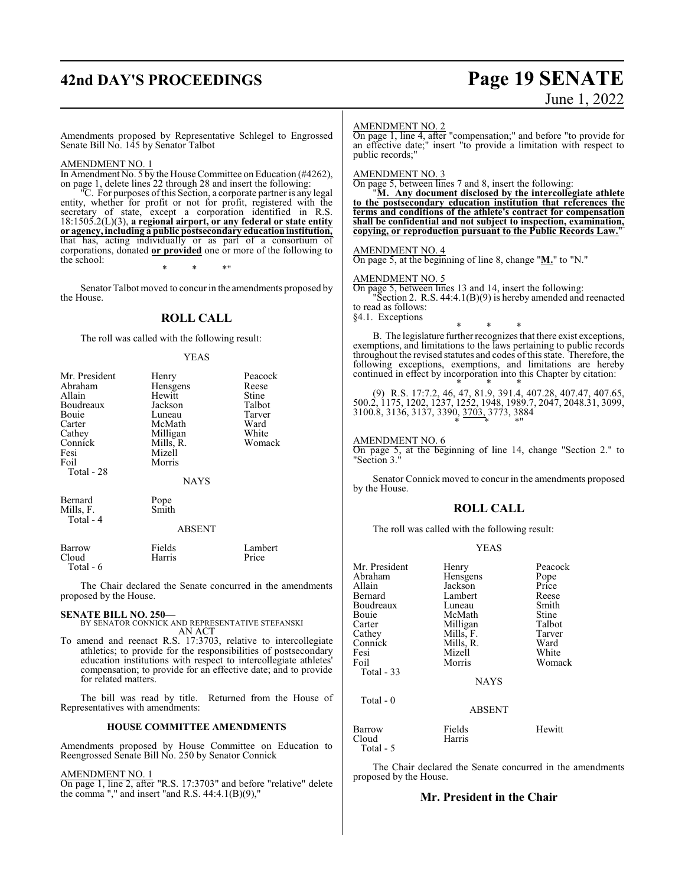Amendments proposed by Representative Schlegel to Engrossed Senate Bill No. 145 by Senator Talbot

AMENDMENT NO. 1

In Amendment No. 5 by the House Committee on Education (#4262), on page 1, delete lines 22 through 28 and insert the following:

"C. For purposes of this Section, a corporate partner is any legal entity, whether for profit or not for profit, registered with the secretary of state, except a corporation identified in R.S. 18:1505.2(L)(3), **a regional airport, or any federal or state entity or agency, including a public postsecondary education institution,** that has, acting individually or as part of a consortium of corporations, donated **or provided** one or more of the following to the school:

\* \* \*"

Senator Talbot moved to concur in the amendments proposed by the House.

## ROLL CALL

The roll was called with the following result:

YEAS

| | | |
|---|---|---|
| Mr. President | Henry | Peacock |
| Abraham | Hensgens | Reese |
| Allain | Hewitt | Stine |
| Boudreaux | Jackson | Talbot |
| Bouie | Luneau | Tarver |
| Carter | McMath | Ward |
| Cathey | Milligan | White |
| Connick | Mills, R. | Womack |
| Fesi | Mizell | |
| Foil | Morris | |

Total - 28

NAYS

| | |
|---|---|
| Bernard | Pope |
| Mills, F. | Smith |

Total - 4

ABSENT

| | | |
|---|---|---|
| Barrow | Fields | Lambert |
| Cloud | Harris | Price |

Total - 6

The Chair declared the Senate concurred in the amendments proposed by the House.

**SENATE BILL NO. 250—**
BY SENATOR CONNICK AND REPRESENTATIVE STEFANSKI
AN ACT

To amend and reenact R.S. 17:3703, relative to intercollegiate athletics; to provide for the responsibilities of postsecondary education institutions with respect to intercollegiate athletes' compensation; to provide for an effective date; and to provide for related matters.

The bill was read by title. Returned from the House of Representatives with amendments:

### HOUSE COMMITTEE AMENDMENTS

Amendments proposed by House Committee on Education to Reengrossed Senate Bill No. 250 by Senator Connick

AMENDMENT NO. 1

On page 1, line 2, after "R.S. 17:3703" and before "relative" delete the comma "," and insert "and R.S. 44:4.1(B)(9),"

AMENDMENT NO. 2

On page 1, line 4, after "compensation;" and before "to provide for an effective date;" insert "to provide a limitation with respect to public records;"

AMENDMENT NO. 3

On page 5, between lines 7 and 8, insert the following:

"**M. Any document disclosed by the intercollegiate athlete to the postsecondary education institution that references the terms and conditions of the athlete's contract for compensation shall be confidential and not subject to inspection, examination, copying, or reproduction pursuant to the Public Records Law.**"

AMENDMENT NO. 4

On page 5, at the beginning of line 8, change "**M.**" to "N."

AMENDMENT NO. 5

On page 5, between lines 13 and 14, insert the following:

"Section 2. R.S. 44:4.1(B)(9) is hereby amended and reenacted to read as follows:

§4.1. Exceptions

\* \* \*

B. The legislature further recognizes that there exist exceptions, exemptions, and limitations to the laws pertaining to public records throughout the revised statutes and codes of this state. Therefore, the following exceptions, exemptions, and limitations are hereby continued in effect by incorporation into this Chapter by citation:

\* \* \*

(9) R.S. 17:7.2, 46, 47, 81.9, 391.4, 407.28, 407.47, 407.65, 500.2, 1175, 1202, 1237, 1252, 1948, 1989.7, 2047, 2048.31, 3099, 3100.8, 3136, 3137, 3390, <u>3703,</u> 3773, 3884

\* \* \*"

AMENDMENT NO. 6

On page 5, at the beginning of line 14, change "Section 2." to "Section 3."

Senator Connick moved to concur in the amendments proposed by the House.

## ROLL CALL

The roll was called with the following result:

YEAS

| | | |
|---|---|---|
| Mr. President | Henry | Peacock |
| Abraham | Hensgens | Pope |
| Allain | Jackson | Price |
| Bernard | Lambert | Reese |
| Boudreaux | Luneau | Smith |
| Bouie | McMath | Stine |
| Carter | Milligan | Talbot |
| Cathey | Mills, F. | Tarver |
| Connick | Mills, R. | Ward |
| Fesi | Mizell | White |
| Foil | Morris | Womack |

Total - 33

NAYS

Total - 0

ABSENT

| | | |
|---|---|---|
| Barrow | Fields | Hewitt |
| Cloud | Harris | |

Total - 5

The Chair declared the Senate concurred in the amendments proposed by the House.

## Mr. President in the Chair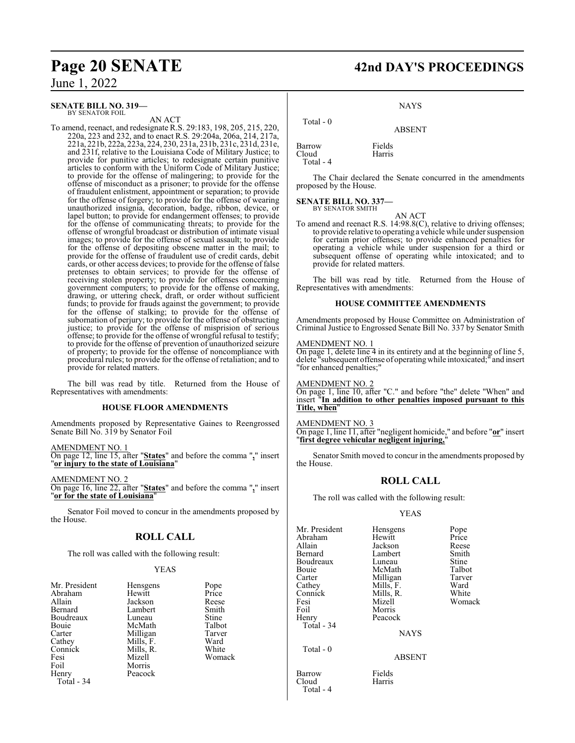**SENATE BILL NO. 319—**
BY SENATOR FOIL

AN ACT

To amend, reenact, and redesignate R.S. 29:183, 198, 205, 215, 220, 220a, 223 and 232, and to enact R.S. 29:204a, 206a, 214, 217a, 221a, 221b, 222a, 223a, 224, 230, 231a, 231b, 231c, 231d, 231e, and 231f, relative to the Louisiana Code of Military Justice; to provide for punitive articles; to redesignate certain punitive articles to conform with the Uniform Code of Military Justice; to provide for the offense of malingering; to provide for the offense of misconduct as a prisoner; to provide for the offense of fraudulent enlistment, appointment or separation; to provide for the offense of forgery; to provide for the offense of wearing unauthorized insignia, decoration, badge, ribbon, device, or lapel button; to provide for endangerment offenses; to provide for the offense of communicating threats; to provide for the offense of wrongful broadcast or distribution of intimate visual images; to provide for the offense of sexual assault; to provide for the offense of depositing obscene matter in the mail; to provide for the offense of fraudulent use of credit cards, debit cards, or other access devices; to provide for the offense of false pretenses to obtain services; to provide for the offense of receiving stolen property; to provide for offenses concerning government computers; to provide for the offense of making, drawing, or uttering check, draft, or order without sufficient funds; to provide for frauds against the government; to provide for the offense of stalking; to provide for the offense of subornation of perjury; to provide for the offense of obstructing justice; to provide for the offense of misprision of serious offense; to provide for the offense of wrongful refusal to testify; to provide for the offense of prevention of unauthorized seizure of property; to provide for the offense of noncompliance with procedural rules; to provide for the offense of retaliation; and to provide for related matters.

The bill was read by title. Returned from the House of Representatives with amendments:

**HOUSE FLOOR AMENDMENTS**

Amendments proposed by Representative Gaines to Reengrossed Senate Bill No. 319 by Senator Foil

AMENDMENT NO. 1
On page 12, line 15, after "**States**" and before the comma "**,**" insert "**or injury to the state of Louisiana**"

AMENDMENT NO. 2
On page 16, line 22, after "**States**" and before the comma "**,**" insert "**or for the state of Louisiana**"

Senator Foil moved to concur in the amendments proposed by the House.

## ROLL CALL

The roll was called with the following result:

YEAS

| | | |
|---|---|---|
| Mr. President | Hensgens | Pope |
| Abraham | Hewitt | Price |
| Allain | Jackson | Reese |
| Bernard | Lambert | Smith |
| Boudreaux | Luneau | Stine |
| Bouie | McMath | Talbot |
| Carter | Milligan | Tarver |
| Cathey | Mills, F. | Ward |
| Connick | Mills, R. | White |
| Fesi | Mizell | Womack |
| Foil | Morris | |
| Henry | Peacock | |

Total - 34

NAYS

Total - 0

ABSENT

| | |
|---|---|
| Barrow | Fields |
| Cloud | Harris |

Total - 4

The Chair declared the Senate concurred in the amendments proposed by the House.

**SENATE BILL NO. 337—**
BY SENATOR SMITH

AN ACT

To amend and reenact R.S. 14:98.8(C), relative to driving offenses; to provide relative to operating a vehicle while under suspension for certain prior offenses; to provide enhanced penalties for operating a vehicle while under suspension for a third or subsequent offense of operating while intoxicated; and to provide for related matters.

The bill was read by title. Returned from the House of Representatives with amendments:

**HOUSE COMMITTEE AMENDMENTS**

Amendments proposed by House Committee on Administration of Criminal Justice to Engrossed Senate Bill No. 337 by Senator Smith

AMENDMENT NO. 1
On page 1, delete line 4 in its entirety and at the beginning of line 5, delete "subsequent offense of operating while intoxicated;" and insert "for enhanced penalties;"

AMENDMENT NO. 2
On page 1, line 10, after "C." and before "the" delete "When" and insert "**In addition to other penalties imposed pursuant to this Title, when**"

AMENDMENT NO. 3
On page 1, line 11, after "negligent homicide," and before "**or**" insert "**first degree vehicular negligent injuring,**"

Senator Smith moved to concur in the amendments proposed by the House.

## ROLL CALL

The roll was called with the following result:

YEAS

| | | |
|---|---|---|
| Mr. President | Hensgens | Pope |
| Abraham | Hewitt | Price |
| Allain | Jackson | Reese |
| Bernard | Lambert | Smith |
| Boudreaux | Luneau | Stine |
| Bouie | McMath | Talbot |
| Carter | Milligan | Tarver |
| Cathey | Mills, F. | Ward |
| Connick | Mills, R. | White |
| Fesi | Mizell | Womack |
| Foil | Morris | |
| Henry | Peacock | |

Total - 34

NAYS

Total - 0

ABSENT

| | |
|---|---|
| Barrow | Fields |
| Cloud | Harris |

Total - 4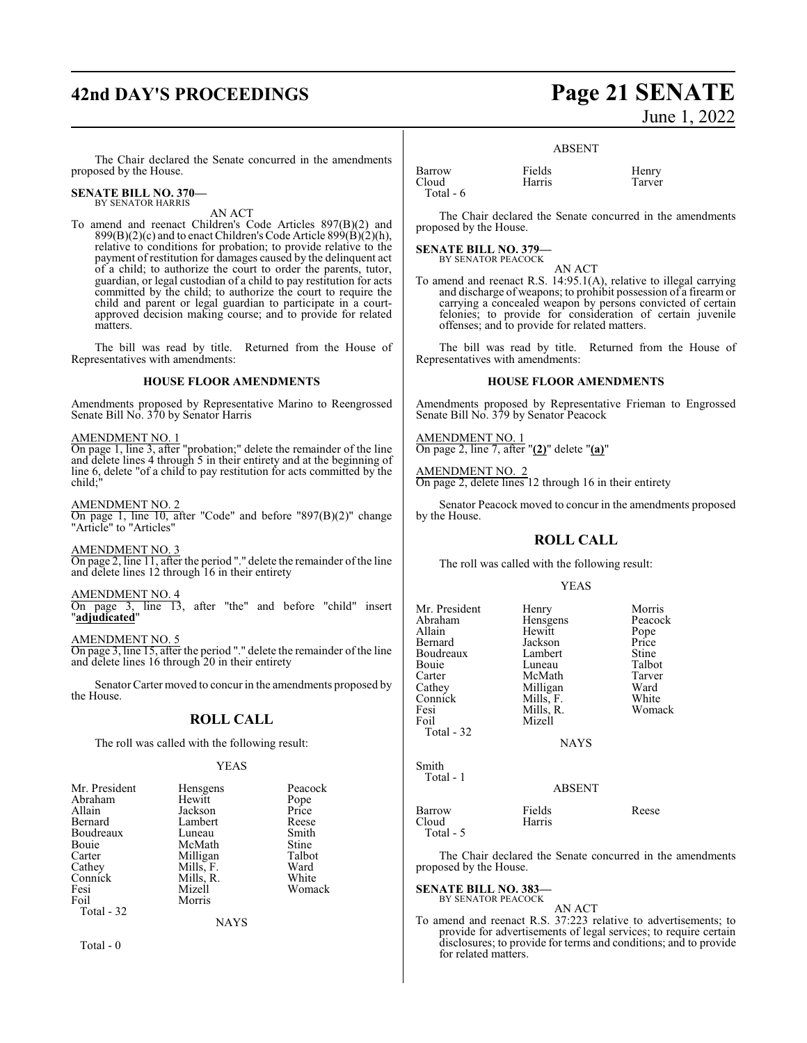The Chair declared the Senate concurred in the amendments proposed by the House.

**SENATE BILL NO. 370—**
BY SENATOR HARRIS

AN ACT

To amend and reenact Children's Code Articles 897(B)(2) and 899(B)(2)(c) and to enact Children's Code Article 899(B)(2)(h), relative to conditions for probation; to provide relative to the payment of restitution for damages caused by the delinquent act of a child; to authorize the court to order the parents, tutor, guardian, or legal custodian of a child to pay restitution for acts committed by the child; to authorize the court to require the child and parent or legal guardian to participate in a court-approved decision making course; and to provide for related matters.

The bill was read by title. Returned from the House of Representatives with amendments:

**HOUSE FLOOR AMENDMENTS**

Amendments proposed by Representative Marino to Reengrossed Senate Bill No. 370 by Senator Harris

AMENDMENT NO. 1
On page 1, line 3, after "probation;" delete the remainder of the line and delete lines 4 through 5 in their entirety and at the beginning of line 6, delete "of a child to pay restitution for acts committed by the child;"

AMENDMENT NO. 2
On page 1, line 10, after "Code" and before "897(B)(2)" change "Article" to "Articles"

AMENDMENT NO. 3
On page 2, line 11, after the period "." delete the remainder of the line and delete lines 12 through 16 in their entirety

AMENDMENT NO. 4
On page 3, line 13, after "the" and before "child" insert "**adjudicated**"

AMENDMENT NO. 5
On page 3, line 15, after the period "." delete the remainder of the line and delete lines 16 through 20 in their entirety

Senator Carter moved to concur in the amendments proposed by the House.

## ROLL CALL

The roll was called with the following result:

YEAS

| | | |
|---|---|---|
| Mr. President | Hensgens | Peacock |
| Abraham | Hewitt | Pope |
| Allain | Jackson | Price |
| Bernard | Lambert | Reese |
| Boudreaux | Luneau | Smith |
| Bouie | McMath | Stine |
| Carter | Milligan | Talbot |
| Cathey | Mills, F. | Ward |
| Connick | Mills, R. | White |
| Fesi | Mizell | Womack |
| Foil | Morris | |

Total - 32

NAYS

Total - 0

ABSENT

| | | |
|---|---|---|
| Barrow | Fields | Henry |
| Cloud | Harris | Tarver |

Total - 6

The Chair declared the Senate concurred in the amendments proposed by the House.

**SENATE BILL NO. 379—**
BY SENATOR PEACOCK

AN ACT

To amend and reenact R.S. 14:95.1(A), relative to illegal carrying and discharge of weapons; to prohibit possession of a firearm or carrying a concealed weapon by persons convicted of certain felonies; to provide for consideration of certain juvenile offenses; and to provide for related matters.

The bill was read by title. Returned from the House of Representatives with amendments:

**HOUSE FLOOR AMENDMENTS**

Amendments proposed by Representative Frieman to Engrossed Senate Bill No. 379 by Senator Peacock

AMENDMENT NO. 1
On page 2, line 7, after "**(2)**" delete "**(a)**"

AMENDMENT NO. 2
On page 2, delete lines 12 through 16 in their entirety

Senator Peacock moved to concur in the amendments proposed by the House.

## ROLL CALL

The roll was called with the following result:

YEAS

| | | |
|---|---|---|
| Mr. President | Henry | Morris |
| Abraham | Hensgens | Peacock |
| Allain | Hewitt | Pope |
| Bernard | Jackson | Price |
| Boudreaux | Lambert | Stine |
| Bouie | Luneau | Talbot |
| Carter | McMath | Tarver |
| Cathey | Milligan | Ward |
| Connick | Mills, F. | White |
| Fesi | Mills, R. | Womack |
| Foil | Mizell | |

Total - 32

NAYS

Smith

Total - 1

ABSENT

| | | |
|---|---|---|
| Barrow | Fields | Reese |
| Cloud | Harris | |

Total - 5

The Chair declared the Senate concurred in the amendments proposed by the House.

**SENATE BILL NO. 383—**
BY SENATOR PEACOCK

AN ACT

To amend and reenact R.S. 37:223 relative to advertisements; to provide for advertisements of legal services; to require certain disclosures; to provide for terms and conditions; and to provide for related matters.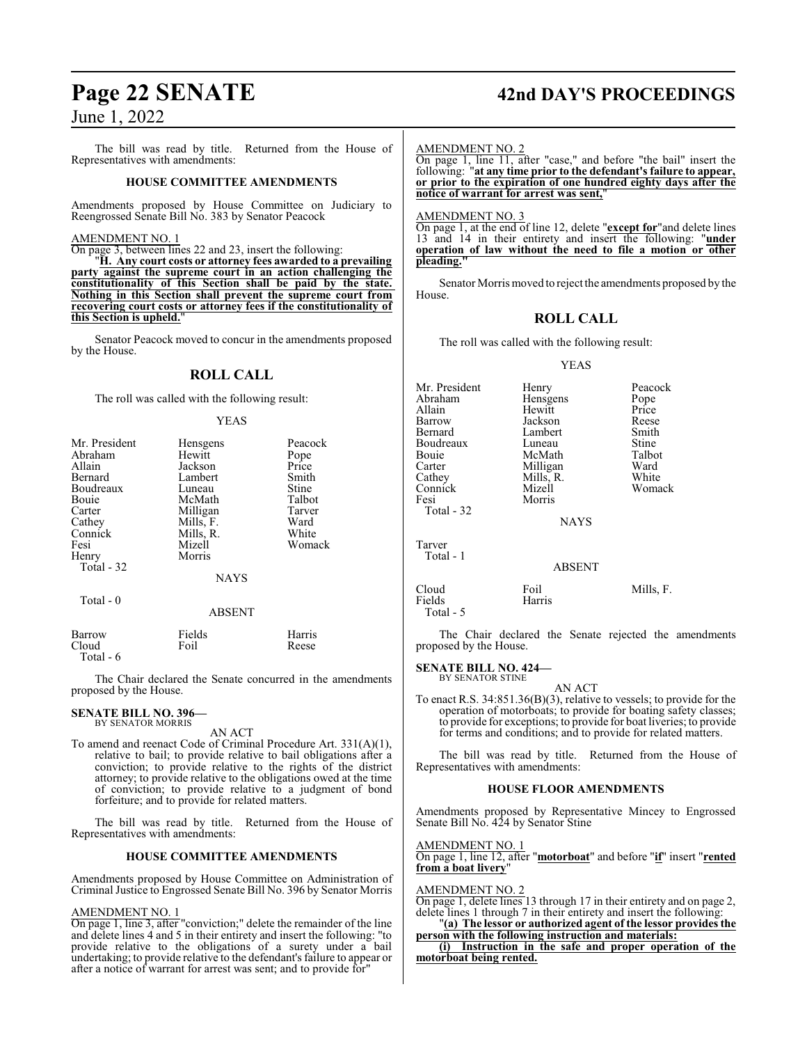The bill was read by title. Returned from the House of Representatives with amendments:

**HOUSE COMMITTEE AMENDMENTS**

Amendments proposed by House Committee on Judiciary to Reengrossed Senate Bill No. 383 by Senator Peacock

AMENDMENT NO. 1

On page 3, between lines 22 and 23, insert the following:

"**H. Any court costs or attorney fees awarded to a prevailing party against the supreme court in an action challenging the constitutionality of this Section shall be paid by the state. Nothing in this Section shall prevent the supreme court from recovering court costs or attorney fees if the constitutionality of this Section is upheld.**"

Senator Peacock moved to concur in the amendments proposed by the House.

## ROLL CALL

The roll was called with the following result:

YEAS

| | | |
|---|---|---|
| Mr. President | Hensgens | Peacock |
| Abraham | Hewitt | Pope |
| Allain | Jackson | Price |
| Bernard | Lambert | Smith |
| Boudreaux | Luneau | Stine |
| Bouie | McMath | Talbot |
| Carter | Milligan | Tarver |
| Cathey | Mills, F. | Ward |
| Connick | Mills, R. | White |
| Fesi | Mizell | Womack |
| Henry | Morris | |

Total - 32

NAYS

Total - 0

ABSENT

| | | |
|---|---|---|
| Barrow | Fields | Harris |
| Cloud | Foil | Reese |

Total - 6

The Chair declared the Senate concurred in the amendments proposed by the House.

**SENATE BILL NO. 396—**
BY SENATOR MORRIS

AN ACT

To amend and reenact Code of Criminal Procedure Art. 331(A)(1), relative to bail; to provide relative to bail obligations after a conviction; to provide relative to the rights of the district attorney; to provide relative to the obligations owed at the time of conviction; to provide relative to a judgment of bond forfeiture; and to provide for related matters.

The bill was read by title. Returned from the House of Representatives with amendments:

**HOUSE COMMITTEE AMENDMENTS**

Amendments proposed by House Committee on Administration of Criminal Justice to Engrossed Senate Bill No. 396 by Senator Morris

AMENDMENT NO. 1

On page 1, line 3, after "conviction;" delete the remainder of the line and delete lines 4 and 5 in their entirety and insert the following: "to provide relative to the obligations of a surety under a bail undertaking; to provide relative to the defendant's failure to appear or after a notice of warrant for arrest was sent; and to provide for"

AMENDMENT NO. 2

On page 1, line 11, after "case," and before "the bail" insert the following: "**at any time prior to the defendant's failure to appear, or prior to the expiration of one hundred eighty days after the notice of warrant for arrest was sent,**"

AMENDMENT NO. 3

On page 1, at the end of line 12, delete "**except for**"and delete lines 13 and 14 in their entirety and insert the following: "**under operation of law without the need to file a motion or other pleading.**"

Senator Morris moved to reject the amendments proposed by the House.

## ROLL CALL

The roll was called with the following result:

YEAS

| | | |
|---|---|---|
| Mr. President | Henry | Peacock |
| Abraham | Hensgens | Pope |
| Allain | Hewitt | Price |
| Barrow | Jackson | Reese |
| Bernard | Lambert | Smith |
| Boudreaux | Luneau | Stine |
| Bouie | McMath | Talbot |
| Carter | Milligan | Ward |
| Cathey | Mills, R. | White |
| Connick | Mizell | Womack |
| Fesi | Morris | |

Total - 32

NAYS

Tarver

Total - 1

ABSENT

| | | |
|---|---|---|
| Cloud | Foil | Mills, F. |
| Fields | Harris | |

Total - 5

The Chair declared the Senate rejected the amendments proposed by the House.

**SENATE BILL NO. 424—**
BY SENATOR STINE

AN ACT

To enact R.S. 34:851.36(B)(3), relative to vessels; to provide for the operation of motorboats; to provide for boating safety classes; to provide for exceptions; to provide for boat liveries; to provide for terms and conditions; and to provide for related matters.

The bill was read by title. Returned from the House of Representatives with amendments:

**HOUSE FLOOR AMENDMENTS**

Amendments proposed by Representative Mincey to Engrossed Senate Bill No. 424 by Senator Stine

AMENDMENT NO. 1

On page 1, line 12, after "**motorboat**" and before "**if**" insert "**rented from a boat livery**"

AMENDMENT NO. 2

On page 1, delete lines 13 through 17 in their entirety and on page 2, delete lines 1 through 7 in their entirety and insert the following:

"**(a) The lessor or authorized agent of the lessor provides the person with the following instruction and materials:**

**(i) Instruction in the safe and proper operation of the motorboat being rented.**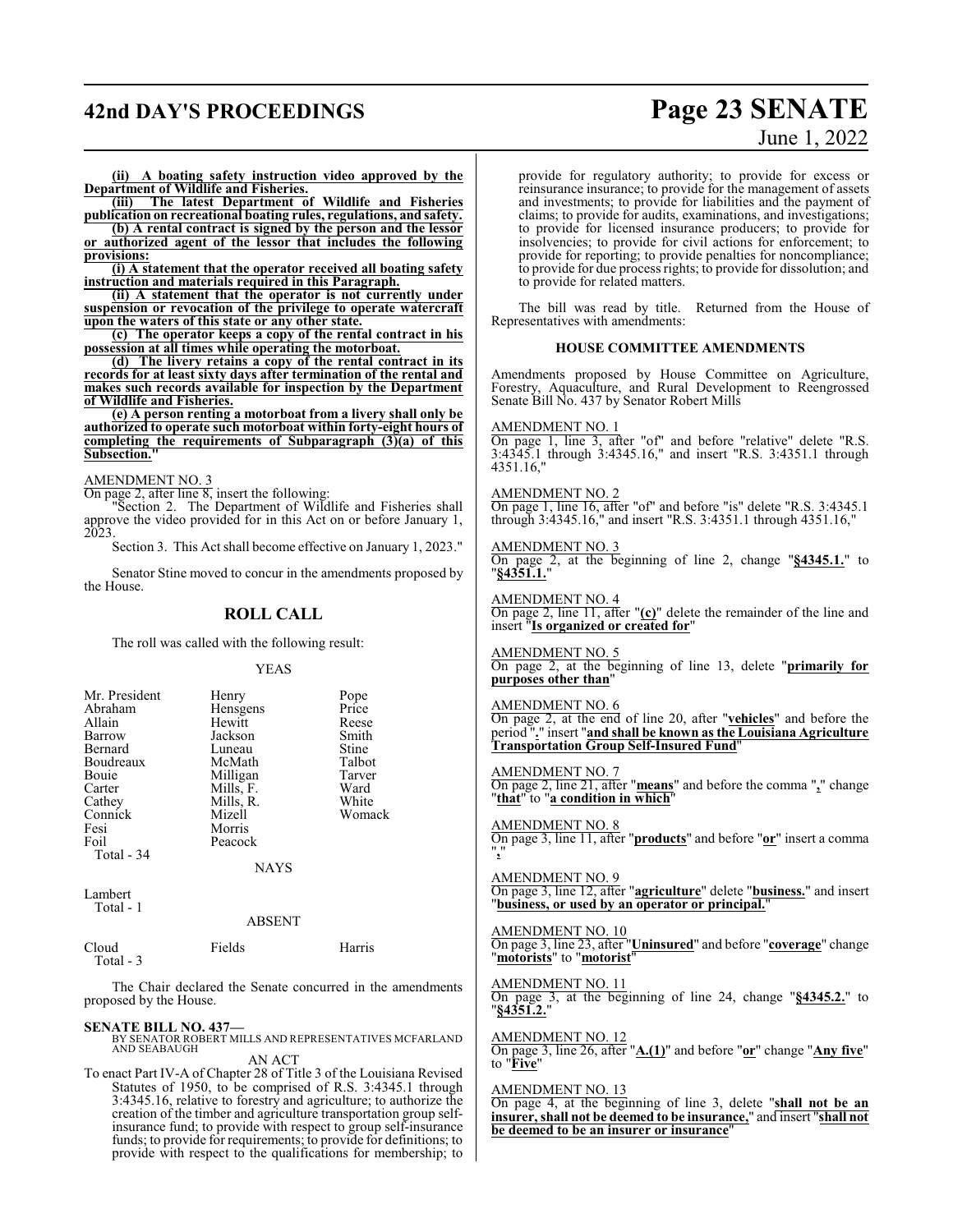**(ii) A boating safety instruction video approved by the Department of Wildlife and Fisheries.**

**(iii) The latest Department of Wildlife and Fisheries publication on recreational boating rules, regulations, and safety.**

**(b) A rental contract is signed by the person and the lessor or authorized agent of the lessor that includes the following provisions:**

**(i) A statement that the operator received all boating safety instruction and materials required in this Paragraph.**

**(ii) A statement that the operator is not currently under suspension or revocation of the privilege to operate watercraft upon the waters of this state or any other state.**

**(c) The operator keeps a copy of the rental contract in his possession at all times while operating the motorboat.**

**(d) The livery retains a copy of the rental contract in its records for at least sixty days after termination of the rental and makes such records available for inspection by the Department of Wildlife and Fisheries.**

**(e) A person renting a motorboat from a livery shall only be authorized to operate such motorboat within forty-eight hours of completing the requirements of Subparagraph (3)(a) of this Subsection."**

AMENDMENT NO. 3

On page 2, after line 8, insert the following:

"Section 2. The Department of Wildlife and Fisheries shall approve the video provided for in this Act on or before January 1, 2023.

Section 3. This Act shall become effective on January 1, 2023."

Senator Stine moved to concur in the amendments proposed by the House.

## ROLL CALL

The roll was called with the following result:

YEAS

| | | |
|---|---|---|
| Mr. President | Henry | Pope |
| Abraham | Hensgens | Price |
| Allain | Hewitt | Reese |
| Barrow | Jackson | Smith |
| Bernard | Luneau | Stine |
| Boudreaux | McMath | Talbot |
| Bouie | Milligan | Tarver |
| Carter | Mills, F. | Ward |
| Cathey | Mills, R. | White |
| Connick | Mizell | Womack |
| Fesi | Morris | |
| Foil | Peacock | |
| Total - 34 | | |

NAYS

Lambert
Total - 1

ABSENT

| | | |
|---|---|---|
| Cloud | Fields | Harris |
| Total - 3 | | |

The Chair declared the Senate concurred in the amendments proposed by the House.

**SENATE BILL NO. 437—**
BY SENATOR ROBERT MILLS AND REPRESENTATIVES MCFARLAND AND SEABAUGH

AN ACT

To enact Part IV-A of Chapter 28 of Title 3 of the Louisiana Revised Statutes of 1950, to be comprised of R.S. 3:4345.1 through 3:4345.16, relative to forestry and agriculture; to authorize the creation of the timber and agriculture transportation group self-insurance fund; to provide with respect to group self-insurance funds; to provide for requirements; to provide for definitions; to provide with respect to the qualifications for membership; to provide for regulatory authority; to provide for excess or reinsurance insurance; to provide for the management of assets and investments; to provide for liabilities and the payment of claims; to provide for audits, examinations, and investigations; to provide for licensed insurance producers; to provide for insolvencies; to provide for civil actions for enforcement; to provide for reporting; to provide penalties for noncompliance; to provide for due process rights; to provide for dissolution; and to provide for related matters.

The bill was read by title. Returned from the House of Representatives with amendments:

### HOUSE COMMITTEE AMENDMENTS

Amendments proposed by House Committee on Agriculture, Forestry, Aquaculture, and Rural Development to Reengrossed Senate Bill No. 437 by Senator Robert Mills

AMENDMENT NO. 1

On page 1, line 3, after "of" and before "relative" delete "R.S. 3:4345.1 through 3:4345.16," and insert "R.S. 3:4351.1 through 4351.16,"

AMENDMENT NO. 2

On page 1, line 16, after "of" and before "is" delete "R.S. 3:4345.1 through 3:4345.16," and insert "R.S. 3:4351.1 through 4351.16,"

AMENDMENT NO. 3

On page 2, at the beginning of line 2, change "**§4345.1.**" to "**§4351.1.**"

AMENDMENT NO. 4

On page 2, line 11, after "**(c)**" delete the remainder of the line and insert "**Is organized or created for**"

AMENDMENT NO. 5

On page 2, at the beginning of line 13, delete "**primarily for purposes other than**"

AMENDMENT NO. 6

On page 2, at the end of line 20, after "**vehicles**" and before the period "**.**" insert "**and shall be known as the Louisiana Agriculture Transportation Group Self-Insured Fund**"

AMENDMENT NO. 7

On page 2, line 21, after "**means**" and before the comma "**,**" change "**that**" to "**a condition in which**"

AMENDMENT NO. 8

On page 3, line 11, after "**products**" and before "**or**" insert a comma "**,**"

AMENDMENT NO. 9

On page 3, line 12, after "**agriculture**" delete "**business.**" and insert "**business, or used by an operator or principal.**"

AMENDMENT NO. 10

On page 3, line 23, after "**Uninsured**" and before "**coverage**" change "**motorists**" to "**motorist**"

AMENDMENT NO. 11

On page 3, at the beginning of line 24, change "**§4345.2.**" to "**§4351.2.**"

AMENDMENT NO. 12

On page 3, line 26, after "**A.(1)**" and before "**or**" change "**Any five**" to "**Five**"

AMENDMENT NO. 13

On page 4, at the beginning of line 3, delete "**shall not be an insurer, shall not be deemed to be insurance,**" and insert "**shall not be deemed to be an insurer or insurance**"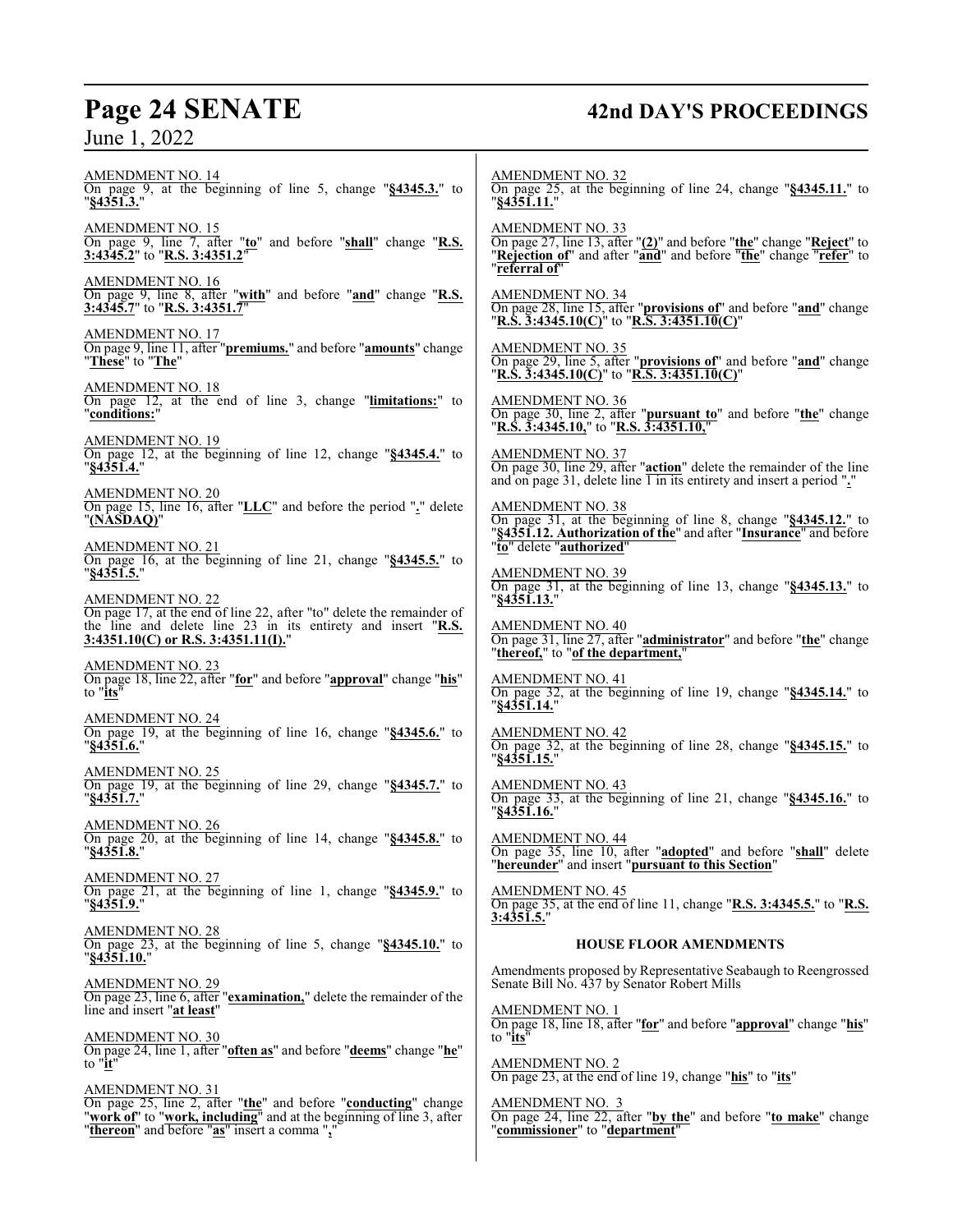AMENDMENT NO. 14
On page 9, at the beginning of line 5, change "**§4345.3.**" to "**§4351.3.**"

AMENDMENT NO. 15
On page 9, line 7, after "**to**" and before "**shall**" change "**R.S. 3:4345.2**" to "**R.S. 3:4351.2**"

AMENDMENT NO. 16
On page 9, line 8, after "**with**" and before "**and**" change "**R.S. 3:4345.7**" to "**R.S. 3:4351.7**"

AMENDMENT NO. 17
On page 9, line 11, after "**premiums.**" and before "**amounts**" change "**These**" to "**The**"

AMENDMENT NO. 18
On page 12, at the end of line 3, change "**limitations:**" to "**conditions:**"

AMENDMENT NO. 19
On page 12, at the beginning of line 12, change "**§4345.4.**" to "**§4351.4.**"

AMENDMENT NO. 20
On page 15, line 16, after "**LLC**" and before the period "**.**" delete "**(NASDAQ)**"

AMENDMENT NO. 21
On page 16, at the beginning of line 21, change "**§4345.5.**" to "**§4351.5.**"

AMENDMENT NO. 22
On page 17, at the end of line 22, after "to" delete the remainder of the line and delete line 23 in its entirety and insert "**R.S. 3:4351.10(C) or R.S. 3:4351.11(I).**"

AMENDMENT NO. 23
On page 18, line 22, after "**for**" and before "**approval**" change "**his**" to "**its**"

AMENDMENT NO. 24
On page 19, at the beginning of line 16, change "**§4345.6.**" to "**§4351.6.**"

AMENDMENT NO. 25
On page 19, at the beginning of line 29, change "**§4345.7.**" to "**§4351.7.**"

AMENDMENT NO. 26
On page 20, at the beginning of line 14, change "**§4345.8.**" to "**§4351.8.**"

AMENDMENT NO. 27
On page 21, at the beginning of line 1, change "**§4345.9.**" to "**§4351.9.**"

AMENDMENT NO. 28
On page 23, at the beginning of line 5, change "**§4345.10.**" to "**§4351.10.**"

AMENDMENT NO. 29
On page 23, line 6, after "**examination,**" delete the remainder of the line and insert "**at least**"

AMENDMENT NO. 30
On page 24, line 1, after "**often as**" and before "**deems**" change "**he**" to "**it**"

AMENDMENT NO. 31
On page 25, line 2, after "**the**" and before "**conducting**" change "**work of**" to "**work, including**" and at the beginning of line 3, after "**thereon**" and before "**as**" insert a comma "**,**"

AMENDMENT NO. 32
On page 25, at the beginning of line 24, change "**§4345.11.**" to "**§4351.11.**"

AMENDMENT NO. 33
On page 27, line 13, after "**(2)**" and before "**the**" change "**Reject**" to "**Rejection of**" and after "**and**" and before "**the**" change "**refer**" to "**referral of**"

AMENDMENT NO. 34
On page 28, line 15, after "**provisions of**" and before "**and**" change "**R.S. 3:4345.10(C)**" to "**R.S. 3:4351.10(C)**"

AMENDMENT NO. 35
On page 29, line 5, after "**provisions of**" and before "**and**" change "**R.S. 3:4345.10(C)**" to "**R.S. 3:4351.10(C)**"

AMENDMENT NO. 36
On page 30, line 2, after "**pursuant to**" and before "**the**" change "**R.S. 3:4345.10,**" to "**R.S. 3:4351.10,**"

AMENDMENT NO. 37
On page 30, line 29, after "**action**" delete the remainder of the line and on page 31, delete line 1 in its entirety and insert a period "**.**"

AMENDMENT NO. 38
On page 31, at the beginning of line 8, change "**§4345.12.**" to "**§4351.12. Authorization of the**" and after "**Insurance**" and before "**to**" delete "**authorized**"

AMENDMENT NO. 39
On page 31, at the beginning of line 13, change "**§4345.13.**" to "**§4351.13.**"

AMENDMENT NO. 40
On page 31, line 27, after "**administrator**" and before "**the**" change "**thereof,**" to "**of the department,**"

AMENDMENT NO. 41
On page 32, at the beginning of line 19, change "**§4345.14.**" to "**§4351.14.**"

AMENDMENT NO. 42
On page 32, at the beginning of line 28, change "**§4345.15.**" to "**§4351.15.**"

AMENDMENT NO. 43
On page 33, at the beginning of line 21, change "**§4345.16.**" to "**§4351.16.**"

AMENDMENT NO. 44
On page 35, line 10, after "**adopted**" and before "**shall**" delete "**hereunder**" and insert "**pursuant to this Section**"

AMENDMENT NO. 45
On page 35, at the end of line 11, change "**R.S. 3:4345.5.**" to "**R.S. 3:4351.5.**"

### HOUSE FLOOR AMENDMENTS

Amendments proposed by Representative Seabaugh to Reengrossed Senate Bill No. 437 by Senator Robert Mills

AMENDMENT NO. 1
On page 18, line 18, after "**for**" and before "**approval**" change "**his**" to "**its**"

AMENDMENT NO. 2
On page 23, at the end of line 19, change "**his**" to "**its**"

AMENDMENT NO. 3
On page 24, line 22, after "**by the**" and before "**to make**" change "**commissioner**" to "**department**"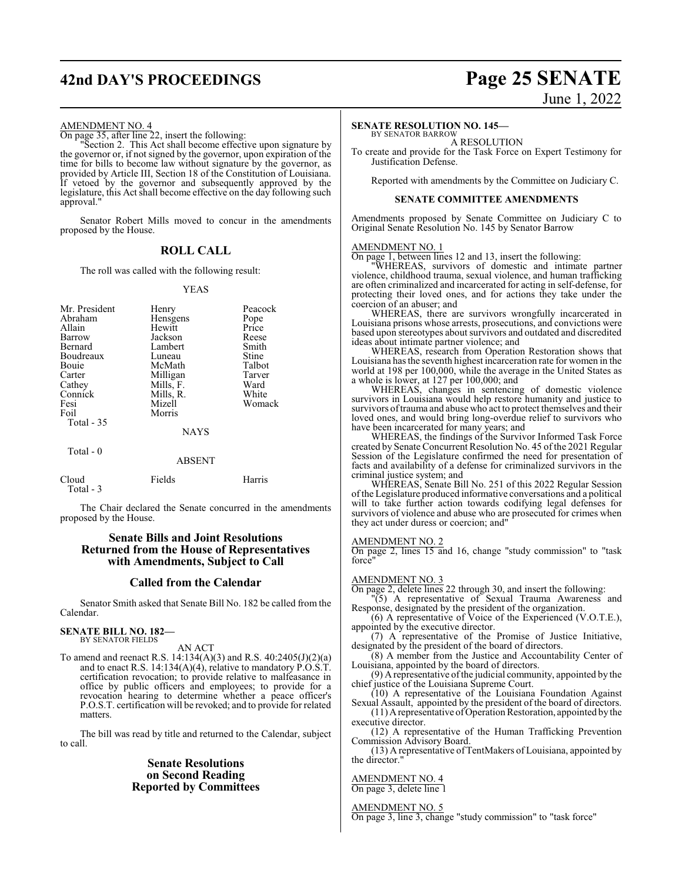AMENDMENT NO. 4

On page 35, after line 22, insert the following:

"Section 2. This Act shall become effective upon signature by the governor or, if not signed by the governor, upon expiration of the time for bills to become law without signature by the governor, as provided by Article III, Section 18 of the Constitution of Louisiana. If vetoed by the governor and subsequently approved by the legislature, this Act shall become effective on the day following such approval."

Senator Robert Mills moved to concur in the amendments proposed by the House.

## ROLL CALL

The roll was called with the following result:

YEAS

| | | |
|---|---|---|
| Mr. President | Henry | Peacock |
| Abraham | Hensgens | Pope |
| Allain | Hewitt | Price |
| Barrow | Jackson | Reese |
| Bernard | Lambert | Smith |
| Boudreaux | Luneau | Stine |
| Bouie | McMath | Talbot |
| Carter | Milligan | Tarver |
| Cathey | Mills, F. | Ward |
| Connick | Mills, R. | White |
| Fesi | Mizell | Womack |
| Foil | Morris | |

Total - 35

NAYS

Total - 0

ABSENT

| | | |
|---|---|---|
| Cloud | Fields | Harris |

Total - 3

The Chair declared the Senate concurred in the amendments proposed by the House.

## Senate Bills and Joint Resolutions Returned from the House of Representatives with Amendments, Subject to Call

## Called from the Calendar

Senator Smith asked that Senate Bill No. 182 be called from the Calendar.

**SENATE BILL NO. 182—**
BY SENATOR FIELDS

AN ACT

To amend and reenact R.S. 14:134(A)(3) and R.S. 40:2405(J)(2)(a) and to enact R.S. 14:134(A)(4), relative to mandatory P.O.S.T. certification revocation; to provide relative to malfeasance in office by public officers and employees; to provide for a revocation hearing to determine whether a peace officer's P.O.S.T. certification will be revoked; and to provide for related matters.

The bill was read by title and returned to the Calendar, subject to call.

## Senate Resolutions on Second Reading Reported by Committees

**SENATE RESOLUTION NO. 145—**
BY SENATOR BARROW

A RESOLUTION

To create and provide for the Task Force on Expert Testimony for Justification Defense.

Reported with amendments by the Committee on Judiciary C.

### SENATE COMMITTEE AMENDMENTS

Amendments proposed by Senate Committee on Judiciary C to Original Senate Resolution No. 145 by Senator Barrow

AMENDMENT NO. 1

On page 1, between lines 12 and 13, insert the following:

"WHEREAS, survivors of domestic and intimate partner violence, childhood trauma, sexual violence, and human trafficking are often criminalized and incarcerated for acting in self-defense, for protecting their loved ones, and for actions they take under the coercion of an abuser; and

WHEREAS, there are survivors wrongfully incarcerated in Louisiana prisons whose arrests, prosecutions, and convictions were based upon stereotypes about survivors and outdated and discredited ideas about intimate partner violence; and

WHEREAS, research from Operation Restoration shows that Louisiana has the seventh highest incarceration rate for women in the world at 198 per 100,000, while the average in the United States as a whole is lower, at 127 per 100,000; and

WHEREAS, changes in sentencing of domestic violence survivors in Louisiana would help restore humanity and justice to survivors of trauma and abuse who act to protect themselves and their loved ones, and would bring long-overdue relief to survivors who have been incarcerated for many years; and

WHEREAS, the findings of the Survivor Informed Task Force created by Senate Concurrent Resolution No. 45 of the 2021 Regular Session of the Legislature confirmed the need for presentation of facts and availability of a defense for criminalized survivors in the criminal justice system; and

WHEREAS, Senate Bill No. 251 of this 2022 Regular Session of the Legislature produced informative conversations and a political will to take further action towards codifying legal defenses for survivors of violence and abuse who are prosecuted for crimes when they act under duress or coercion; and"

AMENDMENT NO. 2

On page 2, lines 15 and 16, change "study commission" to "task force"

AMENDMENT NO. 3

On page 2, delete lines 22 through 30, and insert the following:

"(5) A representative of Sexual Trauma Awareness and Response, designated by the president of the organization.

(6) A representative of Voice of the Experienced (V.O.T.E.), appointed by the executive director.

(7) A representative of the Promise of Justice Initiative, designated by the president of the board of directors.

(8) A member from the Justice and Accountability Center of Louisiana, appointed by the board of directors.

(9) A representative of the judicial community, appointed by the chief justice of the Louisiana Supreme Court.

(10) A representative of the Louisiana Foundation Against Sexual Assault, appointed by the president of the board of directors.

(11) A representative of Operation Restoration, appointed by the executive director.

(12) A representative of the Human Trafficking Prevention Commission Advisory Board.

(13) A representative of TentMakers of Louisiana, appointed by the director."

AMENDMENT NO. 4

On page 3, delete line 1

AMENDMENT NO. 5

On page 3, line 3, change "study commission" to "task force"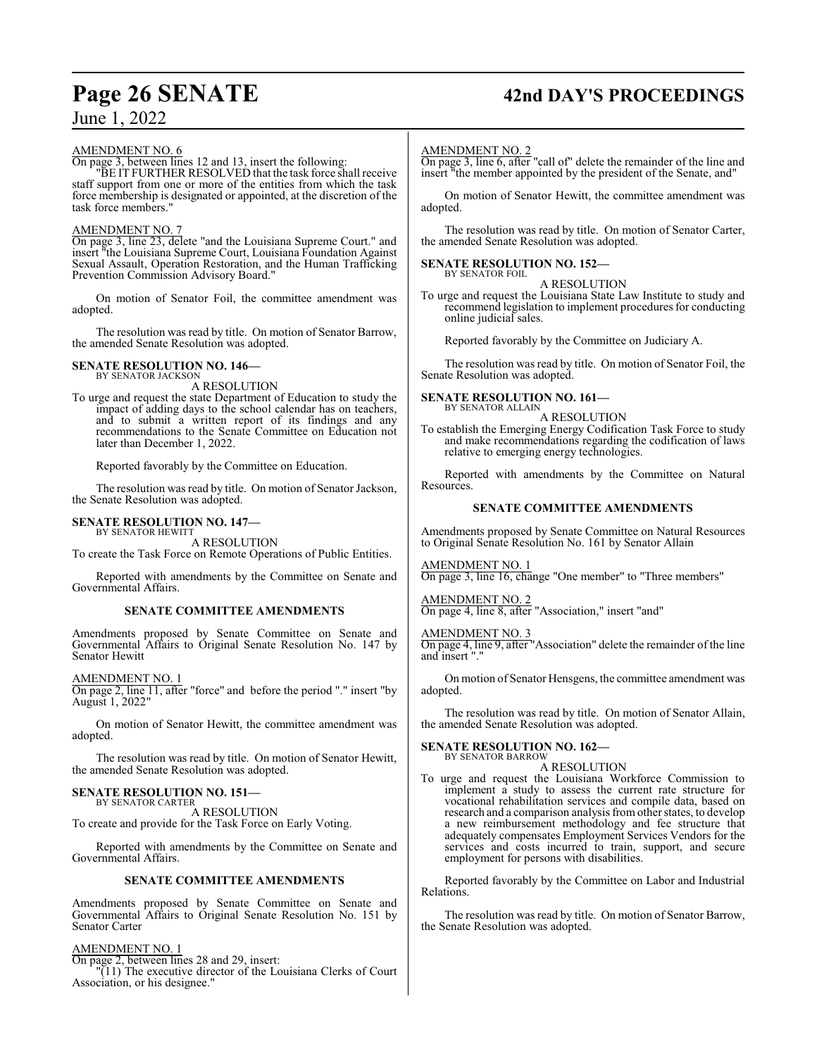AMENDMENT NO. 6

On page 3, between lines 12 and 13, insert the following:

"BE IT FURTHER RESOLVED that the task force shall receive staff support from one or more of the entities from which the task force membership is designated or appointed, at the discretion of the task force members."

AMENDMENT NO. 7

On page 3, line 23, delete "and the Louisiana Supreme Court." and insert "the Louisiana Supreme Court, Louisiana Foundation Against Sexual Assault, Operation Restoration, and the Human Trafficking Prevention Commission Advisory Board."

On motion of Senator Foil, the committee amendment was adopted.

The resolution was read by title. On motion of Senator Barrow, the amended Senate Resolution was adopted.

**SENATE RESOLUTION NO. 146—**
BY SENATOR JACKSON

A RESOLUTION

To urge and request the state Department of Education to study the impact of adding days to the school calendar has on teachers, and to submit a written report of its findings and any recommendations to the Senate Committee on Education not later than December 1, 2022.

Reported favorably by the Committee on Education.

The resolution was read by title. On motion of Senator Jackson, the Senate Resolution was adopted.

**SENATE RESOLUTION NO. 147—**
BY SENATOR HEWITT

A RESOLUTION

To create the Task Force on Remote Operations of Public Entities.

Reported with amendments by the Committee on Senate and Governmental Affairs.

**SENATE COMMITTEE AMENDMENTS**

Amendments proposed by Senate Committee on Senate and Governmental Affairs to Original Senate Resolution No. 147 by Senator Hewitt

AMENDMENT NO. 1

On page 2, line 11, after "force" and before the period "." insert "by August 1, 2022"

On motion of Senator Hewitt, the committee amendment was adopted.

The resolution was read by title. On motion of Senator Hewitt, the amended Senate Resolution was adopted.

**SENATE RESOLUTION NO. 151—**
BY SENATOR CARTER

A RESOLUTION

To create and provide for the Task Force on Early Voting.

Reported with amendments by the Committee on Senate and Governmental Affairs.

**SENATE COMMITTEE AMENDMENTS**

Amendments proposed by Senate Committee on Senate and Governmental Affairs to Original Senate Resolution No. 151 by Senator Carter

AMENDMENT NO. 1

On page 2, between lines 28 and 29, insert:

"(11) The executive director of the Louisiana Clerks of Court Association, or his designee."

AMENDMENT NO. 2

On page 3, line 6, after "call of" delete the remainder of the line and insert "the member appointed by the president of the Senate, and"

On motion of Senator Hewitt, the committee amendment was adopted.

The resolution was read by title. On motion of Senator Carter, the amended Senate Resolution was adopted.

**SENATE RESOLUTION NO. 152—**
BY SENATOR FOIL

A RESOLUTION

To urge and request the Louisiana State Law Institute to study and recommend legislation to implement procedures for conducting online judicial sales.

Reported favorably by the Committee on Judiciary A.

The resolution was read by title. On motion of Senator Foil, the Senate Resolution was adopted.

**SENATE RESOLUTION NO. 161—**
BY SENATOR ALLAIN

A RESOLUTION

To establish the Emerging Energy Codification Task Force to study and make recommendations regarding the codification of laws relative to emerging energy technologies.

Reported with amendments by the Committee on Natural Resources.

**SENATE COMMITTEE AMENDMENTS**

Amendments proposed by Senate Committee on Natural Resources to Original Senate Resolution No. 161 by Senator Allain

AMENDMENT NO. 1

On page 3, line 16, change "One member" to "Three members"

AMENDMENT NO. 2

On page 4, line 8, after "Association," insert "and"

AMENDMENT NO. 3

On page 4, line 9, after "Association" delete the remainder of the line and insert "."

On motion of Senator Hensgens, the committee amendment was adopted.

The resolution was read by title. On motion of Senator Allain, the amended Senate Resolution was adopted.

**SENATE RESOLUTION NO. 162—**
BY SENATOR BARROW

A RESOLUTION

To urge and request the Louisiana Workforce Commission to implement a study to assess the current rate structure for vocational rehabilitation services and compile data, based on research and a comparison analysis from other states, to develop a new reimbursement methodology and fee structure that adequately compensates Employment Services Vendors for the services and costs incurred to train, support, and secure employment for persons with disabilities.

Reported favorably by the Committee on Labor and Industrial Relations.

The resolution was read by title. On motion of Senator Barrow, the Senate Resolution was adopted.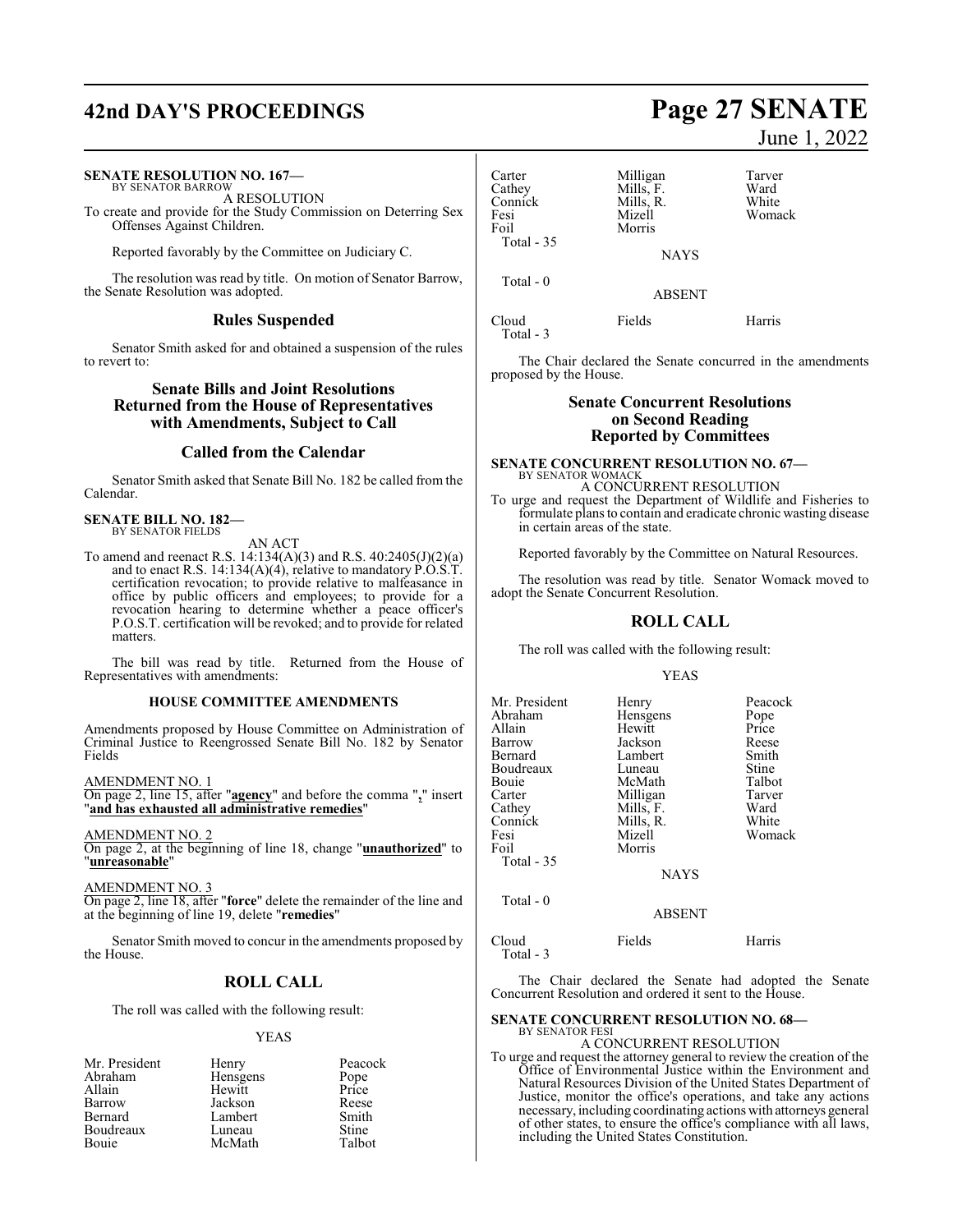**SENATE RESOLUTION NO. 167—**
BY SENATOR BARROW

A RESOLUTION

To create and provide for the Study Commission on Deterring Sex Offenses Against Children.

Reported favorably by the Committee on Judiciary C.

The resolution was read by title. On motion of Senator Barrow, the Senate Resolution was adopted.

## Rules Suspended

Senator Smith asked for and obtained a suspension of the rules to revert to:

## Senate Bills and Joint Resolutions Returned from the House of Representatives with Amendments, Subject to Call

## Called from the Calendar

Senator Smith asked that Senate Bill No. 182 be called from the Calendar.

**SENATE BILL NO. 182—**
BY SENATOR FIELDS

AN ACT

To amend and reenact R.S. 14:134(A)(3) and R.S. 40:2405(J)(2)(a) and to enact R.S. 14:134(A)(4), relative to mandatory P.O.S.T. certification revocation; to provide relative to malfeasance in office by public officers and employees; to provide for a revocation hearing to determine whether a peace officer's P.O.S.T. certification will be revoked; and to provide for related matters.

The bill was read by title. Returned from the House of Representatives with amendments:

**HOUSE COMMITTEE AMENDMENTS**

Amendments proposed by House Committee on Administration of Criminal Justice to Reengrossed Senate Bill No. 182 by Senator Fields

AMENDMENT NO. 1

On page 2, line 15, after "**agency**" and before the comma "**,**" insert "**and has exhausted all administrative remedies**"

AMENDMENT NO. 2

On page 2, at the beginning of line 18, change "**unauthorized**" to "**unreasonable**"

AMENDMENT NO. 3

On page 2, line 18, after "**force**" delete the remainder of the line and at the beginning of line 19, delete "**remedies**"

Senator Smith moved to concur in the amendments proposed by the House.

## ROLL CALL

The roll was called with the following result:

YEAS

| | | |
|---|---|---|
| Mr. President | Henry | Peacock |
| Abraham | Hensgens | Pope |
| Allain | Hewitt | Price |
| Barrow | Jackson | Reese |
| Bernard | Lambert | Smith |
| Boudreaux | Luneau | Stine |
| Bouie | McMath | Talbot |
| Carter | Milligan | Tarver |
| Cathey | Mills, F. | Ward |
| Connick | Mills, R. | White |
| Fesi | Mizell | Womack |
| Foil | Morris | |

Total - 35

NAYS

Total - 0

ABSENT

| | | |
|---|---|---|
| Cloud | Fields | Harris |

Total - 3

The Chair declared the Senate concurred in the amendments proposed by the House.

## Senate Concurrent Resolutions on Second Reading Reported by Committees

**SENATE CONCURRENT RESOLUTION NO. 67—**
BY SENATOR WOMACK

A CONCURRENT RESOLUTION

To urge and request the Department of Wildlife and Fisheries to formulate plans to contain and eradicate chronic wasting disease in certain areas of the state.

Reported favorably by the Committee on Natural Resources.

The resolution was read by title. Senator Womack moved to adopt the Senate Concurrent Resolution.

## ROLL CALL

The roll was called with the following result:

YEAS

| | | |
|---|---|---|
| Mr. President | Henry | Peacock |
| Abraham | Hensgens | Pope |
| Allain | Hewitt | Price |
| Barrow | Jackson | Reese |
| Bernard | Lambert | Smith |
| Boudreaux | Luneau | Stine |
| Bouie | McMath | Talbot |
| Carter | Milligan | Tarver |
| Cathey | Mills, F. | Ward |
| Connick | Mills, R. | White |
| Fesi | Mizell | Womack |
| Foil | Morris | |

Total - 35

NAYS

Total - 0

ABSENT

| | | |
|---|---|---|
| Cloud | Fields | Harris |

Total - 3

The Chair declared the Senate had adopted the Senate Concurrent Resolution and ordered it sent to the House.

**SENATE CONCURRENT RESOLUTION NO. 68—**
BY SENATOR FESI

A CONCURRENT RESOLUTION

To urge and request the attorney general to review the creation of the Office of Environmental Justice within the Environment and Natural Resources Division of the United States Department of Justice, monitor the office's operations, and take any actions necessary, including coordinating actions with attorneys general of other states, to ensure the office's compliance with all laws, including the United States Constitution.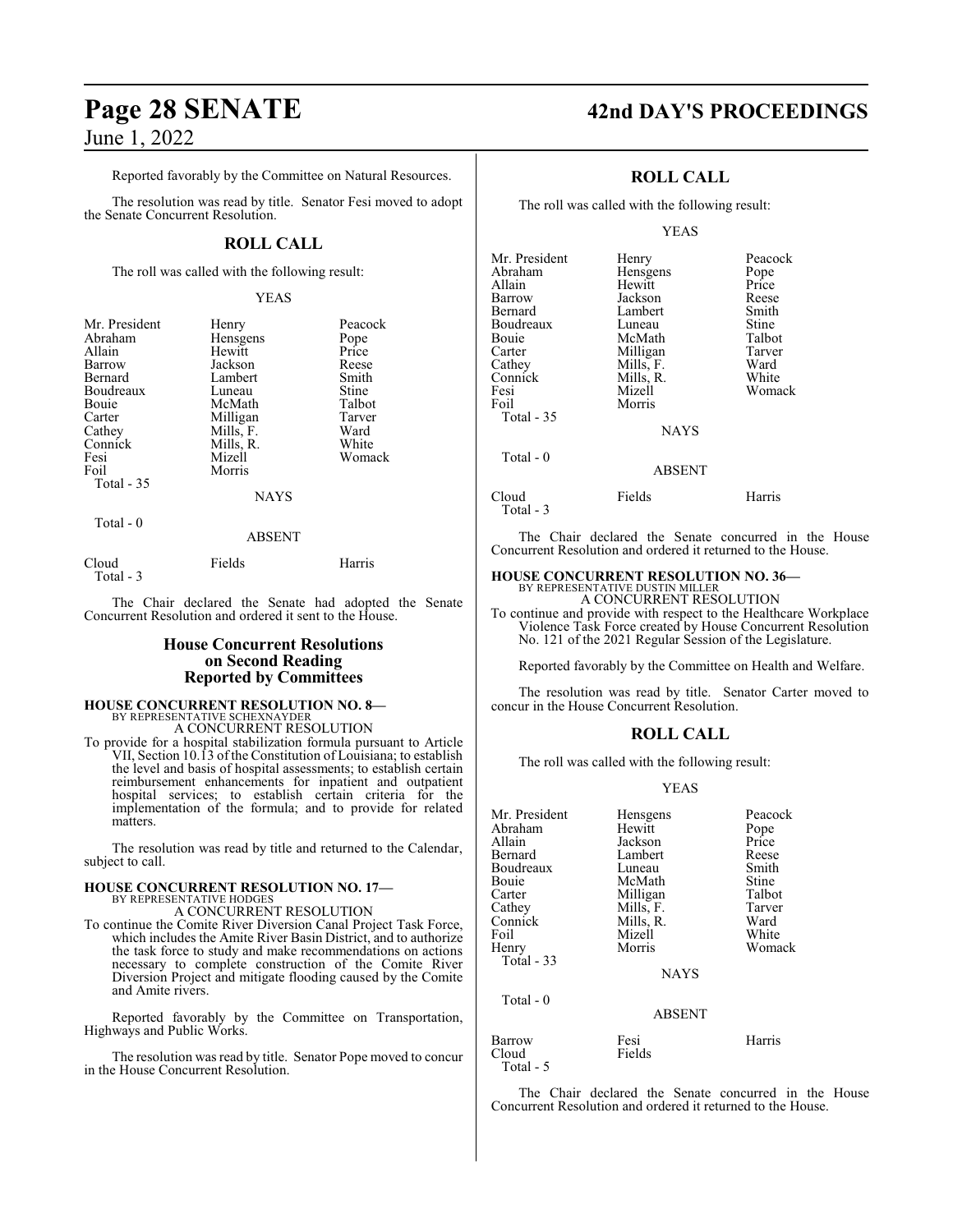Reported favorably by the Committee on Natural Resources.

The resolution was read by title. Senator Fesi moved to adopt the Senate Concurrent Resolution.

## ROLL CALL

The roll was called with the following result:

YEAS

| | | |
|---|---|---|
| Mr. President | Henry | Peacock |
| Abraham | Hensgens | Pope |
| Allain | Hewitt | Price |
| Barrow | Jackson | Reese |
| Bernard | Lambert | Smith |
| Boudreaux | Luneau | Stine |
| Bouie | McMath | Talbot |
| Carter | Milligan | Tarver |
| Cathey | Mills, F. | Ward |
| Connick | Mills, R. | White |
| Fesi | Mizell | Womack |
| Foil | Morris | |
| Total - 35 | | |

NAYS

Total - 0

ABSENT

| | | |
|---|---|---|
| Cloud | Fields | Harris |
| Total - 3 | | |

The Chair declared the Senate had adopted the Senate Concurrent Resolution and ordered it sent to the House.

## House Concurrent Resolutions on Second Reading Reported by Committees

**HOUSE CONCURRENT RESOLUTION NO. 8—**
BY REPRESENTATIVE SCHEXNAYDER
A CONCURRENT RESOLUTION

To provide for a hospital stabilization formula pursuant to Article VII, Section 10.13 of the Constitution of Louisiana; to establish the level and basis of hospital assessments; to establish certain reimbursement enhancements for inpatient and outpatient hospital services; to establish certain criteria for the implementation of the formula; and to provide for related matters.

The resolution was read by title and returned to the Calendar, subject to call.

**HOUSE CONCURRENT RESOLUTION NO. 17—**
BY REPRESENTATIVE HODGES
A CONCURRENT RESOLUTION

To continue the Comite River Diversion Canal Project Task Force, which includes the Amite River Basin District, and to authorize the task force to study and make recommendations on actions necessary to complete construction of the Comite River Diversion Project and mitigate flooding caused by the Comite and Amite rivers.

Reported favorably by the Committee on Transportation, Highways and Public Works.

The resolution was read by title. Senator Pope moved to concur in the House Concurrent Resolution.

## ROLL CALL

The roll was called with the following result:

YEAS

| | | |
|---|---|---|
| Mr. President | Henry | Peacock |
| Abraham | Hensgens | Pope |
| Allain | Hewitt | Price |
| Barrow | Jackson | Reese |
| Bernard | Lambert | Smith |
| Boudreaux | Luneau | Stine |
| Bouie | McMath | Talbot |
| Carter | Milligan | Tarver |
| Cathey | Mills, F. | Ward |
| Connick | Mills, R. | White |
| Fesi | Mizell | Womack |
| Foil | Morris | |
| Total - 35 | | |

NAYS

Total - 0

ABSENT

| | | |
|---|---|---|
| Cloud | Fields | Harris |
| Total - 3 | | |

The Chair declared the Senate concurred in the House Concurrent Resolution and ordered it returned to the House.

**HOUSE CONCURRENT RESOLUTION NO. 36—**
BY REPRESENTATIVE DUSTIN MILLER
A CONCURRENT RESOLUTION

To continue and provide with respect to the Healthcare Workplace Violence Task Force created by House Concurrent Resolution No. 121 of the 2021 Regular Session of the Legislature.

Reported favorably by the Committee on Health and Welfare.

The resolution was read by title. Senator Carter moved to concur in the House Concurrent Resolution.

## ROLL CALL

The roll was called with the following result:

YEAS

| | | |
|---|---|---|
| Mr. President | Hensgens | Peacock |
| Abraham | Hewitt | Pope |
| Allain | Jackson | Price |
| Bernard | Lambert | Reese |
| Boudreaux | Luneau | Smith |
| Bouie | McMath | Stine |
| Carter | Milligan | Talbot |
| Cathey | Mills, F. | Tarver |
| Connick | Mills, R. | Ward |
| Foil | Mizell | White |
| Henry | Morris | Womack |
| Total - 33 | | |

NAYS

Total - 0

ABSENT

| | | |
|---|---|---|
| Barrow | Fesi | Harris |
| Cloud | Fields | |
| Total - 5 | | |

The Chair declared the Senate concurred in the House Concurrent Resolution and ordered it returned to the House.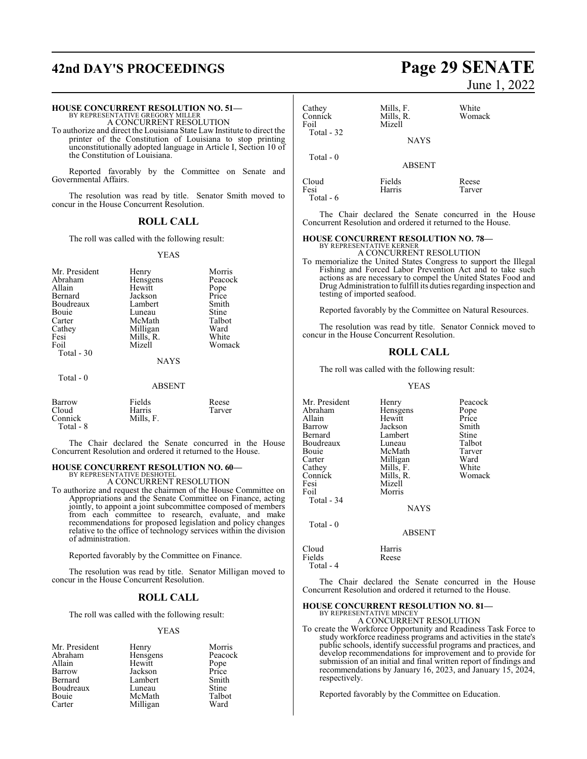**HOUSE CONCURRENT RESOLUTION NO. 51—**
BY REPRESENTATIVE GREGORY MILLER
A CONCURRENT RESOLUTION

To authorize and direct the Louisiana State Law Institute to direct the printer of the Constitution of Louisiana to stop printing unconstitutionally adopted language in Article I, Section 10 of the Constitution of Louisiana.

Reported favorably by the Committee on Senate and Governmental Affairs.

The resolution was read by title. Senator Smith moved to concur in the House Concurrent Resolution.

## ROLL CALL

The roll was called with the following result:

YEAS

| | | |
|---|---|---|
| Mr. President | Henry | Morris |
| Abraham | Hensgens | Peacock |
| Allain | Hewitt | Pope |
| Bernard | Jackson | Price |
| Boudreaux | Lambert | Smith |
| Bouie | Luneau | Stine |
| Carter | McMath | Talbot |
| Cathey | Milligan | Ward |
| Fesi | Mills, R. | White |
| Foil | Mizell | Womack |

Total - 30

NAYS

Total - 0

ABSENT

| | | |
|---|---|---|
| Barrow | Fields | Reese |
| Cloud | Harris | Tarver |
| Connick | Mills, F. | |

Total - 8

The Chair declared the Senate concurred in the House Concurrent Resolution and ordered it returned to the House.

**HOUSE CONCURRENT RESOLUTION NO. 60—**
BY REPRESENTATIVE DESHOTEL
A CONCURRENT RESOLUTION

To authorize and request the chairmen of the House Committee on Appropriations and the Senate Committee on Finance, acting jointly, to appoint a joint subcommittee composed of members from each committee to research, evaluate, and make recommendations for proposed legislation and policy changes relative to the office of technology services within the division of administration.

Reported favorably by the Committee on Finance.

The resolution was read by title. Senator Milligan moved to concur in the House Concurrent Resolution.

## ROLL CALL

The roll was called with the following result:

YEAS

| | | |
|---|---|---|
| Mr. President | Henry | Morris |
| Abraham | Hensgens | Peacock |
| Allain | Hewitt | Pope |
| Barrow | Jackson | Price |
| Bernard | Lambert | Smith |
| Boudreaux | Luneau | Stine |
| Bouie | McMath | Talbot |
| Carter | Milligan | Ward |
| Cathey | Mills, F. | White |
| Connick | Mills, R. | Womack |
| Foil | Mizell | |

Total - 32

NAYS

Total - 0

ABSENT

| | | |
|---|---|---|
| Cloud | Fields | Reese |
| Fesi | Harris | Tarver |

Total - 6

The Chair declared the Senate concurred in the House Concurrent Resolution and ordered it returned to the House.

**HOUSE CONCURRENT RESOLUTION NO. 78—**
BY REPRESENTATIVE KERNER
A CONCURRENT RESOLUTION

To memorialize the United States Congress to support the Illegal Fishing and Forced Labor Prevention Act and to take such actions as are necessary to compel the United States Food and Drug Administration to fulfill its duties regarding inspection and testing of imported seafood.

Reported favorably by the Committee on Natural Resources.

The resolution was read by title. Senator Connick moved to concur in the House Concurrent Resolution.

## ROLL CALL

The roll was called with the following result:

YEAS

| | | |
|---|---|---|
| Mr. President | Henry | Peacock |
| Abraham | Hensgens | Pope |
| Allain | Hewitt | Price |
| Barrow | Jackson | Smith |
| Bernard | Lambert | Stine |
| Boudreaux | Luneau | Talbot |
| Bouie | McMath | Tarver |
| Carter | Milligan | Ward |
| Cathey | Mills, F. | White |
| Connick | Mills, R. | Womack |
| Fesi | Mizell | |
| Foil | Morris | |

Total - 34

NAYS

Total - 0

ABSENT

| | |
|---|---|
| Cloud | Harris |
| Fields | Reese |

Total - 4

The Chair declared the Senate concurred in the House Concurrent Resolution and ordered it returned to the House.

**HOUSE CONCURRENT RESOLUTION NO. 81—**
BY REPRESENTATIVE MINCEY
A CONCURRENT RESOLUTION

To create the Workforce Opportunity and Readiness Task Force to study workforce readiness programs and activities in the state's public schools, identify successful programs and practices, and develop recommendations for improvement and to provide for submission of an initial and final written report of findings and recommendations by January 16, 2023, and January 15, 2024, respectively.

Reported favorably by the Committee on Education.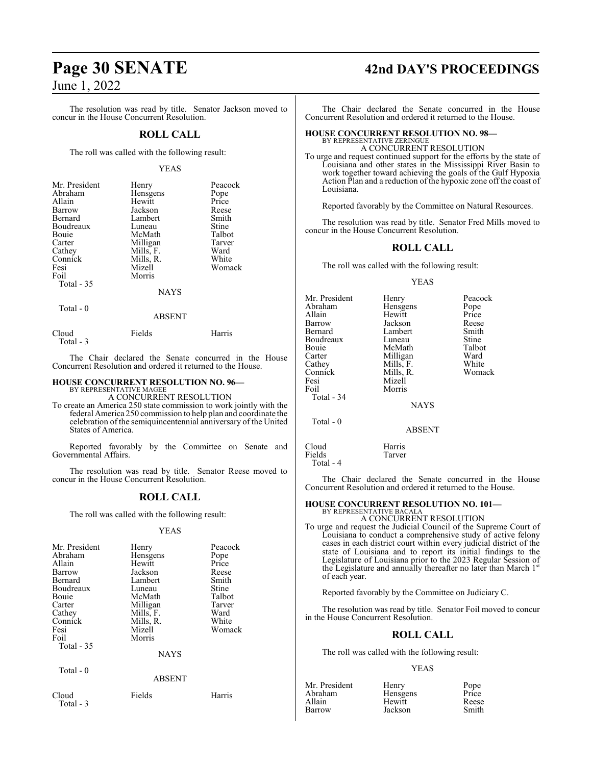The resolution was read by title. Senator Jackson moved to concur in the House Concurrent Resolution.

## ROLL CALL

The roll was called with the following result:

YEAS

| | | |
|---|---|---|
| Mr. President | Henry | Peacock |
| Abraham | Hensgens | Pope |
| Allain | Hewitt | Price |
| Barrow | Jackson | Reese |
| Bernard | Lambert | Smith |
| Boudreaux | Luneau | Stine |
| Bouie | McMath | Talbot |
| Carter | Milligan | Tarver |
| Cathey | Mills, F. | Ward |
| Connick | Mills, R. | White |
| Fesi | Mizell | Womack |
| Foil | Morris | |

Total - 35

NAYS

Total - 0

ABSENT

| | | |
|---|---|---|
| Cloud | Fields | Harris |

Total - 3

The Chair declared the Senate concurred in the House Concurrent Resolution and ordered it returned to the House.

**HOUSE CONCURRENT RESOLUTION NO. 96—**
BY REPRESENTATIVE MAGEE

A CONCURRENT RESOLUTION

To create an America 250 state commission to work jointly with the federal America 250 commission to help plan and coordinate the celebration of the semiquincentennial anniversary of the United States of America.

Reported favorably by the Committee on Senate and Governmental Affairs.

The resolution was read by title. Senator Reese moved to concur in the House Concurrent Resolution.

## ROLL CALL

The roll was called with the following result:

YEAS

| | | |
|---|---|---|
| Mr. President | Henry | Peacock |
| Abraham | Hensgens | Pope |
| Allain | Hewitt | Price |
| Barrow | Jackson | Reese |
| Bernard | Lambert | Smith |
| Boudreaux | Luneau | Stine |
| Bouie | McMath | Talbot |
| Carter | Milligan | Tarver |
| Cathey | Mills, F. | Ward |
| Connick | Mills, R. | White |
| Fesi | Mizell | Womack |
| Foil | Morris | |

Total - 35

NAYS

Total - 0

ABSENT

| | | |
|---|---|---|
| Cloud | Fields | Harris |

Total - 3

The Chair declared the Senate concurred in the House Concurrent Resolution and ordered it returned to the House.

**HOUSE CONCURRENT RESOLUTION NO. 98—**
BY REPRESENTATIVE ZERINGUE

A CONCURRENT RESOLUTION

To urge and request continued support for the efforts by the state of Louisiana and other states in the Mississippi River Basin to work together toward achieving the goals of the Gulf Hypoxia Action Plan and a reduction of the hypoxic zone off the coast of Louisiana.

Reported favorably by the Committee on Natural Resources.

The resolution was read by title. Senator Fred Mills moved to concur in the House Concurrent Resolution.

## ROLL CALL

The roll was called with the following result:

YEAS

| | | |
|---|---|---|
| Mr. President | Henry | Peacock |
| Abraham | Hensgens | Pope |
| Allain | Hewitt | Price |
| Barrow | Jackson | Reese |
| Bernard | Lambert | Smith |
| Boudreaux | Luneau | Stine |
| Bouie | McMath | Talbot |
| Carter | Milligan | Ward |
| Cathey | Mills, F. | White |
| Connick | Mills, R. | Womack |
| Fesi | Mizell | |
| Foil | Morris | |

Total - 34

NAYS

Total - 0

ABSENT

| | |
|---|---|
| Cloud | Harris |
| Fields | Tarver |

Total - 4

The Chair declared the Senate concurred in the House Concurrent Resolution and ordered it returned to the House.

**HOUSE CONCURRENT RESOLUTION NO. 101—**
BY REPRESENTATIVE BACALA

A CONCURRENT RESOLUTION

To urge and request the Judicial Council of the Supreme Court of Louisiana to conduct a comprehensive study of active felony cases in each district court within every judicial district of the state of Louisiana and to report its initial findings to the Legislature of Louisiana prior to the 2023 Regular Session of the Legislature and annually thereafter no later than March 1st of each year.

Reported favorably by the Committee on Judiciary C.

The resolution was read by title. Senator Foil moved to concur in the House Concurrent Resolution.

## ROLL CALL

The roll was called with the following result:

YEAS

| | | |
|---|---|---|
| Mr. President | Henry | Pope |
| Abraham | Hensgens | Price |
| Allain | Hewitt | Reese |
| Barrow | Jackson | Smith |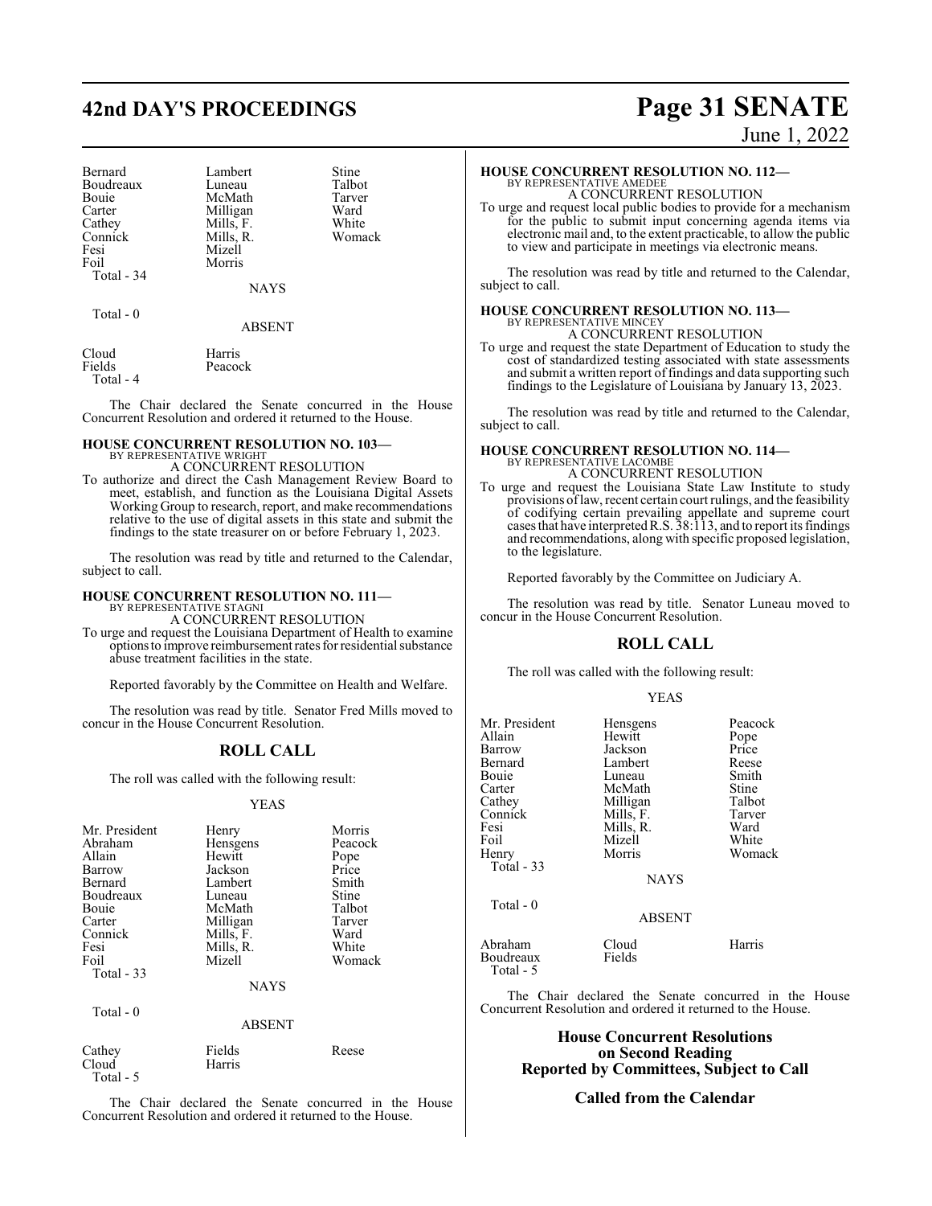| | | |
|---|---|---|
| Bernard | Lambert | Stine |
| Boudreaux | Luneau | Talbot |
| Bouie | McMath | Tarver |
| Carter | Milligan | Ward |
| Cathey | Mills, F. | White |
| Connick | Mills, R. | Womack |
| Fesi | Mizell | |
| Foil | Morris | |
| Total - 34 | | |

NAYS

Total - 0

ABSENT

| | |
|---|---|
| Cloud | Harris |
| Fields | Peacock |
| Total - 4 | |

The Chair declared the Senate concurred in the House Concurrent Resolution and ordered it returned to the House.

**HOUSE CONCURRENT RESOLUTION NO. 103—**
BY REPRESENTATIVE WRIGHT
A CONCURRENT RESOLUTION

To authorize and direct the Cash Management Review Board to meet, establish, and function as the Louisiana Digital Assets Working Group to research, report, and make recommendations relative to the use of digital assets in this state and submit the findings to the state treasurer on or before February 1, 2023.

The resolution was read by title and returned to the Calendar, subject to call.

**HOUSE CONCURRENT RESOLUTION NO. 111—**
BY REPRESENTATIVE STAGNI
A CONCURRENT RESOLUTION

To urge and request the Louisiana Department of Health to examine options to improve reimbursement rates for residential substance abuse treatment facilities in the state.

Reported favorably by the Committee on Health and Welfare.

The resolution was read by title. Senator Fred Mills moved to concur in the House Concurrent Resolution.

## ROLL CALL

The roll was called with the following result:

YEAS

| | | |
|---|---|---|
| Mr. President | Henry | Morris |
| Abraham | Hensgens | Peacock |
| Allain | Hewitt | Pope |
| Barrow | Jackson | Price |
| Bernard | Lambert | Smith |
| Boudreaux | Luneau | Stine |
| Bouie | McMath | Talbot |
| Carter | Milligan | Tarver |
| Connick | Mills, F. | Ward |
| Fesi | Mills, R. | White |
| Foil | Mizell | Womack |
| Total - 33 | | |

NAYS

Total - 0

ABSENT

| | | |
|---|---|---|
| Cathey | Fields | Reese |
| Cloud | Harris | |
| Total - 5 | | |

The Chair declared the Senate concurred in the House Concurrent Resolution and ordered it returned to the House.

**HOUSE CONCURRENT RESOLUTION NO. 112—**
BY REPRESENTATIVE AMEDEE
A CONCURRENT RESOLUTION

To urge and request local public bodies to provide for a mechanism for the public to submit input concerning agenda items via electronic mail and, to the extent practicable, to allow the public to view and participate in meetings via electronic means.

The resolution was read by title and returned to the Calendar, subject to call.

**HOUSE CONCURRENT RESOLUTION NO. 113—**
BY REPRESENTATIVE MINCEY
A CONCURRENT RESOLUTION

To urge and request the state Department of Education to study the cost of standardized testing associated with state assessments and submit a written report of findings and data supporting such findings to the Legislature of Louisiana by January 13, 2023.

The resolution was read by title and returned to the Calendar, subject to call.

**HOUSE CONCURRENT RESOLUTION NO. 114—**
BY REPRESENTATIVE LACOMBE
A CONCURRENT RESOLUTION

To urge and request the Louisiana State Law Institute to study provisions of law, recent certain court rulings, and the feasibility of codifying certain prevailing appellate and supreme court cases that have interpreted R.S. 38:113, and to report its findings and recommendations, along with specific proposed legislation, to the legislature.

Reported favorably by the Committee on Judiciary A.

The resolution was read by title. Senator Luneau moved to concur in the House Concurrent Resolution.

## ROLL CALL

The roll was called with the following result:

YEAS

| | | |
|---|---|---|
| Mr. President | Hensgens | Peacock |
| Allain | Hewitt | Pope |
| Barrow | Jackson | Price |
| Bernard | Lambert | Reese |
| Bouie | Luneau | Smith |
| Carter | McMath | Stine |
| Cathey | Milligan | Talbot |
| Connick | Mills, F. | Tarver |
| Fesi | Mills, R. | Ward |
| Foil | Mizell | White |
| Henry | Morris | Womack |
| Total - 33 | | |

NAYS

Total - 0

ABSENT

| | | |
|---|---|---|
| Abraham | Cloud | Harris |
| Boudreaux | Fields | |
| Total - 5 | | |

The Chair declared the Senate concurred in the House Concurrent Resolution and ordered it returned to the House.

## House Concurrent Resolutions on Second Reading Reported by Committees, Subject to Call

## Called from the Calendar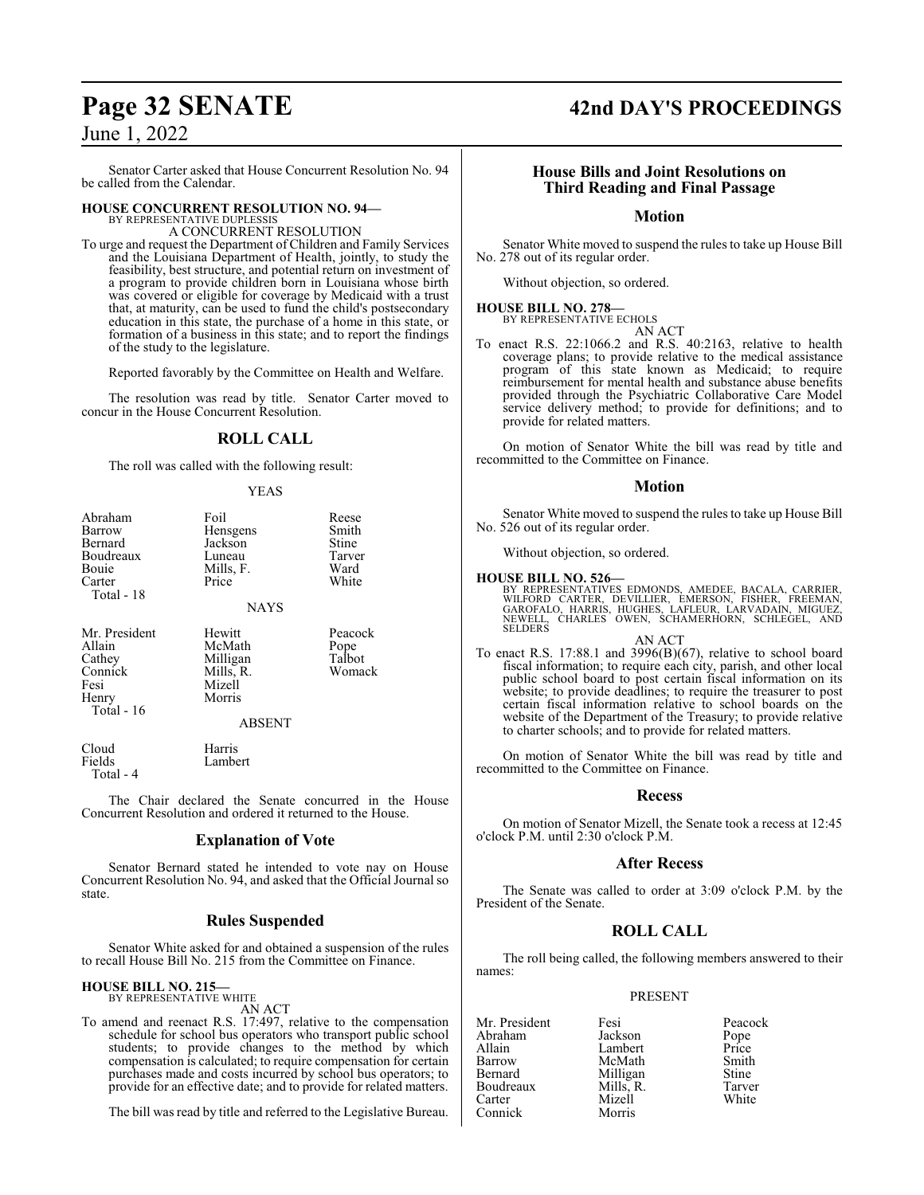Senator Carter asked that House Concurrent Resolution No. 94 be called from the Calendar.

**HOUSE CONCURRENT RESOLUTION NO. 94—**
BY REPRESENTATIVE DUPLESSIS
A CONCURRENT RESOLUTION

To urge and request the Department of Children and Family Services and the Louisiana Department of Health, jointly, to study the feasibility, best structure, and potential return on investment of a program to provide children born in Louisiana whose birth was covered or eligible for coverage by Medicaid with a trust that, at maturity, can be used to fund the child's postsecondary education in this state, the purchase of a home in this state, or formation of a business in this state; and to report the findings of the study to the legislature.

Reported favorably by the Committee on Health and Welfare.

The resolution was read by title. Senator Carter moved to concur in the House Concurrent Resolution.

## ROLL CALL

The roll was called with the following result:

YEAS

| | | |
|---|---|---|
| Abraham | Foil | Reese |
| Barrow | Hensgens | Smith |
| Bernard | Jackson | Stine |
| Boudreaux | Luneau | Tarver |
| Bouie | Mills, F. | Ward |
| Carter | Price | White |
| Total - 18 | | |

NAYS

| | | |
|---|---|---|
| Mr. President | Hewitt | Peacock |
| Allain | McMath | Pope |
| Cathey | Milligan | Talbot |
| Connick | Mills, R. | Womack |
| Fesi | Mizell | |
| Henry | Morris | |
| Total - 16 | | |

ABSENT

| | |
|---|---|
| Cloud | Harris |
| Fields | Lambert |
| Total - 4 | |

The Chair declared the Senate concurred in the House Concurrent Resolution and ordered it returned to the House.

## Explanation of Vote

Senator Bernard stated he intended to vote nay on House Concurrent Resolution No. 94, and asked that the Official Journal so state.

## Rules Suspended

Senator White asked for and obtained a suspension of the rules to recall House Bill No. 215 from the Committee on Finance.

**HOUSE BILL NO. 215—**
BY REPRESENTATIVE WHITE
AN ACT

To amend and reenact R.S. 17:497, relative to the compensation schedule for school bus operators who transport public school students; to provide changes to the method by which compensation is calculated; to require compensation for certain purchases made and costs incurred by school bus operators; to provide for an effective date; and to provide for related matters.

The bill was read by title and referred to the Legislative Bureau.

## House Bills and Joint Resolutions on Third Reading and Final Passage

## Motion

Senator White moved to suspend the rules to take up House Bill No. 278 out of its regular order.

Without objection, so ordered.

**HOUSE BILL NO. 278—**
BY REPRESENTATIVE ECHOLS
AN ACT

To enact R.S. 22:1066.2 and R.S. 40:2163, relative to health coverage plans; to provide relative to the medical assistance program of this state known as Medicaid; to require reimbursement for mental health and substance abuse benefits provided through the Psychiatric Collaborative Care Model service delivery method; to provide for definitions; and to provide for related matters.

On motion of Senator White the bill was read by title and recommitted to the Committee on Finance.

## Motion

Senator White moved to suspend the rules to take up House Bill No. 526 out of its regular order.

Without objection, so ordered.

**HOUSE BILL NO. 526—**
BY REPRESENTATIVES EDMONDS, AMEDEE, BACALA, CARRIER, WILFORD CARTER, DEVILLIER, EMERSON, FISHER, FREEMAN, GAROFALO, HARRIS, HUGHES, LAFLEUR, LARVADAIN, MIGUEZ, NEWELL, CHARLES OWEN, SCHAMERHORN, SCHLEGEL, AND SELDERS
AN ACT

To enact R.S. 17:88.1 and 3996(B)(67), relative to school board fiscal information; to require each city, parish, and other local public school board to post certain fiscal information on its website; to provide deadlines; to require the treasurer to post certain fiscal information relative to school boards on the website of the Department of the Treasury; to provide relative to charter schools; and to provide for related matters.

On motion of Senator White the bill was read by title and recommitted to the Committee on Finance.

## Recess

On motion of Senator Mizell, the Senate took a recess at 12:45 o'clock P.M. until 2:30 o'clock P.M.

## After Recess

The Senate was called to order at 3:09 o'clock P.M. by the President of the Senate.

## ROLL CALL

The roll being called, the following members answered to their names:

PRESENT

| | | |
|---|---|---|
| Mr. President | Fesi | Peacock |
| Abraham | Jackson | Pope |
| Allain | Lambert | Price |
| Barrow | McMath | Smith |
| Bernard | Milligan | Stine |
| Boudreaux | Mills, R. | Tarver |
| Carter | Mizell | White |
| Connick | Morris | |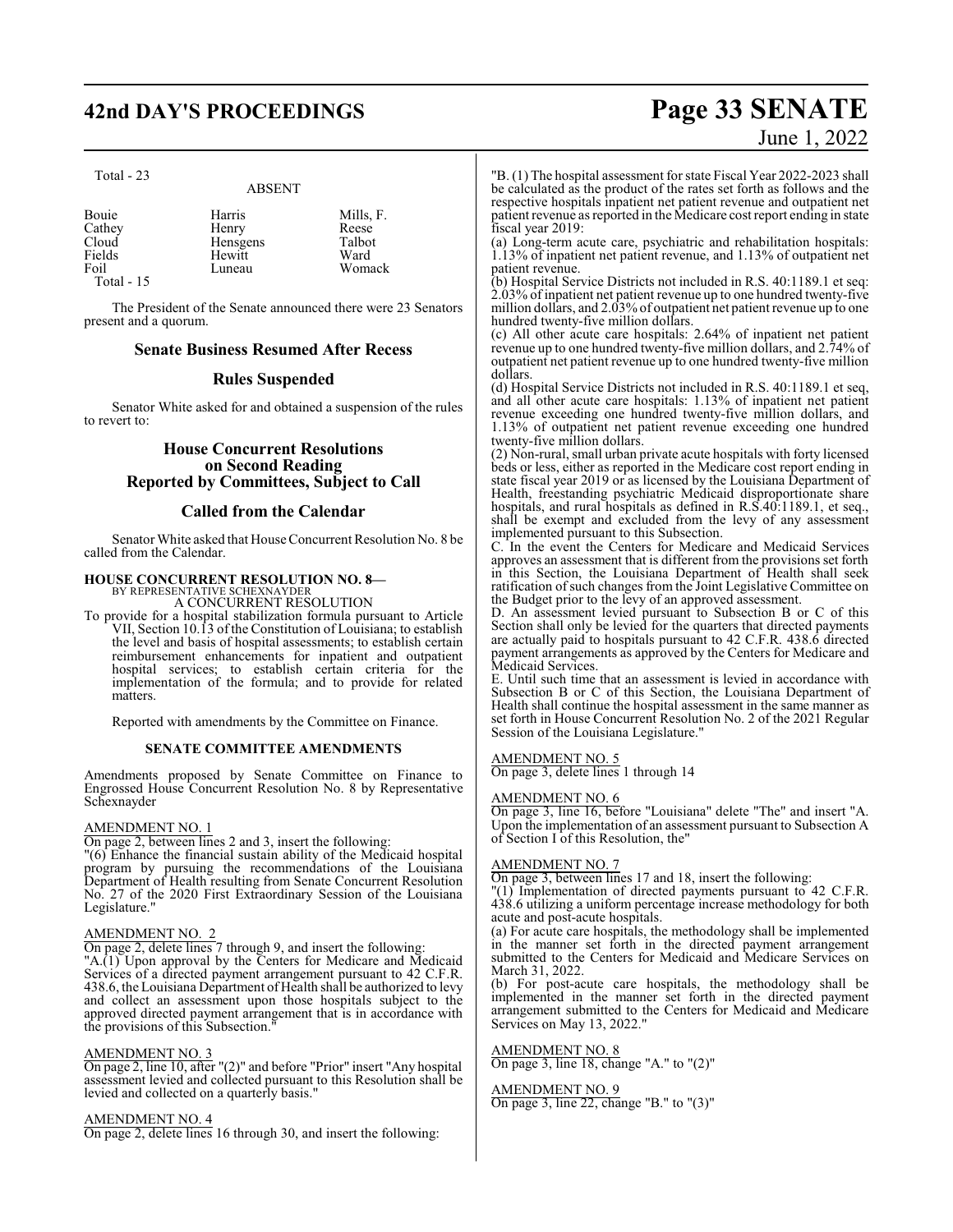Total - 23

ABSENT

| | | |
|---|---|---|
| Bouie | Harris | Mills, F. |
| Cathey | Henry | Reese |
| Cloud | Hensgens | Talbot |
| Fields | Hewitt | Ward |
| Foil | Luneau | Womack |

Total - 15

The President of the Senate announced there were 23 Senators present and a quorum.

## Senate Business Resumed After Recess

## Rules Suspended

Senator White asked for and obtained a suspension of the rules to revert to:

## House Concurrent Resolutions on Second Reading Reported by Committees, Subject to Call

## Called from the Calendar

Senator White asked that House Concurrent Resolution No. 8 be called from the Calendar.

**HOUSE CONCURRENT RESOLUTION NO. 8—**
BY REPRESENTATIVE SCHEXNAYDER
A CONCURRENT RESOLUTION

To provide for a hospital stabilization formula pursuant to Article VII, Section 10.13 of the Constitution of Louisiana; to establish the level and basis of hospital assessments; to establish certain reimbursement enhancements for inpatient and outpatient hospital services; to establish certain criteria for the implementation of the formula; and to provide for related matters.

Reported with amendments by the Committee on Finance.

**SENATE COMMITTEE AMENDMENTS**

Amendments proposed by Senate Committee on Finance to Engrossed House Concurrent Resolution No. 8 by Representative Schexnayder

AMENDMENT NO. 1

On page 2, between lines 2 and 3, insert the following:

"(6) Enhance the financial sustain ability of the Medicaid hospital program by pursuing the recommendations of the Louisiana Department of Health resulting from Senate Concurrent Resolution No. 27 of the 2020 First Extraordinary Session of the Louisiana Legislature."

AMENDMENT NO. 2

On page 2, delete lines 7 through 9, and insert the following:

"A.(1) Upon approval by the Centers for Medicare and Medicaid Services of a directed payment arrangement pursuant to 42 C.F.R. 438.6, the Louisiana Department of Health shall be authorized to levy and collect an assessment upon those hospitals subject to the approved directed payment arrangement that is in accordance with the provisions of this Subsection."

AMENDMENT NO. 3

On page 2, line 10, after "(2)" and before "Prior" insert "Any hospital assessment levied and collected pursuant to this Resolution shall be levied and collected on a quarterly basis."

AMENDMENT NO. 4

On page 2, delete lines 16 through 30, and insert the following:

"B. (1) The hospital assessment for state Fiscal Year 2022-2023 shall be calculated as the product of the rates set forth as follows and the respective hospitals inpatient net patient revenue and outpatient net patient revenue as reported in the Medicare cost report ending in state fiscal year 2019:

(a) Long-term acute care, psychiatric and rehabilitation hospitals: 1.13% of inpatient net patient revenue, and 1.13% of outpatient net patient revenue.

(b) Hospital Service Districts not included in R.S. 40:1189.1 et seq: 2.03% of inpatient net patient revenue up to one hundred twenty-five million dollars, and 2.03% of outpatient net patient revenue up to one hundred twenty-five million dollars.

(c) All other acute care hospitals: 2.64% of inpatient net patient revenue up to one hundred twenty-five million dollars, and 2.74% of outpatient net patient revenue up to one hundred twenty-five million dollars.

(d) Hospital Service Districts not included in R.S. 40:1189.1 et seq, and all other acute care hospitals: 1.13% of inpatient net patient revenue exceeding one hundred twenty-five million dollars, and 1.13% of outpatient net patient revenue exceeding one hundred twenty-five million dollars.

(2) Non-rural, small urban private acute hospitals with forty licensed beds or less, either as reported in the Medicare cost report ending in state fiscal year 2019 or as licensed by the Louisiana Department of Health, freestanding psychiatric Medicaid disproportionate share hospitals, and rural hospitals as defined in R.S.40:1189.1, et seq., shall be exempt and excluded from the levy of any assessment implemented pursuant to this Subsection.

C. In the event the Centers for Medicare and Medicaid Services approves an assessment that is different from the provisions set forth in this Section, the Louisiana Department of Health shall seek ratification of such changes from the Joint Legislative Committee on the Budget prior to the levy of an approved assessment.

D. An assessment levied pursuant to Subsection B or C of this Section shall only be levied for the quarters that directed payments are actually paid to hospitals pursuant to 42 C.F.R. 438.6 directed payment arrangements as approved by the Centers for Medicare and Medicaid Services.

E. Until such time that an assessment is levied in accordance with Subsection B or C of this Section, the Louisiana Department of Health shall continue the hospital assessment in the same manner as set forth in House Concurrent Resolution No. 2 of the 2021 Regular Session of the Louisiana Legislature."

AMENDMENT NO. 5

On page 3, delete lines 1 through 14

AMENDMENT NO. 6

On page 3, line 16, before "Louisiana" delete "The" and insert "A. Upon the implementation of an assessment pursuant to Subsection A of Section I of this Resolution, the"

AMENDMENT NO. 7

On page 3, between lines 17 and 18, insert the following:

"(1) Implementation of directed payments pursuant to 42 C.F.R. 438.6 utilizing a uniform percentage increase methodology for both acute and post-acute hospitals.

(a) For acute care hospitals, the methodology shall be implemented in the manner set forth in the directed payment arrangement submitted to the Centers for Medicaid and Medicare Services on March 31, 2022.

(b) For post-acute care hospitals, the methodology shall be implemented in the manner set forth in the directed payment arrangement submitted to the Centers for Medicaid and Medicare Services on May 13, 2022."

AMENDMENT NO. 8

On page 3, line 18, change "A." to "(2)"

AMENDMENT NO. 9

On page 3, line 22, change "B." to "(3)"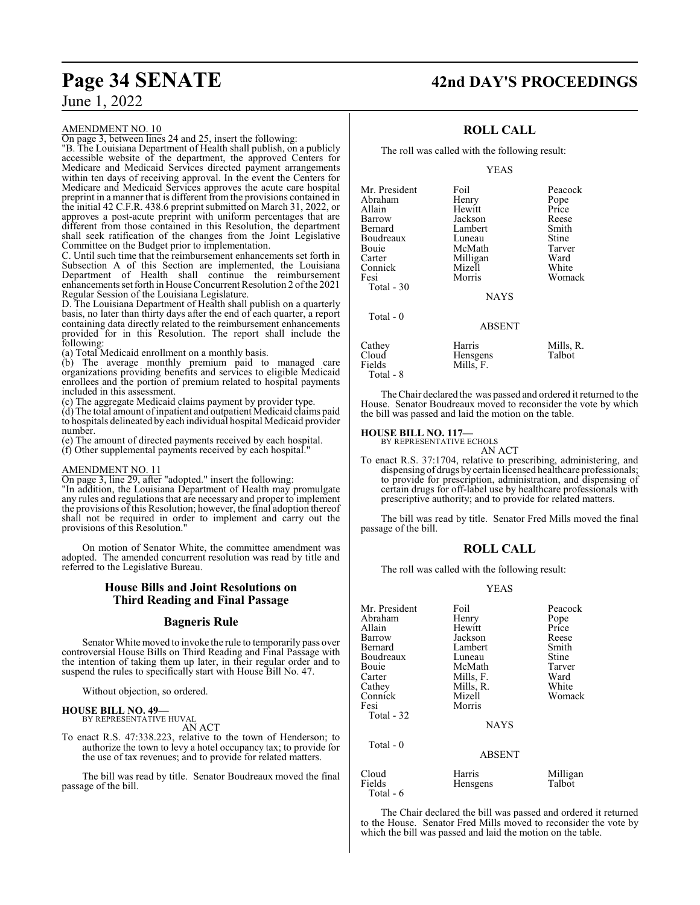AMENDMENT NO. 10

On page 3, between lines 24 and 25, insert the following:

"B. The Louisiana Department of Health shall publish, on a publicly accessible website of the department, the approved Centers for Medicare and Medicaid Services directed payment arrangements within ten days of receiving approval. In the event the Centers for Medicare and Medicaid Services approves the acute care hospital preprint in a manner that is different from the provisions contained in the initial 42 C.F.R. 438.6 preprint submitted on March 31, 2022, or approves a post-acute preprint with uniform percentages that are different from those contained in this Resolution, the department shall seek ratification of the changes from the Joint Legislative Committee on the Budget prior to implementation.

C. Until such time that the reimbursement enhancements set forth in Subsection A of this Section are implemented, the Louisiana Department of Health shall continue the reimbursement enhancements set forth in House Concurrent Resolution 2 of the 2021 Regular Session of the Louisiana Legislature.

D. The Louisiana Department of Health shall publish on a quarterly basis, no later than thirty days after the end of each quarter, a report containing data directly related to the reimbursement enhancements provided for in this Resolution. The report shall include the following:

(a) Total Medicaid enrollment on a monthly basis.

(b) The average monthly premium paid to managed care organizations providing benefits and services to eligible Medicaid enrollees and the portion of premium related to hospital payments included in this assessment.

(c) The aggregate Medicaid claims payment by provider type.

(d) The total amount of inpatient and outpatient Medicaid claims paid to hospitals delineated by each individual hospital Medicaid provider number.

(e) The amount of directed payments received by each hospital.

(f) Other supplemental payments received by each hospital."

AMENDMENT NO. 11

On page 3, line 29, after "adopted." insert the following:

"In addition, the Louisiana Department of Health may promulgate any rules and regulations that are necessary and proper to implement the provisions of this Resolution; however, the final adoption thereof shall not be required in order to implement and carry out the provisions of this Resolution."

On motion of Senator White, the committee amendment was adopted. The amended concurrent resolution was read by title and referred to the Legislative Bureau.

## House Bills and Joint Resolutions on Third Reading and Final Passage

## Bagneris Rule

Senator White moved to invoke the rule to temporarily pass over controversial House Bills on Third Reading and Final Passage with the intention of taking them up later, in their regular order and to suspend the rules to specifically start with House Bill No. 47.

Without objection, so ordered.

**HOUSE BILL NO. 49—**
BY REPRESENTATIVE HUVAL
AN ACT

To enact R.S. 47:338.223, relative to the town of Henderson; to authorize the town to levy a hotel occupancy tax; to provide for the use of tax revenues; and to provide for related matters.

The bill was read by title. Senator Boudreaux moved the final passage of the bill.

## ROLL CALL

The roll was called with the following result:

YEAS

| | | |
|---|---|---|
| Mr. President | Foil | Peacock |
| Abraham | Henry | Pope |
| Allain | Hewitt | Price |
| Barrow | Jackson | Reese |
| Bernard | Lambert | Smith |
| Boudreaux | Luneau | Stine |
| Bouie | McMath | Tarver |
| Carter | Milligan | Ward |
| Connick | Mizell | White |
| Fesi | Morris | Womack |

Total - 30

NAYS

Total - 0

ABSENT

| | | |
|---|---|---|
| Cathey | Harris | Mills, R. |
| Cloud | Hensgens | Talbot |
| Fields | Mills, F. | |

Total - 8

The Chair declared the was passed and ordered it returned to the House. Senator Boudreaux moved to reconsider the vote by which the bill was passed and laid the motion on the table.

**HOUSE BILL NO. 117—**
BY REPRESENTATIVE ECHOLS
AN ACT

To enact R.S. 37:1704, relative to prescribing, administering, and dispensing of drugs by certain licensed healthcare professionals; to provide for prescription, administration, and dispensing of certain drugs for off-label use by healthcare professionals with prescriptive authority; and to provide for related matters.

The bill was read by title. Senator Fred Mills moved the final passage of the bill.

## ROLL CALL

The roll was called with the following result:

YEAS

| | | |
|---|---|---|
| Mr. President | Foil | Peacock |
| Abraham | Henry | Pope |
| Allain | Hewitt | Price |
| Barrow | Jackson | Reese |
| Bernard | Lambert | Smith |
| Boudreaux | Luneau | Stine |
| Bouie | McMath | Tarver |
| Carter | Mills, F. | Ward |
| Cathey | Mills, R. | White |
| Connick | Mizell | Womack |
| Fesi | Morris | |

Total - 32

NAYS

Total - 0

ABSENT

| | | |
|---|---|---|
| Cloud | Harris | Milligan |
| Fields | Hensgens | Talbot |

Total - 6

The Chair declared the bill was passed and ordered it returned to the House. Senator Fred Mills moved to reconsider the vote by which the bill was passed and laid the motion on the table.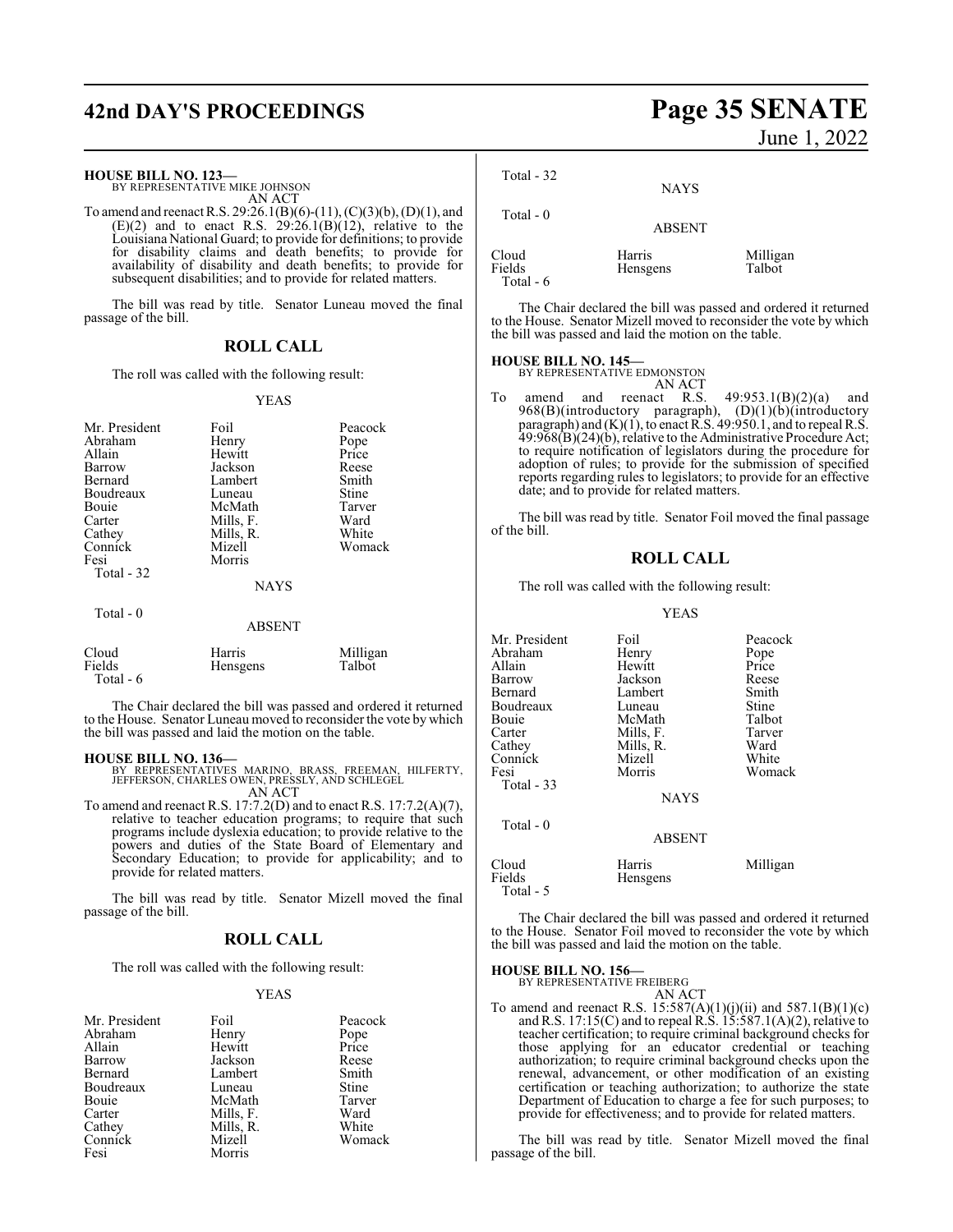**HOUSE BILL NO. 123—**
BY REPRESENTATIVE MIKE JOHNSON
AN ACT

To amend and reenact R.S. 29:26.1(B)(6)-(11), (C)(3)(b), (D)(1), and (E)(2) and to enact R.S. 29:26.1(B)(12), relative to the Louisiana National Guard; to provide for definitions; to provide for disability claims and death benefits; to provide for availability of disability and death benefits; to provide for subsequent disabilities; and to provide for related matters.

The bill was read by title. Senator Luneau moved the final passage of the bill.

## ROLL CALL

The roll was called with the following result:

YEAS

| | | |
|---|---|---|
| Mr. President | Foil | Peacock |
| Abraham | Henry | Pope |
| Allain | Hewitt | Price |
| Barrow | Jackson | Reese |
| Bernard | Lambert | Smith |
| Boudreaux | Luneau | Stine |
| Bouie | McMath | Tarver |
| Carter | Mills, F. | Ward |
| Cathey | Mills, R. | White |
| Connick | Mizell | Womack |
| Fesi | Morris | |

Total - 32

NAYS

Total - 0

ABSENT

| | | |
|---|---|---|
| Cloud | Harris | Milligan |
| Fields | Hensgens | Talbot |

Total - 6

The Chair declared the bill was passed and ordered it returned to the House. Senator Luneau moved to reconsider the vote by which the bill was passed and laid the motion on the table.

**HOUSE BILL NO. 136—**
BY REPRESENTATIVES MARINO, BRASS, FREEMAN, HILFERTY, JEFFERSON, CHARLES OWEN, PRESSLY, AND SCHLEGEL
AN ACT

To amend and reenact R.S. 17:7.2(D) and to enact R.S. 17:7.2(A)(7), relative to teacher education programs; to require that such programs include dyslexia education; to provide relative to the powers and duties of the State Board of Elementary and Secondary Education; to provide for applicability; and to provide for related matters.

The bill was read by title. Senator Mizell moved the final passage of the bill.

## ROLL CALL

The roll was called with the following result:

YEAS

| | | |
|---|---|---|
| Mr. President | Foil | Peacock |
| Abraham | Henry | Pope |
| Allain | Hewitt | Price |
| Barrow | Jackson | Reese |
| Bernard | Lambert | Smith |
| Boudreaux | Luneau | Stine |
| Bouie | McMath | Tarver |
| Carter | Mills, F. | Ward |
| Cathey | Mills, R. | White |
| Connick | Mizell | Womack |
| Fesi | Morris | |

Total - 32

NAYS

Total - 0

ABSENT

| | | |
|---|---|---|
| Cloud | Harris | Milligan |
| Fields | Hensgens | Talbot |

Total - 6

The Chair declared the bill was passed and ordered it returned to the House. Senator Mizell moved to reconsider the vote by which the bill was passed and laid the motion on the table.

**HOUSE BILL NO. 145—**
BY REPRESENTATIVE EDMONSTON
AN ACT

To amend and reenact R.S. 49:953.1(B)(2)(a) and 968(B)(introductory paragraph), (D)(1)(b)(introductory paragraph) and (K)(1), to enact R.S. 49:950.1, and to repeal R.S. 49:968(B)(24)(b), relative to the Administrative Procedure Act; to require notification of legislators during the procedure for adoption of rules; to provide for the submission of specified reports regarding rules to legislators; to provide for an effective date; and to provide for related matters.

The bill was read by title. Senator Foil moved the final passage of the bill.

## ROLL CALL

The roll was called with the following result:

YEAS

| | | |
|---|---|---|
| Mr. President | Foil | Peacock |
| Abraham | Henry | Pope |
| Allain | Hewitt | Price |
| Barrow | Jackson | Reese |
| Bernard | Lambert | Smith |
| Boudreaux | Luneau | Stine |
| Bouie | McMath | Talbot |
| Carter | Mills, F. | Tarver |
| Cathey | Mills, R. | Ward |
| Connick | Mizell | White |
| Fesi | Morris | Womack |

Total - 33

NAYS

Total - 0

ABSENT

| | | |
|---|---|---|
| Cloud | Harris | Milligan |
| Fields | Hensgens | |

Total - 5

The Chair declared the bill was passed and ordered it returned to the House. Senator Foil moved to reconsider the vote by which the bill was passed and laid the motion on the table.

**HOUSE BILL NO. 156—**
BY REPRESENTATIVE FREIBERG
AN ACT

To amend and reenact R.S. 15:587(A)(1)(j)(ii) and 587.1(B)(1)(c) and R.S. 17:15(C) and to repeal R.S. 15:587.1(A)(2), relative to teacher certification; to require criminal background checks for those applying for an educator credential or teaching authorization; to require criminal background checks upon the renewal, advancement, or other modification of an existing certification or teaching authorization; to authorize the state Department of Education to charge a fee for such purposes; to provide for effectiveness; and to provide for related matters.

The bill was read by title. Senator Mizell moved the final passage of the bill.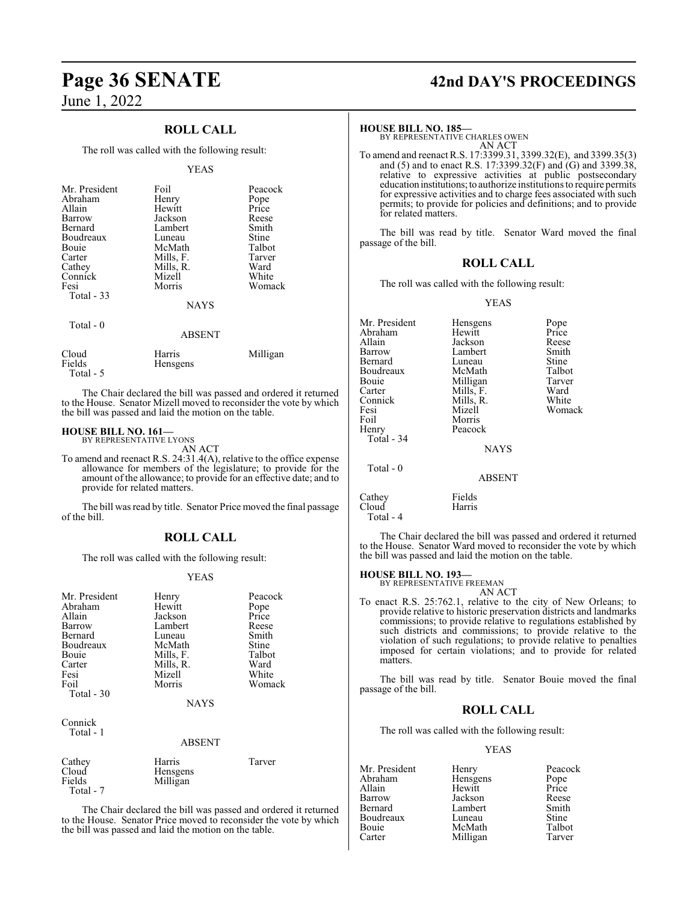## ROLL CALL

The roll was called with the following result:

YEAS

| | | |
|---|---|---|
| Mr. President | Foil | Peacock |
| Abraham | Henry | Pope |
| Allain | Hewitt | Price |
| Barrow | Jackson | Reese |
| Bernard | Lambert | Smith |
| Boudreaux | Luneau | Stine |
| Bouie | McMath | Talbot |
| Carter | Mills, F. | Tarver |
| Cathey | Mills, R. | Ward |
| Connick | Mizell | White |
| Fesi | Morris | Womack |
| Total - 33 | | |

NAYS

Total - 0

ABSENT

| | | |
|---|---|---|
| Cloud | Harris | Milligan |
| Fields | Hensgens | |
| Total - 5 | | |

The Chair declared the bill was passed and ordered it returned to the House. Senator Mizell moved to reconsider the vote by which the bill was passed and laid the motion on the table.

**HOUSE BILL NO. 161—**
BY REPRESENTATIVE LYONS
AN ACT

To amend and reenact R.S. 24:31.4(A), relative to the office expense allowance for members of the legislature; to provide for the amount of the allowance; to provide for an effective date; and to provide for related matters.

The bill was read by title. Senator Price moved the final passage of the bill.

## ROLL CALL

The roll was called with the following result:

YEAS

| | | |
|---|---|---|
| Mr. President | Henry | Peacock |
| Abraham | Hewitt | Pope |
| Allain | Jackson | Price |
| Barrow | Lambert | Reese |
| Bernard | Luneau | Smith |
| Boudreaux | McMath | Stine |
| Bouie | Mills, F. | Talbot |
| Carter | Mills, R. | Ward |
| Fesi | Mizell | White |
| Foil | Morris | Womack |
| Total - 30 | | |

NAYS

Connick
Total - 1

ABSENT

| | | |
|---|---|---|
| Cathey | Harris | Tarver |
| Cloud | Hensgens | |
| Fields | Milligan | |
| Total - 7 | | |

The Chair declared the bill was passed and ordered it returned to the House. Senator Price moved to reconsider the vote by which the bill was passed and laid the motion on the table.

**HOUSE BILL NO. 185—**
BY REPRESENTATIVE CHARLES OWEN
AN ACT

To amend and reenact R.S. 17:3399.31, 3399.32(E), and 3399.35(3) and (5) and to enact R.S. 17:3399.32(F) and (G) and 3399.38, relative to expressive activities at public postsecondary education institutions; to authorize institutions to require permits for expressive activities and to charge fees associated with such permits; to provide for policies and definitions; and to provide for related matters.

The bill was read by title. Senator Ward moved the final passage of the bill.

## ROLL CALL

The roll was called with the following result:

YEAS

| | | |
|---|---|---|
| Mr. President | Hensgens | Pope |
| Abraham | Hewitt | Price |
| Allain | Jackson | Reese |
| Barrow | Lambert | Smith |
| Bernard | Luneau | Stine |
| Boudreaux | McMath | Talbot |
| Bouie | Milligan | Tarver |
| Carter | Mills, F. | Ward |
| Connick | Mills, R. | White |
| Fesi | Mizell | Womack |
| Foil | Morris | |
| Henry | Peacock | |
| Total - 34 | | |

NAYS

Total - 0

ABSENT

| | |
|---|---|
| Cathey | Fields |
| Cloud | Harris |
| Total - 4 | |

The Chair declared the bill was passed and ordered it returned to the House. Senator Ward moved to reconsider the vote by which the bill was passed and laid the motion on the table.

**HOUSE BILL NO. 193—**
BY REPRESENTATIVE FREEMAN
AN ACT

To enact R.S. 25:762.1, relative to the city of New Orleans; to provide relative to historic preservation districts and landmarks commissions; to provide relative to regulations established by such districts and commissions; to provide relative to the violation of such regulations; to provide relative to penalties imposed for certain violations; and to provide for related matters.

The bill was read by title. Senator Bouie moved the final passage of the bill.

## ROLL CALL

The roll was called with the following result:

YEAS

| | | |
|---|---|---|
| Mr. President | Henry | Peacock |
| Abraham | Hensgens | Pope |
| Allain | Hewitt | Price |
| Barrow | Jackson | Reese |
| Bernard | Lambert | Smith |
| Boudreaux | Luneau | Stine |
| Bouie | McMath | Talbot |
| Carter | Milligan | Tarver |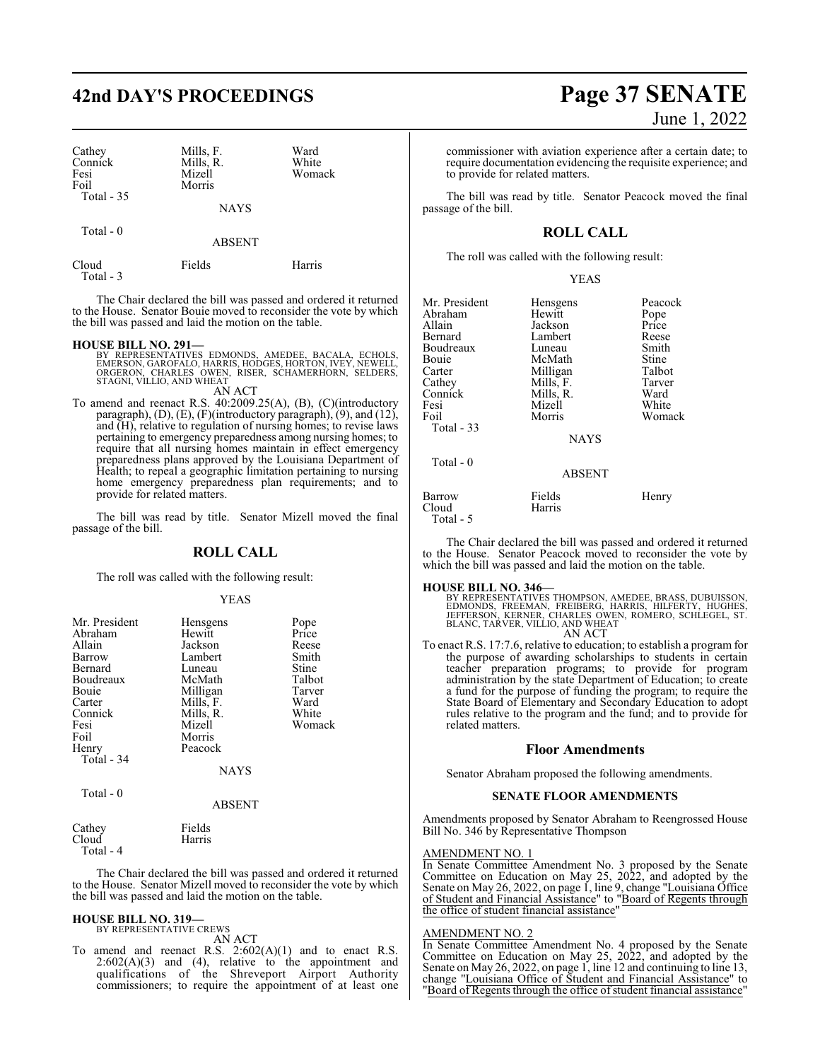| | | |
|---|---|---|
| Cathey | Mills, F. | Ward |
| Connick | Mills, R. | White |
| Fesi | Mizell | Womack |
| Foil | Morris | |
| Total - 35 | | |

NAYS

Total - 0

ABSENT

| | | |
|---|---|---|
| Cloud | Fields | Harris |
| Total - 3 | | |

The Chair declared the bill was passed and ordered it returned to the House. Senator Bouie moved to reconsider the vote by which the bill was passed and laid the motion on the table.

**HOUSE BILL NO. 291—**
BY REPRESENTATIVES EDMONDS, AMEDEE, BACALA, ECHOLS, EMERSON, GAROFALO, HARRIS, HODGES, HORTON, IVEY, NEWELL, ORGERON, CHARLES OWEN, RISER, SCHAMERHORN, SELDERS, STAGNI, VILLIO, AND WHEAT

AN ACT

To amend and reenact R.S. 40:2009.25(A), (B), (C)(introductory paragraph), (D), (E), (F)(introductory paragraph), (9), and (12), and (H), relative to regulation of nursing homes; to revise laws pertaining to emergency preparedness among nursing homes; to require that all nursing homes maintain in effect emergency preparedness plans approved by the Louisiana Department of Health; to repeal a geographic limitation pertaining to nursing home emergency preparedness plan requirements; and to provide for related matters.

The bill was read by title. Senator Mizell moved the final passage of the bill.

## ROLL CALL

The roll was called with the following result:

YEAS

| | | |
|---|---|---|
| Mr. President | Hensgens | Pope |
| Abraham | Hewitt | Price |
| Allain | Jackson | Reese |
| Barrow | Lambert | Smith |
| Bernard | Luneau | Stine |
| Boudreaux | McMath | Talbot |
| Bouie | Milligan | Tarver |
| Carter | Mills, F. | Ward |
| Connick | Mills, R. | White |
| Fesi | Mizell | Womack |
| Foil | Morris | |
| Henry | Peacock | |
| Total - 34 | | |

NAYS

Total - 0

ABSENT

| | |
|---|---|
| Cathey | Fields |
| Cloud | Harris |
| Total - 4 | |

The Chair declared the bill was passed and ordered it returned to the House. Senator Mizell moved to reconsider the vote by which the bill was passed and laid the motion on the table.

**HOUSE BILL NO. 319—**
BY REPRESENTATIVE CREWS

AN ACT

To amend and reenact R.S. 2:602(A)(1) and to enact R.S. 2:602(A)(3) and (4), relative to the appointment and qualifications of the Shreveport Airport Authority commissioners; to require the appointment of at least one commissioner with aviation experience after a certain date; to require documentation evidencing the requisite experience; and to provide for related matters.

The bill was read by title. Senator Peacock moved the final passage of the bill.

## ROLL CALL

The roll was called with the following result:

YEAS

| | | |
|---|---|---|
| Mr. President | Hensgens | Peacock |
| Abraham | Hewitt | Pope |
| Allain | Jackson | Price |
| Bernard | Lambert | Reese |
| Boudreaux | Luneau | Smith |
| Bouie | McMath | Stine |
| Carter | Milligan | Talbot |
| Cathey | Mills, F. | Tarver |
| Connick | Mills, R. | Ward |
| Fesi | Mizell | White |
| Foil | Morris | Womack |
| Total - 33 | | |

NAYS

Total - 0

ABSENT

| | | |
|---|---|---|
| Barrow | Fields | Henry |
| Cloud | Harris | |
| Total - 5 | | |

The Chair declared the bill was passed and ordered it returned to the House. Senator Peacock moved to reconsider the vote by which the bill was passed and laid the motion on the table.

**HOUSE BILL NO. 346—**
BY REPRESENTATIVES THOMPSON, AMEDEE, BRASS, DUBUISSON, EDMONDS, FREEMAN, FREIBERG, HARRIS, HILFERTY, HUGHES, JEFFERSON, KERNER, CHARLES OWEN, ROMERO, SCHLEGEL, ST. BLANC, TARVER, VILLIO, AND WHEAT

AN ACT

To enact R.S. 17:7.6, relative to education; to establish a program for the purpose of awarding scholarships to students in certain teacher preparation programs; to provide for program administration by the state Department of Education; to create a fund for the purpose of funding the program; to require the State Board of Elementary and Secondary Education to adopt rules relative to the program and the fund; and to provide for related matters.

## Floor Amendments

Senator Abraham proposed the following amendments.

### SENATE FLOOR AMENDMENTS

Amendments proposed by Senator Abraham to Reengrossed House Bill No. 346 by Representative Thompson

AMENDMENT NO. 1

In Senate Committee Amendment No. 3 proposed by the Senate Committee on Education on May 25, 2022, and adopted by the Senate on May 26, 2022, on page 1, line 9, change "Louisiana Office of Student and Financial Assistance" to "Board of Regents through the office of student financial assistance"

AMENDMENT NO. 2

In Senate Committee Amendment No. 4 proposed by the Senate Committee on Education on May 25, 2022, and adopted by the Senate on May 26, 2022, on page 1, line 12 and continuing to line 13, change "Louisiana Office of Student and Financial Assistance" to "Board of Regents through the office of student financial assistance"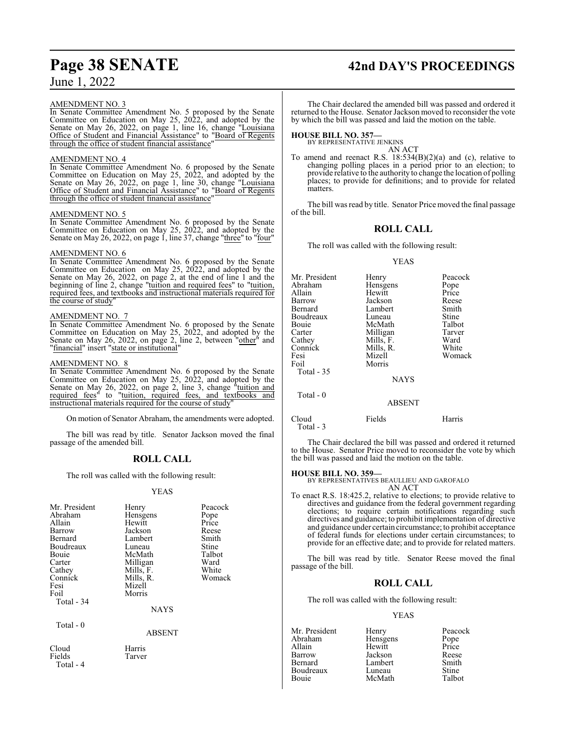AMENDMENT NO. 3

In Senate Committee Amendment No. 5 proposed by the Senate Committee on Education on May 25, 2022, and adopted by the Senate on May 26, 2022, on page 1, line 16, change "Louisiana Office of Student and Financial Assistance" to "Board of Regents through the office of student financial assistance"

AMENDMENT NO. 4

In Senate Committee Amendment No. 6 proposed by the Senate Committee on Education on May 25, 2022, and adopted by the Senate on May 26, 2022, on page 1, line 30, change "Louisiana Office of Student and Financial Assistance" to "Board of Regents through the office of student financial assistance"

AMENDMENT NO. 5

In Senate Committee Amendment No. 6 proposed by the Senate Committee on Education on May 25, 2022, and adopted by the Senate on May 26, 2022, on page 1, line 37, change "three" to "four"

AMENDMENT NO. 6

In Senate Committee Amendment No. 6 proposed by the Senate Committee on Education on May 25, 2022, and adopted by the Senate on May 26, 2022, on page 2, at the end of line 1 and the beginning of line 2, change "tuition and required fees" to "tuition, required fees, and textbooks and instructional materials required for the course of study"

AMENDMENT NO. 7

In Senate Committee Amendment No. 6 proposed by the Senate Committee on Education on May 25, 2022, and adopted by the Senate on May 26, 2022, on page 2, line 2, between "other" and "financial" insert "state or institutional"

AMENDMENT NO. 8

In Senate Committee Amendment No. 6 proposed by the Senate Committee on Education on May 25, 2022, and adopted by the Senate on May 26, 2022, on page 2, line 3, change "tuition and required fees" to "tuition, required fees, and textbooks and instructional materials required for the course of study"

On motion of Senator Abraham, the amendments were adopted.

The bill was read by title. Senator Jackson moved the final passage of the amended bill.

## ROLL CALL

The roll was called with the following result:

YEAS

| | | |
|---|---|---|
| Mr. President | Henry | Peacock |
| Abraham | Hensgens | Pope |
| Allain | Hewitt | Price |
| Barrow | Jackson | Reese |
| Bernard | Lambert | Smith |
| Boudreaux | Luneau | Stine |
| Bouie | McMath | Talbot |
| Carter | Milligan | Ward |
| Cathey | Mills, F. | White |
| Connick | Mills, R. | Womack |
| Fesi | Mizell | |
| Foil | Morris | |

Total - 34

NAYS

Total - 0

ABSENT

| | |
|---|---|
| Cloud | Harris |
| Fields | Tarver |

Total - 4

The Chair declared the amended bill was passed and ordered it returned to the House. Senator Jackson moved to reconsider the vote by which the bill was passed and laid the motion on the table.

**HOUSE BILL NO. 357—**
BY REPRESENTATIVE JENKINS
AN ACT

To amend and reenact R.S. 18:534(B)(2)(a) and (c), relative to changing polling places in a period prior to an election; to provide relative to the authority to change the location of polling places; to provide for definitions; and to provide for related matters.

The bill was read by title. Senator Price moved the final passage of the bill.

## ROLL CALL

The roll was called with the following result:

YEAS

| | | |
|---|---|---|
| Mr. President | Henry | Peacock |
| Abraham | Hensgens | Pope |
| Allain | Hewitt | Price |
| Barrow | Jackson | Reese |
| Bernard | Lambert | Smith |
| Boudreaux | Luneau | Stine |
| Bouie | McMath | Talbot |
| Carter | Milligan | Tarver |
| Cathey | Mills, F. | Ward |
| Connick | Mills, R. | White |
| Fesi | Mizell | Womack |
| Foil | Morris | |

Total - 35

NAYS

Total - 0

ABSENT

| | | |
|---|---|---|
| Cloud | Fields | Harris |

Total - 3

The Chair declared the bill was passed and ordered it returned to the House. Senator Price moved to reconsider the vote by which the bill was passed and laid the motion on the table.

**HOUSE BILL NO. 359—**
BY REPRESENTATIVES BEAULLIEU AND GAROFALO
AN ACT

To enact R.S. 18:425.2, relative to elections; to provide relative to directives and guidance from the federal government regarding elections; to require certain notifications regarding such directives and guidance; to prohibit implementation of directive and guidance under certain circumstance; to prohibit acceptance of federal funds for elections under certain circumstances; to provide for an effective date; and to provide for related matters.

The bill was read by title. Senator Reese moved the final passage of the bill.

## ROLL CALL

The roll was called with the following result:

YEAS

| | | |
|---|---|---|
| Mr. President | Henry | Peacock |
| Abraham | Hensgens | Pope |
| Allain | Hewitt | Price |
| Barrow | Jackson | Reese |
| Bernard | Lambert | Smith |
| Boudreaux | Luneau | Stine |
| Bouie | McMath | Talbot |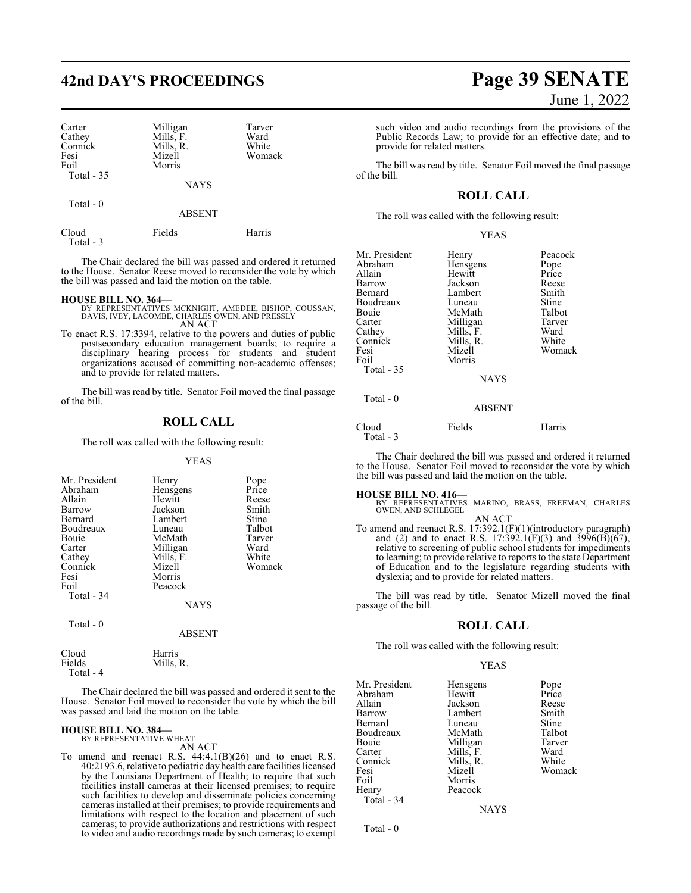| | | |
|---|---|---|
| Carter | Milligan | Tarver |
| Cathey | Mills, F. | Ward |
| Connick | Mills, R. | White |
| Fesi | Mizell | Womack |
| Foil | Morris | |
| Total - 35 | | |

NAYS

Total - 0

ABSENT

| | | |
|---|---|---|
| Cloud | Fields | Harris |
| Total - 3 | | |

The Chair declared the bill was passed and ordered it returned to the House. Senator Reese moved to reconsider the vote by which the bill was passed and laid the motion on the table.

**HOUSE BILL NO. 364—**
BY REPRESENTATIVES MCKNIGHT, AMEDEE, BISHOP, COUSSAN, DAVIS, IVEY, LACOMBE, CHARLES OWEN, AND PRESSLY
AN ACT
To enact R.S. 17:3394, relative to the powers and duties of public postsecondary education management boards; to require a disciplinary hearing process for students and student organizations accused of committing non-academic offenses; and to provide for related matters.

The bill was read by title. Senator Foil moved the final passage of the bill.

## ROLL CALL

The roll was called with the following result:

YEAS

| | | |
|---|---|---|
| Mr. President | Henry | Pope |
| Abraham | Hensgens | Price |
| Allain | Hewitt | Reese |
| Barrow | Jackson | Smith |
| Bernard | Lambert | Stine |
| Boudreaux | Luneau | Talbot |
| Bouie | McMath | Tarver |
| Carter | Milligan | Ward |
| Cathey | Mills, F. | White |
| Connick | Mizell | Womack |
| Fesi | Morris | |
| Foil | Peacock | |
| Total - 34 | | |

NAYS

Total - 0

ABSENT

| | |
|---|---|
| Cloud | Harris |
| Fields | Mills, R. |
| Total - 4 | |

The Chair declared the bill was passed and ordered it sent to the House. Senator Foil moved to reconsider the vote by which the bill was passed and laid the motion on the table.

**HOUSE BILL NO. 384—**
BY REPRESENTATIVE WHEAT
AN ACT
To amend and reenact R.S. 44:4.1(B)(26) and to enact R.S. 40:2193.6, relative to pediatric day health care facilities licensed by the Louisiana Department of Health; to require that such facilities install cameras at their licensed premises; to require such facilities to develop and disseminate policies concerning cameras installed at their premises; to provide requirements and limitations with respect to the location and placement of such cameras; to provide authorizations and restrictions with respect to video and audio recordings made by such cameras; to exempt such video and audio recordings from the provisions of the Public Records Law; to provide for an effective date; and to provide for related matters.

The bill was read by title. Senator Foil moved the final passage of the bill.

## ROLL CALL

The roll was called with the following result:

YEAS

| | | |
|---|---|---|
| Mr. President | Henry | Peacock |
| Abraham | Hensgens | Pope |
| Allain | Hewitt | Price |
| Barrow | Jackson | Reese |
| Bernard | Lambert | Smith |
| Boudreaux | Luneau | Stine |
| Bouie | McMath | Talbot |
| Carter | Milligan | Tarver |
| Cathey | Mills, F. | Ward |
| Connick | Mills, R. | White |
| Fesi | Mizell | Womack |
| Foil | Morris | |
| Total - 35 | | |

NAYS

Total - 0

ABSENT

| | | |
|---|---|---|
| Cloud | Fields | Harris |
| Total - 3 | | |

The Chair declared the bill was passed and ordered it returned to the House. Senator Foil moved to reconsider the vote by which the bill was passed and laid the motion on the table.

**HOUSE BILL NO. 416—**
BY REPRESENTATIVES MARINO, BRASS, FREEMAN, CHARLES OWEN, AND SCHLEGEL
AN ACT
To amend and reenact R.S. 17:392.1(F)(1)(introductory paragraph) and (2) and to enact R.S. 17:392.1(F)(3) and 3996(B)(67), relative to screening of public school students for impediments to learning; to provide relative to reports to the state Department of Education and to the legislature regarding students with dyslexia; and to provide for related matters.

The bill was read by title. Senator Mizell moved the final passage of the bill.

## ROLL CALL

The roll was called with the following result:

YEAS

| | | |
|---|---|---|
| Mr. President | Hensgens | Pope |
| Abraham | Hewitt | Price |
| Allain | Jackson | Reese |
| Barrow | Lambert | Smith |
| Bernard | Luneau | Stine |
| Boudreaux | McMath | Talbot |
| Bouie | Milligan | Tarver |
| Carter | Mills, F. | Ward |
| Connick | Mills, R. | White |
| Fesi | Mizell | Womack |
| Foil | Morris | |
| Henry | Peacock | |
| Total - 34 | | |

NAYS

Total - 0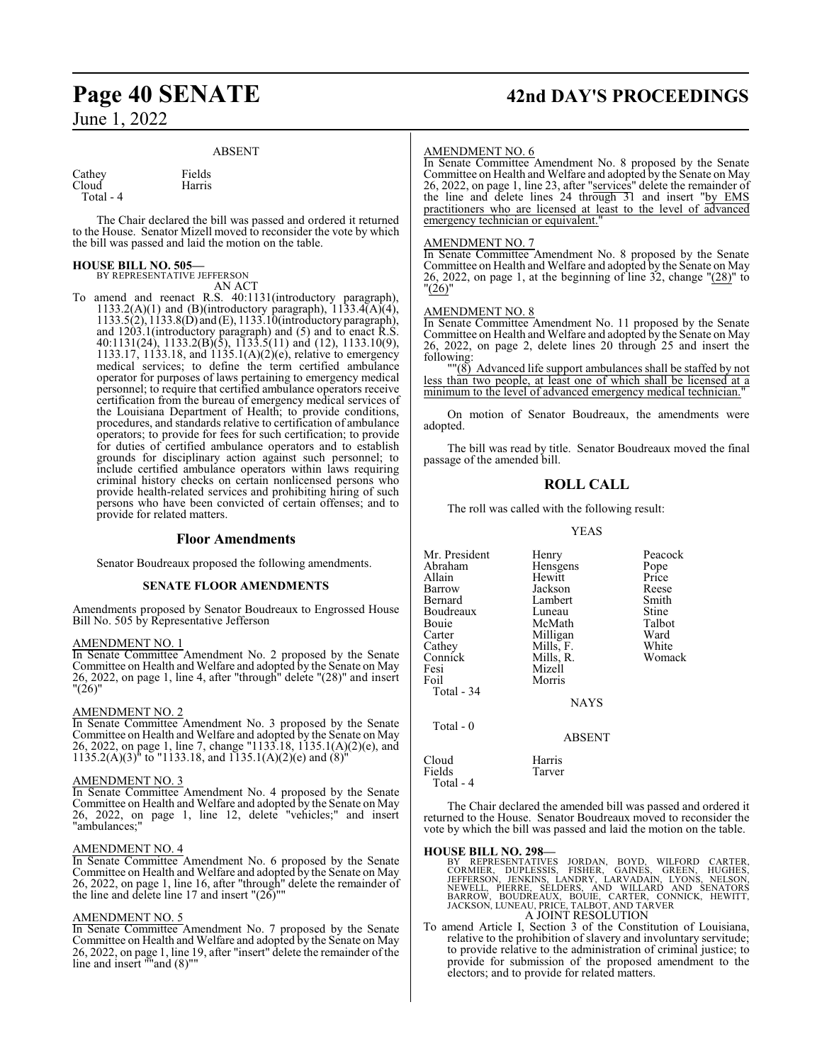### ABSENT

| | |
|---|---|
| Cathey | Fields |
| Cloud | Harris |
| Total - 4 | |

The Chair declared the bill was passed and ordered it returned to the House. Senator Mizell moved to reconsider the vote by which the bill was passed and laid the motion on the table.

**HOUSE BILL NO. 505—**
BY REPRESENTATIVE JEFFERSON
AN ACT

To amend and reenact R.S. 40:1131(introductory paragraph), 1133.2(A)(1) and (B)(introductory paragraph), 1133.4(A)(4), 1133.5(2), 1133.8(D) and (E), 1133.10(introductory paragraph), and 1203.1(introductory paragraph) and (5) and to enact R.S. 40:1131(24), 1133.2(B)(5), 1133.5(11) and (12), 1133.10(9), 1133.17, 1133.18, and 1135.1(A)(2)(e), relative to emergency medical services; to define the term certified ambulance operator for purposes of laws pertaining to emergency medical personnel; to require that certified ambulance operators receive certification from the bureau of emergency medical services of the Louisiana Department of Health; to provide conditions, procedures, and standards relative to certification of ambulance operators; to provide for fees for such certification; to provide for duties of certified ambulance operators and to establish grounds for disciplinary action against such personnel; to include certified ambulance operators within laws requiring criminal history checks on certain nonlicensed persons who provide health-related services and prohibiting hiring of such persons who have been convicted of certain offenses; and to provide for related matters.

## Floor Amendments

Senator Boudreaux proposed the following amendments.

### SENATE FLOOR AMENDMENTS

Amendments proposed by Senator Boudreaux to Engrossed House Bill No. 505 by Representative Jefferson

AMENDMENT NO. 1

In Senate Committee Amendment No. 2 proposed by the Senate Committee on Health and Welfare and adopted by the Senate on May 26, 2022, on page 1, line 4, after "through" delete "(28)" and insert "(26)"

AMENDMENT NO. 2

In Senate Committee Amendment No. 3 proposed by the Senate Committee on Health and Welfare and adopted by the Senate on May 26, 2022, on page 1, line 7, change "1133.18, 1135.1(A)(2)(e), and 1135.2(A)(3)" to "1133.18, and 1135.1(A)(2)(e) and (8)"

AMENDMENT NO. 3

In Senate Committee Amendment No. 4 proposed by the Senate Committee on Health and Welfare and adopted by the Senate on May 26, 2022, on page 1, line 12, delete "vehicles;" and insert "ambulances;"

AMENDMENT NO. 4

In Senate Committee Amendment No. 6 proposed by the Senate Committee on Health and Welfare and adopted by the Senate on May 26, 2022, on page 1, line 16, after "through" delete the remainder of the line and delete line 17 and insert "(26)""

AMENDMENT NO. 5

In Senate Committee Amendment No. 7 proposed by the Senate Committee on Health and Welfare and adopted by the Senate on May 26, 2022, on page 1, line 19, after "insert" delete the remainder of the line and insert ""and (8)""

AMENDMENT NO. 6

In Senate Committee Amendment No. 8 proposed by the Senate Committee on Health and Welfare and adopted by the Senate on May 26, 2022, on page 1, line 23, after "services" delete the remainder of the line and delete lines 24 through 31 and insert "by EMS practitioners who are licensed at least to the level of advanced emergency technician or equivalent."

AMENDMENT NO. 7

In Senate Committee Amendment No. 8 proposed by the Senate Committee on Health and Welfare and adopted by the Senate on May 26, 2022, on page 1, at the beginning of line 32, change "(28)" to "(26)"

AMENDMENT NO. 8

In Senate Committee Amendment No. 11 proposed by the Senate Committee on Health and Welfare and adopted by the Senate on May 26, 2022, on page 2, delete lines 20 through 25 and insert the following:

""(8) Advanced life support ambulances shall be staffed by not less than two people, at least one of which shall be licensed at a minimum to the level of advanced emergency medical technician.""

On motion of Senator Boudreaux, the amendments were adopted.

The bill was read by title. Senator Boudreaux moved the final passage of the amended bill.

## ROLL CALL

The roll was called with the following result:

### YEAS

| | | |
|---|---|---|
| Mr. President | Henry | Peacock |
| Abraham | Hensgens | Pope |
| Allain | Hewitt | Price |
| Barrow | Jackson | Reese |
| Bernard | Lambert | Smith |
| Boudreaux | Luneau | Stine |
| Bouie | McMath | Talbot |
| Carter | Milligan | Ward |
| Cathey | Mills, F. | White |
| Connick | Mills, R. | Womack |
| Fesi | Mizell | |
| Foil | Morris | |
| Total - 34 | | |

### NAYS

Total - 0

### ABSENT

| | |
|---|---|
| Cloud | Harris |
| Fields | Tarver |
| Total - 4 | |

The Chair declared the amended bill was passed and ordered it returned to the House. Senator Boudreaux moved to reconsider the vote by which the bill was passed and laid the motion on the table.

**HOUSE BILL NO. 298—**
BY REPRESENTATIVES JORDAN, BOYD, WILFORD CARTER, CORMIER, DUPLESSIS, FISHER, GAINES, GREEN, HUGHES, JEFFERSON, JENKINS, LANDRY, LARVADAIN, LYONS, NELSON, NEWELL, PIERRE, SELDERS, AND WILLARD AND SENATORS BARROW, BOUDREAUX, BOUIE, CARTER, CONNICK, HEWITT, JACKSON, LUNEAU, PRICE, TALBOT, AND TARVER
A JOINT RESOLUTION

To amend Article I, Section 3 of the Constitution of Louisiana, relative to the prohibition of slavery and involuntary servitude; to provide relative to the administration of criminal justice; to provide for submission of the proposed amendment to the electors; and to provide for related matters.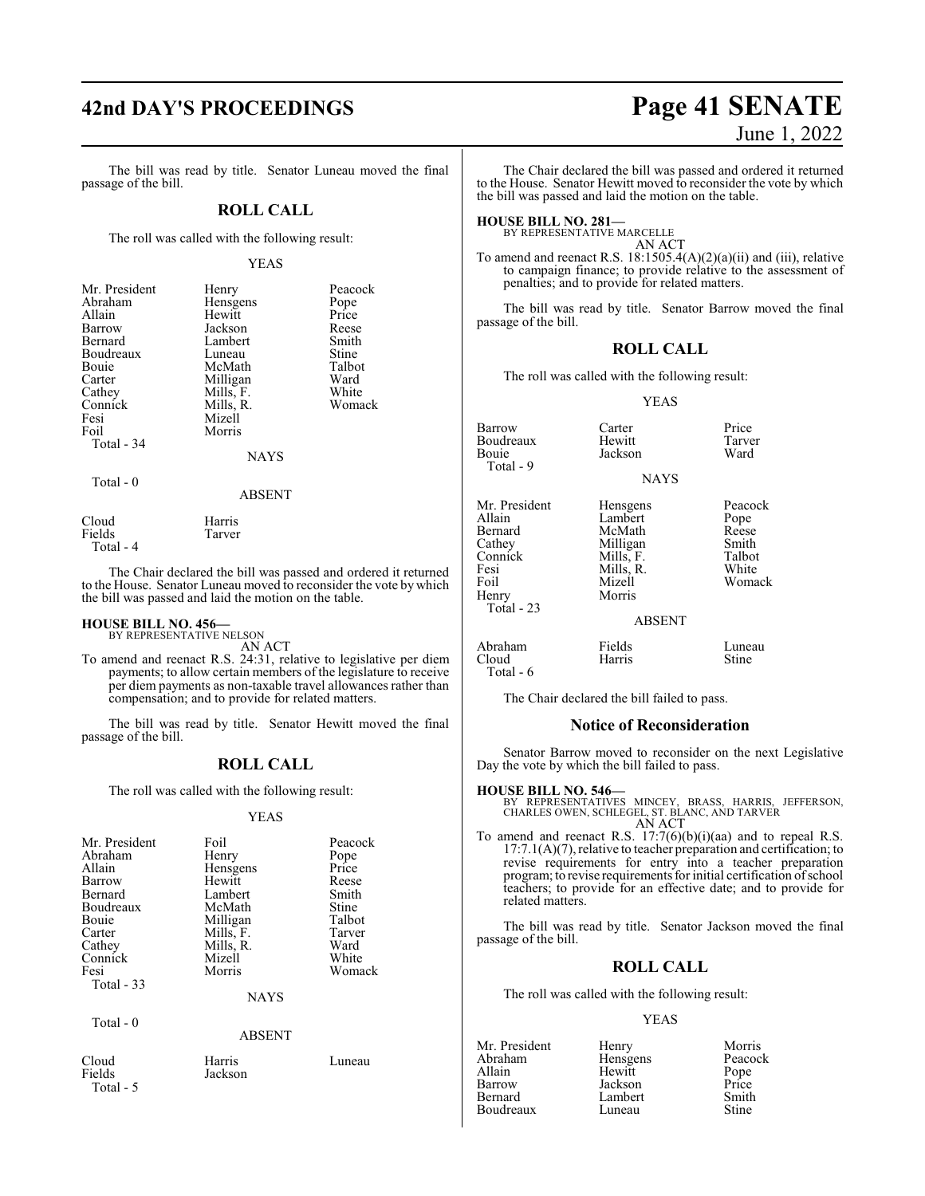The bill was read by title. Senator Luneau moved the final passage of the bill.

## ROLL CALL

The roll was called with the following result:

YEAS

| | | |
|---|---|---|
| Mr. President | Henry | Peacock |
| Abraham | Hensgens | Pope |
| Allain | Hewitt | Price |
| Barrow | Jackson | Reese |
| Bernard | Lambert | Smith |
| Boudreaux | Luneau | Stine |
| Bouie | McMath | Talbot |
| Carter | Milligan | Ward |
| Cathey | Mills, F. | White |
| Connick | Mills, R. | Womack |
| Fesi | Mizell | |
| Foil | Morris | |

Total - 34

NAYS

Total - 0

ABSENT

| | |
|---|---|
| Cloud | Harris |
| Fields | Tarver |

Total - 4

The Chair declared the bill was passed and ordered it returned to the House. Senator Luneau moved to reconsider the vote by which the bill was passed and laid the motion on the table.

**HOUSE BILL NO. 456—**
BY REPRESENTATIVE NELSON
AN ACT

To amend and reenact R.S. 24:31, relative to legislative per diem payments; to allow certain members of the legislature to receive per diem payments as non-taxable travel allowances rather than compensation; and to provide for related matters.

The bill was read by title. Senator Hewitt moved the final passage of the bill.

## ROLL CALL

The roll was called with the following result:

YEAS

| | | |
|---|---|---|
| Mr. President | Foil | Peacock |
| Abraham | Henry | Pope |
| Allain | Hensgens | Price |
| Barrow | Hewitt | Reese |
| Bernard | Lambert | Smith |
| Boudreaux | McMath | Stine |
| Bouie | Milligan | Talbot |
| Carter | Mills, F. | Tarver |
| Cathey | Mills, R. | Ward |
| Connick | Mizell | White |
| Fesi | Morris | Womack |

Total - 33

NAYS

Total - 0

ABSENT

| | | |
|---|---|---|
| Cloud | Harris | Luneau |
| Fields | Jackson | |

Total - 5

The Chair declared the bill was passed and ordered it returned to the House. Senator Hewitt moved to reconsider the vote by which the bill was passed and laid the motion on the table.

**HOUSE BILL NO. 281—**
BY REPRESENTATIVE MARCELLE
AN ACT

To amend and reenact R.S. 18:1505.4(A)(2)(a)(ii) and (iii), relative to campaign finance; to provide relative to the assessment of penalties; and to provide for related matters.

The bill was read by title. Senator Barrow moved the final passage of the bill.

## ROLL CALL

The roll was called with the following result:

YEAS

| | | |
|---|---|---|
| Barrow | Carter | Price |
| Boudreaux | Hewitt | Tarver |
| Bouie | Jackson | Ward |

Total - 9

NAYS

| | | |
|---|---|---|
| Mr. President | Hensgens | Peacock |
| Allain | Lambert | Pope |
| Bernard | McMath | Reese |
| Cathey | Milligan | Smith |
| Connick | Mills, F. | Talbot |
| Fesi | Mills, R. | White |
| Foil | Mizell | Womack |
| Henry | Morris | |

Total - 23

ABSENT

| | | |
|---|---|---|
| Abraham | Fields | Luneau |
| Cloud | Harris | Stine |

Total - 6

The Chair declared the bill failed to pass.

### Notice of Reconsideration

Senator Barrow moved to reconsider on the next Legislative Day the vote by which the bill failed to pass.

**HOUSE BILL NO. 546—**
BY REPRESENTATIVES MINCEY, BRASS, HARRIS, JEFFERSON, CHARLES OWEN, SCHLEGEL, ST. BLANC, AND TARVER
AN ACT

To amend and reenact R.S. 17:7(6)(b)(i)(aa) and to repeal R.S. 17:7.1(A)(7), relative to teacher preparation and certification; to revise requirements for entry into a teacher preparation program; to revise requirements for initial certification of school teachers; to provide for an effective date; and to provide for related matters.

The bill was read by title. Senator Jackson moved the final passage of the bill.

## ROLL CALL

The roll was called with the following result:

YEAS

| | | |
|---|---|---|
| Mr. President | Henry | Morris |
| Abraham | Hensgens | Peacock |
| Allain | Hewitt | Pope |
| Barrow | Jackson | Price |
| Bernard | Lambert | Smith |
| Boudreaux | Luneau | Stine |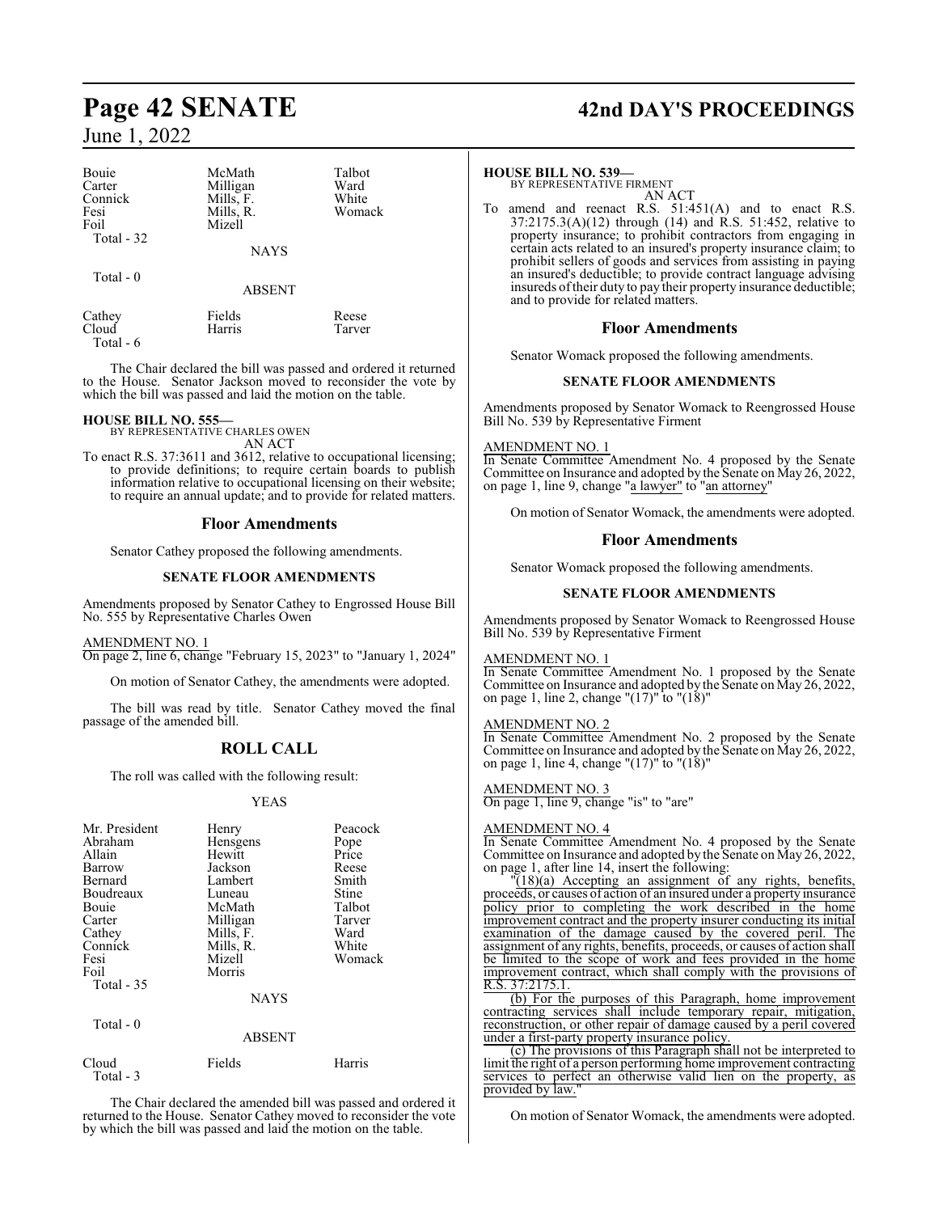| | | |
|---|---|---|
| Bouie | McMath | Talbot |
| Carter | Milligan | Ward |
| Connick | Mills, F. | White |
| Fesi | Mills, R. | Womack |
| Foil | Mizell | |
| Total - 32 | | |

NAYS

Total - 0

ABSENT

| | | |
|---|---|---|
| Cathey | Fields | Reese |
| Cloud | Harris | Tarver |
| Total - 6 | | |

The Chair declared the bill was passed and ordered it returned to the House. Senator Jackson moved to reconsider the vote by which the bill was passed and laid the motion on the table.

**HOUSE BILL NO. 555—**
BY REPRESENTATIVE CHARLES OWEN
AN ACT

To enact R.S. 37:3611 and 3612, relative to occupational licensing; to provide definitions; to require certain boards to publish information relative to occupational licensing on their website; to require an annual update; and to provide for related matters.

## Floor Amendments

Senator Cathey proposed the following amendments.

### SENATE FLOOR AMENDMENTS

Amendments proposed by Senator Cathey to Engrossed House Bill No. 555 by Representative Charles Owen

AMENDMENT NO. 1
On page 2, line 6, change "February 15, 2023" to "January 1, 2024"

On motion of Senator Cathey, the amendments were adopted.

The bill was read by title. Senator Cathey moved the final passage of the amended bill.

## ROLL CALL

The roll was called with the following result:

YEAS

| | | |
|---|---|---|
| Mr. President | Henry | Peacock |
| Abraham | Hensgens | Pope |
| Allain | Hewitt | Price |
| Barrow | Jackson | Reese |
| Bernard | Lambert | Smith |
| Boudreaux | Luneau | Stine |
| Bouie | McMath | Talbot |
| Carter | Milligan | Tarver |
| Cathey | Mills, F. | Ward |
| Connick | Mills, R. | White |
| Fesi | Mizell | Womack |
| Foil | Morris | |
| Total - 35 | | |

NAYS

Total - 0

ABSENT

| | | |
|---|---|---|
| Cloud | Fields | Harris |
| Total - 3 | | |

The Chair declared the amended bill was passed and ordered it returned to the House. Senator Cathey moved to reconsider the vote by which the bill was passed and laid the motion on the table.

**HOUSE BILL NO. 539—**
BY REPRESENTATIVE FIRMENT
AN ACT

To amend and reenact R.S. 51:451(A) and to enact R.S. 37:2175.3(A)(12) through (14) and R.S. 51:452, relative to property insurance; to prohibit contractors from engaging in certain acts related to an insured's property insurance claim; to prohibit sellers of goods and services from assisting in paying an insured's deductible; to provide contract language advising insureds of their duty to pay their property insurance deductible; and to provide for related matters.

## Floor Amendments

Senator Womack proposed the following amendments.

### SENATE FLOOR AMENDMENTS

Amendments proposed by Senator Womack to Reengrossed House Bill No. 539 by Representative Firment

AMENDMENT NO. 1
In Senate Committee Amendment No. 4 proposed by the Senate Committee on Insurance and adopted by the Senate on May 26, 2022, on page 1, line 9, change "a lawyer" to "an attorney"

On motion of Senator Womack, the amendments were adopted.

## Floor Amendments

Senator Womack proposed the following amendments.

### SENATE FLOOR AMENDMENTS

Amendments proposed by Senator Womack to Reengrossed House Bill No. 539 by Representative Firment

AMENDMENT NO. 1
In Senate Committee Amendment No. 1 proposed by the Senate Committee on Insurance and adopted by the Senate on May 26, 2022, on page 1, line 2, change "(17)" to "(18)"

AMENDMENT NO. 2
In Senate Committee Amendment No. 2 proposed by the Senate Committee on Insurance and adopted by the Senate on May 26, 2022, on page 1, line 4, change "(17)" to "(18)"

AMENDMENT NO. 3
On page 1, line 9, change "is" to "are"

AMENDMENT NO. 4
In Senate Committee Amendment No. 4 proposed by the Senate Committee on Insurance and adopted by the Senate on May 26, 2022, on page 1, after line 14, insert the following:

"(18)(a) Accepting an assignment of any rights, benefits, proceeds, or causes of action of an insured under a property insurance policy prior to completing the work described in the home improvement contract and the property insurer conducting its initial examination of the damage caused by the covered peril. The assignment of any rights, benefits, proceeds, or causes of action shall be limited to the scope of work and fees provided in the home improvement contract, which shall comply with the provisions of R.S. 37:2175.1.

(b) For the purposes of this Paragraph, home improvement contracting services shall include temporary repair, mitigation, reconstruction, or other repair of damage caused by a peril covered under a first-party property insurance policy.

(c) The provisions of this Paragraph shall not be interpreted to limit the right of a person performing home improvement contracting services to perfect an otherwise valid lien on the property, as provided by law."

On motion of Senator Womack, the amendments were adopted.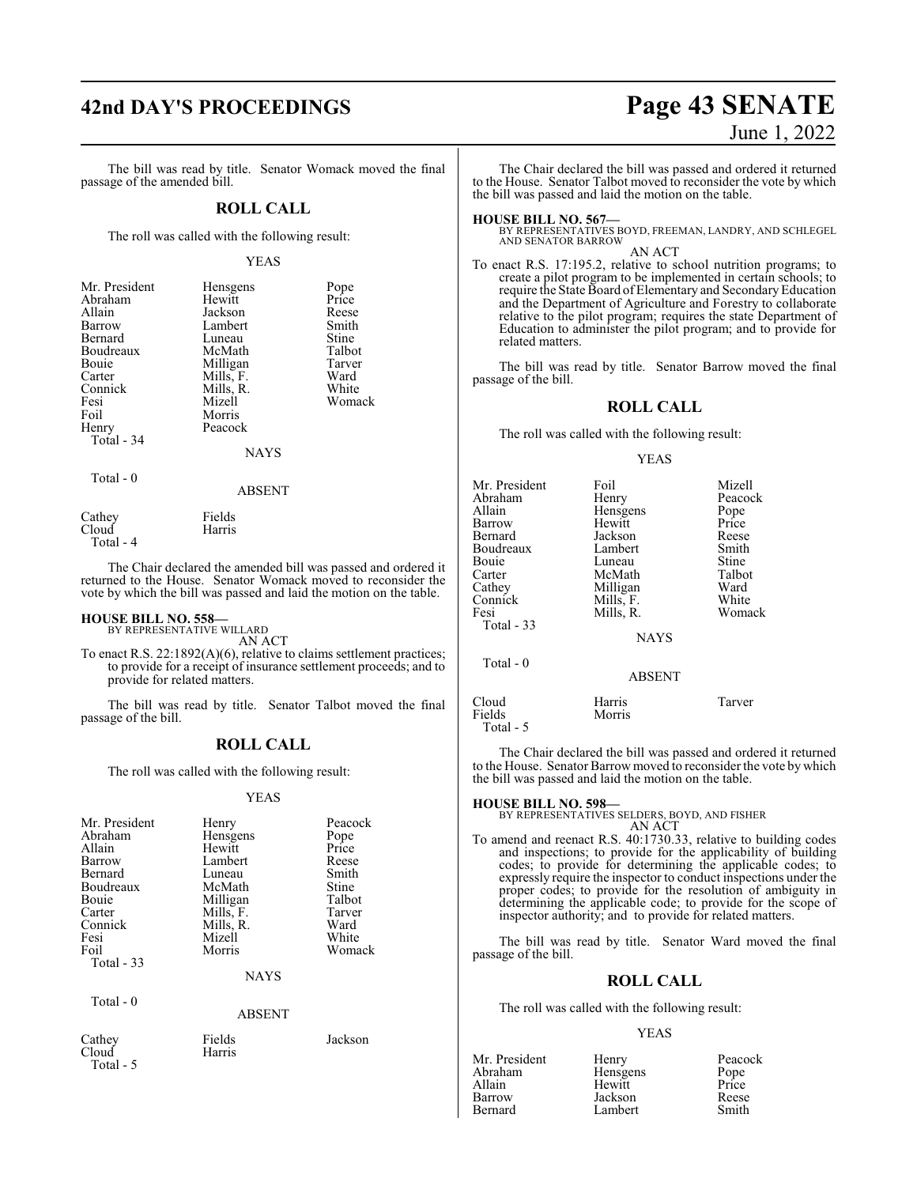The bill was read by title. Senator Womack moved the final passage of the amended bill.

## ROLL CALL

The roll was called with the following result:

YEAS

| | | |
|---|---|---|
| Mr. President | Hensgens | Pope |
| Abraham | Hewitt | Price |
| Allain | Jackson | Reese |
| Barrow | Lambert | Smith |
| Bernard | Luneau | Stine |
| Boudreaux | McMath | Talbot |
| Bouie | Milligan | Tarver |
| Carter | Mills, F. | Ward |
| Connick | Mills, R. | White |
| Fesi | Mizell | Womack |
| Foil | Morris | |
| Henry | Peacock | |

Total - 34

NAYS

Total - 0

ABSENT

| | |
|---|---|
| Cathey | Fields |
| Cloud | Harris |

Total - 4

The Chair declared the amended bill was passed and ordered it returned to the House. Senator Womack moved to reconsider the vote by which the bill was passed and laid the motion on the table.

**HOUSE BILL NO. 558—**
BY REPRESENTATIVE WILLARD
AN ACT
To enact R.S. 22:1892(A)(6), relative to claims settlement practices; to provide for a receipt of insurance settlement proceeds; and to provide for related matters.

The bill was read by title. Senator Talbot moved the final passage of the bill.

## ROLL CALL

The roll was called with the following result:

YEAS

| | | |
|---|---|---|
| Mr. President | Henry | Peacock |
| Abraham | Hensgens | Pope |
| Allain | Hewitt | Price |
| Barrow | Lambert | Reese |
| Bernard | Luneau | Smith |
| Boudreaux | McMath | Stine |
| Bouie | Milligan | Talbot |
| Carter | Mills, F. | Tarver |
| Connick | Mills, R. | Ward |
| Fesi | Mizell | White |
| Foil | Morris | Womack |

Total - 33

NAYS

Total - 0

ABSENT

| | | |
|---|---|---|
| Cathey | Fields | Jackson |
| Cloud | Harris | |

Total - 5

The Chair declared the bill was passed and ordered it returned to the House. Senator Talbot moved to reconsider the vote by which the bill was passed and laid the motion on the table.

**HOUSE BILL NO. 567—**
BY REPRESENTATIVES BOYD, FREEMAN, LANDRY, AND SCHLEGEL AND SENATOR BARROW
AN ACT
To enact R.S. 17:195.2, relative to school nutrition programs; to create a pilot program to be implemented in certain schools; to require the State Board of Elementary and Secondary Education and the Department of Agriculture and Forestry to collaborate relative to the pilot program; requires the state Department of Education to administer the pilot program; and to provide for related matters.

The bill was read by title. Senator Barrow moved the final passage of the bill.

## ROLL CALL

The roll was called with the following result:

YEAS

| | | |
|---|---|---|
| Mr. President | Foil | Mizell |
| Abraham | Henry | Peacock |
| Allain | Hensgens | Pope |
| Barrow | Hewitt | Price |
| Bernard | Jackson | Reese |
| Boudreaux | Lambert | Smith |
| Bouie | Luneau | Stine |
| Carter | McMath | Talbot |
| Cathey | Milligan | Ward |
| Connick | Mills, F. | White |
| Fesi | Mills, R. | Womack |

Total - 33

NAYS

Total - 0

ABSENT

| | | |
|---|---|---|
| Cloud | Harris | Tarver |
| Fields | Morris | |

Total - 5

The Chair declared the bill was passed and ordered it returned to the House. Senator Barrow moved to reconsider the vote by which the bill was passed and laid the motion on the table.

**HOUSE BILL NO. 598—**
BY REPRESENTATIVES SELDERS, BOYD, AND FISHER
AN ACT
To amend and reenact R.S. 40:1730.33, relative to building codes and inspections; to provide for the applicability of building codes; to provide for determining the applicable codes; to expressly require the inspector to conduct inspections under the proper codes; to provide for the resolution of ambiguity in determining the applicable code; to provide for the scope of inspector authority; and to provide for related matters.

The bill was read by title. Senator Ward moved the final passage of the bill.

## ROLL CALL

The roll was called with the following result:

YEAS

| | | |
|---|---|---|
| Mr. President | Henry | Peacock |
| Abraham | Hensgens | Pope |
| Allain | Hewitt | Price |
| Barrow | Jackson | Reese |
| Bernard | Lambert | Smith |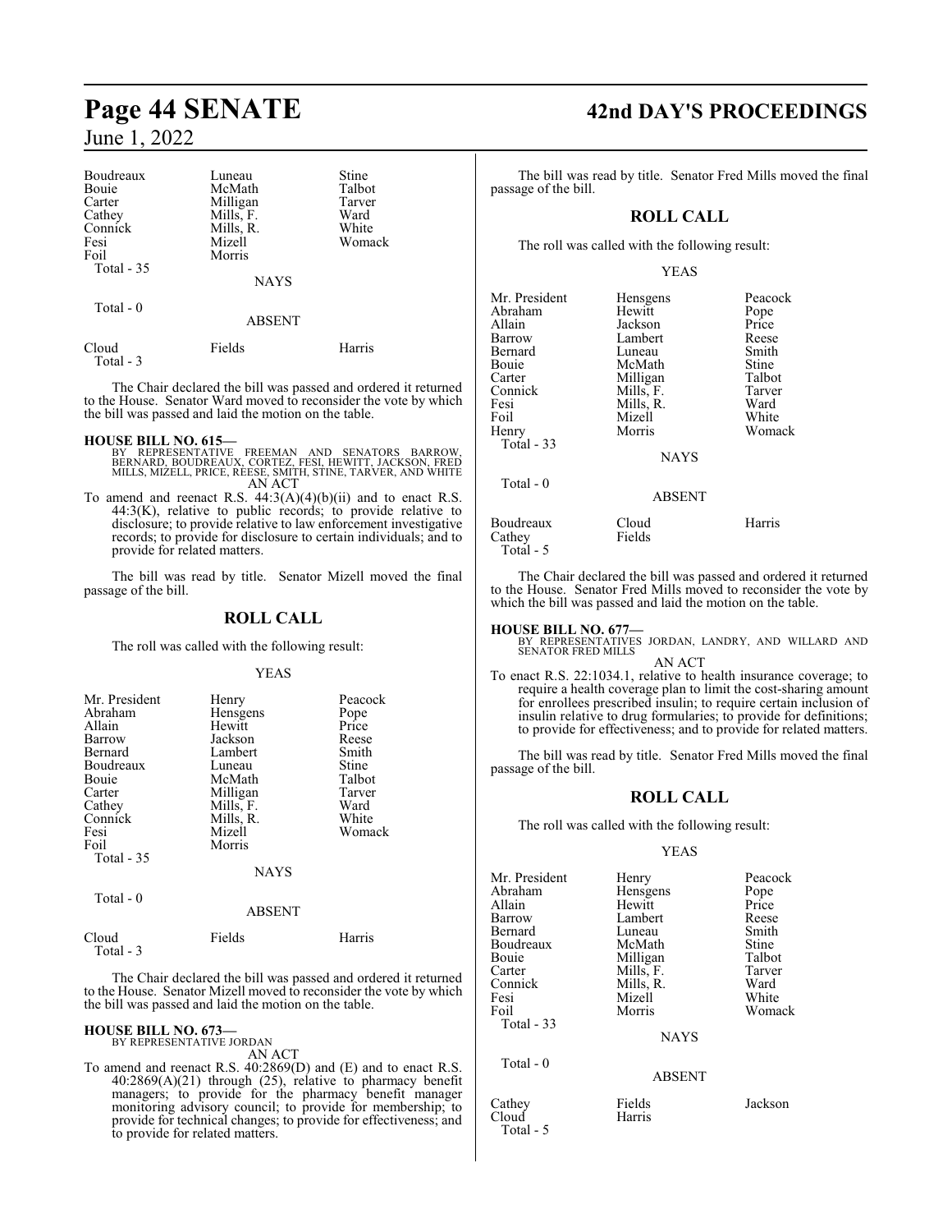| Boudreaux | Luneau | Stine |
|---|---|---|
| Bouie | McMath | Talbot |
| Carter | Milligan | Tarver |
| Cathey | Mills, F. | Ward |
| Connick | Mills, R. | White |
| Fesi | Mizell | Womack |
| Foil | Morris | |

Total - 35

NAYS

Total - 0

ABSENT

| Cloud | Fields | Harris |
|---|---|---|

Total - 3

The Chair declared the bill was passed and ordered it returned to the House. Senator Ward moved to reconsider the vote by which the bill was passed and laid the motion on the table.

**HOUSE BILL NO. 615—**
BY REPRESENTATIVE FREEMAN AND SENATORS BARROW, BERNARD, BOUDREAUX, CORTEZ, FESI, HEWITT, JACKSON, FRED MILLS, MIZELL, PRICE, REESE, SMITH, STINE, TARVER, AND WHITE
AN ACT

To amend and reenact R.S. 44:3(A)(4)(b)(ii) and to enact R.S. 44:3(K), relative to public records; to provide relative to disclosure; to provide relative to law enforcement investigative records; to provide for disclosure to certain individuals; and to provide for related matters.

The bill was read by title. Senator Mizell moved the final passage of the bill.

## ROLL CALL

The roll was called with the following result:

YEAS

| Mr. President | Henry | Peacock |
|---|---|---|
| Abraham | Hensgens | Pope |
| Allain | Hewitt | Price |
| Barrow | Jackson | Reese |
| Bernard | Lambert | Smith |
| Boudreaux | Luneau | Stine |
| Bouie | McMath | Talbot |
| Carter | Milligan | Tarver |
| Cathey | Mills, F. | Ward |
| Connick | Mills, R. | White |
| Fesi | Mizell | Womack |
| Foil | Morris | |

Total - 35

NAYS

Total - 0

ABSENT

| Cloud | Fields | Harris |
|---|---|---|

Total - 3

The Chair declared the bill was passed and ordered it returned to the House. Senator Mizell moved to reconsider the vote by which the bill was passed and laid the motion on the table.

**HOUSE BILL NO. 673—**
BY REPRESENTATIVE JORDAN
AN ACT

To amend and reenact R.S. 40:2869(D) and (E) and to enact R.S. 40:2869(A)(21) through (25), relative to pharmacy benefit managers; to provide for the pharmacy benefit manager monitoring advisory council; to provide for membership; to provide for technical changes; to provide for effectiveness; and to provide for related matters.

The bill was read by title. Senator Fred Mills moved the final passage of the bill.

## ROLL CALL

The roll was called with the following result:

YEAS

| Mr. President | Hensgens | Peacock |
|---|---|---|
| Abraham | Hewitt | Pope |
| Allain | Jackson | Price |
| Barrow | Lambert | Reese |
| Bernard | Luneau | Smith |
| Bouie | McMath | Stine |
| Carter | Milligan | Talbot |
| Connick | Mills, F. | Tarver |
| Fesi | Mills, R. | Ward |
| Foil | Mizell | White |
| Henry | Morris | Womack |

Total - 33

NAYS

Total - 0

ABSENT

| Boudreaux | Cloud | Harris |
|---|---|---|
| Cathey | Fields | |

Total - 5

The Chair declared the bill was passed and ordered it returned to the House. Senator Fred Mills moved to reconsider the vote by which the bill was passed and laid the motion on the table.

**HOUSE BILL NO. 677—**
BY REPRESENTATIVES JORDAN, LANDRY, AND WILLARD AND SENATOR FRED MILLS
AN ACT

To enact R.S. 22:1034.1, relative to health insurance coverage; to require a health coverage plan to limit the cost-sharing amount for enrollees prescribed insulin; to require certain inclusion of insulin relative to drug formularies; to provide for definitions; to provide for effectiveness; and to provide for related matters.

The bill was read by title. Senator Fred Mills moved the final passage of the bill.

## ROLL CALL

The roll was called with the following result:

YEAS

| Mr. President | Henry | Peacock |
|---|---|---|
| Abraham | Hensgens | Pope |
| Allain | Hewitt | Price |
| Barrow | Lambert | Reese |
| Bernard | Luneau | Smith |
| Boudreaux | McMath | Stine |
| Bouie | Milligan | Talbot |
| Carter | Mills, F. | Tarver |
| Connick | Mills, R. | Ward |
| Fesi | Mizell | White |
| Foil | Morris | Womack |

Total - 33

NAYS

Total - 0

ABSENT

| Cathey | Fields | Jackson |
|---|---|---|
| Cloud | Harris | |

Total - 5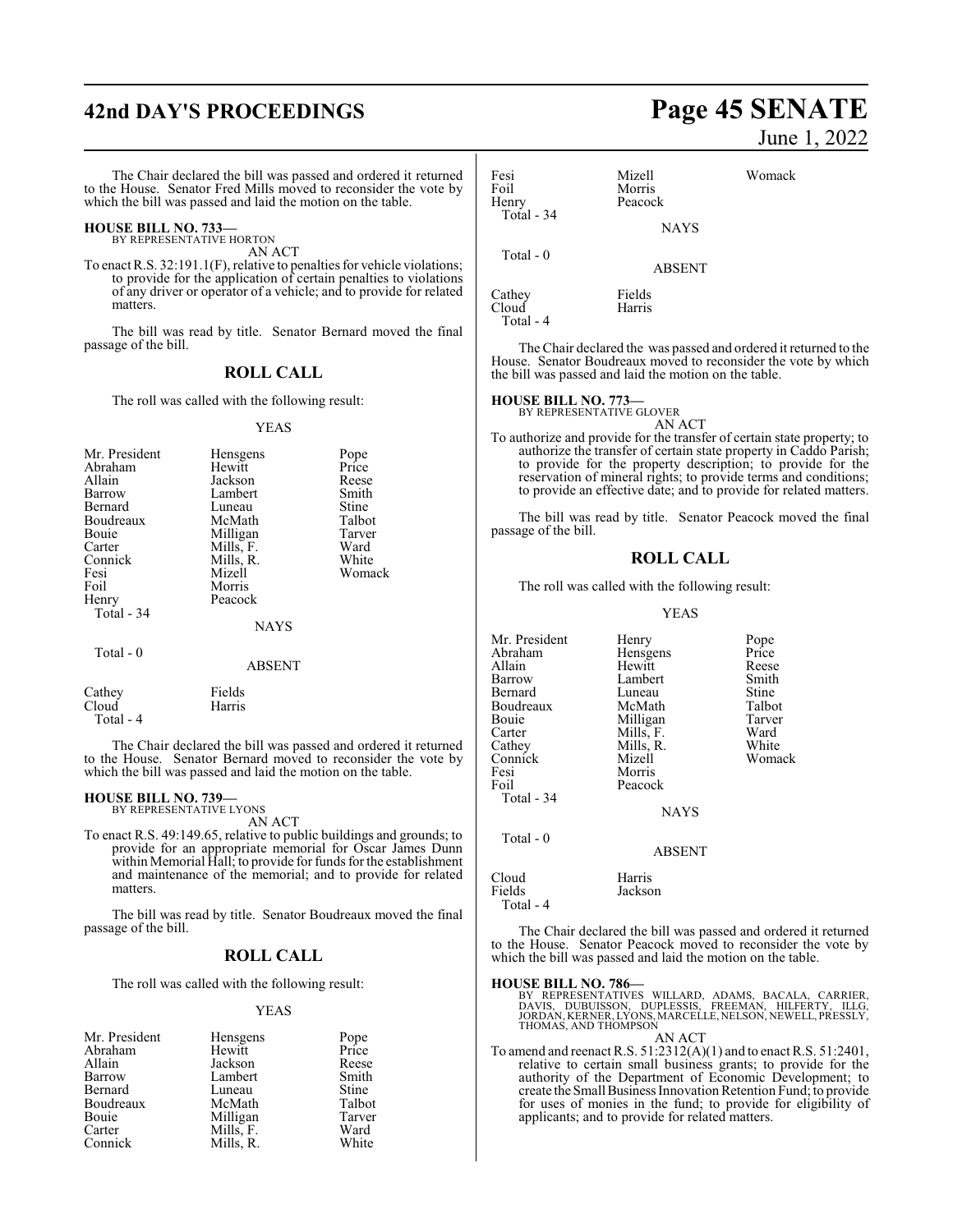The Chair declared the bill was passed and ordered it returned to the House. Senator Fred Mills moved to reconsider the vote by which the bill was passed and laid the motion on the table.

**HOUSE BILL NO. 733—**
BY REPRESENTATIVE HORTON

AN ACT

To enact R.S. 32:191.1(F), relative to penalties for vehicle violations; to provide for the application of certain penalties to violations of any driver or operator of a vehicle; and to provide for related matters.

The bill was read by title. Senator Bernard moved the final passage of the bill.

## ROLL CALL

The roll was called with the following result:

YEAS

| | | |
|---|---|---|
| Mr. President | Hensgens | Pope |
| Abraham | Hewitt | Price |
| Allain | Jackson | Reese |
| Barrow | Lambert | Smith |
| Bernard | Luneau | Stine |
| Boudreaux | McMath | Talbot |
| Bouie | Milligan | Tarver |
| Carter | Mills, F. | Ward |
| Connick | Mills, R. | White |
| Fesi | Mizell | Womack |
| Foil | Morris | |
| Henry | Peacock | |

Total - 34

NAYS

Total - 0

ABSENT

| | |
|---|---|
| Cathey | Fields |
| Cloud | Harris |

Total - 4

The Chair declared the bill was passed and ordered it returned to the House. Senator Bernard moved to reconsider the vote by which the bill was passed and laid the motion on the table.

**HOUSE BILL NO. 739—**
BY REPRESENTATIVE LYONS

AN ACT

To enact R.S. 49:149.65, relative to public buildings and grounds; to provide for an appropriate memorial for Oscar James Dunn within Memorial Hall; to provide for funds for the establishment and maintenance of the memorial; and to provide for related matters.

The bill was read by title. Senator Boudreaux moved the final passage of the bill.

## ROLL CALL

The roll was called with the following result:

YEAS

| | | |
|---|---|---|
| Mr. President | Hensgens | Pope |
| Abraham | Hewitt | Price |
| Allain | Jackson | Reese |
| Barrow | Lambert | Smith |
| Bernard | Luneau | Stine |
| Boudreaux | McMath | Talbot |
| Bouie | Milligan | Tarver |
| Carter | Mills, F. | Ward |
| Connick | Mills, R. | White |
| Fesi | Mizell | Womack |
| Foil | Morris | |
| Henry | Peacock | |

Total - 34

NAYS

Total - 0

ABSENT

| | |
|---|---|
| Cathey | Fields |
| Cloud | Harris |

Total - 4

The Chair declared the was passed and ordered it returned to the House. Senator Boudreaux moved to reconsider the vote by which the bill was passed and laid the motion on the table.

**HOUSE BILL NO. 773—**
BY REPRESENTATIVE GLOVER

AN ACT

To authorize and provide for the transfer of certain state property; to authorize the transfer of certain state property in Caddo Parish; to provide for the property description; to provide for the reservation of mineral rights; to provide terms and conditions; to provide an effective date; and to provide for related matters.

The bill was read by title. Senator Peacock moved the final passage of the bill.

## ROLL CALL

The roll was called with the following result:

YEAS

| | | |
|---|---|---|
| Mr. President | Henry | Pope |
| Abraham | Hensgens | Price |
| Allain | Hewitt | Reese |
| Barrow | Lambert | Smith |
| Bernard | Luneau | Stine |
| Boudreaux | McMath | Talbot |
| Bouie | Milligan | Tarver |
| Carter | Mills, F. | Ward |
| Cathey | Mills, R. | White |
| Connick | Mizell | Womack |
| Fesi | Morris | |
| Foil | Peacock | |

Total - 34

NAYS

Total - 0

ABSENT

| | |
|---|---|
| Cloud | Harris |
| Fields | Jackson |

Total - 4

The Chair declared the bill was passed and ordered it returned to the House. Senator Peacock moved to reconsider the vote by which the bill was passed and laid the motion on the table.

**HOUSE BILL NO. 786—**
BY REPRESENTATIVES WILLARD, ADAMS, BACALA, CARRIER, DAVIS, DUBUISSON, DUPLESSIS, FREEMAN, HILFERTY, ILLG, JORDAN, KERNER, LYONS, MARCELLE, NELSON, NEWELL, PRESSLY, THOMAS, AND THOMPSON

AN ACT

To amend and reenact R.S. 51:2312(A)(1) and to enact R.S. 51:2401, relative to certain small business grants; to provide for the authority of the Department of Economic Development; to create the Small Business Innovation Retention Fund; to provide for uses of monies in the fund; to provide for eligibility of applicants; and to provide for related matters.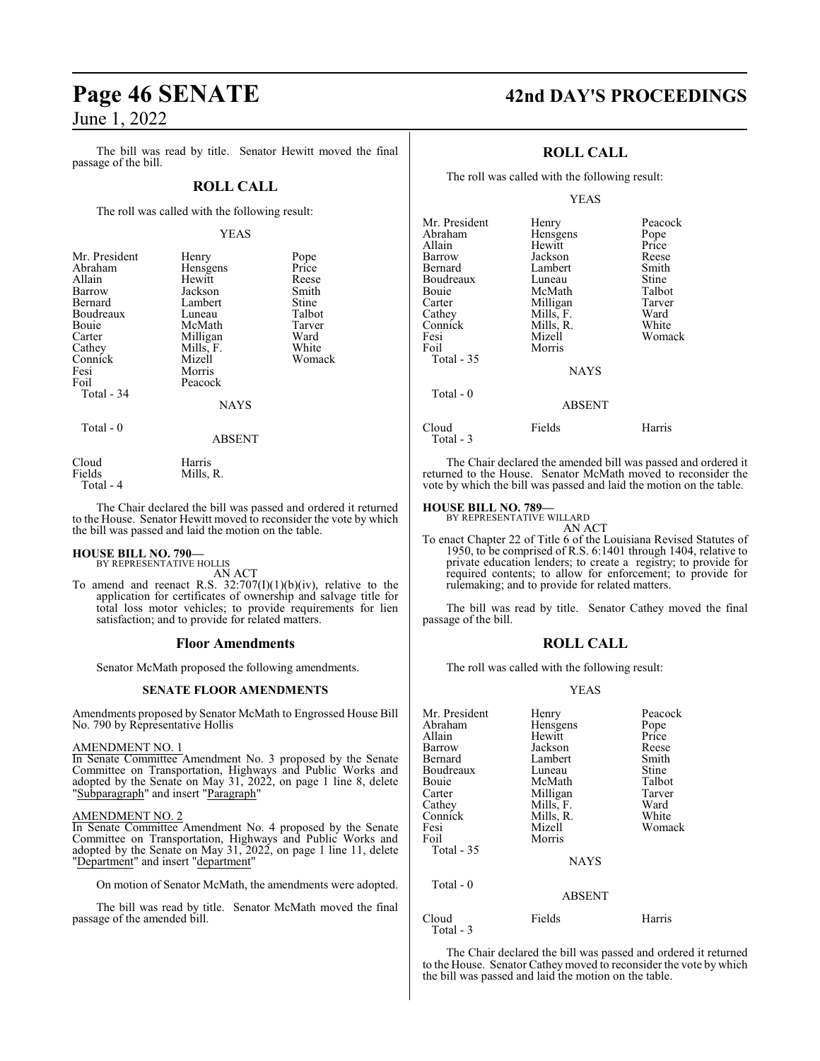The bill was read by title. Senator Hewitt moved the final passage of the bill.

## ROLL CALL

The roll was called with the following result:

YEAS

| | | |
|---|---|---|
| Mr. President | Henry | Pope |
| Abraham | Hensgens | Price |
| Allain | Hewitt | Reese |
| Barrow | Jackson | Smith |
| Bernard | Lambert | Stine |
| Boudreaux | Luneau | Talbot |
| Bouie | McMath | Tarver |
| Carter | Milligan | Ward |
| Cathey | Mills, F. | White |
| Connick | Mizell | Womack |
| Fesi | Morris | |
| Foil | Peacock | |
| Total - 34 | | |

NAYS

Total - 0

ABSENT

| | |
|---|---|
| Cloud | Harris |
| Fields | Mills, R. |
| Total - 4 | |

The Chair declared the bill was passed and ordered it returned to the House. Senator Hewitt moved to reconsider the vote by which the bill was passed and laid the motion on the table.

**HOUSE BILL NO. 790—**
BY REPRESENTATIVE HOLLIS
AN ACT

To amend and reenact R.S. 32:707(I)(1)(b)(iv), relative to the application for certificates of ownership and salvage title for total loss motor vehicles; to provide requirements for lien satisfaction; and to provide for related matters.

## Floor Amendments

Senator McMath proposed the following amendments.

### SENATE FLOOR AMENDMENTS

Amendments proposed by Senator McMath to Engrossed House Bill No. 790 by Representative Hollis

AMENDMENT NO. 1
In Senate Committee Amendment No. 3 proposed by the Senate Committee on Transportation, Highways and Public Works and adopted by the Senate on May 31, 2022, on page 1 line 8, delete "Subparagraph" and insert "Paragraph"

AMENDMENT NO. 2
In Senate Committee Amendment No. 4 proposed by the Senate Committee on Transportation, Highways and Public Works and adopted by the Senate on May 31, 2022, on page 1 line 11, delete "Department" and insert "department"

On motion of Senator McMath, the amendments were adopted.

The bill was read by title. Senator McMath moved the final passage of the amended bill.

## ROLL CALL

The roll was called with the following result:

YEAS

| | | |
|---|---|---|
| Mr. President | Henry | Peacock |
| Abraham | Hensgens | Pope |
| Allain | Hewitt | Price |
| Barrow | Jackson | Reese |
| Bernard | Lambert | Smith |
| Boudreaux | Luneau | Stine |
| Bouie | McMath | Talbot |
| Carter | Milligan | Tarver |
| Cathey | Mills, F. | Ward |
| Connick | Mills, R. | White |
| Fesi | Mizell | Womack |
| Foil | Morris | |
| Total - 35 | | |

NAYS

Total - 0

ABSENT

| | | |
|---|---|---|
| Cloud | Fields | Harris |
| Total - 3 | | |

The Chair declared the amended bill was passed and ordered it returned to the House. Senator McMath moved to reconsider the vote by which the bill was passed and laid the motion on the table.

**HOUSE BILL NO. 789—**
BY REPRESENTATIVE WILLARD
AN ACT

To enact Chapter 22 of Title 6 of the Louisiana Revised Statutes of 1950, to be comprised of R.S. 6:1401 through 1404, relative to private education lenders; to create a registry; to provide for required contents; to allow for enforcement; to provide for rulemaking; and to provide for related matters.

The bill was read by title. Senator Cathey moved the final passage of the bill.

## ROLL CALL

The roll was called with the following result:

YEAS

| | | |
|---|---|---|
| Mr. President | Henry | Peacock |
| Abraham | Hensgens | Pope |
| Allain | Hewitt | Price |
| Barrow | Jackson | Reese |
| Bernard | Lambert | Smith |
| Boudreaux | Luneau | Stine |
| Bouie | McMath | Talbot |
| Carter | Milligan | Tarver |
| Cathey | Mills, F. | Ward |
| Connick | Mills, R. | White |
| Fesi | Mizell | Womack |
| Foil | Morris | |
| Total - 35 | | |

NAYS

Total - 0

ABSENT

| | | |
|---|---|---|
| Cloud | Fields | Harris |
| Total - 3 | | |

The Chair declared the bill was passed and ordered it returned to the House. Senator Cathey moved to reconsider the vote by which the bill was passed and laid the motion on the table.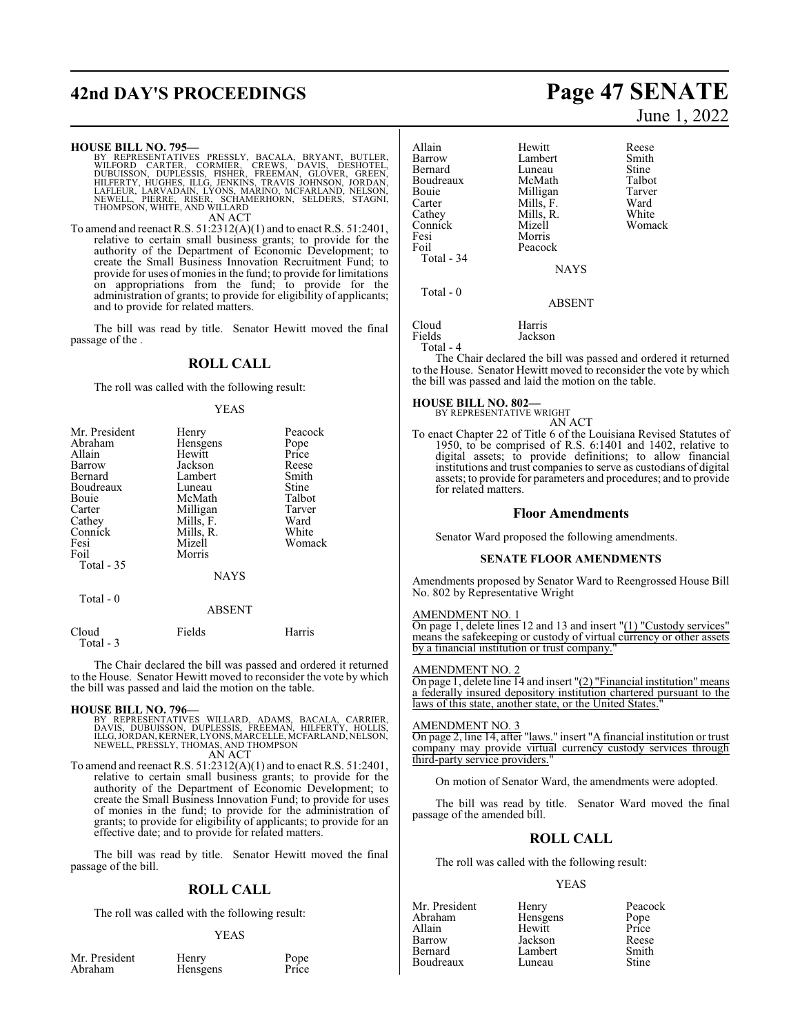**HOUSE BILL NO. 795—**

BY REPRESENTATIVES PRESSLY, BACALA, BRYANT, BUTLER, WILFORD CARTER, CORMIER, CREWS, DAVIS, DESHOTEL, DUBUISSON, DUPLESSIS, FISHER, FREEMAN, GLOVER, GREEN, HILFERTY, HUGHES, ILLG, JENKINS, TRAVIS JOHNSON, JORDAN, LAFLEUR, LARVADAIN, LYONS, MARINO, MCFARLAND, NELSON, NEWELL, PIERRE, RISER, SCHAMERHORN, SELDERS, STAGNI, THOMPSON, WHITE, AND WILLARD

AN ACT

To amend and reenact R.S. 51:2312(A)(1) and to enact R.S. 51:2401, relative to certain small business grants; to provide for the authority of the Department of Economic Development; to create the Small Business Innovation Recruitment Fund; to provide for uses of monies in the fund; to provide for limitations on appropriations from the fund; to provide for the administration of grants; to provide for eligibility of applicants; and to provide for related matters.

The bill was read by title. Senator Hewitt moved the final passage of the .

## ROLL CALL

The roll was called with the following result:

YEAS

| | | |
|---|---|---|
| Mr. President | Henry | Peacock |
| Abraham | Hensgens | Pope |
| Allain | Hewitt | Price |
| Barrow | Jackson | Reese |
| Bernard | Lambert | Smith |
| Boudreaux | Luneau | Stine |
| Bouie | McMath | Talbot |
| Carter | Milligan | Tarver |
| Cathey | Mills, F. | Ward |
| Connick | Mills, R. | White |
| Fesi | Mizell | Womack |
| Foil | Morris | |

Total - 35

NAYS

Total - 0

ABSENT

| | | |
|---|---|---|
| Cloud | Fields | Harris |

Total - 3

The Chair declared the bill was passed and ordered it returned to the House. Senator Hewitt moved to reconsider the vote by which the bill was passed and laid the motion on the table.

**HOUSE BILL NO. 796—**

BY REPRESENTATIVES WILLARD, ADAMS, BACALA, CARRIER, DAVIS, DUBUISSON, DUPLESSIS, FREEMAN, HILFERTY, HOLLIS, ILLG, JORDAN, KERNER, LYONS, MARCELLE, MCFARLAND, NELSON, NEWELL, PRESSLY, THOMAS, AND THOMPSON

AN ACT

To amend and reenact R.S. 51:2312(A)(1) and to enact R.S. 51:2401, relative to certain small business grants; to provide for the authority of the Department of Economic Development; to create the Small Business Innovation Fund; to provide for uses of monies in the fund; to provide for the administration of grants; to provide for eligibility of applicants; to provide for an effective date; and to provide for related matters.

The bill was read by title. Senator Hewitt moved the final passage of the bill.

## ROLL CALL

The roll was called with the following result:

YEAS

| | | |
|---|---|---|
| Mr. President | Henry | Pope |
| Abraham | Hensgens | Price |
| Allain | Hewitt | Reese |
| Barrow | Lambert | Smith |
| Bernard | Luneau | Stine |
| Boudreaux | McMath | Talbot |
| Bouie | Milligan | Tarver |
| Carter | Mills, F. | Ward |
| Cathey | Mills, R. | White |
| Connick | Mizell | Womack |
| Fesi | Morris | |
| Foil | Peacock | |

Total - 34

NAYS

Total - 0

ABSENT

| | |
|---|---|
| Cloud | Harris |
| Fields | Jackson |

Total - 4

The Chair declared the bill was passed and ordered it returned to the House. Senator Hewitt moved to reconsider the vote by which the bill was passed and laid the motion on the table.

**HOUSE BILL NO. 802—**

BY REPRESENTATIVE WRIGHT

AN ACT

To enact Chapter 22 of Title 6 of the Louisiana Revised Statutes of 1950, to be comprised of R.S. 6:1401 and 1402, relative to digital assets; to provide definitions; to allow financial institutions and trust companies to serve as custodians of digital assets; to provide for parameters and procedures; and to provide for related matters.

## Floor Amendments

Senator Ward proposed the following amendments.

### SENATE FLOOR AMENDMENTS

Amendments proposed by Senator Ward to Reengrossed House Bill No. 802 by Representative Wright

AMENDMENT NO. 1

On page 1, delete lines 12 and 13 and insert "(1) "Custody services" means the safekeeping or custody of virtual currency or other assets by a financial institution or trust company."

AMENDMENT NO. 2

On page 1, delete line 14 and insert "(2) "Financial institution" means a federally insured depository institution chartered pursuant to the laws of this state, another state, or the United States."

AMENDMENT NO. 3

On page 2, line 14, after "laws." insert "A financial institution or trust company may provide virtual currency custody services through third-party service providers."

On motion of Senator Ward, the amendments were adopted.

The bill was read by title. Senator Ward moved the final passage of the amended bill.

## ROLL CALL

The roll was called with the following result:

YEAS

| | | |
|---|---|---|
| Mr. President | Henry | Peacock |
| Abraham | Hensgens | Pope |
| Allain | Hewitt | Price |
| Barrow | Jackson | Reese |
| Bernard | Lambert | Smith |
| Boudreaux | Luneau | Stine |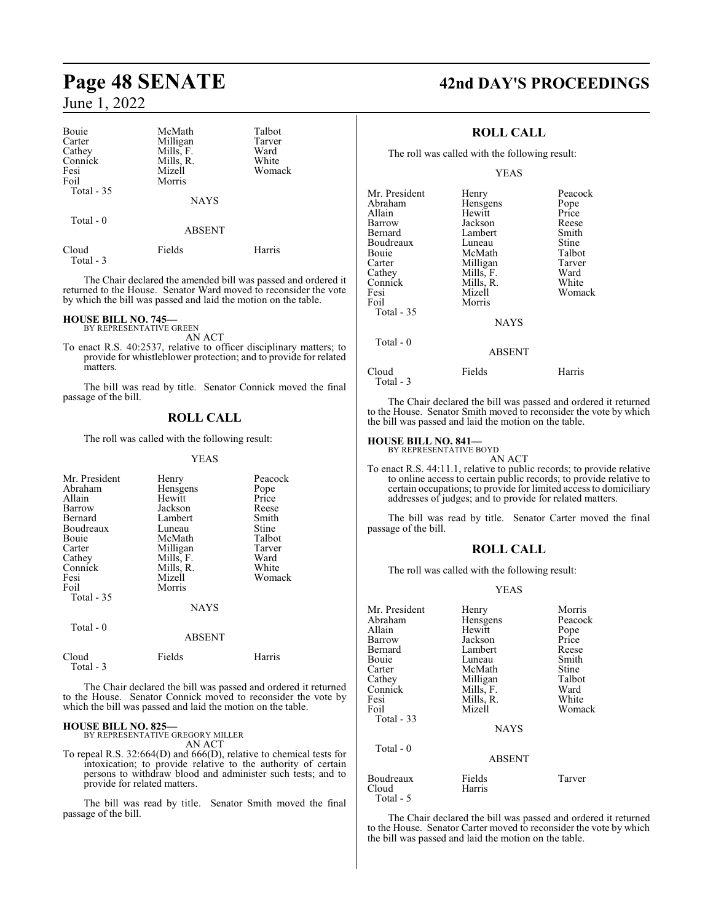| | | |
|---|---|---|
| Bouie | McMath | Talbot |
| Carter | Milligan | Tarver |
| Cathey | Mills, F. | Ward |
| Connick | Mills, R. | White |
| Fesi | Mizell | Womack |
| Foil | Morris | |
| Total - 35 | | |

NAYS

Total - 0

ABSENT

| | | |
|---|---|---|
| Cloud | Fields | Harris |
| Total - 3 | | |

The Chair declared the amended bill was passed and ordered it returned to the House. Senator Ward moved to reconsider the vote by which the bill was passed and laid the motion on the table.

**HOUSE BILL NO. 745—**
BY REPRESENTATIVE GREEN

AN ACT

To enact R.S. 40:2537, relative to officer disciplinary matters; to provide for whistleblower protection; and to provide for related matters.

The bill was read by title. Senator Connick moved the final passage of the bill.

## ROLL CALL

The roll was called with the following result:

YEAS

| | | |
|---|---|---|
| Mr. President | Henry | Peacock |
| Abraham | Hensgens | Pope |
| Allain | Hewitt | Price |
| Barrow | Jackson | Reese |
| Bernard | Lambert | Smith |
| Boudreaux | Luneau | Stine |
| Bouie | McMath | Talbot |
| Carter | Milligan | Tarver |
| Cathey | Mills, F. | Ward |
| Connick | Mills, R. | White |
| Fesi | Mizell | Womack |
| Foil | Morris | |
| Total - 35 | | |

NAYS

Total - 0

ABSENT

| | | |
|---|---|---|
| Cloud | Fields | Harris |
| Total - 3 | | |

The Chair declared the bill was passed and ordered it returned to the House. Senator Connick moved to reconsider the vote by which the bill was passed and laid the motion on the table.

**HOUSE BILL NO. 825—**
BY REPRESENTATIVE GREGORY MILLER

AN ACT

To repeal R.S. 32:664(D) and 666(D), relative to chemical tests for intoxication; to provide relative to the authority of certain persons to withdraw blood and administer such tests; and to provide for related matters.

The bill was read by title. Senator Smith moved the final passage of the bill.

## ROLL CALL

The roll was called with the following result:

YEAS

| | | |
|---|---|---|
| Mr. President | Henry | Peacock |
| Abraham | Hensgens | Pope |
| Allain | Hewitt | Price |
| Barrow | Jackson | Reese |
| Bernard | Lambert | Smith |
| Boudreaux | Luneau | Stine |
| Bouie | McMath | Talbot |
| Carter | Milligan | Tarver |
| Cathey | Mills, F. | Ward |
| Connick | Mills, R. | White |
| Fesi | Mizell | Womack |
| Foil | Morris | |
| Total - 35 | | |

NAYS

Total - 0

ABSENT

| | | |
|---|---|---|
| Cloud | Fields | Harris |
| Total - 3 | | |

The Chair declared the bill was passed and ordered it returned to the House. Senator Smith moved to reconsider the vote by which the bill was passed and laid the motion on the table.

**HOUSE BILL NO. 841—**
BY REPRESENTATIVE BOYD

AN ACT

To enact R.S. 44:11.1, relative to public records; to provide relative to online access to certain public records; to provide relative to certain occupations; to provide for limited access to domiciliary addresses of judges; and to provide for related matters.

The bill was read by title. Senator Carter moved the final passage of the bill.

## ROLL CALL

The roll was called with the following result:

YEAS

| | | |
|---|---|---|
| Mr. President | Henry | Morris |
| Abraham | Hensgens | Peacock |
| Allain | Hewitt | Pope |
| Barrow | Jackson | Price |
| Bernard | Lambert | Reese |
| Bouie | Luneau | Smith |
| Carter | McMath | Stine |
| Cathey | Milligan | Talbot |
| Connick | Mills, F. | Ward |
| Fesi | Mills, R. | White |
| Foil | Mizell | Womack |
| Total - 33 | | |

NAYS

Total - 0

ABSENT

| | | |
|---|---|---|
| Boudreaux | Fields | Tarver |
| Cloud | Harris | |
| Total - 5 | | |

The Chair declared the bill was passed and ordered it returned to the House. Senator Carter moved to reconsider the vote by which the bill was passed and laid the motion on the table.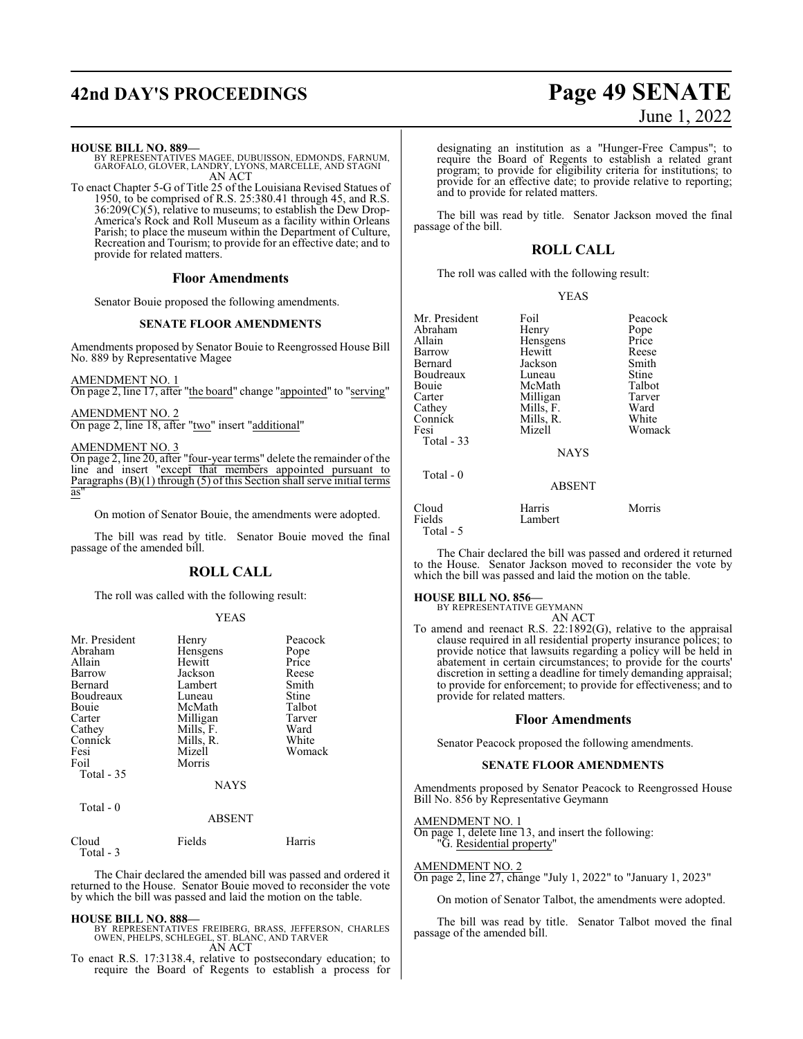**HOUSE BILL NO. 889—**
BY REPRESENTATIVES MAGEE, DUBUISSON, EDMONDS, FARNUM, GAROFALO, GLOVER, LANDRY, LYONS, MARCELLE, AND STAGNI
AN ACT

To enact Chapter 5-G of Title 25 of the Louisiana Revised Statues of 1950, to be comprised of R.S. 25:380.41 through 45, and R.S. 36:209(C)(5), relative to museums; to establish the Dew Drop-America's Rock and Roll Museum as a facility within Orleans Parish; to place the museum within the Department of Culture, Recreation and Tourism; to provide for an effective date; and to provide for related matters.

## Floor Amendments

Senator Bouie proposed the following amendments.

### SENATE FLOOR AMENDMENTS

Amendments proposed by Senator Bouie to Reengrossed House Bill No. 889 by Representative Magee

AMENDMENT NO. 1
On page 2, line 17, after "the board" change "appointed" to "serving"

AMENDMENT NO. 2
On page 2, line 18, after "two" insert "additional"

AMENDMENT NO. 3
On page 2, line 20, after "four-year terms" delete the remainder of the line and insert "except that members appointed pursuant to Paragraphs (B)(1) through (5) of this Section shall serve initial terms as"

On motion of Senator Bouie, the amendments were adopted.

The bill was read by title. Senator Bouie moved the final passage of the amended bill.

## ROLL CALL

The roll was called with the following result:

YEAS

| | | |
|---|---|---|
| Mr. President | Henry | Peacock |
| Abraham | Hensgens | Pope |
| Allain | Hewitt | Price |
| Barrow | Jackson | Reese |
| Bernard | Lambert | Smith |
| Boudreaux | Luneau | Stine |
| Bouie | McMath | Talbot |
| Carter | Milligan | Tarver |
| Cathey | Mills, F. | Ward |
| Connick | Mills, R. | White |
| Fesi | Mizell | Womack |
| Foil | Morris | |

Total - 35

NAYS

Total - 0

ABSENT

| | | |
|---|---|---|
| Cloud | Fields | Harris |

Total - 3

The Chair declared the amended bill was passed and ordered it returned to the House. Senator Bouie moved to reconsider the vote by which the bill was passed and laid the motion on the table.

**HOUSE BILL NO. 888—**
BY REPRESENTATIVES FREIBERG, BRASS, JEFFERSON, CHARLES OWEN, PHELPS, SCHLEGEL, ST. BLANC, AND TARVER
AN ACT

To enact R.S. 17:3138.4, relative to postsecondary education; to require the Board of Regents to establish a process for designating an institution as a "Hunger-Free Campus"; to require the Board of Regents to establish a related grant program; to provide for eligibility criteria for institutions; to provide for an effective date; to provide relative to reporting; and to provide for related matters.

The bill was read by title. Senator Jackson moved the final passage of the bill.

## ROLL CALL

The roll was called with the following result:

YEAS

| | | |
|---|---|---|
| Mr. President | Foil | Peacock |
| Abraham | Henry | Pope |
| Allain | Hensgens | Price |
| Barrow | Hewitt | Reese |
| Bernard | Jackson | Smith |
| Boudreaux | Luneau | Stine |
| Bouie | McMath | Talbot |
| Carter | Milligan | Tarver |
| Cathey | Mills, F. | Ward |
| Connick | Mills, R. | White |
| Fesi | Mizell | Womack |

Total - 33

NAYS

Total - 0

ABSENT

| | | |
|---|---|---|
| Cloud | Harris | Morris |
| Fields | Lambert | |

Total - 5

The Chair declared the bill was passed and ordered it returned to the House. Senator Jackson moved to reconsider the vote by which the bill was passed and laid the motion on the table.

**HOUSE BILL NO. 856—**
BY REPRESENTATIVE GEYMANN
AN ACT

To amend and reenact R.S. 22:1892(G), relative to the appraisal clause required in all residential property insurance polices; to provide notice that lawsuits regarding a policy will be held in abatement in certain circumstances; to provide for the courts' discretion in setting a deadline for timely demanding appraisal; to provide for enforcement; to provide for effectiveness; and to provide for related matters.

## Floor Amendments

Senator Peacock proposed the following amendments.

### SENATE FLOOR AMENDMENTS

Amendments proposed by Senator Peacock to Reengrossed House Bill No. 856 by Representative Geymann

AMENDMENT NO. 1
On page 1, delete line 13, and insert the following:
"G. Residential property"

AMENDMENT NO. 2
On page 2, line 27, change "July 1, 2022" to "January 1, 2023"

On motion of Senator Talbot, the amendments were adopted.

The bill was read by title. Senator Talbot moved the final passage of the amended bill.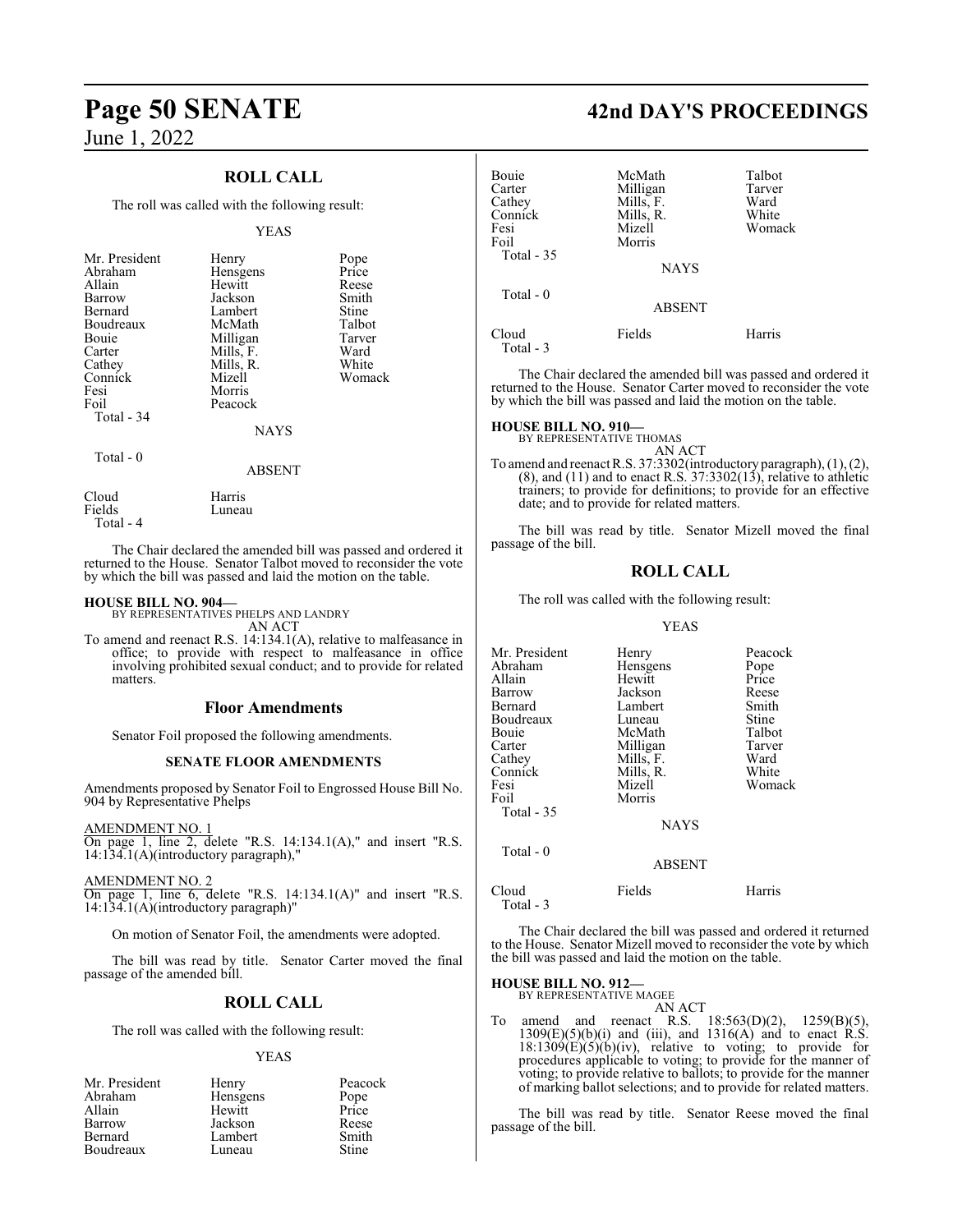## ROLL CALL

The roll was called with the following result:

YEAS

| | | |
|---|---|---|
| Mr. President | Henry | Pope |
| Abraham | Hensgens | Price |
| Allain | Hewitt | Reese |
| Barrow | Jackson | Smith |
| Bernard | Lambert | Stine |
| Boudreaux | McMath | Talbot |
| Bouie | Milligan | Tarver |
| Carter | Mills, F. | Ward |
| Cathey | Mills, R. | White |
| Connick | Mizell | Womack |
| Fesi | Morris | |
| Foil | Peacock | |
| Total - 34 | | |

NAYS

Total - 0

ABSENT

| | |
|---|---|
| Cloud | Harris |
| Fields | Luneau |
| Total - 4 | |

The Chair declared the amended bill was passed and ordered it returned to the House. Senator Talbot moved to reconsider the vote by which the bill was passed and laid the motion on the table.

**HOUSE BILL NO. 904—**
BY REPRESENTATIVES PHELPS AND LANDRY
AN ACT

To amend and reenact R.S. 14:134.1(A), relative to malfeasance in office; to provide with respect to malfeasance in office involving prohibited sexual conduct; and to provide for related matters.

## Floor Amendments

Senator Foil proposed the following amendments.

### SENATE FLOOR AMENDMENTS

Amendments proposed by Senator Foil to Engrossed House Bill No. 904 by Representative Phelps

AMENDMENT NO. 1
On page 1, line 2, delete "R.S. 14:134.1(A)," and insert "R.S. 14:134.1(A)(introductory paragraph),"

AMENDMENT NO. 2
On page 1, line 6, delete "R.S. 14:134.1(A)" and insert "R.S. 14:134.1(A)(introductory paragraph)"

On motion of Senator Foil, the amendments were adopted.

The bill was read by title. Senator Carter moved the final passage of the amended bill.

## ROLL CALL

The roll was called with the following result:

YEAS

| | | |
|---|---|---|
| Mr. President | Henry | Peacock |
| Abraham | Hensgens | Pope |
| Allain | Hewitt | Price |
| Barrow | Jackson | Reese |
| Bernard | Lambert | Smith |
| Boudreaux | Luneau | Stine |
| Bouie | McMath | Talbot |
| Carter | Milligan | Tarver |
| Cathey | Mills, F. | Ward |
| Connick | Mills, R. | White |
| Fesi | Mizell | Womack |
| Foil | Morris | |
| Total - 35 | | |

NAYS

Total - 0

ABSENT

| | | |
|---|---|---|
| Cloud | Fields | Harris |
| Total - 3 | | |

The Chair declared the amended bill was passed and ordered it returned to the House. Senator Carter moved to reconsider the vote by which the bill was passed and laid the motion on the table.

**HOUSE BILL NO. 910—**
BY REPRESENTATIVE THOMAS
AN ACT

To amend and reenact R.S. 37:3302(introductory paragraph), (1), (2), (8), and (11) and to enact R.S. 37:3302(13), relative to athletic trainers; to provide for definitions; to provide for an effective date; and to provide for related matters.

The bill was read by title. Senator Mizell moved the final passage of the bill.

## ROLL CALL

The roll was called with the following result:

YEAS

| | | |
|---|---|---|
| Mr. President | Henry | Peacock |
| Abraham | Hensgens | Pope |
| Allain | Hewitt | Price |
| Barrow | Jackson | Reese |
| Bernard | Lambert | Smith |
| Boudreaux | Luneau | Stine |
| Bouie | McMath | Talbot |
| Carter | Milligan | Tarver |
| Cathey | Mills, F. | Ward |
| Connick | Mills, R. | White |
| Fesi | Mizell | Womack |
| Foil | Morris | |
| Total - 35 | | |

NAYS

Total - 0

ABSENT

| | | |
|---|---|---|
| Cloud | Fields | Harris |
| Total - 3 | | |

The Chair declared the bill was passed and ordered it returned to the House. Senator Mizell moved to reconsider the vote by which the bill was passed and laid the motion on the table.

**HOUSE BILL NO. 912—**
BY REPRESENTATIVE MAGEE
AN ACT

To amend and reenact R.S. 18:563(D)(2), 1259(B)(5), 1309(E)(5)(b)(i) and (iii), and 1316(A) and to enact R.S. 18:1309(E)(5)(b)(iv), relative to voting; to provide for procedures applicable to voting; to provide for the manner of voting; to provide relative to ballots; to provide for the manner of marking ballot selections; and to provide for related matters.

The bill was read by title. Senator Reese moved the final passage of the bill.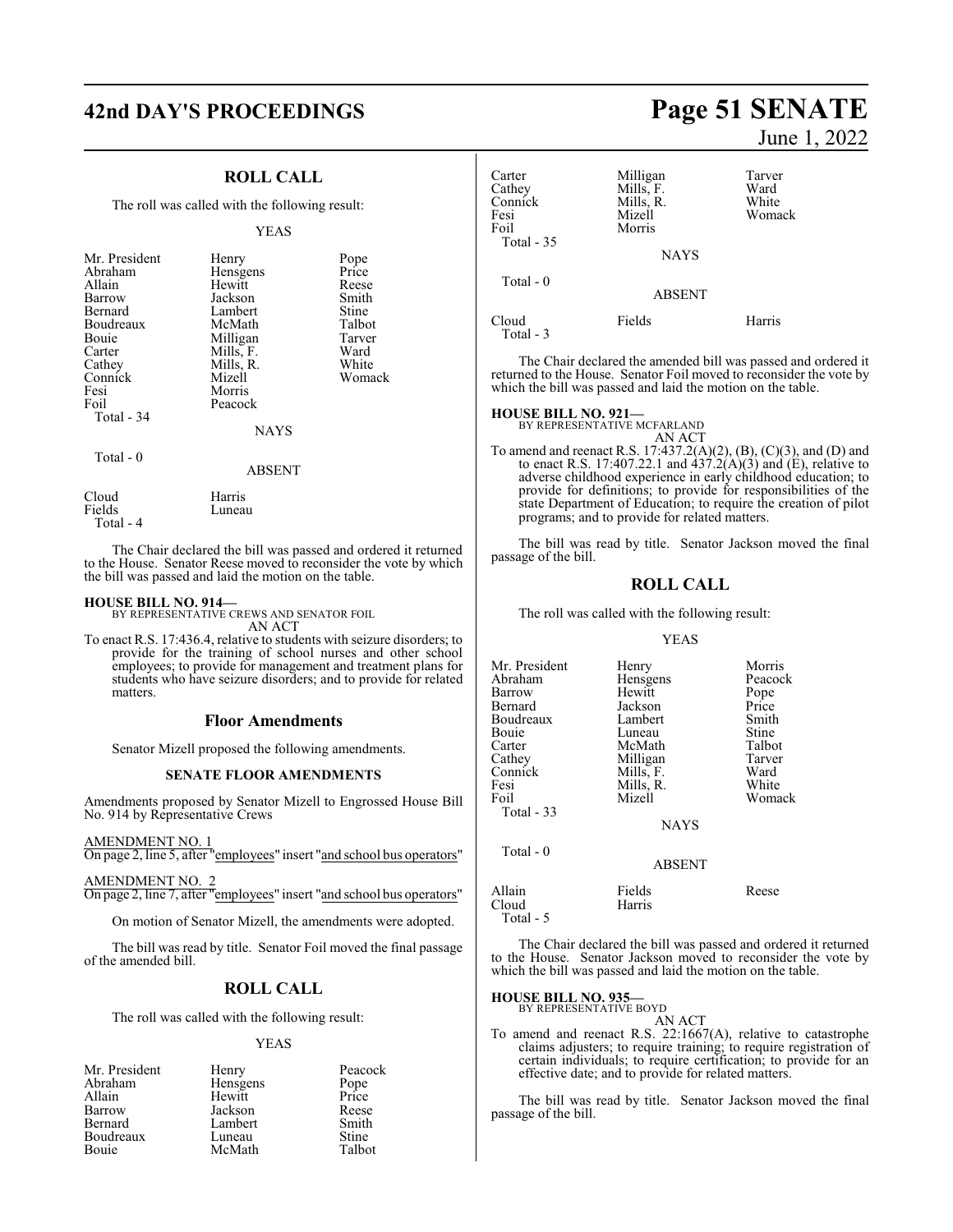## ROLL CALL

The roll was called with the following result:

YEAS

| | | |
|---|---|---|
| Mr. President | Henry | Pope |
| Abraham | Hensgens | Price |
| Allain | Hewitt | Reese |
| Barrow | Jackson | Smith |
| Bernard | Lambert | Stine |
| Boudreaux | McMath | Talbot |
| Bouie | Milligan | Tarver |
| Carter | Mills, F. | Ward |
| Cathey | Mills, R. | White |
| Connick | Mizell | Womack |
| Fesi | Morris | |
| Foil | Peacock | |
| Total - 34 | | |

NAYS

Total - 0

ABSENT

| | |
|---|---|
| Cloud | Harris |
| Fields | Luneau |
| Total - 4 | |

The Chair declared the bill was passed and ordered it returned to the House. Senator Reese moved to reconsider the vote by which the bill was passed and laid the motion on the table.

**HOUSE BILL NO. 914—**
BY REPRESENTATIVE CREWS AND SENATOR FOIL
AN ACT

To enact R.S. 17:436.4, relative to students with seizure disorders; to provide for the training of school nurses and other school employees; to provide for management and treatment plans for students who have seizure disorders; and to provide for related matters.

### Floor Amendments

Senator Mizell proposed the following amendments.

**SENATE FLOOR AMENDMENTS**

Amendments proposed by Senator Mizell to Engrossed House Bill No. 914 by Representative Crews

AMENDMENT NO. 1
On page 2, line 5, after "employees" insert "and school bus operators"

AMENDMENT NO. 2
On page 2, line 7, after "employees" insert "and school bus operators"

On motion of Senator Mizell, the amendments were adopted.

The bill was read by title. Senator Foil moved the final passage of the amended bill.

## ROLL CALL

The roll was called with the following result:

YEAS

| | | |
|---|---|---|
| Mr. President | Henry | Peacock |
| Abraham | Hensgens | Pope |
| Allain | Hewitt | Price |
| Barrow | Jackson | Reese |
| Bernard | Lambert | Smith |
| Boudreaux | Luneau | Stine |
| Bouie | McMath | Talbot |
| Carter | Milligan | Tarver |
| Cathey | Mills, F. | Ward |
| Connick | Mills, R. | White |
| Fesi | Mizell | Womack |
| Foil | Morris | |
| Total - 35 | | |

NAYS

Total - 0

ABSENT

| | | |
|---|---|---|
| Cloud | Fields | Harris |
| Total - 3 | | |

The Chair declared the amended bill was passed and ordered it returned to the House. Senator Foil moved to reconsider the vote by which the bill was passed and laid the motion on the table.

**HOUSE BILL NO. 921—**
BY REPRESENTATIVE MCFARLAND
AN ACT

To amend and reenact R.S. 17:437.2(A)(2), (B), (C)(3), and (D) and to enact R.S. 17:407.22.1 and 437.2(A)(3) and (E), relative to adverse childhood experience in early childhood education; to provide for definitions; to provide for responsibilities of the state Department of Education; to require the creation of pilot programs; and to provide for related matters.

The bill was read by title. Senator Jackson moved the final passage of the bill.

## ROLL CALL

The roll was called with the following result:

YEAS

| | | |
|---|---|---|
| Mr. President | Henry | Morris |
| Abraham | Hensgens | Peacock |
| Barrow | Hewitt | Pope |
| Bernard | Jackson | Price |
| Boudreaux | Lambert | Smith |
| Bouie | Luneau | Stine |
| Carter | McMath | Talbot |
| Cathey | Milligan | Tarver |
| Connick | Mills, F. | Ward |
| Fesi | Mills, R. | White |
| Foil | Mizell | Womack |
| Total - 33 | | |

NAYS

Total - 0

ABSENT

| | | |
|---|---|---|
| Allain | Fields | Reese |
| Cloud | Harris | |
| Total - 5 | | |

The Chair declared the bill was passed and ordered it returned to the House. Senator Jackson moved to reconsider the vote by which the bill was passed and laid the motion on the table.

**HOUSE BILL NO. 935—**
BY REPRESENTATIVE BOYD
AN ACT

To amend and reenact R.S. 22:1667(A), relative to catastrophe claims adjusters; to require training; to require registration of certain individuals; to require certification; to provide for an effective date; and to provide for related matters.

The bill was read by title. Senator Jackson moved the final passage of the bill.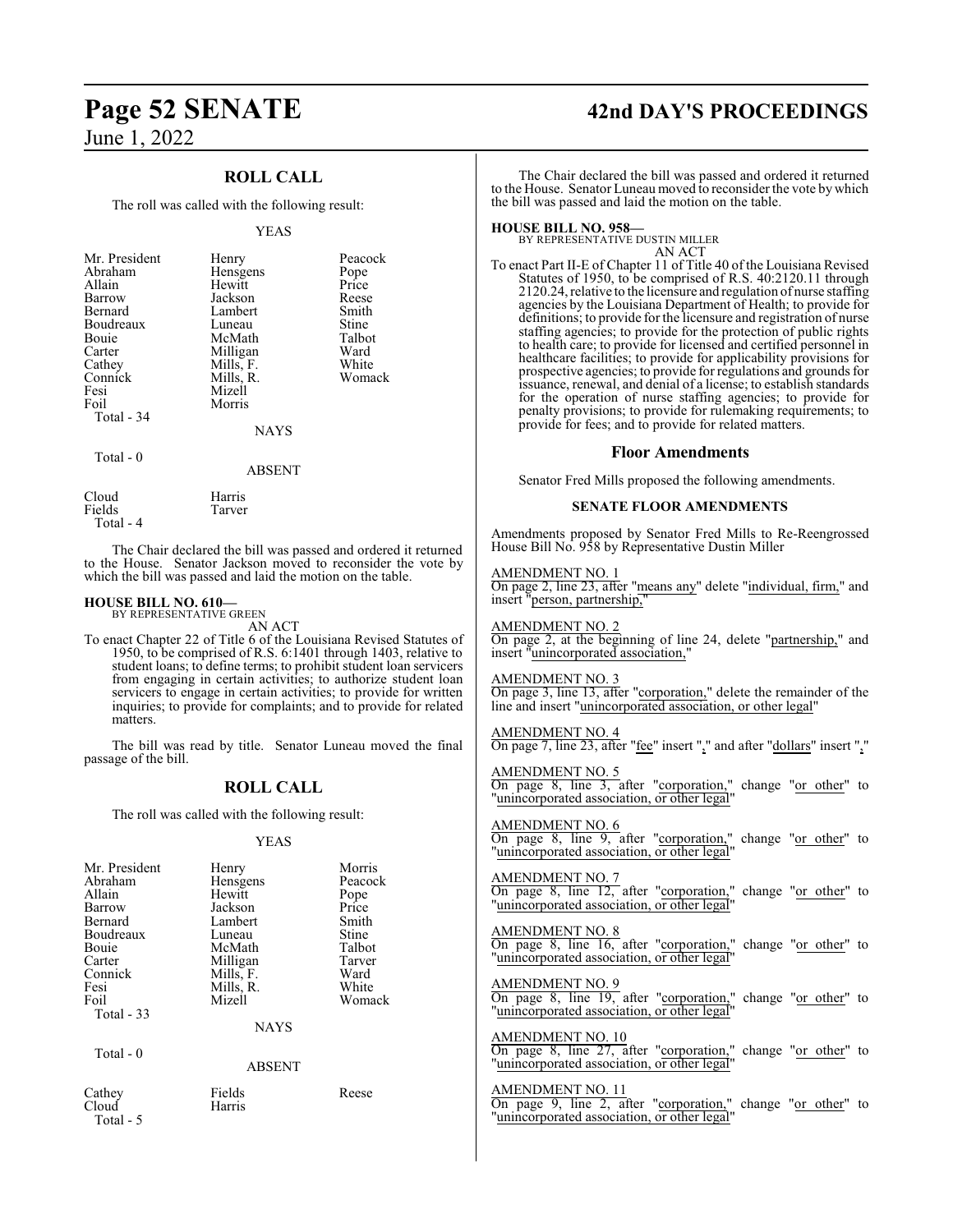## ROLL CALL

The roll was called with the following result:

YEAS

| | | |
|---|---|---|
| Mr. President | Henry | Peacock |
| Abraham | Hensgens | Pope |
| Allain | Hewitt | Price |
| Barrow | Jackson | Reese |
| Bernard | Lambert | Smith |
| Boudreaux | Luneau | Stine |
| Bouie | McMath | Talbot |
| Carter | Milligan | Ward |
| Cathey | Mills, F. | White |
| Connick | Mills, R. | Womack |
| Fesi | Mizell | |
| Foil | Morris | |

Total - 34

NAYS

Total - 0

ABSENT

| | |
|---|---|
| Cloud | Harris |
| Fields | Tarver |

Total - 4

The Chair declared the bill was passed and ordered it returned to the House. Senator Jackson moved to reconsider the vote by which the bill was passed and laid the motion on the table.

**HOUSE BILL NO. 610—**
BY REPRESENTATIVE GREEN

AN ACT

To enact Chapter 22 of Title 6 of the Louisiana Revised Statutes of 1950, to be comprised of R.S. 6:1401 through 1403, relative to student loans; to define terms; to prohibit student loan servicers from engaging in certain activities; to authorize student loan servicers to engage in certain activities; to provide for written inquiries; to provide for complaints; and to provide for related matters.

The bill was read by title. Senator Luneau moved the final passage of the bill.

## ROLL CALL

The roll was called with the following result:

YEAS

| | | |
|---|---|---|
| Mr. President | Henry | Morris |
| Abraham | Hensgens | Peacock |
| Allain | Hewitt | Pope |
| Barrow | Jackson | Price |
| Bernard | Lambert | Smith |
| Boudreaux | Luneau | Stine |
| Bouie | McMath | Talbot |
| Carter | Milligan | Tarver |
| Connick | Mills, F. | Ward |
| Fesi | Mills, R. | White |
| Foil | Mizell | Womack |

Total - 33

NAYS

Total - 0

ABSENT

| | | |
|---|---|---|
| Cathey | Fields | Reese |
| Cloud | Harris | |

Total - 5

The Chair declared the bill was passed and ordered it returned to the House. Senator Luneau moved to reconsider the vote by which the bill was passed and laid the motion on the table.

**HOUSE BILL NO. 958—**
BY REPRESENTATIVE DUSTIN MILLER

AN ACT

To enact Part II-E of Chapter 11 of Title 40 of the Louisiana Revised Statutes of 1950, to be comprised of R.S. 40:2120.11 through 2120.24, relative to the licensure and regulation of nurse staffing agencies by the Louisiana Department of Health; to provide for definitions; to provide for the licensure and registration of nurse staffing agencies; to provide for the protection of public rights to health care; to provide for licensed and certified personnel in healthcare facilities; to provide for applicability provisions for prospective agencies; to provide for regulations and grounds for issuance, renewal, and denial of a license; to establish standards for the operation of nurse staffing agencies; to provide for penalty provisions; to provide for rulemaking requirements; to provide for fees; and to provide for related matters.

## Floor Amendments

Senator Fred Mills proposed the following amendments.

### SENATE FLOOR AMENDMENTS

Amendments proposed by Senator Fred Mills to Re-Reengrossed House Bill No. 958 by Representative Dustin Miller

AMENDMENT NO. 1
On page 2, line 23, after "means any" delete "individual, firm," and insert "person, partnership,"

AMENDMENT NO. 2
On page 2, at the beginning of line 24, delete "partnership," and insert "unincorporated association,"

AMENDMENT NO. 3
On page 3, line 13, after "corporation," delete the remainder of the line and insert "unincorporated association, or other legal"

AMENDMENT NO. 4
On page 7, line 23, after "fee" insert "," and after "dollars" insert ","

AMENDMENT NO. 5
On page 8, line 3, after "corporation," change "or other" to "unincorporated association, or other legal"

AMENDMENT NO. 6
On page 8, line 9, after "corporation," change "or other" to "unincorporated association, or other legal"

AMENDMENT NO. 7
On page 8, line 12, after "corporation," change "or other" to "unincorporated association, or other legal"

AMENDMENT NO. 8
On page 8, line 16, after "corporation," change "or other" to "unincorporated association, or other legal"

AMENDMENT NO. 9
On page 8, line 19, after "corporation," change "or other" to "unincorporated association, or other legal"

AMENDMENT NO. 10
On page 8, line 27, after "corporation," change "or other" to "unincorporated association, or other legal"

AMENDMENT NO. 11
On page 9, line 2, after "corporation," change "or other" to "unincorporated association, or other legal"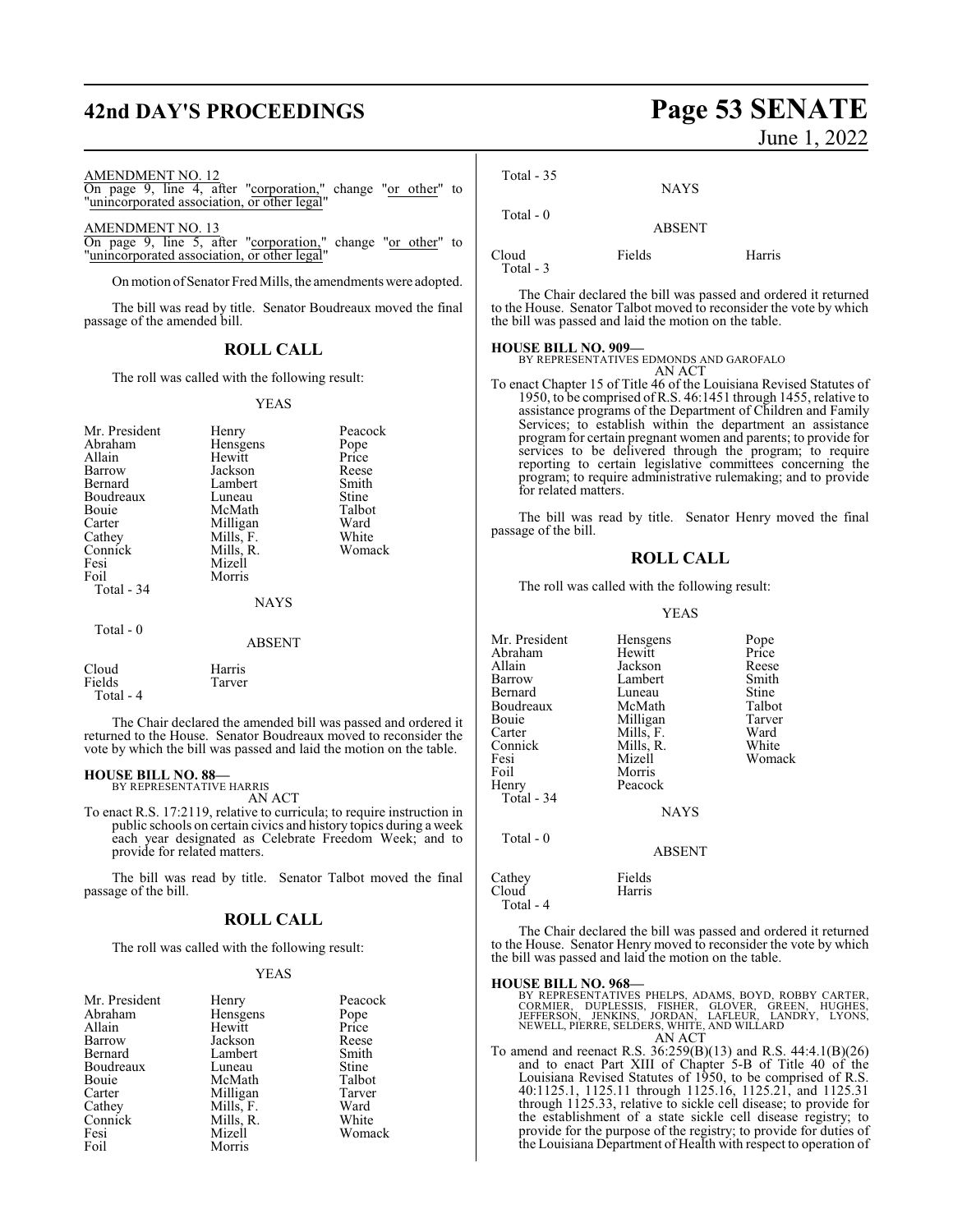AMENDMENT NO. 12

On page 9, line 4, after "corporation," change "or other" to "unincorporated association, or other legal"

AMENDMENT NO. 13

On page 9, line 5, after "corporation," change "or other" to "unincorporated association, or other legal"

On motion of Senator Fred Mills, the amendments were adopted.

The bill was read by title. Senator Boudreaux moved the final passage of the amended bill.

## ROLL CALL

The roll was called with the following result:

YEAS

| | | |
|---|---|---|
| Mr. President | Henry | Peacock |
| Abraham | Hensgens | Pope |
| Allain | Hewitt | Price |
| Barrow | Jackson | Reese |
| Bernard | Lambert | Smith |
| Boudreaux | Luneau | Stine |
| Bouie | McMath | Talbot |
| Carter | Milligan | Ward |
| Cathey | Mills, F. | White |
| Connick | Mills, R. | Womack |
| Fesi | Mizell | |
| Foil | Morris | |

Total - 34

NAYS

Total - 0

ABSENT

| | |
|---|---|
| Cloud | Harris |
| Fields | Tarver |

Total - 4

The Chair declared the amended bill was passed and ordered it returned to the House. Senator Boudreaux moved to reconsider the vote by which the bill was passed and laid the motion on the table.

**HOUSE BILL NO. 88—**
BY REPRESENTATIVE HARRIS
AN ACT

To enact R.S. 17:2119, relative to curricula; to require instruction in public schools on certain civics and history topics during a week each year designated as Celebrate Freedom Week; and to provide for related matters.

The bill was read by title. Senator Talbot moved the final passage of the bill.

## ROLL CALL

The roll was called with the following result:

YEAS

| | | |
|---|---|---|
| Mr. President | Henry | Peacock |
| Abraham | Hensgens | Pope |
| Allain | Hewitt | Price |
| Barrow | Jackson | Reese |
| Bernard | Lambert | Smith |
| Boudreaux | Luneau | Stine |
| Bouie | McMath | Talbot |
| Carter | Milligan | Tarver |
| Cathey | Mills, F. | Ward |
| Connick | Mills, R. | White |
| Fesi | Mizell | Womack |
| Foil | Morris | |

Total - 35

NAYS

Total - 0

ABSENT

| | | |
|---|---|---|
| Cloud | Fields | Harris |

Total - 3

The Chair declared the bill was passed and ordered it returned to the House. Senator Talbot moved to reconsider the vote by which the bill was passed and laid the motion on the table.

**HOUSE BILL NO. 909—**
BY REPRESENTATIVES EDMONDS AND GAROFALO
AN ACT

To enact Chapter 15 of Title 46 of the Louisiana Revised Statutes of 1950, to be comprised of R.S. 46:1451 through 1455, relative to assistance programs of the Department of Children and Family Services; to establish within the department an assistance program for certain pregnant women and parents; to provide for services to be delivered through the program; to require reporting to certain legislative committees concerning the program; to require administrative rulemaking; and to provide for related matters.

The bill was read by title. Senator Henry moved the final passage of the bill.

## ROLL CALL

The roll was called with the following result:

YEAS

| | | |
|---|---|---|
| Mr. President | Hensgens | Pope |
| Abraham | Hewitt | Price |
| Allain | Jackson | Reese |
| Barrow | Lambert | Smith |
| Bernard | Luneau | Stine |
| Boudreaux | McMath | Talbot |
| Bouie | Milligan | Tarver |
| Carter | Mills, F. | Ward |
| Connick | Mills, R. | White |
| Fesi | Mizell | Womack |
| Foil | Morris | |
| Henry | Peacock | |

Total - 34

NAYS

Total - 0

ABSENT

| | |
|---|---|
| Cathey | Fields |
| Cloud | Harris |

Total - 4

The Chair declared the bill was passed and ordered it returned to the House. Senator Henry moved to reconsider the vote by which the bill was passed and laid the motion on the table.

**HOUSE BILL NO. 968—**
BY REPRESENTATIVES PHELPS, ADAMS, BOYD, ROBBY CARTER, CORMIER, DUPLESSIS, FISHER, GLOVER, GREEN, HUGHES, JEFFERSON, JENKINS, JORDAN, LAFLEUR, LANDRY, LYONS, NEWELL, PIERRE, SELDERS, WHITE, AND WILLARD
AN ACT

To amend and reenact R.S. 36:259(B)(13) and R.S. 44:4.1(B)(26) and to enact Part XIII of Chapter 5-B of Title 40 of the Louisiana Revised Statutes of 1950, to be comprised of R.S. 40:1125.1, 1125.11 through 1125.16, 1125.21, and 1125.31 through 1125.33, relative to sickle cell disease; to provide for the establishment of a state sickle cell disease registry; to provide for the purpose of the registry; to provide for duties of the Louisiana Department of Health with respect to operation of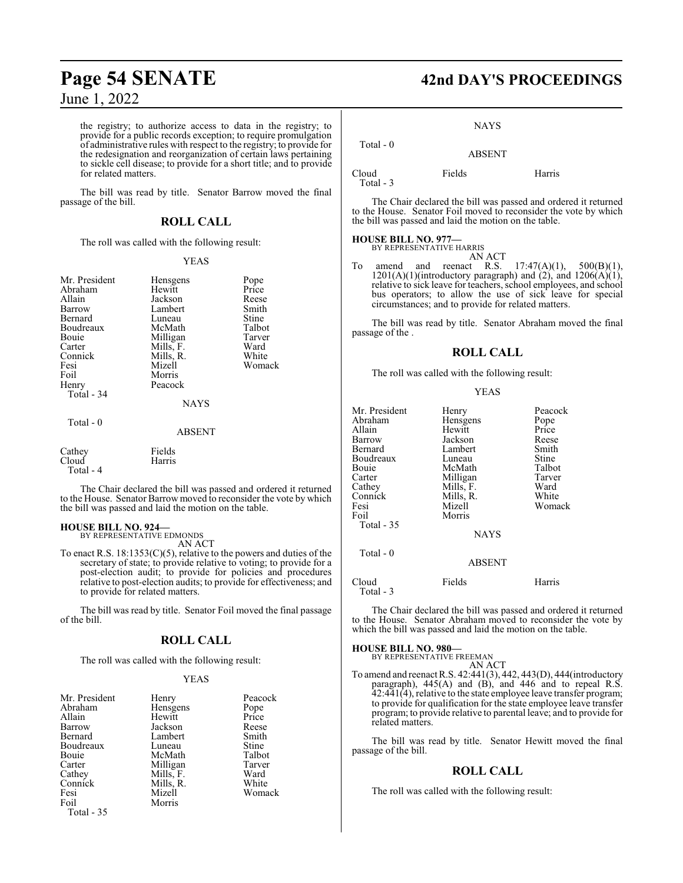the registry; to authorize access to data in the registry; to provide for a public records exception; to require promulgation of administrative rules with respect to the registry; to provide for the redesignation and reorganization of certain laws pertaining to sickle cell disease; to provide for a short title; and to provide for related matters.

The bill was read by title. Senator Barrow moved the final passage of the bill.

## ROLL CALL

The roll was called with the following result:

YEAS

| | | |
|---|---|---|
| Mr. President | Hensgens | Pope |
| Abraham | Hewitt | Price |
| Allain | Jackson | Reese |
| Barrow | Lambert | Smith |
| Bernard | Luneau | Stine |
| Boudreaux | McMath | Talbot |
| Bouie | Milligan | Tarver |
| Carter | Mills, F. | Ward |
| Connick | Mills, R. | White |
| Fesi | Mizell | Womack |
| Foil | Morris | |
| Henry | Peacock | |

Total - 34

NAYS

Total - 0

ABSENT

| | |
|---|---|
| Cathey | Fields |
| Cloud | Harris |

Total - 4

The Chair declared the bill was passed and ordered it returned to the House. Senator Barrow moved to reconsider the vote by which the bill was passed and laid the motion on the table.

**HOUSE BILL NO. 924—**
BY REPRESENTATIVE EDMONDS
AN ACT

To enact R.S. 18:1353(C)(5), relative to the powers and duties of the secretary of state; to provide relative to voting; to provide for a post-election audit; to provide for policies and procedures relative to post-election audits; to provide for effectiveness; and to provide for related matters.

The bill was read by title. Senator Foil moved the final passage of the bill.

## ROLL CALL

The roll was called with the following result:

YEAS

| | | |
|---|---|---|
| Mr. President | Henry | Peacock |
| Abraham | Hensgens | Pope |
| Allain | Hewitt | Price |
| Barrow | Jackson | Reese |
| Bernard | Lambert | Smith |
| Boudreaux | Luneau | Stine |
| Bouie | McMath | Talbot |
| Carter | Milligan | Tarver |
| Cathey | Mills, F. | Ward |
| Connick | Mills, R. | White |
| Fesi | Mizell | Womack |
| Foil | Morris | |

Total - 35

NAYS

Total - 0

ABSENT

| | | |
|---|---|---|
| Cloud | Fields | Harris |

Total - 3

The Chair declared the bill was passed and ordered it returned to the House. Senator Foil moved to reconsider the vote by which the bill was passed and laid the motion on the table.

**HOUSE BILL NO. 977—**
BY REPRESENTATIVE HARRIS
AN ACT

To amend and reenact R.S. 17:47(A)(1), 500(B)(1), 1201(A)(1)(introductory paragraph) and (2), and 1206(A)(1), relative to sick leave for teachers, school employees, and school bus operators; to allow the use of sick leave for special circumstances; and to provide for related matters.

The bill was read by title. Senator Abraham moved the final passage of the .

## ROLL CALL

The roll was called with the following result:

YEAS

| | | |
|---|---|---|
| Mr. President | Henry | Peacock |
| Abraham | Hensgens | Pope |
| Allain | Hewitt | Price |
| Barrow | Jackson | Reese |
| Bernard | Lambert | Smith |
| Boudreaux | Luneau | Stine |
| Bouie | McMath | Talbot |
| Carter | Milligan | Tarver |
| Cathey | Mills, F. | Ward |
| Connick | Mills, R. | White |
| Fesi | Mizell | Womack |
| Foil | Morris | |

Total - 35

NAYS

Total - 0

ABSENT

| | | |
|---|---|---|
| Cloud | Fields | Harris |

Total - 3

The Chair declared the bill was passed and ordered it returned to the House. Senator Abraham moved to reconsider the vote by which the bill was passed and laid the motion on the table.

**HOUSE BILL NO. 980—**
BY REPRESENTATIVE FREEMAN
AN ACT

To amend and reenact R.S. 42:441(3), 442, 443(D), 444(introductory paragraph), 445(A) and (B), and 446 and to repeal R.S. 42:441(4), relative to the state employee leave transfer program; to provide for qualification for the state employee leave transfer program; to provide relative to parental leave; and to provide for related matters.

The bill was read by title. Senator Hewitt moved the final passage of the bill.

## ROLL CALL

The roll was called with the following result: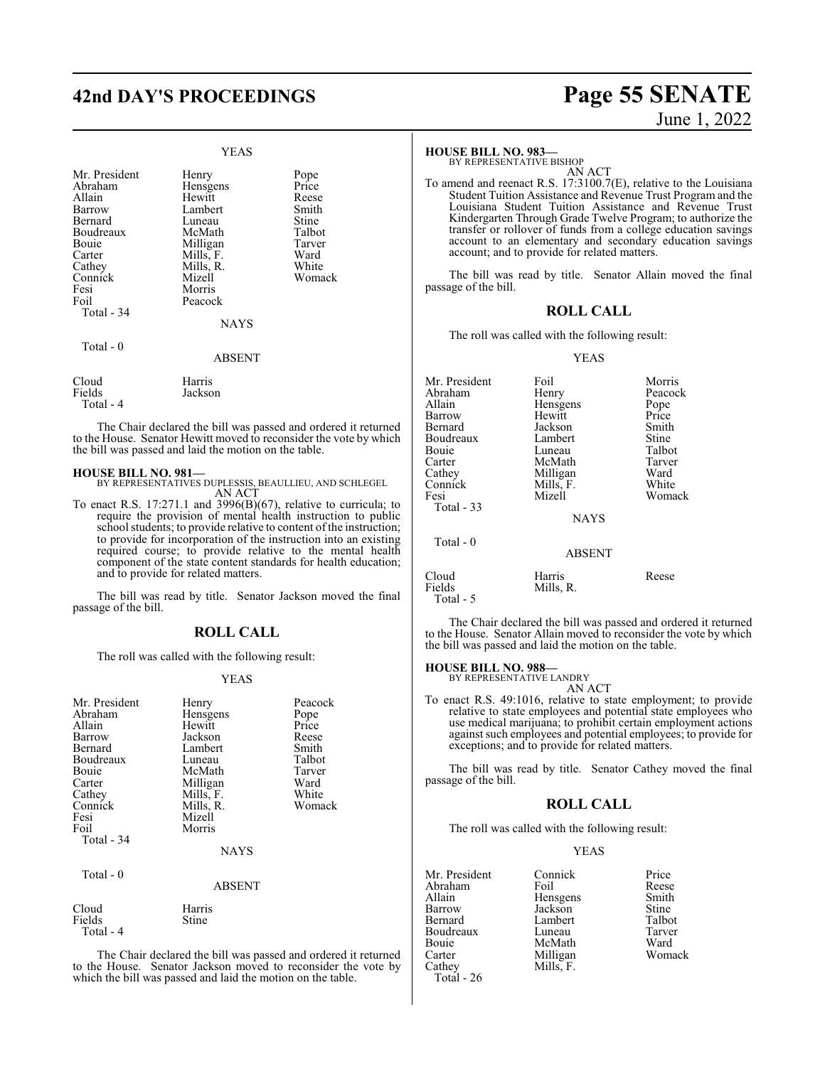YEAS

| Mr. President | Henry | Pope |
|---|---|---|
| Abraham | Hensgens | Price |
| Allain | Hewitt | Reese |
| Barrow | Lambert | Smith |
| Bernard | Luneau | Stine |
| Boudreaux | McMath | Talbot |
| Bouie | Milligan | Tarver |
| Carter | Mills, F. | Ward |
| Cathey | Mills, R. | White |
| Connick | Mizell | Womack |
| Fesi | Morris | |
| Foil | Peacock | |

Total - 34

NAYS

Total - 0

ABSENT

| Cloud | Harris |
|---|---|
| Fields | Jackson |

Total - 4

The Chair declared the bill was passed and ordered it returned to the House. Senator Hewitt moved to reconsider the vote by which the bill was passed and laid the motion on the table.

**HOUSE BILL NO. 981—**
BY REPRESENTATIVES DUPLESSIS, BEAULLIEU, AND SCHLEGEL
AN ACT

To enact R.S. 17:271.1 and 3996(B)(67), relative to curricula; to require the provision of mental health instruction to public school students; to provide relative to content of the instruction; to provide for incorporation of the instruction into an existing required course; to provide relative to the mental health component of the state content standards for health education; and to provide for related matters.

The bill was read by title. Senator Jackson moved the final passage of the bill.

## ROLL CALL

The roll was called with the following result:

YEAS

| Mr. President | Henry | Peacock |
|---|---|---|
| Abraham | Hensgens | Pope |
| Allain | Hewitt | Price |
| Barrow | Jackson | Reese |
| Bernard | Lambert | Smith |
| Boudreaux | Luneau | Talbot |
| Bouie | McMath | Tarver |
| Carter | Milligan | Ward |
| Cathey | Mills, F. | White |
| Connick | Mills, R. | Womack |
| Fesi | Mizell | |
| Foil | Morris | |

Total - 34

NAYS

Total - 0

ABSENT

| Cloud | Harris |
|---|---|
| Fields | Stine |

Total - 4

The Chair declared the bill was passed and ordered it returned to the House. Senator Jackson moved to reconsider the vote by which the bill was passed and laid the motion on the table.

**HOUSE BILL NO. 983—**
BY REPRESENTATIVE BISHOP
AN ACT

To amend and reenact R.S. 17:3100.7(E), relative to the Louisiana Student Tuition Assistance and Revenue Trust Program and the Louisiana Student Tuition Assistance and Revenue Trust Kindergarten Through Grade Twelve Program; to authorize the transfer or rollover of funds from a college education savings account to an elementary and secondary education savings account; and to provide for related matters.

The bill was read by title. Senator Allain moved the final passage of the bill.

## ROLL CALL

The roll was called with the following result:

YEAS

| Mr. President | Foil | Morris |
|---|---|---|
| Abraham | Henry | Peacock |
| Allain | Hensgens | Pope |
| Barrow | Hewitt | Price |
| Bernard | Jackson | Smith |
| Boudreaux | Lambert | Stine |
| Bouie | Luneau | Talbot |
| Carter | McMath | Tarver |
| Cathey | Milligan | Ward |
| Connick | Mills, F. | White |
| Fesi | Mizell | Womack |

Total - 33

NAYS

Total - 0

ABSENT

| Cloud | Harris | Reese |
|---|---|---|
| Fields | Mills, R. | |

Total - 5

The Chair declared the bill was passed and ordered it returned to the House. Senator Allain moved to reconsider the vote by which the bill was passed and laid the motion on the table.

**HOUSE BILL NO. 988—**
BY REPRESENTATIVE LANDRY
AN ACT

To enact R.S. 49:1016, relative to state employment; to provide relative to state employees and potential state employees who use medical marijuana; to prohibit certain employment actions against such employees and potential employees; to provide for exceptions; and to provide for related matters.

The bill was read by title. Senator Cathey moved the final passage of the bill.

## ROLL CALL

The roll was called with the following result:

YEAS

| Mr. President | Connick | Price |
|---|---|---|
| Abraham | Foil | Reese |
| Allain | Hensgens | Smith |
| Barrow | Jackson | Stine |
| Bernard | Lambert | Talbot |
| Boudreaux | Luneau | Tarver |
| Bouie | McMath | Ward |
| Carter | Milligan | Womack |
| Cathey | Mills, F. | |

Total - 26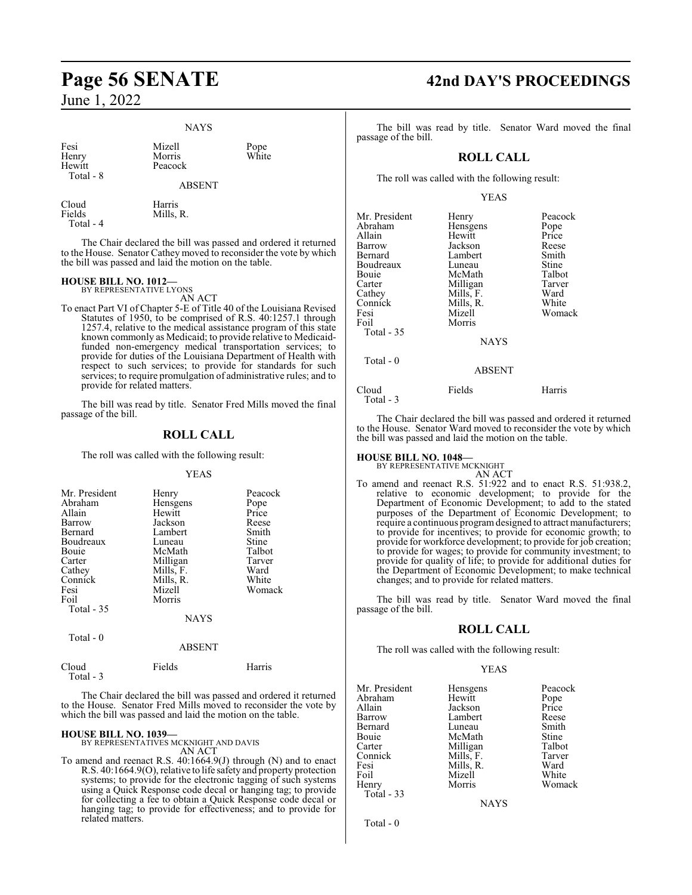NAYS

| | | |
|---|---|---|
| Fesi | Mizell | Pope |
| Henry | Morris | White |
| Hewitt | Peacock | |
| Total - 8 | | |

ABSENT

| | |
|---|---|
| Cloud | Harris |
| Fields | Mills, R. |
| Total - 4 | |

The Chair declared the bill was passed and ordered it returned to the House. Senator Cathey moved to reconsider the vote by which the bill was passed and laid the motion on the table.

**HOUSE BILL NO. 1012—**
BY REPRESENTATIVE LYONS
AN ACT

To enact Part VI of Chapter 5-E of Title 40 of the Louisiana Revised Statutes of 1950, to be comprised of R.S. 40:1257.1 through 1257.4, relative to the medical assistance program of this state known commonly as Medicaid; to provide relative to Medicaid-funded non-emergency medical transportation services; to provide for duties of the Louisiana Department of Health with respect to such services; to provide for standards for such services; to require promulgation of administrative rules; and to provide for related matters.

The bill was read by title. Senator Fred Mills moved the final passage of the bill.

## ROLL CALL

The roll was called with the following result:

YEAS

| | | |
|---|---|---|
| Mr. President | Henry | Peacock |
| Abraham | Hensgens | Pope |
| Allain | Hewitt | Price |
| Barrow | Jackson | Reese |
| Bernard | Lambert | Smith |
| Boudreaux | Luneau | Stine |
| Bouie | McMath | Talbot |
| Carter | Milligan | Tarver |
| Cathey | Mills, F. | Ward |
| Connick | Mills, R. | White |
| Fesi | Mizell | Womack |
| Foil | Morris | |
| Total - 35 | | |

NAYS

Total - 0

ABSENT

| | | |
|---|---|---|
| Cloud | Fields | Harris |
| Total - 3 | | |

The Chair declared the bill was passed and ordered it returned to the House. Senator Fred Mills moved to reconsider the vote by which the bill was passed and laid the motion on the table.

**HOUSE BILL NO. 1039—**
BY REPRESENTATIVES MCKNIGHT AND DAVIS
AN ACT

To amend and reenact R.S. 40:1664.9(J) through (N) and to enact R.S. 40:1664.9(O), relative to life safety and property protection systems; to provide for the electronic tagging of such systems using a Quick Response code decal or hanging tag; to provide for collecting a fee to obtain a Quick Response code decal or hanging tag; to provide for effectiveness; and to provide for related matters.

The bill was read by title. Senator Ward moved the final passage of the bill.

## ROLL CALL

The roll was called with the following result:

YEAS

| | | |
|---|---|---|
| Mr. President | Henry | Peacock |
| Abraham | Hensgens | Pope |
| Allain | Hewitt | Price |
| Barrow | Jackson | Reese |
| Bernard | Lambert | Smith |
| Boudreaux | Luneau | Stine |
| Bouie | McMath | Talbot |
| Carter | Milligan | Tarver |
| Cathey | Mills, F. | Ward |
| Connick | Mills, R. | White |
| Fesi | Mizell | Womack |
| Foil | Morris | |
| Total - 35 | | |

NAYS

Total - 0

ABSENT

| | | |
|---|---|---|
| Cloud | Fields | Harris |
| Total - 3 | | |

The Chair declared the bill was passed and ordered it returned to the House. Senator Ward moved to reconsider the vote by which the bill was passed and laid the motion on the table.

**HOUSE BILL NO. 1048—**
BY REPRESENTATIVE MCKNIGHT
AN ACT

To amend and reenact R.S. 51:922 and to enact R.S. 51:938.2, relative to economic development; to provide for the Department of Economic Development; to add to the stated purposes of the Department of Economic Development; to require a continuous program designed to attract manufacturers; to provide for incentives; to provide for economic growth; to provide for workforce development; to provide for job creation; to provide for wages; to provide for community investment; to provide for quality of life; to provide for additional duties for the Department of Economic Development; to make technical changes; and to provide for related matters.

The bill was read by title. Senator Ward moved the final passage of the bill.

## ROLL CALL

The roll was called with the following result:

YEAS

| | | |
|---|---|---|
| Mr. President | Hensgens | Peacock |
| Abraham | Hewitt | Pope |
| Allain | Jackson | Price |
| Barrow | Lambert | Reese |
| Bernard | Luneau | Smith |
| Bouie | McMath | Stine |
| Carter | Milligan | Talbot |
| Connick | Mills, F. | Tarver |
| Fesi | Mills, R. | Ward |
| Foil | Mizell | White |
| Henry | Morris | Womack |
| Total - 33 | | |

NAYS

Total - 0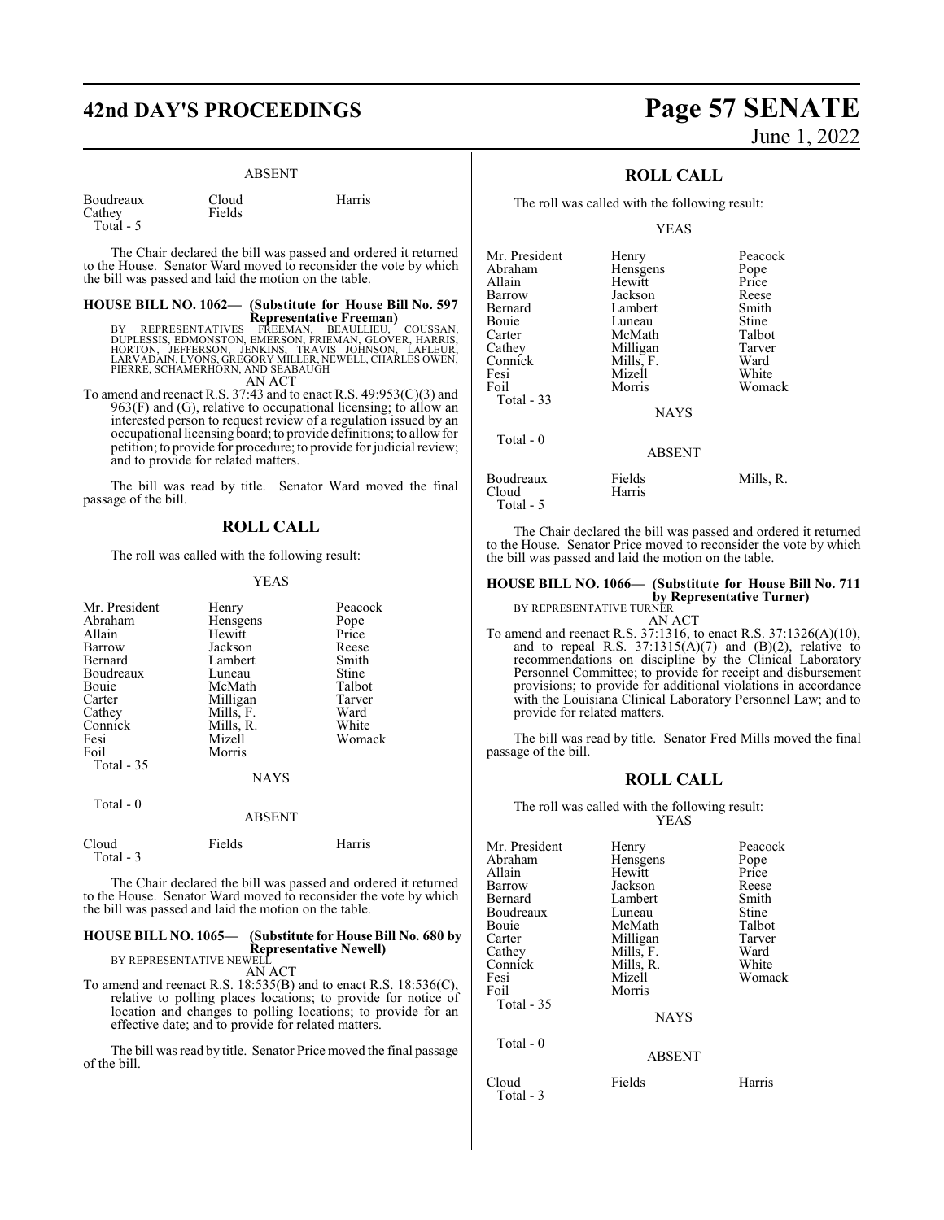ABSENT

| | | |
|---|---|---|
| Boudreaux | Cloud | Harris |
| Cathey | Fields | |
| Total - 5 | | |

The Chair declared the bill was passed and ordered it returned to the House. Senator Ward moved to reconsider the vote by which the bill was passed and laid the motion on the table.

**HOUSE BILL NO. 1062— (Substitute for House Bill No. 597 Representative Freeman)**

BY REPRESENTATIVES FREEMAN, BEAULLIEU, COUSSAN, DUPLESSIS, EDMONSTON, EMERSON, FRIEMAN, GLOVER, HARRIS, HORTON, JEFFERSON, JENKINS, TRAVIS JOHNSON, LAFLEUR, LARVADAIN, LYONS, GREGORY MILLER, NEWELL, CHARLES OWEN, PIERRE, SCHAMERHORN, AND SEABAUGH

AN ACT

To amend and reenact R.S. 37:43 and to enact R.S. 49:953(C)(3) and 963(F) and (G), relative to occupational licensing; to allow an interested person to request review of a regulation issued by an occupational licensing board; to provide definitions; to allow for petition; to provide for procedure; to provide for judicial review; and to provide for related matters.

The bill was read by title. Senator Ward moved the final passage of the bill.

## ROLL CALL

The roll was called with the following result:

YEAS

| | | |
|---|---|---|
| Mr. President | Henry | Peacock |
| Abraham | Hensgens | Pope |
| Allain | Hewitt | Price |
| Barrow | Jackson | Reese |
| Bernard | Lambert | Smith |
| Boudreaux | Luneau | Stine |
| Bouie | McMath | Talbot |
| Carter | Milligan | Tarver |
| Cathey | Mills, F. | Ward |
| Connick | Mills, R. | White |
| Fesi | Mizell | Womack |
| Foil | Morris | |
| Total - 35 | | |

NAYS

Total - 0

ABSENT

| | | |
|---|---|---|
| Cloud | Fields | Harris |
| Total - 3 | | |

The Chair declared the bill was passed and ordered it returned to the House. Senator Ward moved to reconsider the vote by which the bill was passed and laid the motion on the table.

**HOUSE BILL NO. 1065— (Substitute for House Bill No. 680 by Representative Newell)**

BY REPRESENTATIVE NEWELL

AN ACT

To amend and reenact R.S. 18:535(B) and to enact R.S. 18:536(C), relative to polling places locations; to provide for notice of location and changes to polling locations; to provide for an effective date; and to provide for related matters.

The bill was read by title. Senator Price moved the final passage of the bill.

## ROLL CALL

The roll was called with the following result:

YEAS

| | | |
|---|---|---|
| Mr. President | Henry | Peacock |
| Abraham | Hensgens | Pope |
| Allain | Hewitt | Price |
| Barrow | Jackson | Reese |
| Bernard | Lambert | Smith |
| Bouie | Luneau | Stine |
| Carter | McMath | Talbot |
| Cathey | Milligan | Tarver |
| Connick | Mills, F. | Ward |
| Fesi | Mizell | White |
| Foil | Morris | Womack |
| Total - 33 | | |

NAYS

Total - 0

ABSENT

| | | |
|---|---|---|
| Boudreaux | Fields | Mills, R. |
| Cloud | Harris | |
| Total - 5 | | |

The Chair declared the bill was passed and ordered it returned to the House. Senator Price moved to reconsider the vote by which the bill was passed and laid the motion on the table.

**HOUSE BILL NO. 1066— (Substitute for House Bill No. 711 by Representative Turner)**

BY REPRESENTATIVE TURNER

AN ACT

To amend and reenact R.S. 37:1316, to enact R.S. 37:1326(A)(10), and to repeal R.S. 37:1315(A)(7) and (B)(2), relative to recommendations on discipline by the Clinical Laboratory Personnel Committee; to provide for receipt and disbursement provisions; to provide for additional violations in accordance with the Louisiana Clinical Laboratory Personnel Law; and to provide for related matters.

The bill was read by title. Senator Fred Mills moved the final passage of the bill.

## ROLL CALL

The roll was called with the following result:

YEAS

| | | |
|---|---|---|
| Mr. President | Henry | Peacock |
| Abraham | Hensgens | Pope |
| Allain | Hewitt | Price |
| Barrow | Jackson | Reese |
| Bernard | Lambert | Smith |
| Boudreaux | Luneau | Stine |
| Bouie | McMath | Talbot |
| Carter | Milligan | Tarver |
| Cathey | Mills, F. | Ward |
| Connick | Mills, R. | White |
| Fesi | Mizell | Womack |
| Foil | Morris | |
| Total - 35 | | |

NAYS

Total - 0

ABSENT

| | | |
|---|---|---|
| Cloud | Fields | Harris |
| Total - 3 | | |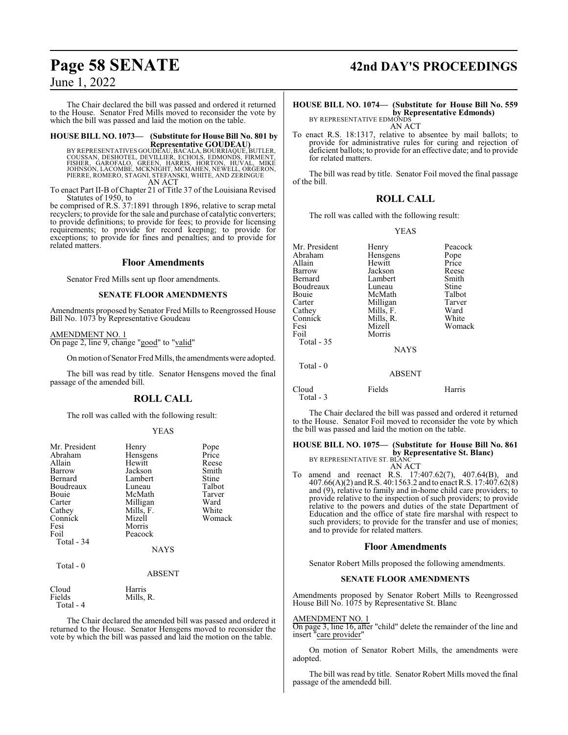The Chair declared the bill was passed and ordered it returned to the House. Senator Fred Mills moved to reconsider the vote by which the bill was passed and laid the motion on the table.

**HOUSE BILL NO. 1073— (Substitute for House Bill No. 801 by Representative GOUDEAU)**
BY REPRESENTATIVES GOUDEAU, BACALA, BOURRIAQUE, BUTLER, COUSSAN, DESHOTEL, DEVILLIER, ECHOLS, EDMONDS, FIRMENT, FISHER, GAROFALO, GREEN, HARRIS, HORTON, HUVAL, MIKE JOHNSON, LACOMBE, MCKNIGHT, MCMAHEN, NEWELL, ORGERON, PIERRE, ROMERO, STAGNI, STEFANSKI, WHITE, AND ZERINGUE

AN ACT

To enact Part II-B of Chapter 21 of Title 37 of the Louisiana Revised Statutes of 1950, to be comprised of R.S. 37:1891 through 1896, relative to scrap metal recyclers; to provide for the sale and purchase of catalytic converters; to provide definitions; to provide for fees; to provide for licensing requirements; to provide for record keeping; to provide for exceptions; to provide for fines and penalties; and to provide for related matters.

## Floor Amendments

Senator Fred Mills sent up floor amendments.

### SENATE FLOOR AMENDMENTS

Amendments proposed by Senator Fred Mills to Reengrossed House Bill No. 1073 by Representative Goudeau

AMENDMENT NO. 1
On page 2, line 9, change "good" to "valid"

On motion of Senator Fred Mills, the amendments were adopted.

The bill was read by title. Senator Hensgens moved the final passage of the amended bill.

## ROLL CALL

The roll was called with the following result:

YEAS

| | | |
|---|---|---|
| Mr. President | Henry | Pope |
| Abraham | Hensgens | Price |
| Allain | Hewitt | Reese |
| Barrow | Jackson | Smith |
| Bernard | Lambert | Stine |
| Boudreaux | Luneau | Talbot |
| Bouie | McMath | Tarver |
| Carter | Milligan | Ward |
| Cathey | Mills, F. | White |
| Connick | Mizell | Womack |
| Fesi | Morris | |
| Foil | Peacock | |

Total - 34

NAYS

Total - 0

ABSENT

| | |
|---|---|
| Cloud | Harris |
| Fields | Mills, R. |

Total - 4

The Chair declared the amended bill was passed and ordered it returned to the House. Senator Hensgens moved to reconsider the vote by which the bill was passed and laid the motion on the table.

**HOUSE BILL NO. 1074— (Substitute for House Bill No. 559 by Representative Edmonds)**
BY REPRESENTATIVE EDMONDS

AN ACT

To enact R.S. 18:1317, relative to absentee by mail ballots; to provide for administrative rules for curing and rejection of deficient ballots; to provide for an effective date; and to provide for related matters.

The bill was read by title. Senator Foil moved the final passage of the bill.

## ROLL CALL

The roll was called with the following result:

YEAS

| | | |
|---|---|---|
| Mr. President | Henry | Peacock |
| Abraham | Hensgens | Pope |
| Allain | Hewitt | Price |
| Barrow | Jackson | Reese |
| Bernard | Lambert | Smith |
| Boudreaux | Luneau | Stine |
| Bouie | McMath | Talbot |
| Carter | Milligan | Tarver |
| Cathey | Mills, F. | Ward |
| Connick | Mills, R. | White |
| Fesi | Mizell | Womack |
| Foil | Morris | |

Total - 35

NAYS

Total - 0

ABSENT

| | | |
|---|---|---|
| Cloud | Fields | Harris |

Total - 3

The Chair declared the bill was passed and ordered it returned to the House. Senator Foil moved to reconsider the vote by which the bill was passed and laid the motion on the table.

**HOUSE BILL NO. 1075— (Substitute for House Bill No. 861 by Representative St. Blanc)**
BY REPRESENTATIVE ST. BLANC

AN ACT

To amend and reenact R.S. 17:407.62(7), 407.64(B), and 407.66(A)(2) and R.S. 40:1563.2 and to enact R.S. 17:407.62(8) and (9), relative to family and in-home child care providers; to provide relative to the inspection of such providers; to provide relative to the powers and duties of the state Department of Education and the office of state fire marshal with respect to such providers; to provide for the transfer and use of monies; and to provide for related matters.

## Floor Amendments

Senator Robert Mills proposed the following amendments.

### SENATE FLOOR AMENDMENTS

Amendments proposed by Senator Robert Mills to Reengrossed House Bill No. 1075 by Representative St. Blanc

AMENDMENT NO. 1
On page 3, line 16, after "child" delete the remainder of the line and insert "care provider"

On motion of Senator Robert Mills, the amendments were adopted.

The bill was read by title. Senator Robert Mills moved the final passage of the amendedd bill.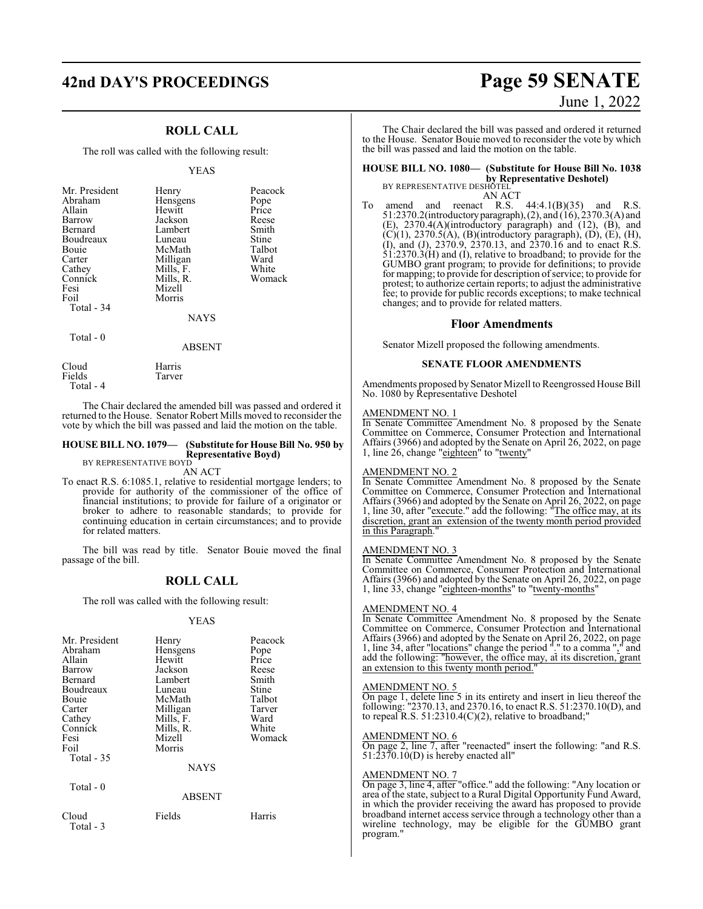## ROLL CALL

The roll was called with the following result:

YEAS

| | | |
|---|---|---|
| Mr. President | Henry | Peacock |
| Abraham | Hensgens | Pope |
| Allain | Hewitt | Price |
| Barrow | Jackson | Reese |
| Bernard | Lambert | Smith |
| Boudreaux | Luneau | Stine |
| Bouie | McMath | Talbot |
| Carter | Milligan | Ward |
| Cathey | Mills, F. | White |
| Connick | Mills, R. | Womack |
| Fesi | Mizell | |
| Foil | Morris | |
| Total - 34 | | |

NAYS

Total - 0

ABSENT

| | |
|---|---|
| Cloud | Harris |
| Fields | Tarver |
| Total - 4 | |

The Chair declared the amended bill was passed and ordered it returned to the House. Senator Robert Mills moved to reconsider the vote by which the bill was passed and laid the motion on the table.

**HOUSE BILL NO. 1079— (Substitute for House Bill No. 950 by Representative Boyd)**
BY REPRESENTATIVE BOYD

AN ACT

To enact R.S. 6:1085.1, relative to residential mortgage lenders; to provide for authority of the commissioner of the office of financial institutions; to provide for failure of a originator or broker to adhere to reasonable standards; to provide for continuing education in certain circumstances; and to provide for related matters.

The bill was read by title. Senator Bouie moved the final passage of the bill.

## ROLL CALL

The roll was called with the following result:

YEAS

| | | |
|---|---|---|
| Mr. President | Henry | Peacock |
| Abraham | Hensgens | Pope |
| Allain | Hewitt | Price |
| Barrow | Jackson | Reese |
| Bernard | Lambert | Smith |
| Boudreaux | Luneau | Stine |
| Bouie | McMath | Talbot |
| Carter | Milligan | Tarver |
| Cathey | Mills, F. | Ward |
| Connick | Mills, R. | White |
| Fesi | Mizell | Womack |
| Foil | Morris | |
| Total - 35 | | |

NAYS

Total - 0

ABSENT

| | | |
|---|---|---|
| Cloud | Fields | Harris |
| Total - 3 | | |

The Chair declared the bill was passed and ordered it returned to the House. Senator Bouie moved to reconsider the vote by which the bill was passed and laid the motion on the table.

**HOUSE BILL NO. 1080— (Substitute for House Bill No. 1038 by Representative Deshotel)**
BY REPRESENTATIVE DESHOTEL

AN ACT

To amend and reenact R.S. 44:4.1(B)(35) and R.S. 51:2370.2(introductory paragraph), (2), and (16), 2370.3(A) and (E), 2370.4(A)(introductory paragraph) and (12), (B), and (C)(1), 2370.5(A), (B)(introductory paragraph), (D), (E), (H), (I), and (J), 2370.9, 2370.13, and 2370.16 and to enact R.S. 51:2370.3(H) and (I), relative to broadband; to provide for the GUMBO grant program; to provide for definitions; to provide for mapping; to provide for description of service; to provide for protest; to authorize certain reports; to adjust the administrative fee; to provide for public records exceptions; to make technical changes; and to provide for related matters.

### Floor Amendments

Senator Mizell proposed the following amendments.

**SENATE FLOOR AMENDMENTS**

Amendments proposed by Senator Mizell to Reengrossed House Bill No. 1080 by Representative Deshotel

AMENDMENT NO. 1
In Senate Committee Amendment No. 8 proposed by the Senate Committee on Commerce, Consumer Protection and International Affairs (3966) and adopted by the Senate on April 26, 2022, on page 1, line 26, change "eighteen" to "twenty"

AMENDMENT NO. 2
In Senate Committee Amendment No. 8 proposed by the Senate Committee on Commerce, Consumer Protection and International Affairs (3966) and adopted by the Senate on April 26, 2022, on page 1, line 30, after "execute." add the following: "The office may, at its discretion, grant an extension of the twenty month period provided in this Paragraph."

AMENDMENT NO. 3
In Senate Committee Amendment No. 8 proposed by the Senate Committee on Commerce, Consumer Protection and International Affairs (3966) and adopted by the Senate on April 26, 2022, on page 1, line 33, change "eighteen-months" to "twenty-months"

AMENDMENT NO. 4
In Senate Committee Amendment No. 8 proposed by the Senate Committee on Commerce, Consumer Protection and International Affairs (3966) and adopted by the Senate on April 26, 2022, on page 1, line 34, after "locations" change the period "." to a comma "," and add the following: "however, the office may, at its discretion, grant an extension to this twenty month period."

AMENDMENT NO. 5
On page 1, delete line 5 in its entirety and insert in lieu thereof the following: "2370.13, and 2370.16, to enact R.S. 51:2370.10(D), and to repeal R.S. 51:2310.4(C)(2), relative to broadband;"

AMENDMENT NO. 6
On page 2, line 7, after "reenacted" insert the following: "and R.S. 51:2370.10(D) is hereby enacted all"

AMENDMENT NO. 7
On page 3, line 4, after "office." add the following: "Any location or area of the state, subject to a Rural Digital Opportunity Fund Award, in which the provider receiving the award has proposed to provide broadband internet access service through a technology other than a wireline technology, may be eligible for the GUMBO grant program."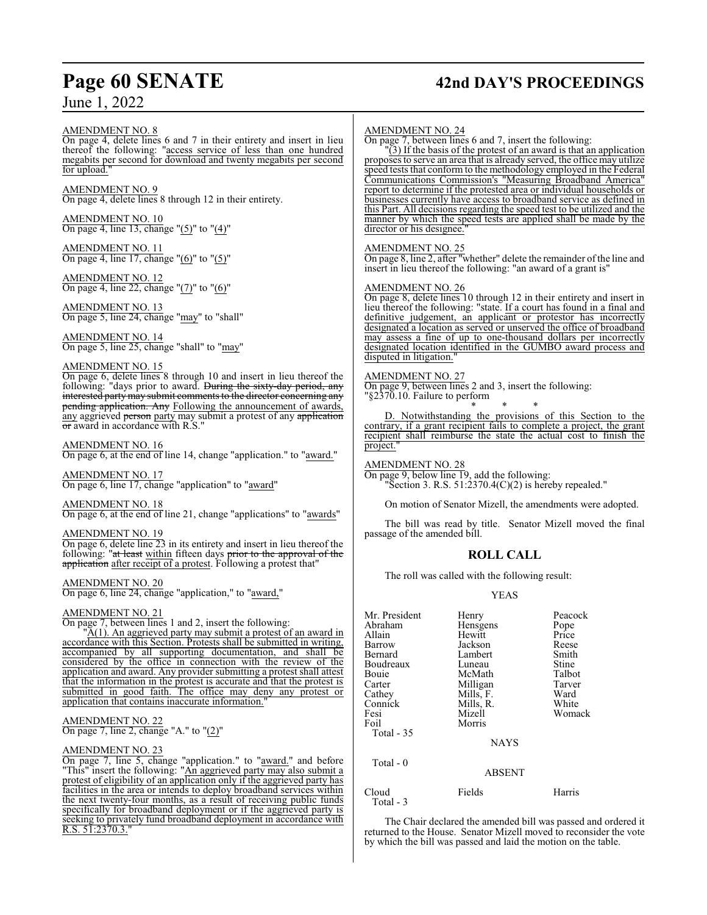AMENDMENT NO. 8

On page 4, delete lines 6 and 7 in their entirety and insert in lieu thereof the following: "access service of less than one hundred megabits per second for download and twenty megabits per second for upload."

AMENDMENT NO. 9

On page 4, delete lines 8 through 12 in their entirety.

AMENDMENT NO. 10

On page 4, line 13, change "(5)" to "(4)"

AMENDMENT NO. 11

On page 4, line 17, change "(6)" to "(5)"

AMENDMENT NO. 12

On page 4, line 22, change "(7)" to "(6)"

AMENDMENT NO. 13

On page 5, line 24, change "may" to "shall"

AMENDMENT NO. 14

On page 5, line 25, change "shall" to "may"

AMENDMENT NO. 15

On page 6, delete lines 8 through 10 and insert in lieu thereof the following: "days prior to award. ~~During the sixty-day period, any interested party may submit comments to the director concerning any pending application. Any~~ Following the announcement of awards, any aggrieved ~~person~~ party may submit a protest of any ~~application or~~ award in accordance with R.S."

AMENDMENT NO. 16

On page 6, at the end of line 14, change "application." to "award."

AMENDMENT NO. 17

On page 6, line 17, change "application" to "award"

AMENDMENT NO. 18

On page 6, at the end of line 21, change "applications" to "awards"

AMENDMENT NO. 19

On page 6, delete line 23 in its entirety and insert in lieu thereof the following: "~~at least~~ within fifteen days ~~prior to the approval of the application~~ after receipt of a protest. Following a protest that"

AMENDMENT NO. 20

On page 6, line 24, change "application," to "award,"

AMENDMENT NO. 21

On page 7, between lines 1 and 2, insert the following:

"A(1). An aggrieved party may submit a protest of an award in accordance with this Section. Protests shall be submitted in writing, accompanied by all supporting documentation, and shall be considered by the office in connection with the review of the application and award. Any provider submitting a protest shall attest that the information in the protest is accurate and that the protest is submitted in good faith. The office may deny any protest or application that contains inaccurate information."

AMENDMENT NO. 22

On page 7, line 2, change "A." to "(2)"

AMENDMENT NO. 23

On page 7, line 5, change "application." to "award." and before "This" insert the following: "An aggrieved party may also submit a protest of eligibility of an application only if the aggrieved party has facilities in the area or intends to deploy broadband services within the next twenty-four months, as a result of receiving public funds specifically for broadband deployment or if the aggrieved party is seeking to privately fund broadband deployment in accordance with R.S. 51:2370.3."

AMENDMENT NO. 24

On page 7, between lines 6 and 7, insert the following:

"(3) If the basis of the protest of an award is that an application proposes to serve an area that is already served, the office may utilize speed tests that conform to the methodology employed in the Federal Communications Commission's "Measuring Broadband America" report to determine if the protested area or individual households or businesses currently have access to broadband service as defined in this Part. All decisions regarding the speed test to be utilized and the manner by which the speed tests are applied shall be made by the director or his designee."

AMENDMENT NO. 25

On page 8, line 2, after "whether" delete the remainder of the line and insert in lieu thereof the following: "an award of a grant is"

AMENDMENT NO. 26

On page 8, delete lines 10 through 12 in their entirety and insert in lieu thereof the following: "state. If a court has found in a final and definitive judgement, an applicant or protestor has incorrectly designated a location as served or unserved the office of broadband may assess a fine of up to one-thousand dollars per incorrectly designated location identified in the GUMBO award process and disputed in litigation."

AMENDMENT NO. 27

On page 9, between lines 2 and 3, insert the following:

"§2370.10. Failure to perform

\* \* \*

D. Notwithstanding the provisions of this Section to the contrary, if a grant recipient fails to complete a project, the grant recipient shall reimburse the state the actual cost to finish the project."

AMENDMENT NO. 28

On page 9, below line 19, add the following:

"Section 3. R.S. 51:2370.4(C)(2) is hereby repealed."

On motion of Senator Mizell, the amendments were adopted.

The bill was read by title. Senator Mizell moved the final passage of the amended bill.

## ROLL CALL

The roll was called with the following result:

YEAS

| | | |
|---|---|---|
| Mr. President | Henry | Peacock |
| Abraham | Hensgens | Pope |
| Allain | Hewitt | Price |
| Barrow | Jackson | Reese |
| Bernard | Lambert | Smith |
| Boudreaux | Luneau | Stine |
| Bouie | McMath | Talbot |
| Carter | Milligan | Tarver |
| Cathey | Mills, F. | Ward |
| Connick | Mills, R. | White |
| Fesi | Mizell | Womack |
| Foil | Morris | |

Total - 35

NAYS

Total - 0

ABSENT

| | | |
|---|---|---|
| Cloud | Fields | Harris |

Total - 3

The Chair declared the amended bill was passed and ordered it returned to the House. Senator Mizell moved to reconsider the vote by which the bill was passed and laid the motion on the table.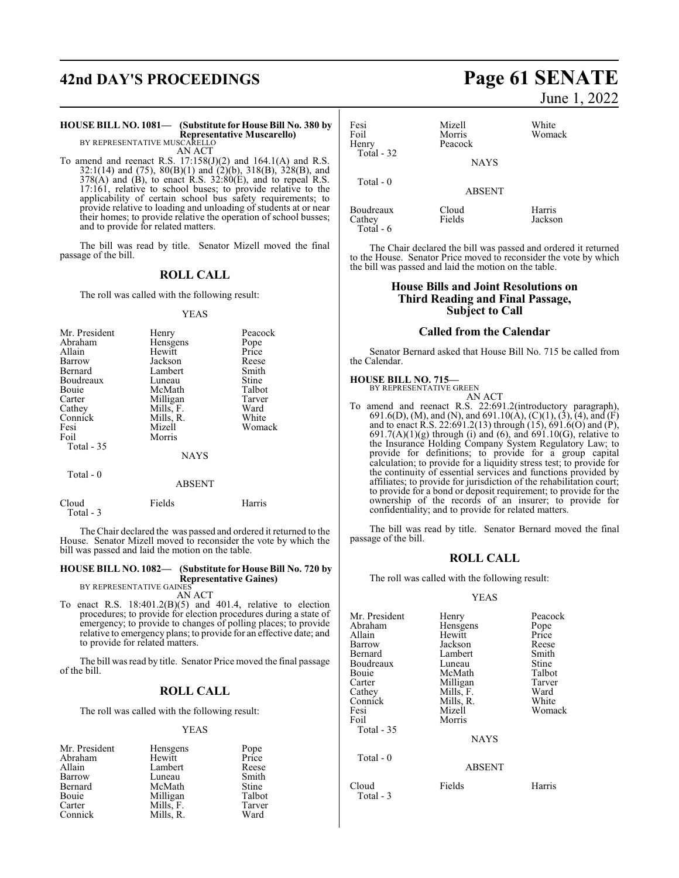**HOUSE BILL NO. 1081— (Substitute for House Bill No. 380 by Representative Muscarello)**
BY REPRESENTATIVE MUSCARELLO

AN ACT

To amend and reenact R.S. 17:158(J)(2) and 164.1(A) and R.S. 32:1(14) and (75), 80(B)(1) and (2)(b), 318(B), 328(B), and 378(A) and (B), to enact R.S. 32:80(E), and to repeal R.S. 17:161, relative to school buses; to provide relative to the applicability of certain school bus safety requirements; to provide relative to loading and unloading of students at or near their homes; to provide relative the operation of school busses; and to provide for related matters.

The bill was read by title. Senator Mizell moved the final passage of the bill.

## ROLL CALL

The roll was called with the following result:

YEAS

| | | |
|---|---|---|
| Mr. President | Henry | Peacock |
| Abraham | Hensgens | Pope |
| Allain | Hewitt | Price |
| Barrow | Jackson | Reese |
| Bernard | Lambert | Smith |
| Boudreaux | Luneau | Stine |
| Bouie | McMath | Talbot |
| Carter | Milligan | Tarver |
| Cathey | Mills, F. | Ward |
| Connick | Mills, R. | White |
| Fesi | Mizell | Womack |
| Foil | Morris | |
| Total - 35 | | |

NAYS

Total - 0

ABSENT

| | | |
|---|---|---|
| Cloud | Fields | Harris |
| Total - 3 | | |

The Chair declared the was passed and ordered it returned to the House. Senator Mizell moved to reconsider the vote by which the bill was passed and laid the motion on the table.

**HOUSE BILL NO. 1082— (Substitute for House Bill No. 720 by Representative Gaines)**
BY REPRESENTATIVE GAINES

AN ACT

To enact R.S. 18:401.2(B)(5) and 401.4, relative to election procedures; to provide for election procedures during a state of emergency; to provide to changes of polling places; to provide relative to emergency plans; to provide for an effective date; and to provide for related matters.

The bill was read by title. Senator Price moved the final passage of the bill.

## ROLL CALL

The roll was called with the following result:

YEAS

| | | |
|---|---|---|
| Mr. President | Hensgens | Pope |
| Abraham | Hewitt | Price |
| Allain | Lambert | Reese |
| Barrow | Luneau | Smith |
| Bernard | McMath | Stine |
| Bouie | Milligan | Talbot |
| Carter | Mills, F. | Tarver |
| Connick | Mills, R. | Ward |
| Fesi | Mizell | White |
| Foil | Morris | Womack |
| Henry | Peacock | |
| Total - 32 | | |

NAYS

Total - 0

ABSENT

| | | |
|---|---|---|
| Boudreaux | Cloud | Harris |
| Cathey | Fields | Jackson |
| Total - 6 | | |

The Chair declared the bill was passed and ordered it returned to the House. Senator Price moved to reconsider the vote by which the bill was passed and laid the motion on the table.

## House Bills and Joint Resolutions on Third Reading and Final Passage, Subject to Call

## Called from the Calendar

Senator Bernard asked that House Bill No. 715 be called from the Calendar.

**HOUSE BILL NO. 715—**
BY REPRESENTATIVE GREEN

AN ACT

To amend and reenact R.S. 22:691.2(introductory paragraph), 691.6(D), (M), and (N), and 691.10(A), (C)(1), (3), (4), and (F) and to enact R.S. 22:691.2(13) through (15), 691.6(O) and (P), 691.7(A)(1)(g) through (i) and (6), and 691.10(G), relative to the Insurance Holding Company System Regulatory Law; to provide for definitions; to provide for a group capital calculation; to provide for a liquidity stress test; to provide for the continuity of essential services and functions provided by affiliates; to provide for jurisdiction of the rehabilitation court; to provide for a bond or deposit requirement; to provide for the ownership of the records of an insurer; to provide for confidentiality; and to provide for related matters.

The bill was read by title. Senator Bernard moved the final passage of the bill.

## ROLL CALL

The roll was called with the following result:

YEAS

| | | |
|---|---|---|
| Mr. President | Henry | Peacock |
| Abraham | Hensgens | Pope |
| Allain | Hewitt | Price |
| Barrow | Jackson | Reese |
| Bernard | Lambert | Smith |
| Boudreaux | Luneau | Stine |
| Bouie | McMath | Talbot |
| Carter | Milligan | Tarver |
| Cathey | Mills, F. | Ward |
| Connick | Mills, R. | White |
| Fesi | Mizell | Womack |
| Foil | Morris | |
| Total - 35 | | |

NAYS

Total - 0

ABSENT

| | | |
|---|---|---|
| Cloud | Fields | Harris |
| Total - 3 | | |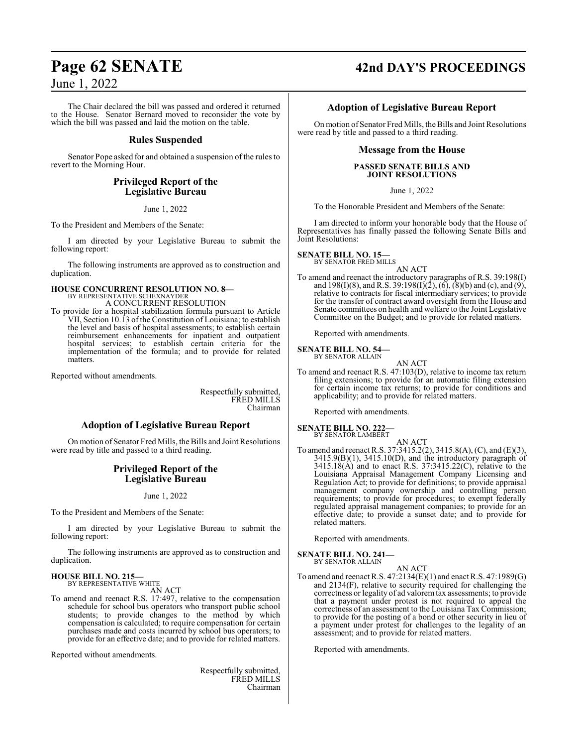The Chair declared the bill was passed and ordered it returned to the House. Senator Bernard moved to reconsider the vote by which the bill was passed and laid the motion on the table.

## Rules Suspended

Senator Pope asked for and obtained a suspension of the rules to revert to the Morning Hour.

## Privileged Report of the Legislative Bureau

June 1, 2022

To the President and Members of the Senate:

I am directed by your Legislative Bureau to submit the following report:

The following instruments are approved as to construction and duplication.

**HOUSE CONCURRENT RESOLUTION NO. 8—**
BY REPRESENTATIVE SCHEXNAYDER
A CONCURRENT RESOLUTION

To provide for a hospital stabilization formula pursuant to Article VII, Section 10.13 of the Constitution of Louisiana; to establish the level and basis of hospital assessments; to establish certain reimbursement enhancements for inpatient and outpatient hospital services; to establish certain criteria for the implementation of the formula; and to provide for related matters.

Reported without amendments.

Respectfully submitted,
FRED MILLS
Chairman

## Adoption of Legislative Bureau Report

On motion of Senator Fred Mills, the Bills and Joint Resolutions were read by title and passed to a third reading.

## Privileged Report of the Legislative Bureau

June 1, 2022

To the President and Members of the Senate:

I am directed by your Legislative Bureau to submit the following report:

The following instruments are approved as to construction and duplication.

**HOUSE BILL NO. 215—**
BY REPRESENTATIVE WHITE
AN ACT

To amend and reenact R.S. 17:497, relative to the compensation schedule for school bus operators who transport public school students; to provide changes to the method by which compensation is calculated; to require compensation for certain purchases made and costs incurred by school bus operators; to provide for an effective date; and to provide for related matters.

Reported without amendments.

Respectfully submitted,
FRED MILLS
Chairman

## Adoption of Legislative Bureau Report

On motion of Senator Fred Mills, the Bills and Joint Resolutions were read by title and passed to a third reading.

## Message from the House

### PASSED SENATE BILLS AND JOINT RESOLUTIONS

June 1, 2022

To the Honorable President and Members of the Senate:

I am directed to inform your honorable body that the House of Representatives has finally passed the following Senate Bills and Joint Resolutions:

**SENATE BILL NO. 15—**
BY SENATOR FRED MILLS
AN ACT

To amend and reenact the introductory paragraphs of R.S. 39:198(I) and 198(I)(8), and R.S. 39:198(I)(2), (6), (8)(b) and (c), and (9), relative to contracts for fiscal intermediary services; to provide for the transfer of contract award oversight from the House and Senate committees on health and welfare to the Joint Legislative Committee on the Budget; and to provide for related matters.

Reported with amendments.

**SENATE BILL NO. 54—**
BY SENATOR ALLAIN
AN ACT

To amend and reenact R.S. 47:103(D), relative to income tax return filing extensions; to provide for an automatic filing extension for certain income tax returns; to provide for conditions and applicability; and to provide for related matters.

Reported with amendments.

**SENATE BILL NO. 222—**
BY SENATOR LAMBERT
AN ACT

To amend and reenact R.S. 37:3415.2(2), 3415.8(A), (C), and (E)(3), 3415.9(B)(1), 3415.10(D), and the introductory paragraph of 3415.18(A) and to enact R.S. 37:3415.22(C), relative to the Louisiana Appraisal Management Company Licensing and Regulation Act; to provide for definitions; to provide appraisal management company ownership and controlling person requirements; to provide for procedures; to exempt federally regulated appraisal management companies; to provide for an effective date; to provide a sunset date; and to provide for related matters.

Reported with amendments.

**SENATE BILL NO. 241—**
BY SENATOR ALLAIN
AN ACT

To amend and reenact R.S. 47:2134(E)(1) and enact R.S. 47:1989(G) and 2134(F), relative to security required for challenging the correctness or legality of ad valorem tax assessments; to provide that a payment under protest is not required to appeal the correctness of an assessment to the Louisiana Tax Commission; to provide for the posting of a bond or other security in lieu of a payment under protest for challenges to the legality of an assessment; and to provide for related matters.

Reported with amendments.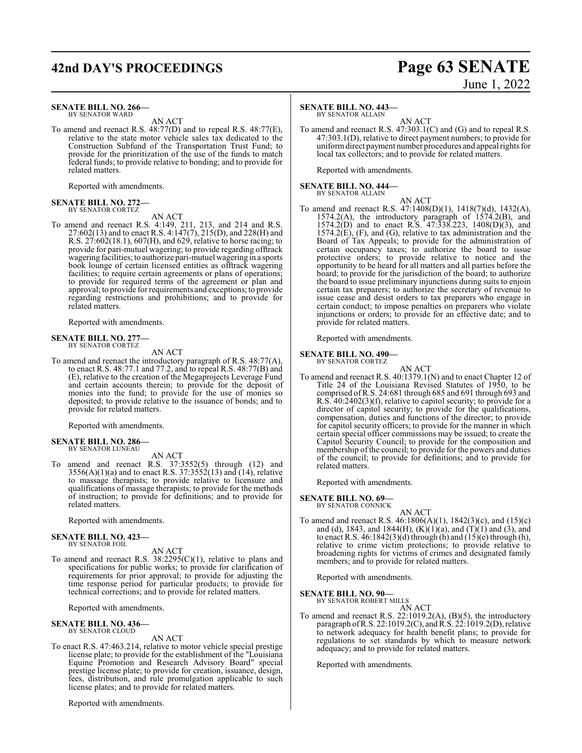**SENATE BILL NO. 266—**
BY SENATOR WARD

AN ACT

To amend and reenact R.S. 48:77(D) and to repeal R.S. 48:77(E), relative to the state motor vehicle sales tax dedicated to the Construction Subfund of the Transportation Trust Fund; to provide for the prioritization of the use of the funds to match federal funds; to provide relative to bonding; and to provide for related matters.

Reported with amendments.

**SENATE BILL NO. 272—**
BY SENATOR CORTEZ

AN ACT

To amend and reenact R.S. 4:149, 211, 213, and 214 and R.S. 27:602(13) and to enact R.S. 4:147(7), 215(D), and 228(H) and R.S. 27:602(18.1), 607(H), and 629, relative to horse racing; to provide for pari-mutuel wagering; to provide regarding offtrack wagering facilities; to authorize pari-mutuel wagering in a sports book lounge of certain licensed entities as offtrack wagering facilities; to require certain agreements or plans of operations; to provide for required terms of the agreement or plan and approval; to provide for requirements and exceptions; to provide regarding restrictions and prohibitions; and to provide for related matters.

Reported with amendments.

**SENATE BILL NO. 277—**
BY SENATOR CORTEZ

AN ACT

To amend and reenact the introductory paragraph of R.S. 48:77(A), to enact R.S. 48:77.1 and 77.2, and to repeal R.S. 48:77(B) and (E), relative to the creation of the Megaprojects Leverage Fund and certain accounts therein; to provide for the deposit of monies into the fund; to provide for the use of monies so deposited; to provide relative to the issuance of bonds; and to provide for related matters.

Reported with amendments.

**SENATE BILL NO. 286—**
BY SENATOR LUNEAU

AN ACT

To amend and reenact R.S. 37:3552(5) through (12) and 3556(A)(1)(a) and to enact R.S. 37:3552(13) and (14), relative to massage therapists; to provide relative to licensure and qualifications of massage therapists; to provide for the methods of instruction; to provide for definitions; and to provide for related matters.

Reported with amendments.

**SENATE BILL NO. 423—**
BY SENATOR FOIL

AN ACT

To amend and reenact R.S. 38:2295(C)(1), relative to plans and specifications for public works; to provide for clarification of requirements for prior approval; to provide for adjusting the time response period for particular products; to provide for technical corrections; and to provide for related matters.

Reported with amendments.

**SENATE BILL NO. 436—**
BY SENATOR CLOUD

AN ACT

To enact R.S. 47:463.214, relative to motor vehicle special prestige license plate; to provide for the establishment of the "Louisiana Equine Promotion and Research Advisory Board" special prestige license plate; to provide for creation, issuance, design, fees, distribution, and rule promulgation applicable to such license plates; and to provide for related matters.

Reported with amendments.

**SENATE BILL NO. 443—**
BY SENATOR ALLAIN

AN ACT

To amend and reenact R.S. 47:303.1(C) and (G) and to repeal R.S. 47:303.1(D), relative to direct payment numbers; to provide for uniform direct payment number procedures and appeal rights for local tax collectors; and to provide for related matters.

Reported with amendments.

**SENATE BILL NO. 444—**
BY SENATOR ALLAIN

AN ACT

To amend and reenact R.S. 47:1408(D)(1), 1418(7)(d), 1432(A), 1574.2(A), the introductory paragraph of 1574.2(B), and 1574.2(D) and to enact R.S. 47:338.223, 1408(D)(3), and 1574.2(E), (F), and (G), relative to tax administration and the Board of Tax Appeals; to provide for the administration of certain occupancy taxes; to authorize the board to issue protective orders; to provide relative to notice and the opportunity to be heard for all matters and all parties before the board; to provide for the jurisdiction of the board; to authorize the board to issue preliminary injunctions during suits to enjoin certain tax preparers; to authorize the secretary of revenue to issue cease and desist orders to tax preparers who engage in certain conduct; to impose penalties on preparers who violate injunctions or orders; to provide for an effective date; and to provide for related matters.

Reported with amendments.

**SENATE BILL NO. 490—**
BY SENATOR CORTEZ

AN ACT

To amend and reenact R.S. 40:1379.1(N) and to enact Chapter 12 of Title 24 of the Louisiana Revised Statutes of 1950, to be comprised of R.S. 24:681 through 685 and 691 through 693 and R.S. 40:2402(3)(f), relative to capitol security; to provide for a director of capitol security; to provide for the qualifications, compensation, duties and functions of the director; to provide for capitol security officers; to provide for the manner in which certain special officer commissions may be issued; to create the Capitol Security Council; to provide for the composition and membership of the council; to provide for the powers and duties of the council; to provide for definitions; and to provide for related matters.

Reported with amendments.

**SENATE BILL NO. 69—**
BY SENATOR CONNICK

AN ACT

To amend and reenact R.S. 46:1806(A)(1), 1842(3)(c), and (15)(c) and (d), 1843, and 1844(H), (K)(1)(a), and (T)(1) and (3), and to enact R.S. 46:1842(3)(d) through (h) and (15)(e) through (h), relative to crime victim protections; to provide relative to broadening rights for victims of crimes and designated family members; and to provide for related matters.

Reported with amendments.

**SENATE BILL NO. 90—**
BY SENATOR ROBERT MILLS

AN ACT

To amend and reenact R.S. 22:1019.2(A), (B)(5), the introductory paragraph of R.S. 22:1019.2(C), and R.S. 22:1019.2(D), relative to network adequacy for health benefit plans; to provide for regulations to set standards by which to measure network adequacy; and to provide for related matters.

Reported with amendments.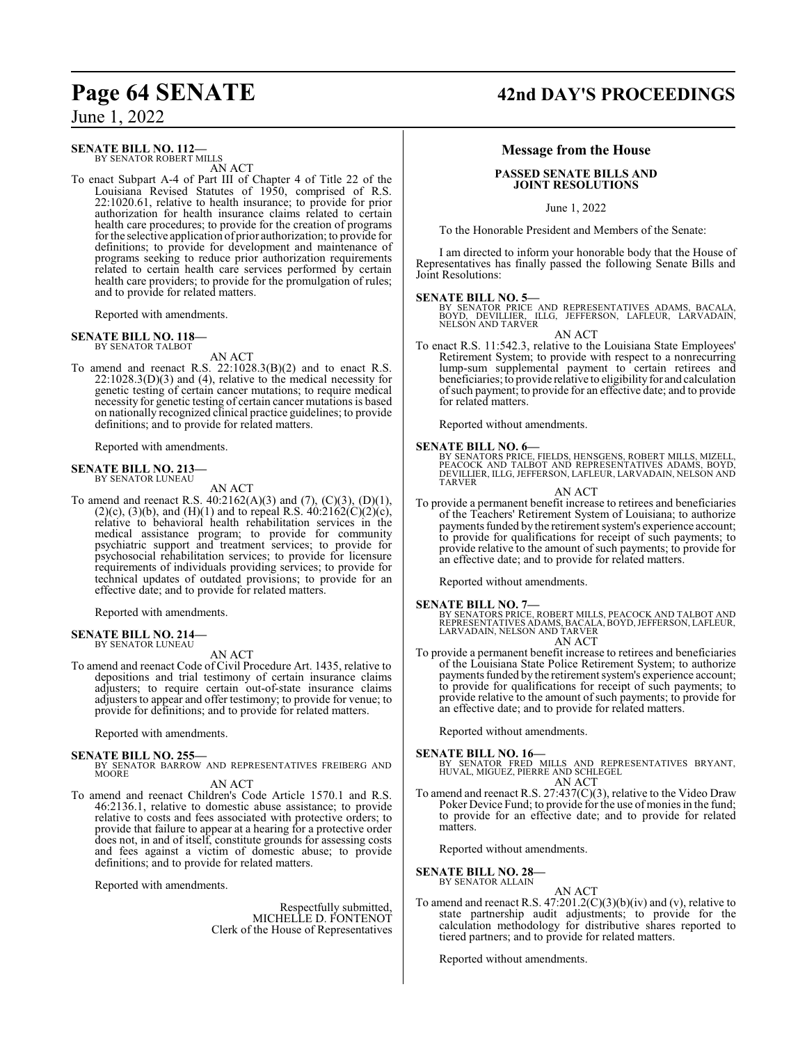**SENATE BILL NO. 112—**
BY SENATOR ROBERT MILLS

AN ACT

To enact Subpart A-4 of Part III of Chapter 4 of Title 22 of the Louisiana Revised Statutes of 1950, comprised of R.S. 22:1020.61, relative to health insurance; to provide for prior authorization for health insurance claims related to certain health care procedures; to provide for the creation of programs for the selective application of prior authorization; to provide for definitions; to provide for development and maintenance of programs seeking to reduce prior authorization requirements related to certain health care services performed by certain health care providers; to provide for the promulgation of rules; and to provide for related matters.

Reported with amendments.

**SENATE BILL NO. 118—**
BY SENATOR TALBOT

AN ACT

To amend and reenact R.S. 22:1028.3(B)(2) and to enact R.S. 22:1028.3(D)(3) and (4), relative to the medical necessity for genetic testing of certain cancer mutations; to require medical necessity for genetic testing of certain cancer mutations is based on nationally recognized clinical practice guidelines; to provide definitions; and to provide for related matters.

Reported with amendments.

**SENATE BILL NO. 213—**
BY SENATOR LUNEAU

AN ACT

To amend and reenact R.S. 40:2162(A)(3) and (7), (C)(3), (D)(1), (2)(c), (3)(b), and (H)(1) and to repeal R.S. 40:2162(C)(2)(c), relative to behavioral health rehabilitation services in the medical assistance program; to provide for community psychiatric support and treatment services; to provide for psychosocial rehabilitation services; to provide for licensure requirements of individuals providing services; to provide for technical updates of outdated provisions; to provide for an effective date; and to provide for related matters.

Reported with amendments.

**SENATE BILL NO. 214—**
BY SENATOR LUNEAU

AN ACT

To amend and reenact Code of Civil Procedure Art. 1435, relative to depositions and trial testimony of certain insurance claims adjusters; to require certain out-of-state insurance claims adjusters to appear and offer testimony; to provide for venue; to provide for definitions; and to provide for related matters.

Reported with amendments.

**SENATE BILL NO. 255—**
BY SENATOR BARROW AND REPRESENTATIVES FREIBERG AND MOORE

AN ACT

To amend and reenact Children's Code Article 1570.1 and R.S. 46:2136.1, relative to domestic abuse assistance; to provide relative to costs and fees associated with protective orders; to provide that failure to appear at a hearing for a protective order does not, in and of itself, constitute grounds for assessing costs and fees against a victim of domestic abuse; to provide definitions; and to provide for related matters.

Reported with amendments.

Respectfully submitted,
MICHELLE D. FONTENOT
Clerk of the House of Representatives

## Message from the House

### PASSED SENATE BILLS AND JOINT RESOLUTIONS

June 1, 2022

To the Honorable President and Members of the Senate:

I am directed to inform your honorable body that the House of Representatives has finally passed the following Senate Bills and Joint Resolutions:

**SENATE BILL NO. 5—**
BY SENATOR PRICE AND REPRESENTATIVES ADAMS, BACALA, BOYD, DEVILLIER, ILLG, JEFFERSON, LAFLEUR, LARVADAIN, NELSON AND TARVER

AN ACT

To enact R.S. 11:542.3, relative to the Louisiana State Employees' Retirement System; to provide with respect to a nonrecurring lump-sum supplemental payment to certain retirees and beneficiaries; to provide relative to eligibility for and calculation of such payment; to provide for an effective date; and to provide for related matters.

Reported without amendments.

**SENATE BILL NO. 6—**
BY SENATORS PRICE, FIELDS, HENSGENS, ROBERT MILLS, MIZELL, PEACOCK AND TALBOT AND REPRESENTATIVES ADAMS, BOYD, DEVILLIER, ILLG, JEFFERSON, LAFLEUR, LARVADAIN, NELSON AND TARVER

AN ACT

To provide a permanent benefit increase to retirees and beneficiaries of the Teachers' Retirement System of Louisiana; to authorize payments funded by the retirement system's experience account; to provide for qualifications for receipt of such payments; to provide relative to the amount of such payments; to provide for an effective date; and to provide for related matters.

Reported without amendments.

**SENATE BILL NO. 7—**
BY SENATORS PRICE, ROBERT MILLS, PEACOCK AND TALBOT AND REPRESENTATIVES ADAMS, BACALA, BOYD, JEFFERSON, LAFLEUR, LARVADAIN, NELSON AND TARVER

AN ACT

To provide a permanent benefit increase to retirees and beneficiaries of the Louisiana State Police Retirement System; to authorize payments funded by the retirement system's experience account; to provide for qualifications for receipt of such payments; to provide relative to the amount of such payments; to provide for an effective date; and to provide for related matters.

Reported without amendments.

**SENATE BILL NO. 16—**
BY SENATOR FRED MILLS AND REPRESENTATIVES BRYANT, HUVAL, MIGUEZ, PIERRE AND SCHLEGEL

AN ACT

To amend and reenact R.S. 27:437(C)(3), relative to the Video Draw Poker Device Fund; to provide for the use of monies in the fund; to provide for an effective date; and to provide for related matters.

Reported without amendments.

**SENATE BILL NO. 28—**
BY SENATOR ALLAIN

AN ACT

To amend and reenact R.S. 47:201.2(C)(3)(b)(iv) and (v), relative to state partnership audit adjustments; to provide for the calculation methodology for distributive shares reported to tiered partners; and to provide for related matters.

Reported without amendments.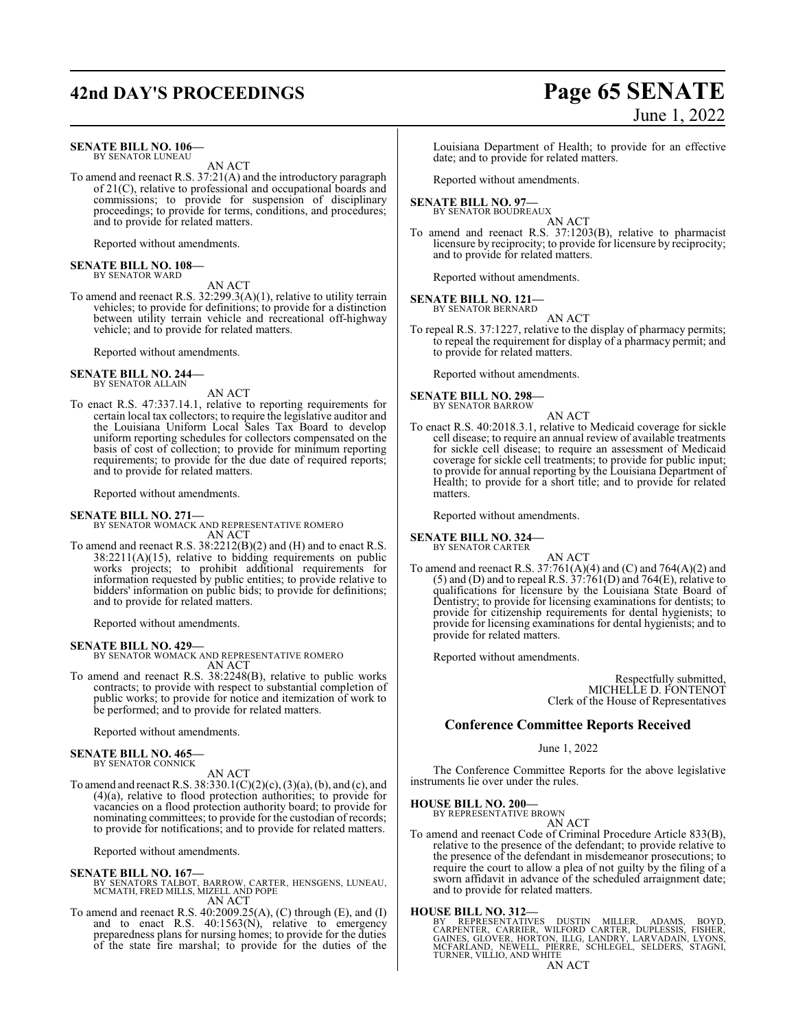**SENATE BILL NO. 106—**
BY SENATOR LUNEAU

AN ACT

To amend and reenact R.S. 37:21(A) and the introductory paragraph of 21(C), relative to professional and occupational boards and commissions; to provide for suspension of disciplinary proceedings; to provide for terms, conditions, and procedures; and to provide for related matters.

Reported without amendments.

**SENATE BILL NO. 108—**
BY SENATOR WARD

AN ACT

To amend and reenact R.S. 32:299.3(A)(1), relative to utility terrain vehicles; to provide for definitions; to provide for a distinction between utility terrain vehicle and recreational off-highway vehicle; and to provide for related matters.

Reported without amendments.

**SENATE BILL NO. 244—**
BY SENATOR ALLAIN

AN ACT

To enact R.S. 47:337.14.1, relative to reporting requirements for certain local tax collectors; to require the legislative auditor and the Louisiana Uniform Local Sales Tax Board to develop uniform reporting schedules for collectors compensated on the basis of cost of collection; to provide for minimum reporting requirements; to provide for the due date of required reports; and to provide for related matters.

Reported without amendments.

**SENATE BILL NO. 271—**
BY SENATOR WOMACK AND REPRESENTATIVE ROMERO

AN ACT

To amend and reenact R.S. 38:2212(B)(2) and (H) and to enact R.S. 38:2211(A)(15), relative to bidding requirements on public works projects; to prohibit additional requirements for information requested by public entities; to provide relative to bidders' information on public bids; to provide for definitions; and to provide for related matters.

Reported without amendments.

**SENATE BILL NO. 429—**
BY SENATOR WOMACK AND REPRESENTATIVE ROMERO

AN ACT

To amend and reenact R.S. 38:2248(B), relative to public works contracts; to provide with respect to substantial completion of public works; to provide for notice and itemization of work to be performed; and to provide for related matters.

Reported without amendments.

**SENATE BILL NO. 465—**
BY SENATOR CONNICK

AN ACT

To amend and reenact R.S. 38:330.1(C)(2)(c), (3)(a), (b), and (c), and (4)(a), relative to flood protection authorities; to provide for vacancies on a flood protection authority board; to provide for nominating committees; to provide for the custodian of records; to provide for notifications; and to provide for related matters.

Reported without amendments.

**SENATE BILL NO. 167—**
BY SENATORS TALBOT, BARROW, CARTER, HENSGENS, LUNEAU, MCMATH, FRED MILLS, MIZELL AND POPE

AN ACT

To amend and reenact R.S. 40:2009.25(A), (C) through (E), and (I) and to enact R.S. 40:1563(N), relative to emergency preparedness plans for nursing homes; to provide for the duties of the state fire marshal; to provide for the duties of the Louisiana Department of Health; to provide for an effective date; and to provide for related matters.

Reported without amendments.

**SENATE BILL NO. 97—**
BY SENATOR BOUDREAUX

AN ACT

To amend and reenact R.S. 37:1203(B), relative to pharmacist licensure by reciprocity; to provide for licensure by reciprocity; and to provide for related matters.

Reported without amendments.

**SENATE BILL NO. 121—**
BY SENATOR BERNARD

AN ACT

To repeal R.S. 37:1227, relative to the display of pharmacy permits; to repeal the requirement for display of a pharmacy permit; and to provide for related matters.

Reported without amendments.

**SENATE BILL NO. 298—**
BY SENATOR BARROW

AN ACT

To enact R.S. 40:2018.3.1, relative to Medicaid coverage for sickle cell disease; to require an annual review of available treatments for sickle cell disease; to require an assessment of Medicaid coverage for sickle cell treatments; to provide for public input; to provide for annual reporting by the Louisiana Department of Health; to provide for a short title; and to provide for related matters.

Reported without amendments.

**SENATE BILL NO. 324—**
BY SENATOR CARTER

AN ACT

To amend and reenact R.S. 37:761(A)(4) and (C) and 764(A)(2) and (5) and (D) and to repeal R.S. 37:761(D) and 764(E), relative to qualifications for licensure by the Louisiana State Board of Dentistry; to provide for licensing examinations for dentists; to provide for citizenship requirements for dental hygienists; to provide for licensing examinations for dental hygienists; and to provide for related matters.

Reported without amendments.

Respectfully submitted,
MICHELLE D. FONTENOT
Clerk of the House of Representatives

## Conference Committee Reports Received

June 1, 2022

The Conference Committee Reports for the above legislative instruments lie over under the rules.

**HOUSE BILL NO. 200—**
BY REPRESENTATIVE BROWN

AN ACT

To amend and reenact Code of Criminal Procedure Article 833(B), relative to the presence of the defendant; to provide relative to the presence of the defendant in misdemeanor prosecutions; to require the court to allow a plea of not guilty by the filing of a sworn affidavit in advance of the scheduled arraignment date; and to provide for related matters.

**HOUSE BILL NO. 312—**
BY REPRESENTATIVES DUSTIN MILLER, ADAMS, BOYD, CARPENTER, CARRIER, WILFORD CARTER, DUPLESSIS, FISHER, GAINES, GLOVER, HORTON, ILLG, LANDRY, LARVADAIN, LYONS, MCFARLAND, NEWELL, PIERRE, SCHLEGEL, SELDERS, STAGNI, TURNER, VILLIO, AND WHITE

AN ACT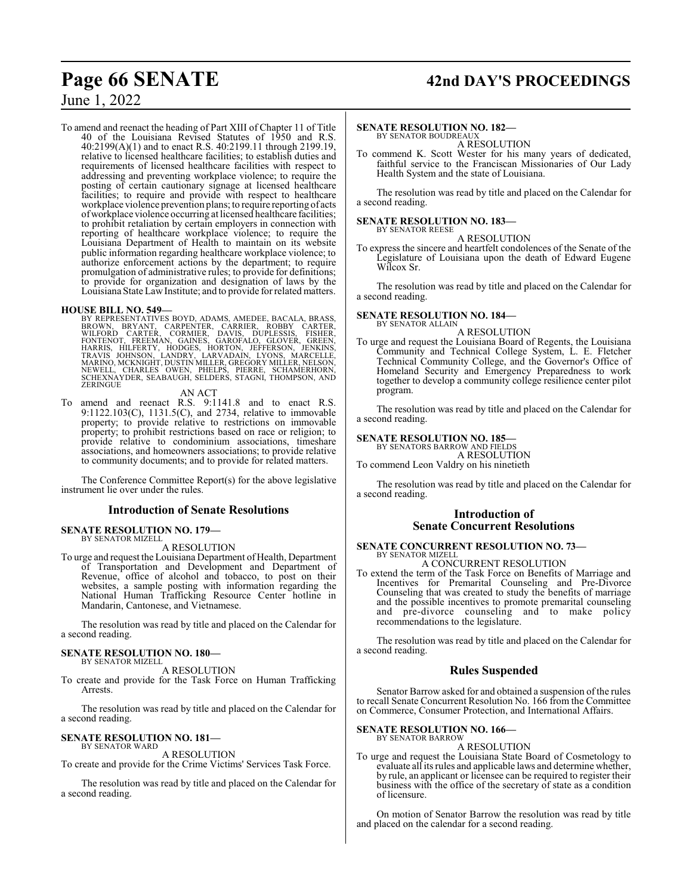To amend and reenact the heading of Part XIII of Chapter 11 of Title 40 of the Louisiana Revised Statutes of 1950 and R.S. 40:2199(A)(1) and to enact R.S. 40:2199.11 through 2199.19, relative to licensed healthcare facilities; to establish duties and requirements of licensed healthcare facilities with respect to addressing and preventing workplace violence; to require the posting of certain cautionary signage at licensed healthcare facilities; to require and provide with respect to healthcare workplace violence prevention plans; to require reporting of acts of workplace violence occurring at licensed healthcare facilities; to prohibit retaliation by certain employers in connection with reporting of healthcare workplace violence; to require the Louisiana Department of Health to maintain on its website public information regarding healthcare workplace violence; to authorize enforcement actions by the department; to require promulgation of administrative rules; to provide for definitions; to provide for organization and designation of laws by the Louisiana State Law Institute; and to provide for related matters.

**HOUSE BILL NO. 549—**
BY REPRESENTATIVES BOYD, ADAMS, AMEDEE, BACALA, BRASS, BROWN, BRYANT, CARPENTER, CARRIER, ROBBY CARTER, WILFORD CARTER, CORMIER, DAVIS, DUPLESSIS, FISHER, FONTENOT, FREEMAN, GAINES, GAROFALO, GLOVER, GREEN, HARRIS, HILFERTY, HODGES, HORTON, JEFFERSON, JENKINS, TRAVIS JOHNSON, LANDRY, LARVADAIN, LYONS, MARCELLE, MARINO, MCKNIGHT, DUSTIN MILLER, GREGORY MILLER, NELSON, NEWELL, CHARLES OWEN, PHELPS, PIERRE, SCHAMERHORN, SCHEXNAYDER, SEABAUGH, SELDERS, STAGNI, THOMPSON, AND ZERINGUE

AN ACT

To amend and reenact R.S. 9:1141.8 and to enact R.S. 9:1122.103(C), 1131.5(C), and 2734, relative to immovable property; to provide relative to restrictions on immovable property; to prohibit restrictions based on race or religion; to provide relative to condominium associations, timeshare associations, and homeowners associations; to provide relative to community documents; and to provide for related matters.

The Conference Committee Report(s) for the above legislative instrument lie over under the rules.

## Introduction of Senate Resolutions

**SENATE RESOLUTION NO. 179—**
BY SENATOR MIZELL

A RESOLUTION

To urge and request the Louisiana Department of Health, Department of Transportation and Development and Department of Revenue, office of alcohol and tobacco, to post on their websites, a sample posting with information regarding the National Human Trafficking Resource Center hotline in Mandarin, Cantonese, and Vietnamese.

The resolution was read by title and placed on the Calendar for a second reading.

**SENATE RESOLUTION NO. 180—**
BY SENATOR MIZELL

A RESOLUTION

To create and provide for the Task Force on Human Trafficking Arrests.

The resolution was read by title and placed on the Calendar for a second reading.

**SENATE RESOLUTION NO. 181—**
BY SENATOR WARD

A RESOLUTION

To create and provide for the Crime Victims' Services Task Force.

The resolution was read by title and placed on the Calendar for a second reading.

**SENATE RESOLUTION NO. 182—**
BY SENATOR BOUDREAUX

A RESOLUTION

To commend K. Scott Wester for his many years of dedicated, faithful service to the Franciscan Missionaries of Our Lady Health System and the state of Louisiana.

The resolution was read by title and placed on the Calendar for a second reading.

**SENATE RESOLUTION NO. 183—**
BY SENATOR REESE

A RESOLUTION

To express the sincere and heartfelt condolences of the Senate of the Legislature of Louisiana upon the death of Edward Eugene Wilcox Sr.

The resolution was read by title and placed on the Calendar for a second reading.

**SENATE RESOLUTION NO. 184—**
BY SENATOR ALLAIN

A RESOLUTION

To urge and request the Louisiana Board of Regents, the Louisiana Community and Technical College System, L. E. Fletcher Technical Community College, and the Governor's Office of Homeland Security and Emergency Preparedness to work together to develop a community college resilience center pilot program.

The resolution was read by title and placed on the Calendar for a second reading.

**SENATE RESOLUTION NO. 185—**
BY SENATORS BARROW AND FIELDS

A RESOLUTION

To commend Leon Valdry on his ninetieth

The resolution was read by title and placed on the Calendar for a second reading.

## Introduction of Senate Concurrent Resolutions

**SENATE CONCURRENT RESOLUTION NO. 73—**
BY SENATOR MIZELL

A CONCURRENT RESOLUTION

To extend the term of the Task Force on Benefits of Marriage and Incentives for Premarital Counseling and Pre-Divorce Counseling that was created to study the benefits of marriage and the possible incentives to promote premarital counseling and pre-divorce counseling and to make policy recommendations to the legislature.

The resolution was read by title and placed on the Calendar for a second reading.

## Rules Suspended

Senator Barrow asked for and obtained a suspension of the rules to recall Senate Concurrent Resolution No. 166 from the Committee on Commerce, Consumer Protection, and International Affairs.

**SENATE RESOLUTION NO. 166—**
BY SENATOR BARROW

A RESOLUTION

To urge and request the Louisiana State Board of Cosmetology to evaluate all its rules and applicable laws and determine whether, by rule, an applicant or licensee can be required to register their business with the office of the secretary of state as a condition of licensure.

On motion of Senator Barrow the resolution was read by title and placed on the calendar for a second reading.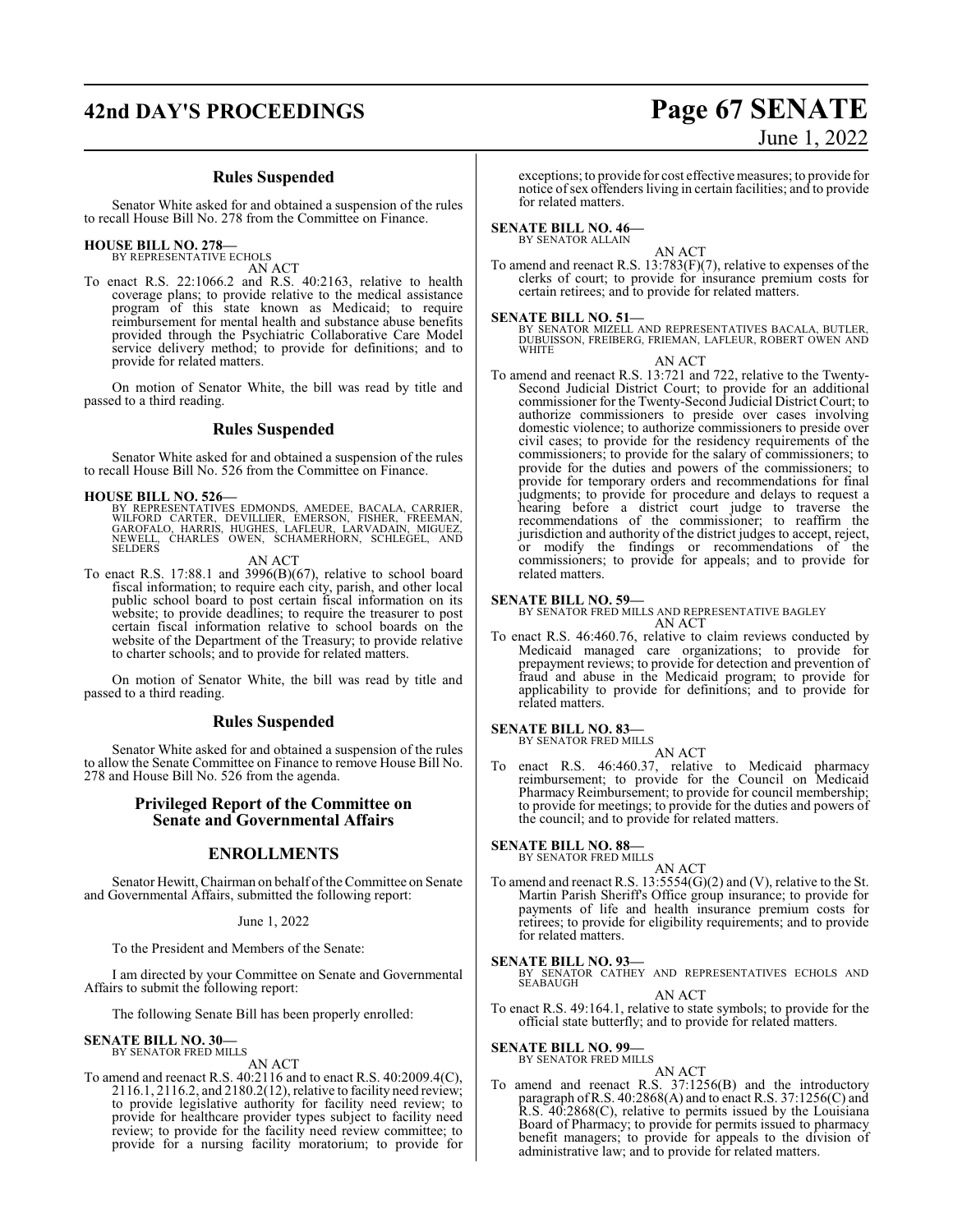### Rules Suspended

Senator White asked for and obtained a suspension of the rules to recall House Bill No. 278 from the Committee on Finance.

**HOUSE BILL NO. 278—**
BY REPRESENTATIVE ECHOLS

AN ACT

To enact R.S. 22:1066.2 and R.S. 40:2163, relative to health coverage plans; to provide relative to the medical assistance program of this state known as Medicaid; to require reimbursement for mental health and substance abuse benefits provided through the Psychiatric Collaborative Care Model service delivery method; to provide for definitions; and to provide for related matters.

On motion of Senator White, the bill was read by title and passed to a third reading.

### Rules Suspended

Senator White asked for and obtained a suspension of the rules to recall House Bill No. 526 from the Committee on Finance.

**HOUSE BILL NO. 526—**
BY REPRESENTATIVES EDMONDS, AMEDEE, BACALA, CARRIER, WILFORD CARTER, DEVILLIER, EMERSON, FISHER, FREEMAN, GAROFALO, HARRIS, HUGHES, LAFLEUR, LARVADAIN, MIGUEZ, NEWELL, CHARLES OWEN, SCHAMERHORN, SCHLEGEL, AND SELDERS

AN ACT

To enact R.S. 17:88.1 and 3996(B)(67), relative to school board fiscal information; to require each city, parish, and other local public school board to post certain fiscal information on its website; to provide deadlines; to require the treasurer to post certain fiscal information relative to school boards on the website of the Department of the Treasury; to provide relative to charter schools; and to provide for related matters.

On motion of Senator White, the bill was read by title and passed to a third reading.

### Rules Suspended

Senator White asked for and obtained a suspension of the rules to allow the Senate Committee on Finance to remove House Bill No. 278 and House Bill No. 526 from the agenda.

### Privileged Report of the Committee on Senate and Governmental Affairs

### ENROLLMENTS

Senator Hewitt, Chairman on behalf of the Committee on Senate and Governmental Affairs, submitted the following report:

June 1, 2022

To the President and Members of the Senate:

I am directed by your Committee on Senate and Governmental Affairs to submit the following report:

The following Senate Bill has been properly enrolled:

**SENATE BILL NO. 30—**
BY SENATOR FRED MILLS

AN ACT

To amend and reenact R.S. 40:2116 and to enact R.S. 40:2009.4(C), 2116.1, 2116.2, and 2180.2(12), relative to facility need review; to provide legislative authority for facility need review; to provide for healthcare provider types subject to facility need review; to provide for the facility need review committee; to provide for a nursing facility moratorium; to provide for exceptions; to provide for cost effective measures; to provide for notice of sex offenders living in certain facilities; and to provide for related matters.

**SENATE BILL NO. 46—**
BY SENATOR ALLAIN

AN ACT

To amend and reenact R.S. 13:783(F)(7), relative to expenses of the clerks of court; to provide for insurance premium costs for certain retirees; and to provide for related matters.

**SENATE BILL NO. 51—**
BY SENATOR MIZELL AND REPRESENTATIVES BACALA, BUTLER, DUBUISSON, FREIBERG, FRIEMAN, LAFLEUR, ROBERT OWEN AND WHITE

AN ACT

To amend and reenact R.S. 13:721 and 722, relative to the Twenty-Second Judicial District Court; to provide for an additional commissioner for the Twenty-Second Judicial District Court; to authorize commissioners to preside over cases involving domestic violence; to authorize commissioners to preside over civil cases; to provide for the residency requirements of the commissioners; to provide for the salary of commissioners; to provide for the duties and powers of the commissioners; to provide for temporary orders and recommendations for final judgments; to provide for procedure and delays to request a hearing before a district court judge to traverse the recommendations of the commissioner; to reaffirm the jurisdiction and authority of the district judges to accept, reject, or modify the findings or recommendations of the commissioners; to provide for appeals; and to provide for related matters.

**SENATE BILL NO. 59—**
BY SENATOR FRED MILLS AND REPRESENTATIVE BAGLEY

AN ACT

To enact R.S. 46:460.76, relative to claim reviews conducted by Medicaid managed care organizations; to provide for prepayment reviews; to provide for detection and prevention of fraud and abuse in the Medicaid program; to provide for applicability to provide for definitions; and to provide for related matters.

**SENATE BILL NO. 83—**
BY SENATOR FRED MILLS

AN ACT

To enact R.S. 46:460.37, relative to Medicaid pharmacy reimbursement; to provide for the Council on Medicaid Pharmacy Reimbursement; to provide for council membership; to provide for meetings; to provide for the duties and powers of the council; and to provide for related matters.

**SENATE BILL NO. 88—**
BY SENATOR FRED MILLS

AN ACT

To amend and reenact R.S. 13:5554(G)(2) and (V), relative to the St. Martin Parish Sheriff's Office group insurance; to provide for payments of life and health insurance premium costs for retirees; to provide for eligibility requirements; and to provide for related matters.

**SENATE BILL NO. 93—**
BY SENATOR CATHEY AND REPRESENTATIVES ECHOLS AND SEABAUGH

AN ACT

To enact R.S. 49:164.1, relative to state symbols; to provide for the official state butterfly; and to provide for related matters.

**SENATE BILL NO. 99—**
BY SENATOR FRED MILLS

AN ACT

To amend and reenact R.S. 37:1256(B) and the introductory paragraph of R.S. 40:2868(A) and to enact R.S. 37:1256(C) and R.S. 40:2868(C), relative to permits issued by the Louisiana Board of Pharmacy; to provide for permits issued to pharmacy benefit managers; to provide for appeals to the division of administrative law; and to provide for related matters.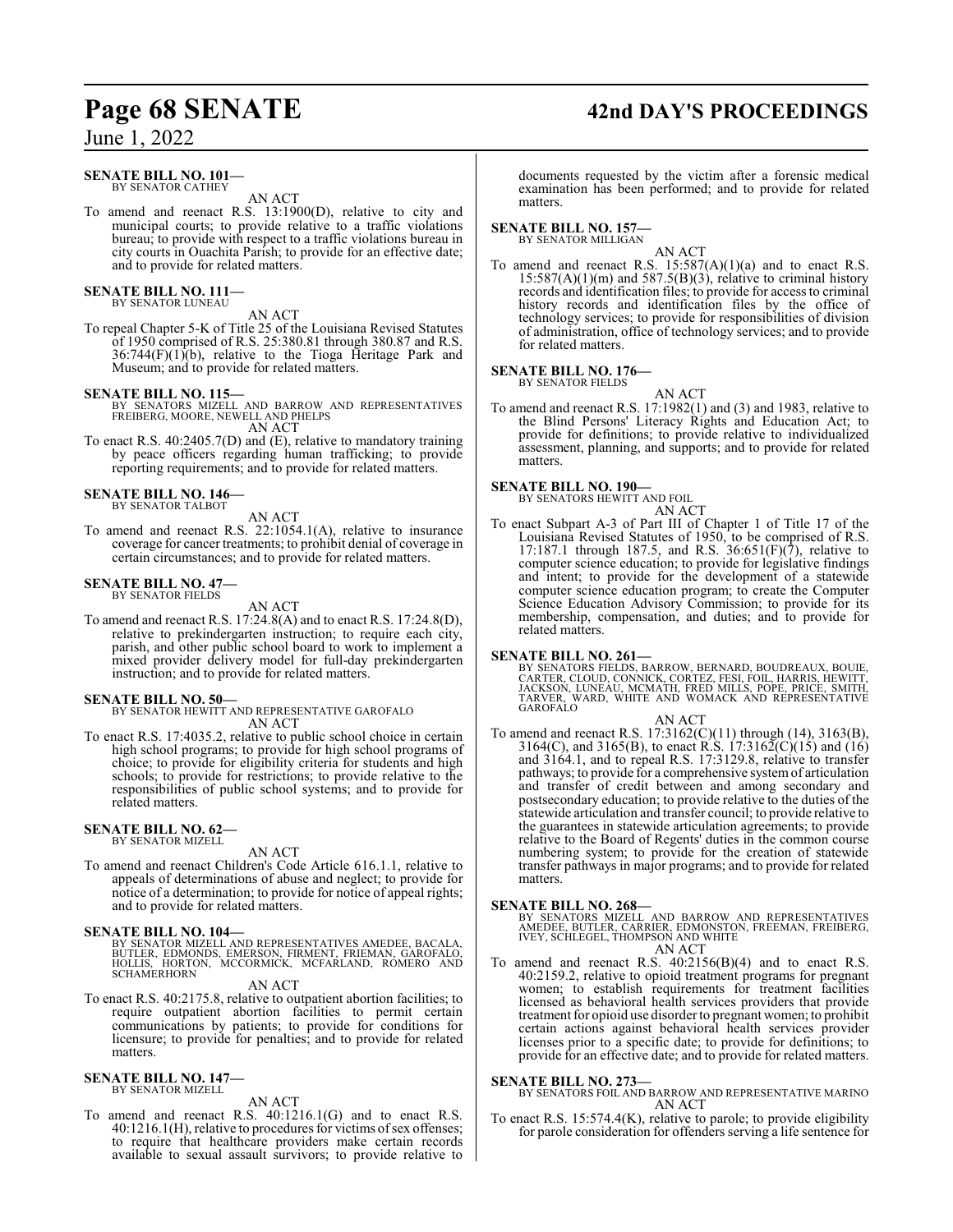**SENATE BILL NO. 101—**
BY SENATOR CATHEY

AN ACT

To amend and reenact R.S. 13:1900(D), relative to city and municipal courts; to provide relative to a traffic violations bureau; to provide with respect to a traffic violations bureau in city courts in Ouachita Parish; to provide for an effective date; and to provide for related matters.

**SENATE BILL NO. 111—**
BY SENATOR LUNEAU

AN ACT

To repeal Chapter 5-K of Title 25 of the Louisiana Revised Statutes of 1950 comprised of R.S. 25:380.81 through 380.87 and R.S. 36:744(F)(1)(b), relative to the Tioga Heritage Park and Museum; and to provide for related matters.

**SENATE BILL NO. 115—**
BY SENATORS MIZELL AND BARROW AND REPRESENTATIVES FREIBERG, MOORE, NEWELL AND PHELPS

AN ACT

To enact R.S. 40:2405.7(D) and (E), relative to mandatory training by peace officers regarding human trafficking; to provide reporting requirements; and to provide for related matters.

**SENATE BILL NO. 146—**
BY SENATOR TALBOT

AN ACT

To amend and reenact R.S. 22:1054.1(A), relative to insurance coverage for cancer treatments; to prohibit denial of coverage in certain circumstances; and to provide for related matters.

**SENATE BILL NO. 47—**
BY SENATOR FIELDS

AN ACT

To amend and reenact R.S. 17:24.8(A) and to enact R.S. 17:24.8(D), relative to prekindergarten instruction; to require each city, parish, and other public school board to work to implement a mixed provider delivery model for full-day prekindergarten instruction; and to provide for related matters.

**SENATE BILL NO. 50—**
BY SENATOR HEWITT AND REPRESENTATIVE GAROFALO

AN ACT

To enact R.S. 17:4035.2, relative to public school choice in certain high school programs; to provide for high school programs of choice; to provide for eligibility criteria for students and high schools; to provide for restrictions; to provide relative to the responsibilities of public school systems; and to provide for related matters.

**SENATE BILL NO. 62—**
BY SENATOR MIZELL

AN ACT

To amend and reenact Children's Code Article 616.1.1, relative to appeals of determinations of abuse and neglect; to provide for notice of a determination; to provide for notice of appeal rights; and to provide for related matters.

**SENATE BILL NO. 104—**
BY SENATOR MIZELL AND REPRESENTATIVES AMEDEE, BACALA, BUTLER, EDMONDS, EMERSON, FIRMENT, FRIEMAN, GAROFALO, HOLLIS, HORTON, MCCORMICK, MCFARLAND, ROMERO AND SCHAMERHORN

AN ACT

To enact R.S. 40:2175.8, relative to outpatient abortion facilities; to require outpatient abortion facilities to permit certain communications by patients; to provide for conditions for licensure; to provide for penalties; and to provide for related matters.

**SENATE BILL NO. 147—**
BY SENATOR MIZELL

AN ACT

To amend and reenact R.S. 40:1216.1(G) and to enact R.S. 40:1216.1(H), relative to procedures for victims of sex offenses; to require that healthcare providers make certain records available to sexual assault survivors; to provide relative to documents requested by the victim after a forensic medical examination has been performed; and to provide for related matters.

**SENATE BILL NO. 157—**
BY SENATOR MILLIGAN

AN ACT

To amend and reenact R.S. 15:587(A)(1)(a) and to enact R.S. 15:587(A)(1)(m) and 587.5(B)(3), relative to criminal history records and identification files; to provide for access to criminal history records and identification files by the office of technology services; to provide for responsibilities of division of administration, office of technology services; and to provide for related matters.

**SENATE BILL NO. 176—**
BY SENATOR FIELDS

AN ACT

To amend and reenact R.S. 17:1982(1) and (3) and 1983, relative to the Blind Persons' Literacy Rights and Education Act; to provide for definitions; to provide relative to individualized assessment, planning, and supports; and to provide for related matters.

**SENATE BILL NO. 190—**
BY SENATORS HEWITT AND FOIL

AN ACT

To enact Subpart A-3 of Part III of Chapter 1 of Title 17 of the Louisiana Revised Statutes of 1950, to be comprised of R.S. 17:187.1 through 187.5, and R.S. 36:651(F)(7), relative to computer science education; to provide for legislative findings and intent; to provide for the development of a statewide computer science education program; to create the Computer Science Education Advisory Commission; to provide for its membership, compensation, and duties; and to provide for related matters.

**SENATE BILL NO. 261—**
BY SENATORS FIELDS, BARROW, BERNARD, BOUDREAUX, BOUIE, CARTER, CLOUD, CONNICK, CORTEZ, FESI, FOIL, HARRIS, HEWITT, JACKSON, LUNEAU, MCMATH, FRED MILLS, POPE, PRICE, SMITH, TARVER, WARD, WHITE AND WOMACK AND REPRESENTATIVE GAROFALO

AN ACT

To amend and reenact R.S. 17:3162(C)(11) through (14), 3163(B), 3164(C), and 3165(B), to enact R.S. 17:3162(C)(15) and (16) and 3164.1, and to repeal R.S. 17:3129.8, relative to transfer pathways; to provide for a comprehensive system of articulation and transfer of credit between and among secondary and postsecondary education; to provide relative to the duties of the statewide articulation and transfer council; to provide relative to the guarantees in statewide articulation agreements; to provide relative to the Board of Regents' duties in the common course numbering system; to provide for the creation of statewide transfer pathways in major programs; and to provide for related matters.

**SENATE BILL NO. 268—**
BY SENATORS MIZELL AND BARROW AND REPRESENTATIVES AMEDEE, BUTLER, CARRIER, EDMONSTON, FREEMAN, FREIBERG, IVEY, SCHLEGEL, THOMPSON AND WHITE

AN ACT

To amend and reenact R.S. 40:2156(B)(4) and to enact R.S. 40:2159.2, relative to opioid treatment programs for pregnant women; to establish requirements for treatment facilities licensed as behavioral health services providers that provide treatment for opioid use disorder to pregnant women; to prohibit certain actions against behavioral health services provider licenses prior to a specific date; to provide for definitions; to provide for an effective date; and to provide for related matters.

**SENATE BILL NO. 273—**
BY SENATORS FOIL AND BARROW AND REPRESENTATIVE MARINO

AN ACT

To enact R.S. 15:574.4(K), relative to parole; to provide eligibility for parole consideration for offenders serving a life sentence for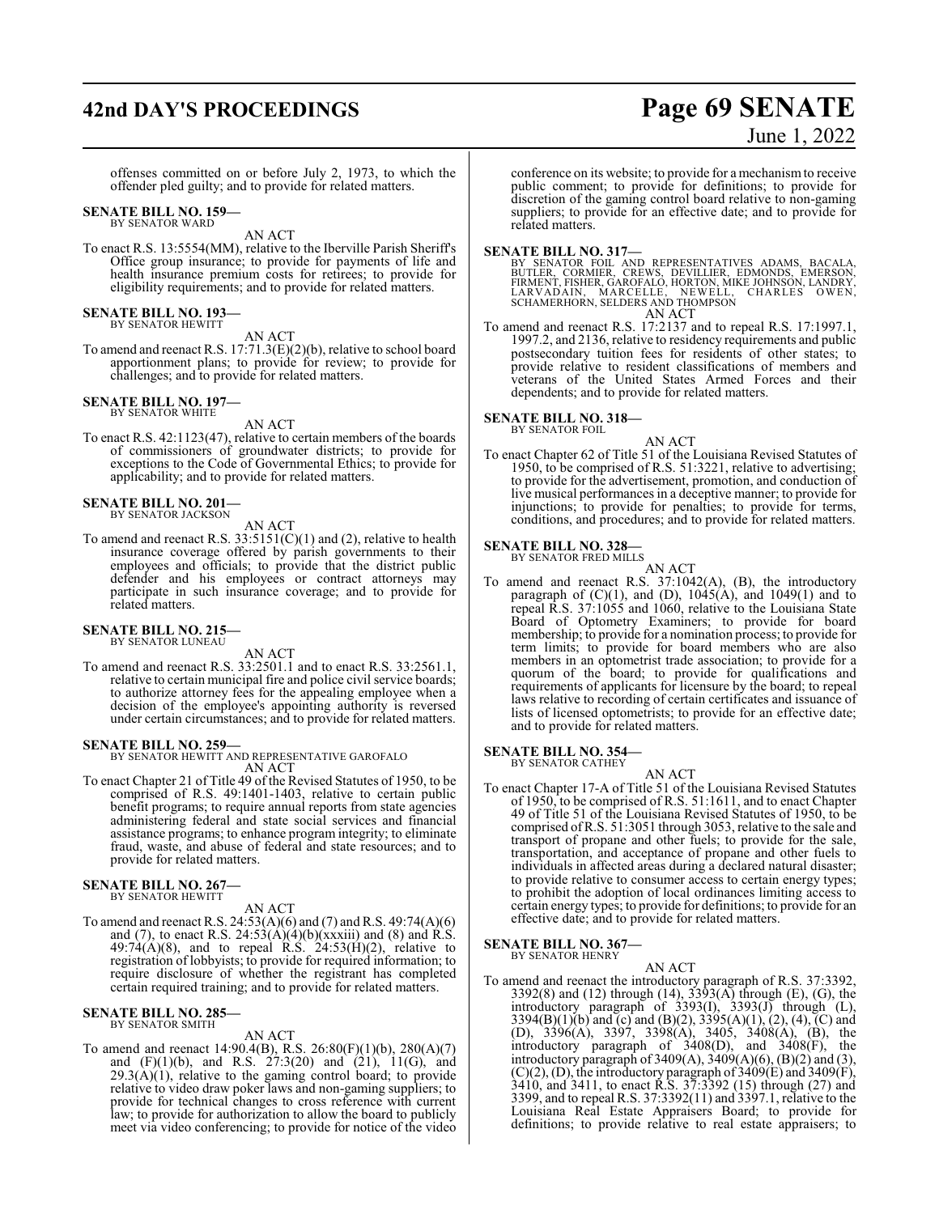offenses committed on or before July 2, 1973, to which the offender pled guilty; and to provide for related matters.

**SENATE BILL NO. 159—**
BY SENATOR WARD

AN ACT

To enact R.S. 13:5554(MM), relative to the Iberville Parish Sheriff's Office group insurance; to provide for payments of life and health insurance premium costs for retirees; to provide for eligibility requirements; and to provide for related matters.

**SENATE BILL NO. 193—**
BY SENATOR HEWITT

AN ACT

To amend and reenact R.S. 17:71.3(E)(2)(b), relative to school board apportionment plans; to provide for review; to provide for challenges; and to provide for related matters.

**SENATE BILL NO. 197—**
BY SENATOR WHITE

AN ACT

To enact R.S. 42:1123(47), relative to certain members of the boards of commissioners of groundwater districts; to provide for exceptions to the Code of Governmental Ethics; to provide for applicability; and to provide for related matters.

**SENATE BILL NO. 201—**
BY SENATOR JACKSON

AN ACT

To amend and reenact R.S. 33:5151(C)(1) and (2), relative to health insurance coverage offered by parish governments to their employees and officials; to provide that the district public defender and his employees or contract attorneys may participate in such insurance coverage; and to provide for related matters.

**SENATE BILL NO. 215—**
BY SENATOR LUNEAU

AN ACT

To amend and reenact R.S. 33:2501.1 and to enact R.S. 33:2561.1, relative to certain municipal fire and police civil service boards; to authorize attorney fees for the appealing employee when a decision of the employee's appointing authority is reversed under certain circumstances; and to provide for related matters.

**SENATE BILL NO. 259—**
BY SENATOR HEWITT AND REPRESENTATIVE GAROFALO

AN ACT

To enact Chapter 21 of Title 49 of the Revised Statutes of 1950, to be comprised of R.S. 49:1401-1403, relative to certain public benefit programs; to require annual reports from state agencies administering federal and state social services and financial assistance programs; to enhance program integrity; to eliminate fraud, waste, and abuse of federal and state resources; and to provide for related matters.

**SENATE BILL NO. 267—**
BY SENATOR HEWITT

AN ACT

To amend and reenact R.S. 24:53(A)(6) and (7) and R.S. 49:74(A)(6) and (7), to enact R.S. 24:53(A)(4)(b)(xxxiii) and (8) and R.S. 49:74(A)(8), and to repeal R.S. 24:53(H)(2), relative to registration of lobbyists; to provide for required information; to require disclosure of whether the registrant has completed certain required training; and to provide for related matters.

**SENATE BILL NO. 285—**
BY SENATOR SMITH

AN ACT

To amend and reenact 14:90.4(B), R.S. 26:80(F)(1)(b), 280(A)(7) and (F)(1)(b), and R.S. 27:3(20) and (21), 11(G), and 29.3(A)(1), relative to the gaming control board; to provide relative to video draw poker laws and non-gaming suppliers; to provide for technical changes to cross reference with current law; to provide for authorization to allow the board to publicly meet via video conferencing; to provide for notice of the video conference on its website; to provide for a mechanism to receive public comment; to provide for definitions; to provide for discretion of the gaming control board relative to non-gaming suppliers; to provide for an effective date; and to provide for related matters.

**SENATE BILL NO. 317—**
BY SENATOR FOIL AND REPRESENTATIVES ADAMS, BACALA, BUTLER, CORMIER, CREWS, DEVILLIER, EDMONDS, EMERSON, FIRMENT, FISHER, GAROFALO, HORTON, MIKE JOHNSON, LANDRY, LARVADAIN, MARCELLE, NEWELL, CHARLES OWEN, SCHAMERHORN, SELDERS AND THOMPSON

AN ACT

To amend and reenact R.S. 17:2137 and to repeal R.S. 17:1997.1, 1997.2, and 2136, relative to residency requirements and public postsecondary tuition fees for residents of other states; to provide relative to resident classifications of members and veterans of the United States Armed Forces and their dependents; and to provide for related matters.

**SENATE BILL NO. 318—**
BY SENATOR FOIL

AN ACT

To enact Chapter 62 of Title 51 of the Louisiana Revised Statutes of 1950, to be comprised of R.S. 51:3221, relative to advertising; to provide for the advertisement, promotion, and conduction of live musical performances in a deceptive manner; to provide for injunctions; to provide for penalties; to provide for terms, conditions, and procedures; and to provide for related matters.

**SENATE BILL NO. 328—**
BY SENATOR FRED MILLS

AN ACT

To amend and reenact R.S. 37:1042(A), (B), the introductory paragraph of (C)(1), and (D), 1045(A), and 1049(1) and to repeal R.S. 37:1055 and 1060, relative to the Louisiana State Board of Optometry Examiners; to provide for board membership; to provide for a nomination process; to provide for term limits; to provide for board members who are also members in an optometrist trade association; to provide for a quorum of the board; to provide for qualifications and requirements of applicants for licensure by the board; to repeal laws relative to recording of certain certificates and issuance of lists of licensed optometrists; to provide for an effective date; and to provide for related matters.

**SENATE BILL NO. 354—**
BY SENATOR CATHEY

AN ACT

To enact Chapter 17-A of Title 51 of the Louisiana Revised Statutes of 1950, to be comprised of R.S. 51:1611, and to enact Chapter 49 of Title 51 of the Louisiana Revised Statutes of 1950, to be comprised of R.S. 51:3051 through 3053, relative to the sale and transport of propane and other fuels; to provide for the sale, transportation, and acceptance of propane and other fuels to individuals in affected areas during a declared natural disaster; to provide relative to consumer access to certain energy types; to prohibit the adoption of local ordinances limiting access to certain energy types; to provide for definitions; to provide for an effective date; and to provide for related matters.

**SENATE BILL NO. 367—**
BY SENATOR HENRY

AN ACT

To amend and reenact the introductory paragraph of R.S. 37:3392, 3392(8) and (12) through (14), 3393(A) through (E), (G), the introductory paragraph of 3393(I), 3393(J) through (L), 3394(B)(1)(b) and (c) and (B)(2), 3395(A)(1), (2), (4), (C) and (D), 3396(A), 3397, 3398(A), 3405, 3408(A), (B), the introductory paragraph of 3408(D), and 3408(F), the introductory paragraph of 3409(A), 3409(A)(6), (B)(2) and (3), (C)(2), (D), the introductory paragraph of 3409(E) and 3409(F), 3410, and 3411, to enact R.S. 37:3392 (15) through (27) and 3399, and to repeal R.S. 37:3392(11) and 3397.1, relative to the Louisiana Real Estate Appraisers Board; to provide for definitions; to provide relative to real estate appraisers; to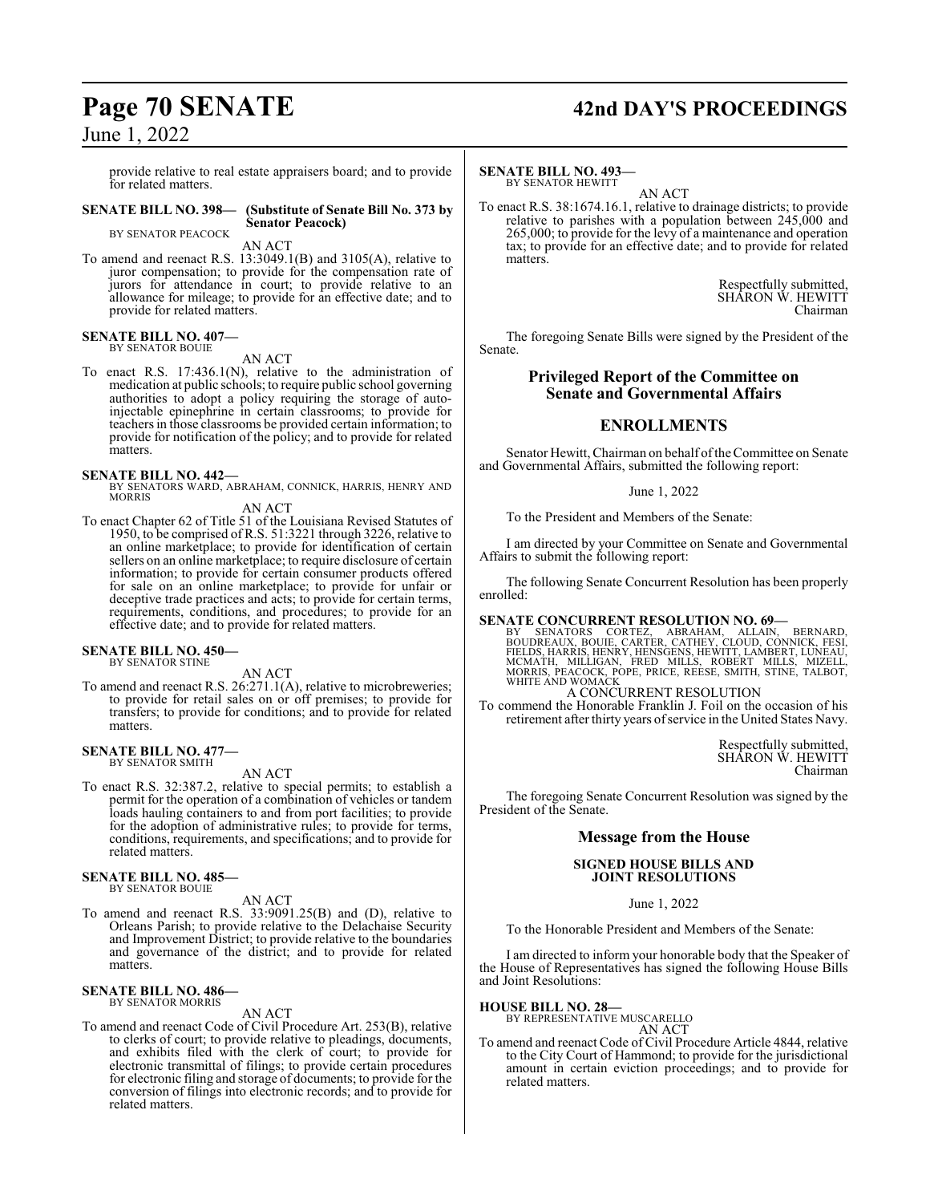provide relative to real estate appraisers board; and to provide for related matters.

**SENATE BILL NO. 398— (Substitute of Senate Bill No. 373 by Senator Peacock)**
BY SENATOR PEACOCK

AN ACT

To amend and reenact R.S. 13:3049.1(B) and 3105(A), relative to juror compensation; to provide for the compensation rate of jurors for attendance in court; to provide relative to an allowance for mileage; to provide for an effective date; and to provide for related matters.

**SENATE BILL NO. 407—**
BY SENATOR BOUIE

AN ACT

To enact R.S. 17:436.1(N), relative to the administration of medication at public schools; to require public school governing authorities to adopt a policy requiring the storage of auto-injectable epinephrine in certain classrooms; to provide for teachers in those classrooms be provided certain information; to provide for notification of the policy; and to provide for related matters.

**SENATE BILL NO. 442—**
BY SENATORS WARD, ABRAHAM, CONNICK, HARRIS, HENRY AND MORRIS

AN ACT

To enact Chapter 62 of Title 51 of the Louisiana Revised Statutes of 1950, to be comprised of R.S. 51:3221 through 3226, relative to an online marketplace; to provide for identification of certain sellers on an online marketplace; to require disclosure of certain information; to provide for certain consumer products offered for sale on an online marketplace; to provide for unfair or deceptive trade practices and acts; to provide for certain terms, requirements, conditions, and procedures; to provide for an effective date; and to provide for related matters.

**SENATE BILL NO. 450—**
BY SENATOR STINE

AN ACT

To amend and reenact R.S. 26:271.1(A), relative to microbreweries; to provide for retail sales on or off premises; to provide for transfers; to provide for conditions; and to provide for related matters.

**SENATE BILL NO. 477—**
BY SENATOR SMITH

AN ACT

To enact R.S. 32:387.2, relative to special permits; to establish a permit for the operation of a combination of vehicles or tandem loads hauling containers to and from port facilities; to provide for the adoption of administrative rules; to provide for terms, conditions, requirements, and specifications; and to provide for related matters.

**SENATE BILL NO. 485—**
BY SENATOR BOUIE

AN ACT

To amend and reenact R.S. 33:9091.25(B) and (D), relative to Orleans Parish; to provide relative to the Delachaise Security and Improvement District; to provide relative to the boundaries and governance of the district; and to provide for related matters.

**SENATE BILL NO. 486—**
BY SENATOR MORRIS

AN ACT

To amend and reenact Code of Civil Procedure Art. 253(B), relative to clerks of court; to provide relative to pleadings, documents, and exhibits filed with the clerk of court; to provide for electronic transmittal of filings; to provide certain procedures for electronic filing and storage of documents; to provide for the conversion of filings into electronic records; and to provide for related matters.

**SENATE BILL NO. 493—**
BY SENATOR HEWITT

AN ACT

To enact R.S. 38:1674.16.1, relative to drainage districts; to provide relative to parishes with a population between 245,000 and 265,000; to provide for the levy of a maintenance and operation tax; to provide for an effective date; and to provide for related matters.

Respectfully submitted,
SHARON W. HEWITT
Chairman

The foregoing Senate Bills were signed by the President of the Senate.

## Privileged Report of the Committee on Senate and Governmental Affairs

## ENROLLMENTS

Senator Hewitt, Chairman on behalf of the Committee on Senate and Governmental Affairs, submitted the following report:

June 1, 2022

To the President and Members of the Senate:

I am directed by your Committee on Senate and Governmental Affairs to submit the following report:

The following Senate Concurrent Resolution has been properly enrolled:

**SENATE CONCURRENT RESOLUTION NO. 69—**
BY SENATORS CORTEZ, ABRAHAM, ALLAIN, BERNARD, BOUDREAUX, BOUIE, CARTER, CATHEY, CLOUD, CONNICK, FESI, FIELDS, HARRIS, HENRY, HENSGENS, HEWITT, LAMBERT, LUNEAU, MCMATH, MILLIGAN, FRED MILLS, ROBERT MILLS, MIZELL, MORRIS, PEACOCK, POPE, PRICE, REESE, SMITH, STINE, TALBOT, WHITE AND WOMACK

A CONCURRENT RESOLUTION

To commend the Honorable Franklin J. Foil on the occasion of his retirement after thirty years of service in the United States Navy.

Respectfully submitted,
SHARON W. HEWITT
Chairman

The foregoing Senate Concurrent Resolution was signed by the President of the Senate.

## Message from the House

### SIGNED HOUSE BILLS AND JOINT RESOLUTIONS

June 1, 2022

To the Honorable President and Members of the Senate:

I am directed to inform your honorable body that the Speaker of the House of Representatives has signed the following House Bills and Joint Resolutions:

**HOUSE BILL NO. 28—**
BY REPRESENTATIVE MUSCARELLO

AN ACT

To amend and reenact Code of Civil Procedure Article 4844, relative to the City Court of Hammond; to provide for the jurisdictional amount in certain eviction proceedings; and to provide for related matters.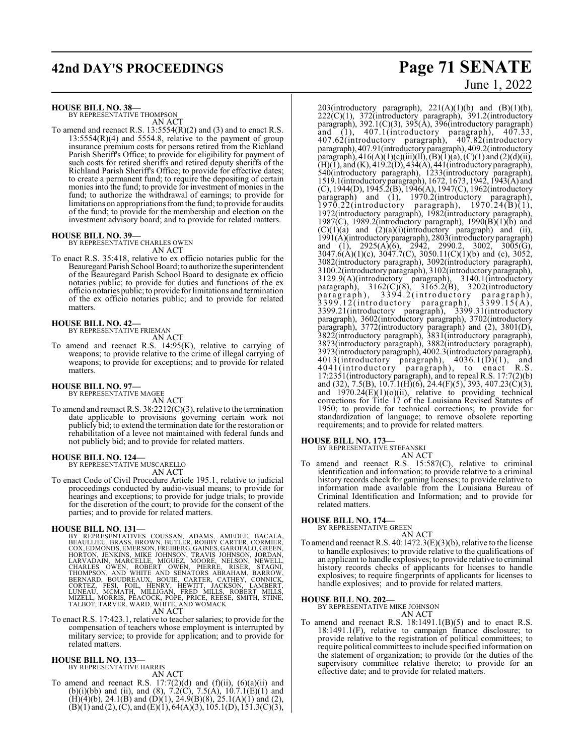**HOUSE BILL NO. 38—**
BY REPRESENTATIVE THOMPSON
AN ACT

To amend and reenact R.S. 13:5554(R)(2) and (3) and to enact R.S. 13:5554(R)(4) and 5554.8, relative to the payment of group insurance premium costs for persons retired from the Richland Parish Sheriff's Office; to provide for eligibility for payment of such costs for retired sheriffs and retired deputy sheriffs of the Richland Parish Sheriff's Office; to provide for effective dates; to create a permanent fund; to require the depositing of certain monies into the fund; to provide for investment of monies in the fund; to authorize the withdrawal of earnings; to provide for limitations on appropriations from the fund; to provide for audits of the fund; to provide for the membership and election on the investment advisory board; and to provide for related matters.

**HOUSE BILL NO. 39—**
BY REPRESENTATIVE CHARLES OWEN
AN ACT

To enact R.S. 35:418, relative to ex officio notaries public for the Beauregard Parish School Board; to authorize the superintendent of the Beauregard Parish School Board to designate ex officio notaries public; to provide for duties and functions of the ex officio notaries public; to provide for limitations and termination of the ex officio notaries public; and to provide for related matters.

**HOUSE BILL NO. 42—**
BY REPRESENTATIVE FRIEMAN
AN ACT

To amend and reenact R.S. 14:95(K), relative to carrying of weapons; to provide relative to the crime of illegal carrying of weapons; to provide for exceptions; and to provide for related matters.

**HOUSE BILL NO. 97—**
BY REPRESENTATIVE MAGEE
AN ACT

To amend and reenact R.S. 38:2212(C)(3), relative to the termination date applicable to provisions governing certain work not publicly bid; to extend the termination date for the restoration or rehabilitation of a levee not maintained with federal funds and not publicly bid; and to provide for related matters.

**HOUSE BILL NO. 124—**
BY REPRESENTATIVE MUSCARELLO
AN ACT

To enact Code of Civil Procedure Article 195.1, relative to judicial proceedings conducted by audio-visual means; to provide for hearings and exceptions; to provide for judge trials; to provide for the discretion of the court; to provide for the consent of the parties; and to provide for related matters.

**HOUSE BILL NO. 131—**
BY REPRESENTATIVES COUSSAN, ADAMS, AMEDEE, BACALA, BEAULLIEU, BRASS, BROWN, BUTLER, ROBBY CARTER, CORMIER, COX, EDMONDS, EMERSON, FREIBERG, GAINES, GAROFALO, GREEN, HORTON, JENKINS, MIKE JOHNSON, TRAVIS JOHNSON, JORDAN, LARVADAIN, MARCELLE, MIGUEZ, MOORE, NELSON, NEWELL, CHARLES OWEN, ROBERT OWEN, PIERRE, RISER, STAGNI, THOMPSON, AND WHITE AND SENATORS ABRAHAM, BARROW, BERNARD, BOUDREAUX, BOUIE, CARTER, CATHEY, CONNICK, CORTEZ, FESI, FOIL, HENRY, HEWITT, JACKSON, LAMBERT, LUNEAU, MCMATH, MILLIGAN, FRED MILLS, ROBERT MILLS, MIZELL, MORRIS, PEACOCK, POPE, PRICE, REESE, SMITH, STINE, TALBOT, TARVER, WARD, WHITE, AND WOMACK
AN ACT

To enact R.S. 17:423.1, relative to teacher salaries; to provide for the compensation of teachers whose employment is interrupted by military service; to provide for application; and to provide for related matters.

**HOUSE BILL NO. 133—**
BY REPRESENTATIVE HARRIS
AN ACT

To amend and reenact R.S. 17:7(2)(d) and (f)(ii), (6)(a)(ii) and (b)(i)(bb) and (ii), and (8), 7.2(C), 7.5(A), 10.7.1(E)(1) and (H)(4)(b), 24.1(B) and (D)(1), 24.9(B)(8), 25.1(A)(1) and (2), (B)(1) and (2), (C), and (E)(1), 64(A)(3), 105.1(D), 151.3(C)(3), 203(introductory paragraph), 221(A)(1)(b) and (B)(1)(b), 222(C)(1), 372(introductory paragraph), 391.2(introductory paragraph), 392.1(C)(3), 395(A), 396(introductory paragraph) and (1), 407.1(introductory paragraph), 407.33, 407.62(introductory paragraph), 407.82(introductory paragraph), 407.91(introductory paragraph), 409.2(introductory paragraph), 416(A)(1)(c)(iii)(ll), (B)(1)(a), (C)(1) and (2)(d)(ii), (H)(1), and (K), 419.2(D), 434(A), 441(introductory paragraph), 540(introductory paragraph), 1233(introductory paragraph), 1519.1(introductory paragraph), 1672, 1673, 1942, 1943(A) and (C), 1944(D), 1945.2(B), 1946(A), 1947(C), 1962(introductory paragraph) and (1), 1970.2(introductory paragraph), 1970.22(introductory paragraph), 1970.24(B)(1), 1972(introductory paragraph), 1982(introductory paragraph), 1987(C), 1989.2(introductory paragraph), 1990(B)(1)(b) and (C)(1)(a) and (2)(a)(i)(introductory paragraph) and (ii), 1991(A)(introductory paragraph), 2803(introductory paragraph) and (1), 2925(A)(6), 2942, 2990.2, 3002, 3005(G), 3047.6(A)(1)(c), 3047.7(C), 3050.11(C)(1)(b) and (c), 3052, 3082(introductory paragraph), 3092(introductory paragraph), 3100.2(introductory paragraph), 3102(introductory paragraph), 3129.9(A)(introductory paragraph), 3140.1(introductory paragraph), 3162(C)(8), 3165.2(B), 3202(introductory paragraph), 3394.2(introductory paragraph), 3399.12(introductory paragraph), 3399.15(A), 3399.21(introductory paragraph), 3399.31(introductory paragraph), 3602(introductory paragraph), 3702(introductory paragraph), 3772(introductory paragraph) and (2), 3801(D), 3822(introductory paragraph), 3831(introductory paragraph), 3873(introductory paragraph), 3882(introductory paragraph), 3973(introductory paragraph), 4002.3(introductory paragraph), 4013(introductory paragraph), 4036.1(D)(1), and 4041(introductory paragraph), to enact R.S. 17:2351(introductory paragraph), and to repeal R.S. 17:7(2)(b) and (32), 7.5(B), 10.7.1(H)(6), 24.4(F)(5), 393, 407.23(C)(3), and 1970.24(E)(1)(o)(ii), relative to providing technical corrections for Title 17 of the Louisiana Revised Statutes of 1950; to provide for technical corrections; to provide for standardization of language; to remove obsolete reporting requirements; and to provide for related matters.

**HOUSE BILL NO. 173—**
BY REPRESENTATIVE STEFANSKI
AN ACT

To amend and reenact R.S. 15:587(C), relative to criminal identification and information; to provide relative to a criminal history records check for gaming licenses; to provide relative to information made available from the Louisiana Bureau of Criminal Identification and Information; and to provide for related matters.

**HOUSE BILL NO. 174—**
BY REPRESENTATIVE GREEN
AN ACT

To amend and reenact R.S. 40:1472.3(E)(3)(b), relative to the license to handle explosives; to provide relative to the qualifications of an applicant to handle explosives; to provide relative to criminal history records checks of applicants for licenses to handle explosives; to require fingerprints of applicants for licenses to handle explosives; and to provide for related matters.

**HOUSE BILL NO. 202—**
BY REPRESENTATIVE MIKE JOHNSON
AN ACT

To amend and reenact R.S. 18:1491.1(B)(5) and to enact R.S. 18:1491.1(F), relative to campaign finance disclosure; to provide relative to the registration of political committees; to require political committees to include specified information on the statement of organization; to provide for the duties of the supervisory committee relative thereto; to provide for an effective date; and to provide for related matters.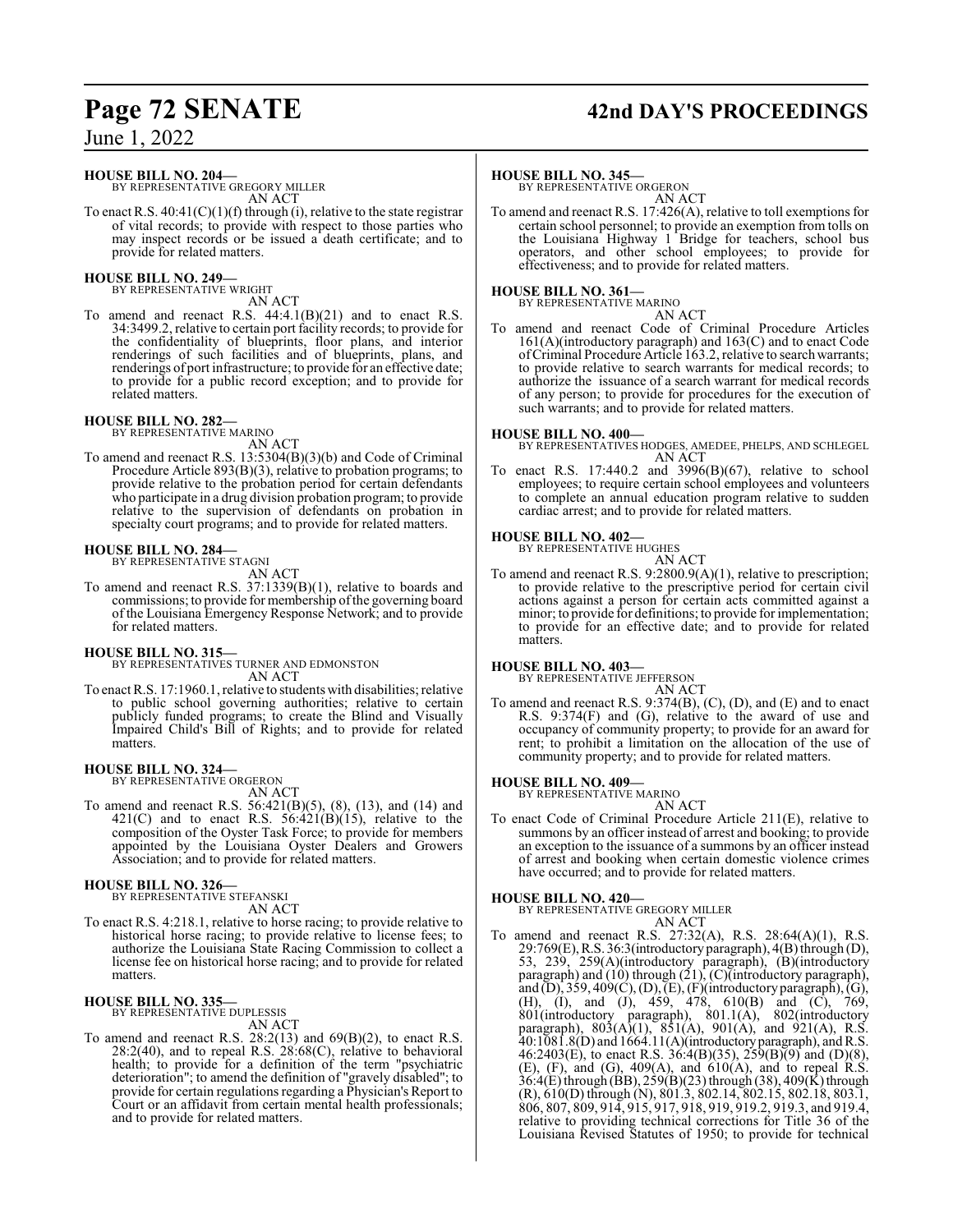**HOUSE BILL NO. 204—**
BY REPRESENTATIVE GREGORY MILLER
AN ACT

To enact R.S. 40:41(C)(1)(f) through (i), relative to the state registrar of vital records; to provide with respect to those parties who may inspect records or be issued a death certificate; and to provide for related matters.

**HOUSE BILL NO. 249—**
BY REPRESENTATIVE WRIGHT
AN ACT

To amend and reenact R.S. 44:4.1(B)(21) and to enact R.S. 34:3499.2, relative to certain port facility records; to provide for the confidentiality of blueprints, floor plans, and interior renderings of such facilities and of blueprints, plans, and renderings of port infrastructure; to provide for an effective date; to provide for a public record exception; and to provide for related matters.

**HOUSE BILL NO. 282—**
BY REPRESENTATIVE MARINO
AN ACT

To amend and reenact R.S. 13:5304(B)(3)(b) and Code of Criminal Procedure Article 893(B)(3), relative to probation programs; to provide relative to the probation period for certain defendants who participate in a drug division probation program; to provide relative to the supervision of defendants on probation in specialty court programs; and to provide for related matters.

**HOUSE BILL NO. 284—**
BY REPRESENTATIVE STAGNI
AN ACT

To amend and reenact R.S. 37:1339(B)(1), relative to boards and commissions; to provide for membership of the governing board of the Louisiana Emergency Response Network; and to provide for related matters.

**HOUSE BILL NO. 315—**
BY REPRESENTATIVES TURNER AND EDMONSTON
AN ACT

To enact R.S. 17:1960.1, relative to students with disabilities; relative to public school governing authorities; relative to certain publicly funded programs; to create the Blind and Visually Impaired Child's Bill of Rights; and to provide for related matters.

**HOUSE BILL NO. 324—**
BY REPRESENTATIVE ORGERON
AN ACT

To amend and reenact R.S. 56:421(B)(5), (8), (13), and (14) and 421(C) and to enact R.S. 56:421(B)(15), relative to the composition of the Oyster Task Force; to provide for members appointed by the Louisiana Oyster Dealers and Growers Association; and to provide for related matters.

**HOUSE BILL NO. 326—**
BY REPRESENTATIVE STEFANSKI
AN ACT

To enact R.S. 4:218.1, relative to horse racing; to provide relative to historical horse racing; to provide relative to license fees; to authorize the Louisiana State Racing Commission to collect a license fee on historical horse racing; and to provide for related matters.

**HOUSE BILL NO. 335—**
BY REPRESENTATIVE DUPLESSIS
AN ACT

To amend and reenact R.S. 28:2(13) and 69(B)(2), to enact R.S. 28:2(40), and to repeal R.S. 28:68(C), relative to behavioral health; to provide for a definition of the term "psychiatric deterioration"; to amend the definition of "gravely disabled"; to provide for certain regulations regarding a Physician's Report to Court or an affidavit from certain mental health professionals; and to provide for related matters.

**HOUSE BILL NO. 345—**
BY REPRESENTATIVE ORGERON
AN ACT

To amend and reenact R.S. 17:426(A), relative to toll exemptions for certain school personnel; to provide an exemption from tolls on the Louisiana Highway 1 Bridge for teachers, school bus operators, and other school employees; to provide for effectiveness; and to provide for related matters.

**HOUSE BILL NO. 361—**
BY REPRESENTATIVE MARINO
AN ACT

To amend and reenact Code of Criminal Procedure Articles 161(A)(introductory paragraph) and 163(C) and to enact Code of Criminal Procedure Article 163.2, relative to search warrants; to provide relative to search warrants for medical records; to authorize the issuance of a search warrant for medical records of any person; to provide for procedures for the execution of such warrants; and to provide for related matters.

**HOUSE BILL NO. 400—**
BY REPRESENTATIVES HODGES, AMEDEE, PHELPS, AND SCHLEGEL
AN ACT

To enact R.S. 17:440.2 and 3996(B)(67), relative to school employees; to require certain school employees and volunteers to complete an annual education program relative to sudden cardiac arrest; and to provide for related matters.

**HOUSE BILL NO. 402—**
BY REPRESENTATIVE HUGHES
AN ACT

To amend and reenact R.S. 9:2800.9(A)(1), relative to prescription; to provide relative to the prescriptive period for certain civil actions against a person for certain acts committed against a minor; to provide for definitions; to provide for implementation; to provide for an effective date; and to provide for related matters.

**HOUSE BILL NO. 403—**
BY REPRESENTATIVE JEFFERSON
AN ACT

To amend and reenact R.S. 9:374(B), (C), (D), and (E) and to enact R.S. 9:374(F) and (G), relative to the award of use and occupancy of community property; to provide for an award for rent; to prohibit a limitation on the allocation of the use of community property; and to provide for related matters.

**HOUSE BILL NO. 409—**
BY REPRESENTATIVE MARINO
AN ACT

To enact Code of Criminal Procedure Article 211(E), relative to summons by an officer instead of arrest and booking; to provide an exception to the issuance of a summons by an officer instead of arrest and booking when certain domestic violence crimes have occurred; and to provide for related matters.

**HOUSE BILL NO. 420—**
BY REPRESENTATIVE GREGORY MILLER
AN ACT

To amend and reenact R.S. 27:32(A), R.S. 28:64(A)(1), R.S. 29:769(E), R.S. 36:3(introductory paragraph), 4(B) through (D), 53, 239, 259(A)(introductory paragraph), (B)(introductory paragraph) and (10) through (21), (C)(introductory paragraph), and (D), 359, 409(C), (D), (E), (F)(introductory paragraph), (G), (H), (I), and (J), 459, 478, 610(B) and (C), 769, 801(introductory paragraph), 801.1(A), 802(introductory paragraph), 803(A)(1), 851(A), 901(A), and 921(A), R.S. 40:1081.8(D) and 1664.11(A)(introductory paragraph), and R.S. 46:2403(E), to enact R.S. 36:4(B)(35), 259(B)(9) and (D)(8), (E), (F), and (G), 409(A), and 610(A), and to repeal R.S. 36:4(E) through (BB), 259(B)(23) through (38), 409(K) through (R), 610(D) through (N), 801.3, 802.14, 802.15, 802.18, 803.1, 806, 807, 809, 914, 915, 917, 918, 919, 919.2, 919.3, and 919.4, relative to providing technical corrections for Title 36 of the Louisiana Revised Statutes of 1950; to provide for technical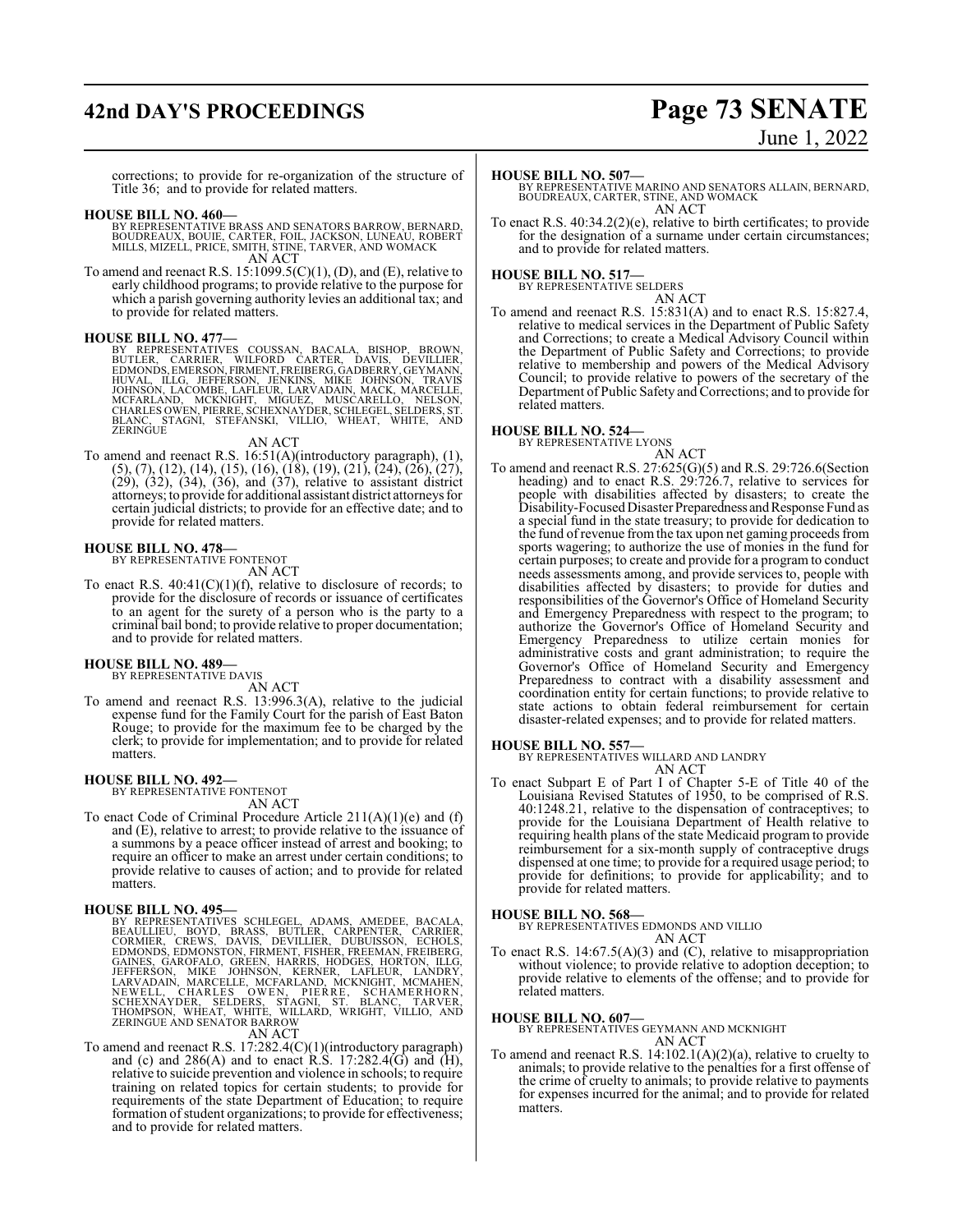corrections; to provide for re-organization of the structure of Title 36; and to provide for related matters.

**HOUSE BILL NO. 460—**
BY REPRESENTATIVE BRASS AND SENATORS BARROW, BERNARD, BOUDREAUX, BOUIE, CARTER, FOIL, JACKSON, LUNEAU, ROBERT MILLS, MIZELL, PRICE, SMITH, STINE, TARVER, AND WOMACK
AN ACT

To amend and reenact R.S. 15:1099.5(C)(1), (D), and (E), relative to early childhood programs; to provide relative to the purpose for which a parish governing authority levies an additional tax; and to provide for related matters.

**HOUSE BILL NO. 477—**
BY REPRESENTATIVES COUSSAN, BACALA, BISHOP, BROWN, BUTLER, CARRIER, WILFORD CARTER, DAVIS, DEVILLIER, EDMONDS, EMERSON, FIRMENT, FREIBERG, GADBERRY, GEYMANN, HUVAL, ILLG, JEFFERSON, JENKINS, MIKE JOHNSON, TRAVIS JOHNSON, LACOMBE, LAFLEUR, LARVADAIN, MACK, MARCELLE, MCFARLAND, MCKNIGHT, MIGUEZ, MUSCARELLO, NELSON, CHARLES OWEN, PIERRE, SCHEXNAYDER, SCHLEGEL, SELDERS, ST. BLANC, STAGNI, STEFANSKI, VILLIO, WHEAT, WHITE, AND ZERINGUE
AN ACT

To amend and reenact R.S. 16:51(A)(introductory paragraph), (1), (5), (7), (12), (14), (15), (16), (18), (19), (21), (24), (26), (27), (29), (32), (34), (36), and (37), relative to assistant district attorneys; to provide for additional assistant district attorneys for certain judicial districts; to provide for an effective date; and to provide for related matters.

**HOUSE BILL NO. 478—**
BY REPRESENTATIVE FONTENOT
AN ACT

To enact R.S. 40:41(C)(1)(f), relative to disclosure of records; to provide for the disclosure of records or issuance of certificates to an agent for the surety of a person who is the party to a criminal bail bond; to provide relative to proper documentation; and to provide for related matters.

**HOUSE BILL NO. 489—**
BY REPRESENTATIVE DAVIS
AN ACT

To amend and reenact R.S. 13:996.3(A), relative to the judicial expense fund for the Family Court for the parish of East Baton Rouge; to provide for the maximum fee to be charged by the clerk; to provide for implementation; and to provide for related matters.

**HOUSE BILL NO. 492—**
BY REPRESENTATIVE FONTENOT
AN ACT

To enact Code of Criminal Procedure Article 211(A)(1)(e) and (f) and (E), relative to arrest; to provide relative to the issuance of a summons by a peace officer instead of arrest and booking; to require an officer to make an arrest under certain conditions; to provide relative to causes of action; and to provide for related matters.

**HOUSE BILL NO. 495—**
BY REPRESENTATIVES SCHLEGEL, ADAMS, AMEDEE, BACALA, BEAULLIEU, BOYD, BRASS, BUTLER, CARPENTER, CARRIER, CORMIER, CREWS, DAVIS, DEVILLIER, DUBUISSON, ECHOLS, EDMONDS, EDMONSTON, FIRMENT, FISHER, FREEMAN, FREIBERG, GAINES, GAROFALO, GREEN, HARRIS, HODGES, HORTON, ILLG, JEFFERSON, MIKE JOHNSON, KERNER, LAFLEUR, LANDRY, LARVADAIN, MARCELLE, MCFARLAND, MCKNIGHT, MCMAHEN, NEWELL, CHARLES OWEN, PIERRE, SCHAMERHORN, SCHEXNAYDER, SELDERS, STAGNI, ST. BLANC, TARVER, THOMPSON, WHEAT, WHITE, WILLARD, WRIGHT, VILLIO, AND ZERINGUE AND SENATOR BARROW
AN ACT

To amend and reenact R.S. 17:282.4(C)(1)(introductory paragraph) and (c) and 286(A) and to enact R.S. 17:282.4(G) and (H), relative to suicide prevention and violence in schools; to require training on related topics for certain students; to provide for requirements of the state Department of Education; to require formation of student organizations; to provide for effectiveness; and to provide for related matters.

**HOUSE BILL NO. 507—**
BY REPRESENTATIVE MARINO AND SENATORS ALLAIN, BERNARD, BOUDREAUX, CARTER, STINE, AND WOMACK
AN ACT

To enact R.S. 40:34.2(2)(e), relative to birth certificates; to provide for the designation of a surname under certain circumstances; and to provide for related matters.

**HOUSE BILL NO. 517—**
BY REPRESENTATIVE SELDERS
AN ACT

To amend and reenact R.S. 15:831(A) and to enact R.S. 15:827.4, relative to medical services in the Department of Public Safety and Corrections; to create a Medical Advisory Council within the Department of Public Safety and Corrections; to provide relative to membership and powers of the Medical Advisory Council; to provide relative to powers of the secretary of the Department of Public Safety and Corrections; and to provide for related matters.

**HOUSE BILL NO. 524—**
BY REPRESENTATIVE LYONS
AN ACT

To amend and reenact R.S. 27:625(G)(5) and R.S. 29:726.6(Section heading) and to enact R.S. 29:726.7, relative to services for people with disabilities affected by disasters; to create the Disability-Focused Disaster Preparedness and Response Fund as a special fund in the state treasury; to provide for dedication to the fund of revenue from the tax upon net gaming proceeds from sports wagering; to authorize the use of monies in the fund for certain purposes; to create and provide for a program to conduct needs assessments among, and provide services to, people with disabilities affected by disasters; to provide for duties and responsibilities of the Governor's Office of Homeland Security and Emergency Preparedness with respect to the program; to authorize the Governor's Office of Homeland Security and Emergency Preparedness to utilize certain monies for administrative costs and grant administration; to require the Governor's Office of Homeland Security and Emergency Preparedness to contract with a disability assessment and coordination entity for certain functions; to provide relative to state actions to obtain federal reimbursement for certain disaster-related expenses; and to provide for related matters.

**HOUSE BILL NO. 557—**
BY REPRESENTATIVES WILLARD AND LANDRY
AN ACT

To enact Subpart E of Part I of Chapter 5-E of Title 40 of the Louisiana Revised Statutes of 1950, to be comprised of R.S. 40:1248.21, relative to the dispensation of contraceptives; to provide for the Louisiana Department of Health relative to requiring health plans of the state Medicaid program to provide reimbursement for a six-month supply of contraceptive drugs dispensed at one time; to provide for a required usage period; to provide for definitions; to provide for applicability; and to provide for related matters.

**HOUSE BILL NO. 568—**
BY REPRESENTATIVES EDMONDS AND VILLIO
AN ACT

To enact R.S. 14:67.5(A)(3) and (C), relative to misappropriation without violence; to provide relative to adoption deception; to provide relative to elements of the offense; and to provide for related matters.

**HOUSE BILL NO. 607—**
BY REPRESENTATIVES GEYMANN AND MCKNIGHT
AN ACT

To amend and reenact R.S. 14:102.1(A)(2)(a), relative to cruelty to animals; to provide relative to the penalties for a first offense of the crime of cruelty to animals; to provide relative to payments for expenses incurred for the animal; and to provide for related matters.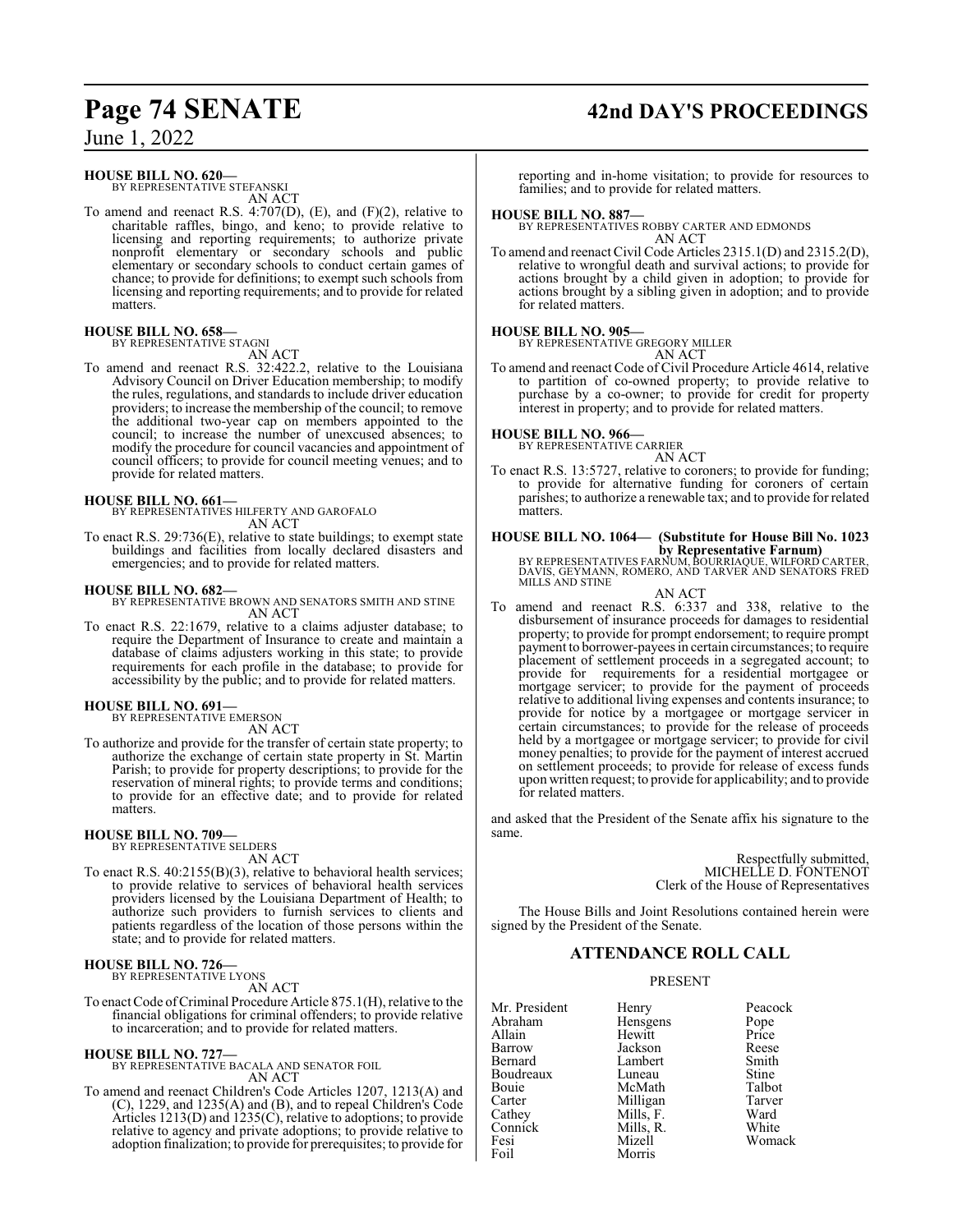**HOUSE BILL NO. 620—**
BY REPRESENTATIVE STEFANSKI
AN ACT

To amend and reenact R.S. 4:707(D), (E), and (F)(2), relative to charitable raffles, bingo, and keno; to provide relative to licensing and reporting requirements; to authorize private nonprofit elementary or secondary schools and public elementary or secondary schools to conduct certain games of chance; to provide for definitions; to exempt such schools from licensing and reporting requirements; and to provide for related matters.

**HOUSE BILL NO. 658—**
BY REPRESENTATIVE STAGNI
AN ACT

To amend and reenact R.S. 32:422.2, relative to the Louisiana Advisory Council on Driver Education membership; to modify the rules, regulations, and standards to include driver education providers; to increase the membership of the council; to remove the additional two-year cap on members appointed to the council; to increase the number of unexcused absences; to modify the procedure for council vacancies and appointment of council officers; to provide for council meeting venues; and to provide for related matters.

**HOUSE BILL NO. 661—**
BY REPRESENTATIVES HILFERTY AND GAROFALO
AN ACT

To enact R.S. 29:736(E), relative to state buildings; to exempt state buildings and facilities from locally declared disasters and emergencies; and to provide for related matters.

**HOUSE BILL NO. 682—**
BY REPRESENTATIVE BROWN AND SENATORS SMITH AND STINE
AN ACT

To enact R.S. 22:1679, relative to a claims adjuster database; to require the Department of Insurance to create and maintain a database of claims adjusters working in this state; to provide requirements for each profile in the database; to provide for accessibility by the public; and to provide for related matters.

**HOUSE BILL NO. 691—**
BY REPRESENTATIVE EMERSON
AN ACT

To authorize and provide for the transfer of certain state property; to authorize the exchange of certain state property in St. Martin Parish; to provide for property descriptions; to provide for the reservation of mineral rights; to provide terms and conditions; to provide for an effective date; and to provide for related matters.

**HOUSE BILL NO. 709—**
BY REPRESENTATIVE SELDERS
AN ACT

To enact R.S. 40:2155(B)(3), relative to behavioral health services; to provide relative to services of behavioral health services providers licensed by the Louisiana Department of Health; to authorize such providers to furnish services to clients and patients regardless of the location of those persons within the state; and to provide for related matters.

**HOUSE BILL NO. 726—**
BY REPRESENTATIVE LYONS
AN ACT

To enact Code of Criminal Procedure Article 875.1(H), relative to the financial obligations for criminal offenders; to provide relative to incarceration; and to provide for related matters.

**HOUSE BILL NO. 727—**
BY REPRESENTATIVE BACALA AND SENATOR FOIL
AN ACT

To amend and reenact Children's Code Articles 1207, 1213(A) and (C), 1229, and 1235(A) and (B), and to repeal Children's Code Articles 1213(D) and 1235(C), relative to adoptions; to provide relative to agency and private adoptions; to provide relative to adoption finalization; to provide for prerequisites; to provide for reporting and in-home visitation; to provide for resources to families; and to provide for related matters.

**HOUSE BILL NO. 887—**
BY REPRESENTATIVES ROBBY CARTER AND EDMONDS
AN ACT

To amend and reenact Civil Code Articles 2315.1(D) and 2315.2(D), relative to wrongful death and survival actions; to provide for actions brought by a child given in adoption; to provide for actions brought by a sibling given in adoption; and to provide for related matters.

**HOUSE BILL NO. 905—**
BY REPRESENTATIVE GREGORY MILLER
AN ACT

To amend and reenact Code of Civil Procedure Article 4614, relative to partition of co-owned property; to provide relative to purchase by a co-owner; to provide for credit for property interest in property; and to provide for related matters.

**HOUSE BILL NO. 966—**
BY REPRESENTATIVE CARRIER
AN ACT

To enact R.S. 13:5727, relative to coroners; to provide for funding; to provide for alternative funding for coroners of certain parishes; to authorize a renewable tax; and to provide for related matters.

**HOUSE BILL NO. 1064— (Substitute for House Bill No. 1023 by Representative Farnum)**
BY REPRESENTATIVES FARNUM, BOURRIAQUE, WILFORD CARTER, DAVIS, GEYMANN, ROMERO, AND TARVER AND SENATORS FRED MILLS AND STINE
AN ACT

To amend and reenact R.S. 6:337 and 338, relative to the disbursement of insurance proceeds for damages to residential property; to provide for prompt endorsement; to require prompt payment to borrower-payees in certain circumstances; to require placement of settlement proceeds in a segregated account; to provide for requirements for a residential mortgagee or mortgage servicer; to provide for the payment of proceeds relative to additional living expenses and contents insurance; to provide for notice by a mortgagee or mortgage servicer in certain circumstances; to provide for the release of proceeds held by a mortgagee or mortgage servicer; to provide for civil money penalties; to provide for the payment of interest accrued on settlement proceeds; to provide for release of excess funds upon written request; to provide for applicability; and to provide for related matters.

and asked that the President of the Senate affix his signature to the same.

Respectfully submitted,
MICHELLE D. FONTENOT
Clerk of the House of Representatives

The House Bills and Joint Resolutions contained herein were signed by the President of the Senate.

## ATTENDANCE ROLL CALL

PRESENT

| | | |
|---|---|---|
| Mr. President | Henry | Peacock |
| Abraham | Hensgens | Pope |
| Allain | Hewitt | Price |
| Barrow | Jackson | Reese |
| Bernard | Lambert | Smith |
| Boudreaux | Luneau | Stine |
| Bouie | McMath | Talbot |
| Carter | Milligan | Tarver |
| Cathey | Mills, F. | Ward |
| Connick | Mills, R. | White |
| Fesi | Mizell | Womack |
| Foil | Morris | |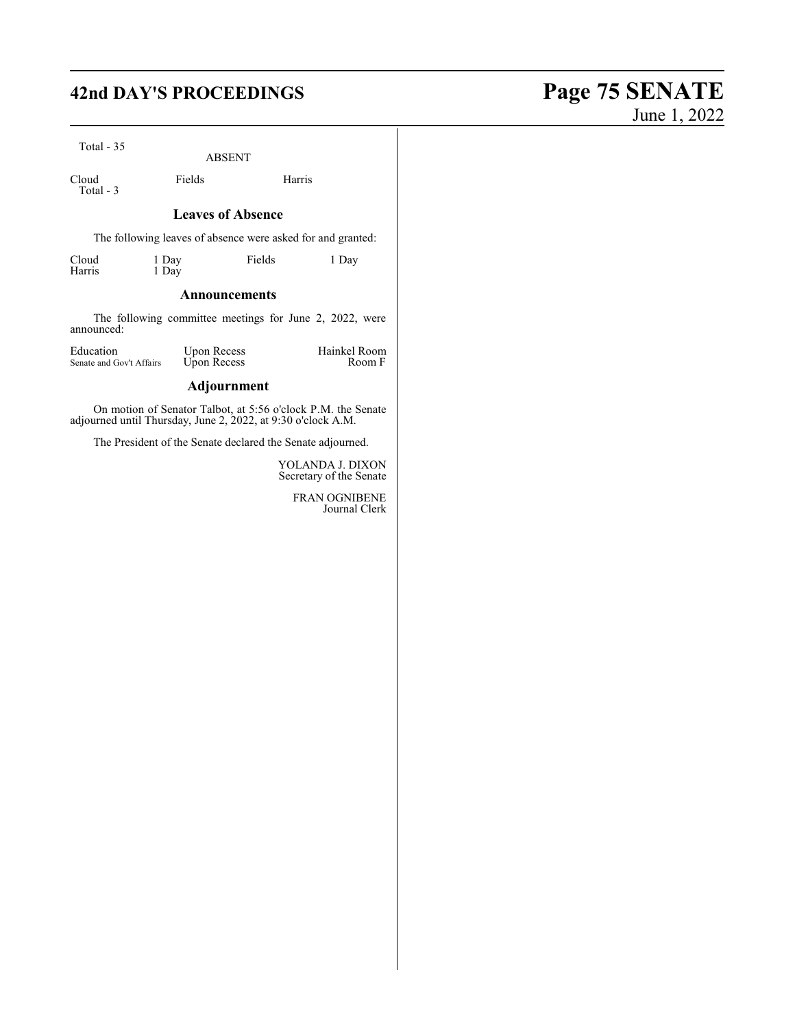Total - 35

ABSENT

| | | |
|---|---|---|
| Cloud | Fields | Harris |

Total - 3

### Leaves of Absence

The following leaves of absence were asked for and granted:

| | | | |
|---|---|---|---|
| Cloud | 1 Day | Fields | 1 Day |
| Harris | 1 Day | | |

### Announcements

The following committee meetings for June 2, 2022, were announced:

| | | |
|---|---|---|
| Education | Upon Recess | Hainkel Room |
| Senate and Gov't Affairs | Upon Recess | Room F |

### Adjournment

On motion of Senator Talbot, at 5:56 o'clock P.M. the Senate adjourned until Thursday, June 2, 2022, at 9:30 o'clock A.M.

The President of the Senate declared the Senate adjourned.

YOLANDA J. DIXON
Secretary of the Senate

FRAN OGNIBENE
Journal Clerk